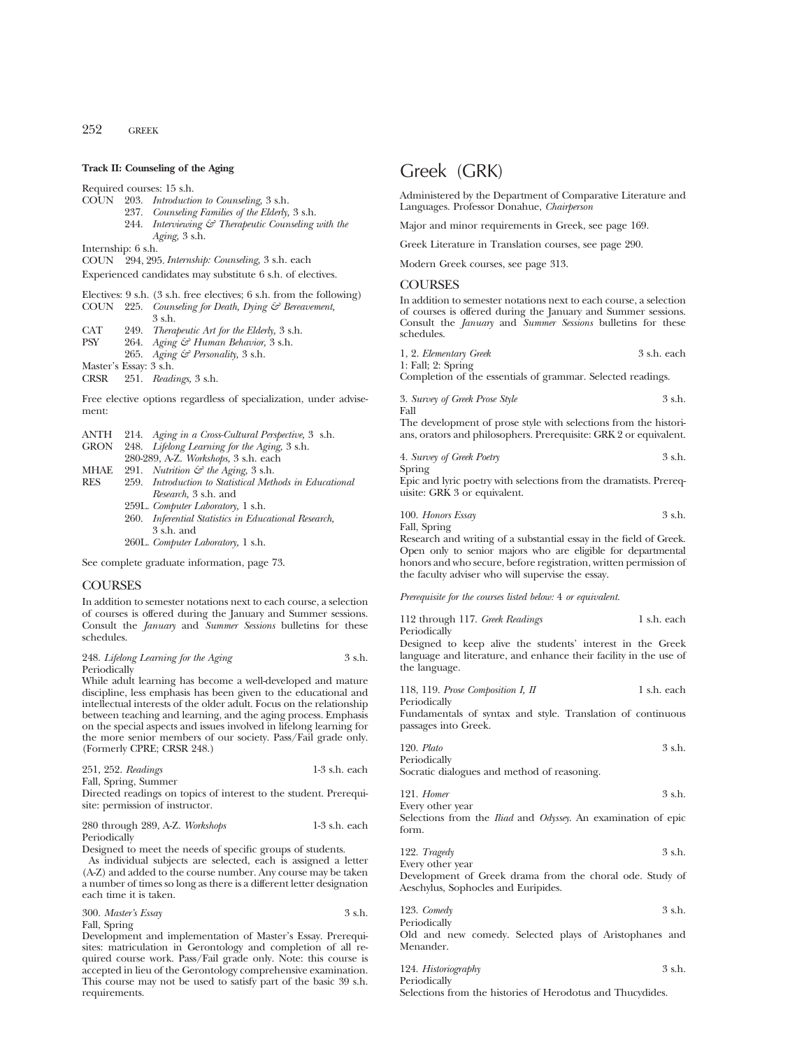**Track II: Counseling of the Aging**

Required courses: 15 s.h.

COUN 203. *Introduction to Counseling,* 3 s.h.
237. *Counseling Families of the Elderly,* 3 s.h.
244. *Interviewing & Therapeutic Counseling with the Aging,* 3 s.h.

Internship: 6 s.h.

COUN 294, 295. *Internship: Counseling,* 3 s.h. each

Experienced candidates may substitute 6 s.h. of electives.

Electives: 9 s.h. (3 s.h. free electives; 6 s.h. from the following)

COUN 225. *Counseling for Death, Dying & Bereavement,* 3 s.h.
CAT 249. *Therapeutic Art for the Elderly,* 3 s.h.
PSY 264. *Aging & Human Behavior,* 3 s.h.
265. *Aging & Personality,* 3 s.h.

Master's Essay: 3 s.h.

CRSR 251. *Readings,* 3 s.h.

Free elective options regardless of specialization, under advisement:

ANTH 214. *Aging in a Cross-Cultural Perspective,* 3 s.h.
GRON 248. *Lifelong Learning for the Aging,* 3 s.h.
280-289, A-Z. *Workshops,* 3 s.h. each
MHAE 291. *Nutrition & the Aging,* 3 s.h.
RES 259. *Introduction to Statistical Methods in Educational Research,* 3 s.h. and
259L. *Computer Laboratory,* 1 s.h.
260. *Inferential Statistics in Educational Research,* 3 s.h. and
260L. *Computer Laboratory,* 1 s.h.

See complete graduate information, page 73.

## COURSES

In addition to semester notations next to each course, a selection of courses is offered during the January and Summer sessions. Consult the *January* and *Summer Sessions* bulletins for these schedules.

248. *Lifelong Learning for the Aging* 3 s.h.
Periodically
While adult learning has become a well-developed and mature discipline, less emphasis has been given to the educational and intellectual interests of the older adult. Focus on the relationship between teaching and learning, and the aging process. Emphasis on the special aspects and issues involved in lifelong learning for the more senior members of our society. Pass/Fail grade only. (Formerly CPRE; CRSR 248.)

251, 252. *Readings* 1-3 s.h. each
Fall, Spring, Summer
Directed readings on topics of interest to the student. Prerequisite: permission of instructor.

280 through 289, A-Z. *Workshops* 1-3 s.h. each
Periodically
Designed to meet the needs of specific groups of students.
As individual subjects are selected, each is assigned a letter (A-Z) and added to the course number. Any course may be taken a number of times so long as there is a different letter designation each time it is taken.

300. *Master's Essay* 3 s.h.
Fall, Spring
Development and implementation of Master's Essay. Prerequisites: matriculation in Gerontology and completion of all required course work. Pass/Fail grade only. Note: this course is accepted in lieu of the Gerontology comprehensive examination. This course may not be used to satisfy part of the basic 39 s.h. requirements.

# Greek (GRK)

Administered by the Department of Comparative Literature and Languages. Professor Donahue, *Chairperson*

Major and minor requirements in Greek, see page 169.

Greek Literature in Translation courses, see page 290.

Modern Greek courses, see page 313.

## COURSES

In addition to semester notations next to each course, a selection of courses is offered during the January and Summer sessions. Consult the *January* and *Summer Sessions* bulletins for these schedules.

1, 2. *Elementary Greek* 3 s.h. each
1: Fall; 2: Spring
Completion of the essentials of grammar. Selected readings.

3. *Survey of Greek Prose Style* 3 s.h.
Fall
The development of prose style with selections from the historians, orators and philosophers. Prerequisite: GRK 2 or equivalent.

4. *Survey of Greek Poetry* 3 s.h.
Spring
Epic and lyric poetry with selections from the dramatists. Prerequisite: GRK 3 or equivalent.

100. *Honors Essay* 3 s.h.
Fall, Spring
Research and writing of a substantial essay in the field of Greek. Open only to senior majors who are eligible for departmental honors and who secure, before registration, written permission of the faculty adviser who will supervise the essay.

*Prerequisite for the courses listed below:* 4 *or equivalent.*

112 through 117. *Greek Readings* 1 s.h. each
Periodically
Designed to keep alive the students' interest in the Greek language and literature, and enhance their facility in the use of the language.

118, 119. *Prose Composition I, II* 1 s.h. each
Periodically
Fundamentals of syntax and style. Translation of continuous passages into Greek.

120. *Plato* 3 s.h.
Periodically
Socratic dialogues and method of reasoning.

121. *Homer* 3 s.h.
Every other year
Selections from the *Iliad* and *Odyssey*. An examination of epic form.

122. *Tragedy* 3 s.h.
Every other year
Development of Greek drama from the choral ode. Study of Aeschylus, Sophocles and Euripides.

123. *Comedy* 3 s.h.
Periodically
Old and new comedy. Selected plays of Aristophanes and Menander.

124. *Historiography* 3 s.h.
Periodically
Selections from the histories of Herodotus and Thucydides.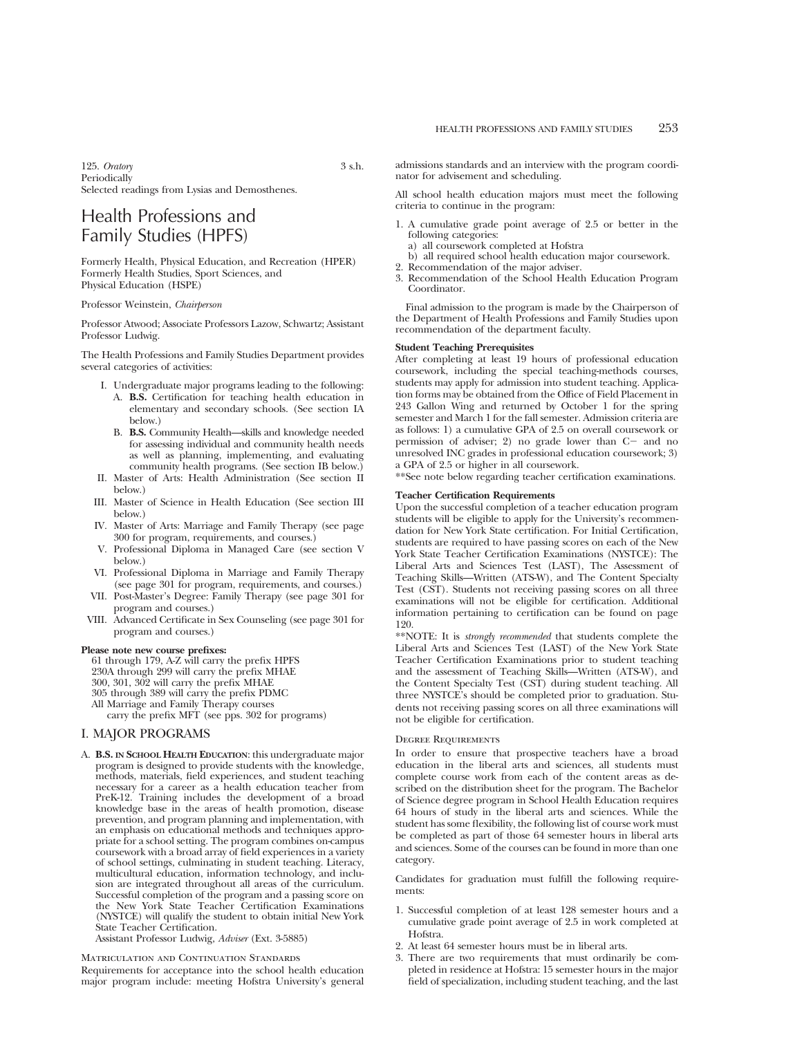125. *Oratory* 3 s.h.
Periodically
Selected readings from Lysias and Demosthenes.

# Health Professions and Family Studies (HPFS)

Formerly Health, Physical Education, and Recreation (HPER)
Formerly Health Studies, Sport Sciences, and Physical Education (HSPE)

Professor Weinstein, *Chairperson*

Professor Atwood; Associate Professors Lazow, Schwartz; Assistant Professor Ludwig.

The Health Professions and Family Studies Department provides several categories of activities:

- I. Undergraduate major programs leading to the following:
  - A. **B.S.** Certification for teaching health education in elementary and secondary schools. (See section IA below.)
  - B. **B.S.** Community Health—skills and knowledge needed for assessing individual and community health needs as well as planning, implementing, and evaluating community health programs. (See section IB below.)
- II. Master of Arts: Health Administration (See section II below.)
- III. Master of Science in Health Education (See section III below.)
- IV. Master of Arts: Marriage and Family Therapy (see page 300 for program, requirements, and courses.)
- V. Professional Diploma in Managed Care (see section V below.)
- VI. Professional Diploma in Marriage and Family Therapy (see page 301 for program, requirements, and courses.)
- VII. Post-Master's Degree: Family Therapy (see page 301 for program and courses.)
- VIII. Advanced Certificate in Sex Counseling (see page 301 for program and courses.)

**Please note new course prefixes:**
61 through 179, A-Z will carry the prefix HPFS
230A through 299 will carry the prefix MHAE
300, 301, 302 will carry the prefix MHAE
305 through 389 will carry the prefix PDMC
All Marriage and Family Therapy courses carry the prefix MFT (see pps. 302 for programs)

## I. MAJOR PROGRAMS

A. **B.S. in School Health Education**: this undergraduate major program is designed to provide students with the knowledge, methods, materials, field experiences, and student teaching necessary for a career as a health education teacher from PreK-12. Training includes the development of a broad knowledge base in the areas of health promotion, disease prevention, and program planning and implementation, with an emphasis on educational methods and techniques appropriate for a school setting. The program combines on-campus coursework with a broad array of field experiences in a variety of school settings, culminating in student teaching. Literacy, multicultural education, information technology, and inclusion are integrated throughout all areas of the curriculum. Successful completion of the program and a passing score on the New York State Teacher Certification Examinations (NYSTCE) will qualify the student to obtain initial New York State Teacher Certification.
Assistant Professor Ludwig, *Adviser* (Ext. 3-5885)

### Matriculation and Continuation Standards

Requirements for acceptance into the school health education major program include: meeting Hofstra University's general admissions standards and an interview with the program coordinator for advisement and scheduling.

All school health education majors must meet the following criteria to continue in the program:

1. A cumulative grade point average of 2.5 or better in the following categories:
   a) all coursework completed at Hofstra
   b) all required school health education major coursework.
2. Recommendation of the major adviser.
3. Recommendation of the School Health Education Program Coordinator.

Final admission to the program is made by the Chairperson of the Department of Health Professions and Family Studies upon recommendation of the department faculty.

**Student Teaching Prerequisites**

After completing at least 19 hours of professional education coursework, including the special teaching-methods courses, students may apply for admission into student teaching. Application forms may be obtained from the Office of Field Placement in 243 Gallon Wing and returned by October 1 for the spring semester and March 1 for the fall semester. Admission criteria are as follows: 1) a cumulative GPA of 2.5 on overall coursework or permission of adviser; 2) no grade lower than C− and no unresolved INC grades in professional education coursework; 3) a GPA of 2.5 or higher in all coursework.
**See note below regarding teacher certification examinations.

**Teacher Certification Requirements**

Upon the successful completion of a teacher education program students will be eligible to apply for the University's recommendation for New York State certification. For Initial Certification, students are required to have passing scores on each of the New York State Teacher Certification Examinations (NYSTCE): The Liberal Arts and Sciences Test (LAST), The Assessment of Teaching Skills—Written (ATS-W), and The Content Specialty Test (CST). Students not receiving passing scores on all three examinations will not be eligible for certification. Additional information pertaining to certification can be found on page 120.
**NOTE: It is *strongly recommended* that students complete the Liberal Arts and Sciences Test (LAST) of the New York State Teacher Certification Examinations prior to student teaching and the assessment of Teaching Skills—Written (ATS-W), and the Content Specialty Test (CST) during student teaching. All three NYSTCE's should be completed prior to graduation. Students not receiving passing scores on all three examinations will not be eligible for certification.

### Degree Requirements

In order to ensure that prospective teachers have a broad education in the liberal arts and sciences, all students must complete course work from each of the content areas as described on the distribution sheet for the program. The Bachelor of Science degree program in School Health Education requires 64 hours of study in the liberal arts and sciences. While the student has some flexibility, the following list of course work must be completed as part of those 64 semester hours in liberal arts and sciences. Some of the courses can be found in more than one category.

Candidates for graduation must fulfill the following requirements:

1. Successful completion of at least 128 semester hours and a cumulative grade point average of 2.5 in work completed at Hofstra.
2. At least 64 semester hours must be in liberal arts.
3. There are two requirements that must ordinarily be completed in residence at Hofstra: 15 semester hours in the major field of specialization, including student teaching, and the last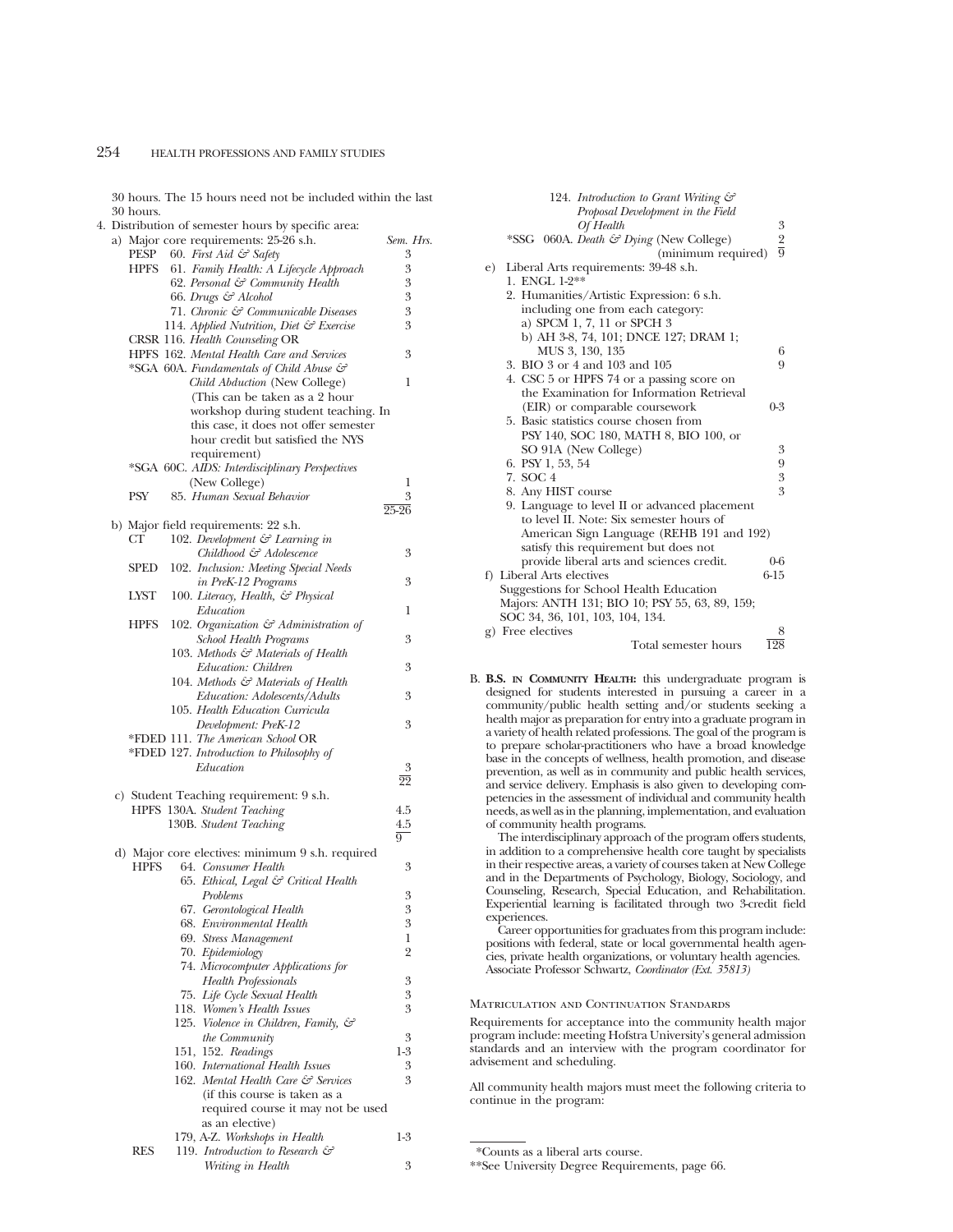30 hours. The 15 hours need not be included within the last 30 hours.

4. Distribution of semester hours by specific area:

a) Major core requirements: 25-26 s.h.

| | | Sem. Hrs. |
|---|---|---|
| PESP | 60. *First Aid & Safety* | 3 |
| HPFS | 61. *Family Health: A Lifecycle Approach* | 3 |
| | 62. *Personal & Community Health* | 3 |
| | 66. *Drugs & Alcohol* | 3 |
| | 71. *Chronic & Communicable Diseases* | 3 |
| | 114. *Applied Nutrition, Diet & Exercise* | 3 |
| CRSR | 116. *Health Counseling* OR | |
| HPFS | 162. *Mental Health Care and Services* | 3 |
| *SGA | 60A. *Fundamentals of Child Abuse & Child Abduction* (New College) (This can be taken as a 2 hour workshop during student teaching. In this case, it does not offer semester hour credit but satisfied the NYS requirement) | 1 |
| *SGA | 60C. *AIDS: Interdisciplinary Perspectives* (New College) | 1 |
| PSY | 85. *Human Sexual Behavior* | 3 |
| | | 25-26 |

b) Major field requirements: 22 s.h.

| | | |
|---|---|---|
| CT | 102. *Development & Learning in Childhood & Adolescence* | 3 |
| SPED | 102. *Inclusion: Meeting Special Needs in PreK-12 Programs* | 3 |
| LYST | 100. *Literacy, Health, & Physical Education* | 1 |
| HPFS | 102. *Organization & Administration of School Health Programs* | 3 |
| | 103. *Methods & Materials of Health Education: Children* | 3 |
| | 104. *Methods & Materials of Health Education: Adolescents/Adults* | 3 |
| | 105. *Health Education Curricula Development: PreK-12* | 3 |
| *FDED | 111. *The American School* OR | |
| *FDED | 127. *Introduction to Philosophy of Education* | 3 |
| | | 22 |

c) Student Teaching requirement: 9 s.h.

| | | |
|---|---|---|
| HPFS | 130A. *Student Teaching* | 4.5 |
| | 130B. *Student Teaching* | 4.5 |
| | | 9 |

d) Major core electives: minimum 9 s.h. required

| | | |
|---|---|---|
| HPFS | 64. *Consumer Health* | 3 |
| | 65. *Ethical, Legal & Critical Health Problems* | 3 |
| | 67. *Gerontological Health* | 3 |
| | 68. *Environmental Health* | 3 |
| | 69. *Stress Management* | 1 |
| | 70. *Epidemiology* | 2 |
| | 74. *Microcomputer Applications for Health Professionals* | 3 |
| | 75. *Life Cycle Sexual Health* | 3 |
| | 118. *Women's Health Issues* | 3 |
| | 125. *Violence in Children, Family, & the Community* | 3 |
| | 151, 152. *Readings* | 1-3 |
| | 160. *International Health Issues* | 3 |
| | 162. *Mental Health Care & Services* (if this course is taken as a required course it may not be used as an elective) | 3 |
| | 179, A-Z. *Workshops in Health* | 1-3 |
| RES | 119. *Introduction to Research & Writing in Health* | 3 |
| | 124. *Introduction to Grant Writing & Proposal Development in the Field Of Health* | 3 |
| *SSG | 060A. *Death & Dying* (New College) | 2 |
| | (minimum required) | 9 |

e) Liberal Arts requirements: 39-48 s.h.

| | |
|---|---|
| 1. ENGL 1-2** | |
| 2. Humanities/Artistic Expression: 6 s.h. including one from each category: a) SPCM 1, 7, 11 or SPCH 3; b) AH 3-8, 74, 101; DNCE 127; DRAM 1; MUS 3, 130, 135 | 6 |
| 3. BIO 3 or 4 and 103 and 105 | 9 |
| 4. CSC 5 or HPFS 74 or a passing score on the Examination for Information Retrieval (EIR) or comparable coursework | 0-3 |
| 5. Basic statistics course chosen from PSY 140, SOC 180, MATH 8, BIO 100, or SO 91A (New College) | 3 |
| 6. PSY 1, 53, 54 | 9 |
| 7. SOC 4 | 3 |
| 8. Any HIST course | 3 |
| 9. Language to level II or advanced placement to level II. Note: Six semester hours of American Sign Language (REHB 191 and 192) satisfy this requirement but does not provide liberal arts and sciences credit. | 0-6 |

f) Liberal Arts electives — 6-15

Suggestions for School Health Education Majors: ANTH 131; BIO 10; PSY 55, 63, 89, 159; SOC 34, 36, 101, 103, 104, 134.

g) Free electives — 8

Total semester hours — 128

B. **B.S. in Community Health:** this undergraduate program is designed for students interested in pursuing a career in a community/public health setting and/or students seeking a health major as preparation for entry into a graduate program in a variety of health related professions. The goal of the program is to prepare scholar-practitioners who have a broad knowledge base in the concepts of wellness, health promotion, and disease prevention, as well as in community and public health services, and service delivery. Emphasis is also given to developing competencies in the assessment of individual and community health needs, as well as in the planning, implementation, and evaluation of community health programs.

The interdisciplinary approach of the program offers students, in addition to a comprehensive health core taught by specialists in their respective areas, a variety of courses taken at New College and in the Departments of Psychology, Biology, Sociology, and Counseling, Research, Special Education, and Rehabilitation. Experiential learning is facilitated through two 3-credit field experiences.

Career opportunities for graduates from this program include: positions with federal, state or local governmental health agencies, private health organizations, or voluntary health agencies.
Associate Professor Schwartz, *Coordinator (Ext. 35813)*

### Matriculation and Continuation Standards

Requirements for acceptance into the community health major program include: meeting Hofstra University's general admission standards and an interview with the program coordinator for advisement and scheduling.

All community health majors must meet the following criteria to continue in the program:

*Counts as a liberal arts course.

**See University Degree Requirements, page 66.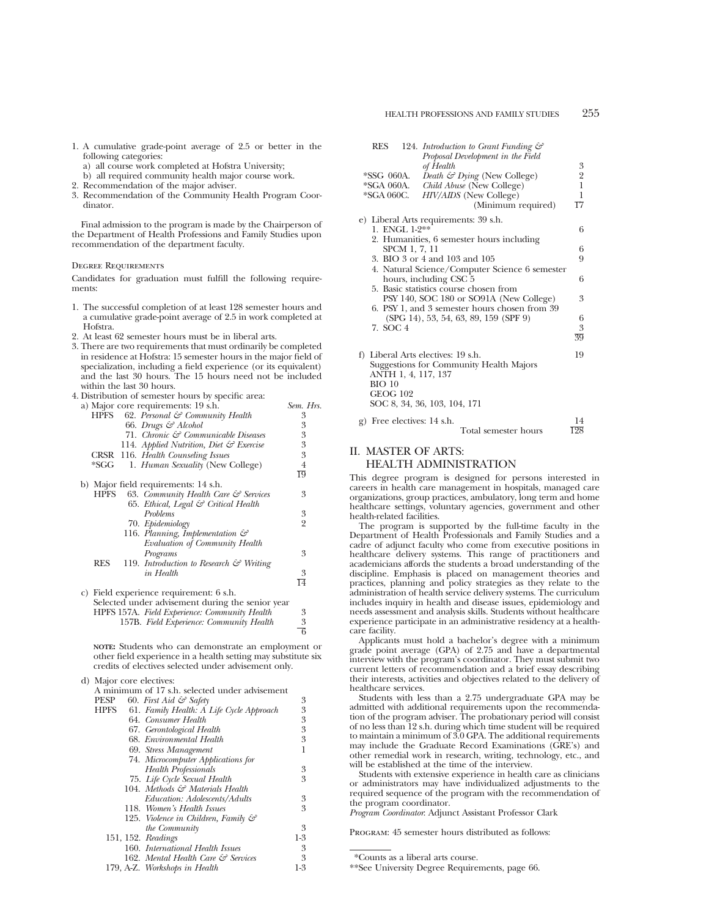1. A cumulative grade-point average of 2.5 or better in the following categories:
   a) all course work completed at Hofstra University;
   b) all required community health major course work.
2. Recommendation of the major adviser.
3. Recommendation of the Community Health Program Coordinator.

Final admission to the program is made by the Chairperson of the Department of Health Professions and Family Studies upon recommendation of the department faculty.

#### Degree Requirements

Candidates for graduation must fulfill the following requirements:

1. The successful completion of at least 128 semester hours and a cumulative grade-point average of 2.5 in work completed at Hofstra.
2. At least 62 semester hours must be in liberal arts.
3. There are two requirements that must ordinarily be completed in residence at Hofstra: 15 semester hours in the major field of specialization, including a field experience (or its equivalent) and the last 30 hours. The 15 hours need not be included within the last 30 hours.
4. Distribution of semester hours by specific area:

a) Major core requirements: 19 s.h.

| | | Sem. Hrs. |
|---|---|---|
| HPFS | 62. *Personal & Community Health* | 3 |
| | 66. *Drugs & Alcohol* | 3 |
| | 71. *Chronic & Communicable Diseases* | 3 |
| | 114. *Applied Nutrition, Diet & Exercise* | 3 |
| CRSR | 116. *Health Counseling Issues* | 3 |
| *SGG | 1. *Human Sexuality* (New College) | 4 |
| | | 19 |

b) Major field requirements: 14 s.h.

| | | |
|---|---|---|
| HPFS | 63. *Community Health Care & Services* | 3 |
| | 65. *Ethical, Legal & Critical Health Problems* | 3 |
| | 70. *Epidemiology* | 2 |
| | 116. *Planning, Implementation & Evaluation of Community Health Programs* | 3 |
| RES | 119. *Introduction to Research & Writing in Health* | 3 |
| | | 14 |

c) Field experience requirement: 6 s.h.
Selected under advisement during the senior year

| | | |
|---|---|---|
| HPFS | 157A. *Field Experience: Community Health* | 3 |
| | 157B. *Field Experience: Community Health* | 3 |
| | | 6 |

**note:** Students who can demonstrate an employment or other field experience in a health setting may substitute six credits of electives selected under advisement only.

d) Major core electives:
A minimum of 17 s.h. selected under advisement

| | | |
|---|---|---|
| PESP | 60. *First Aid & Safety* | 3 |
| HPFS | 61. *Family Health: A Life Cycle Approach* | 3 |
| | 64. *Consumer Health* | 3 |
| | 67. *Gerontological Health* | 3 |
| | 68. *Environmental Health* | 3 |
| | 69. *Stress Management* | 1 |
| | 74. *Microcomputer Applications for Health Professionals* | 3 |
| | 75. *Life Cycle Sexual Health* | 3 |
| | 104. *Methods & Materials Health Education: Adolescents/Adults* | 3 |
| | 118. *Women's Health Issues* | 3 |
| | 125. *Violence in Children, Family & the Community* | 3 |
| | 151, 152. *Readings* | 1-3 |
| | 160. *International Health Issues* | 3 |
| | 162. *Mental Health Care & Services* | 3 |
| | 179, A-Z. *Workshops in Health* | 1-3 |
| RES | 124. *Introduction to Grant Funding & Proposal Development in the Field of Health* | 3 |
| *SSG 060A. | *Death & Dying* (New College) | 2 |
| *SGA 060A. | *Child Abuse* (New College) | 1 |
| *SGA 060C. | *HIV/AIDS* (New College) | 1 |
| | (Minimum required) | 17 |

e) Liberal Arts requirements: 39 s.h.

| | |
|---|---|
| 1. ENGL 1-2** | 6 |
| 2. Humanities, 6 semester hours including SPCM 1, 7, 11 | 6 |
| 3. BIO 3 or 4 and 103 and 105 | 9 |
| 4. Natural Science/Computer Science 6 semester hours, including CSC 5 | 6 |
| 5. Basic statistics course chosen from PSY 140, SOC 180 or SO91A (New College) | 3 |
| 6. PSY 1, and 3 semester hours chosen from 39 (SPG 14), 53, 54, 63, 89, 159 (SPF 9) | 6 |
| 7. SOC 4 | 3 |
| | 39 |

f) Liberal Arts electives: 19 s.h. — 19
Suggestions for Community Health Majors
ANTH 1, 4, 117, 137
BIO 10
GEOG 102
SOC 8, 34, 36, 103, 104, 171

g) Free electives: 14 s.h. — 14
Total semester hours — 128

## II. MASTER OF ARTS: HEALTH ADMINISTRATION

This degree program is designed for persons interested in careers in health care management in hospitals, managed care organizations, group practices, ambulatory, long term and home healthcare settings, voluntary agencies, government and other health-related facilities.

The program is supported by the full-time faculty in the Department of Health Professionals and Family Studies and a cadre of adjunct faculty who come from executive positions in healthcare delivery systems. This range of practitioners and academicians affords the students a broad understanding of the discipline. Emphasis is placed on management theories and practices, planning and policy strategies as they relate to the administration of health service delivery systems. The curriculum includes inquiry in health and disease issues, epidemiology and needs assessment and analysis skills. Students without healthcare experience participate in an administrative residency at a healthcare facility.

Applicants must hold a bachelor's degree with a minimum grade point average (GPA) of 2.75 and have a departmental interview with the program's coordinator. They must submit two current letters of recommendation and a brief essay describing their interests, activities and objectives related to the delivery of healthcare services.

Students with less than a 2.75 undergraduate GPA may be admitted with additional requirements upon the recommendation of the program adviser. The probationary period will consist of no less than 12 s.h. during which time student will be required to maintain a minimum of 3.0 GPA. The additional requirements may include the Graduate Record Examinations (GRE's) and other remedial work in research, writing, technology, etc., and will be established at the time of the interview.

Students with extensive experience in health care as clinicians or administrators may have individualized adjustments to the required sequence of the program with the recommendation of the program coordinator.

*Program Coordinator*: Adjunct Assistant Professor Clark

Program: 45 semester hours distributed as follows:

*Counts as a liberal arts course.

**See University Degree Requirements, page 66.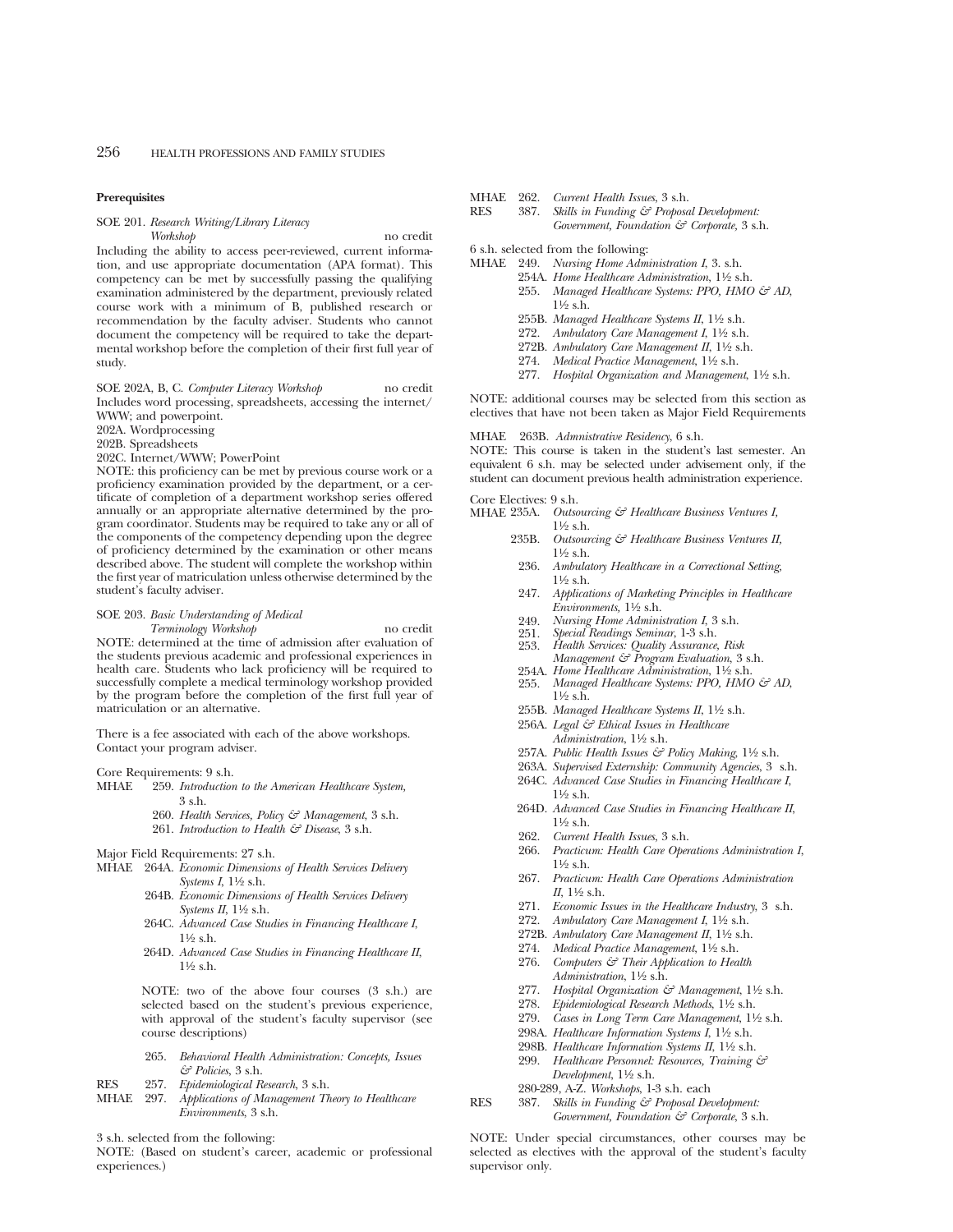**Prerequisites**

SOE 201. *Research Writing/Library Literacy Workshop* no credit

Including the ability to access peer-reviewed, current information, and use appropriate documentation (APA format). This competency can be met by successfully passing the qualifying examination administered by the department, previously related course work with a minimum of B, published research or recommendation by the faculty adviser. Students who cannot document the competency will be required to take the departmental workshop before the completion of their first full year of study.

SOE 202A, B, C. *Computer Literacy Workshop* no credit

Includes word processing, spreadsheets, accessing the internet/WWW; and powerpoint.

202A. Wordprocessing
202B. Spreadsheets
202C. Internet/WWW; PowerPoint

NOTE: this proficiency can be met by previous course work or a proficiency examination provided by the department, or a certificate of completion of a department workshop series offered annually or an appropriate alternative determined by the program coordinator. Students may be required to take any or all of the components of the competency depending upon the degree of proficiency determined by the examination or other means described above. The student will complete the workshop within the first year of matriculation unless otherwise determined by the student's faculty adviser.

SOE 203. *Basic Understanding of Medical Terminology Workshop* no credit

NOTE: determined at the time of admission after evaluation of the students previous academic and professional experiences in health care. Students who lack proficiency will be required to successfully complete a medical terminology workshop provided by the program before the completion of the first full year of matriculation or an alternative.

There is a fee associated with each of the above workshops. Contact your program adviser.

Core Requirements: 9 s.h.

MHAE 259. *Introduction to the American Healthcare System,* 3 s.h.
260. *Health Services, Policy & Management,* 3 s.h.
261. *Introduction to Health & Disease,* 3 s.h.

Major Field Requirements: 27 s.h.

MHAE 264A. *Economic Dimensions of Health Services Delivery Systems I,* 1½ s.h.
264B. *Economic Dimensions of Health Services Delivery Systems II,* 1½ s.h.
264C. *Advanced Case Studies in Financing Healthcare I,* 1½ s.h.
264D. *Advanced Case Studies in Financing Healthcare II,* 1½ s.h.

NOTE: two of the above four courses (3 s.h.) are selected based on the student's previous experience, with approval of the student's faculty supervisor (see course descriptions)

265. *Behavioral Health Administration: Concepts, Issues & Policies,* 3 s.h.

RES 257. *Epidemiological Research,* 3 s.h.
MHAE 297. *Applications of Management Theory to Healthcare Environments,* 3 s.h.

3 s.h. selected from the following:

NOTE: (Based on student's career, academic or professional experiences.)

MHAE 262. *Current Health Issues,* 3 s.h.
RES 387. *Skills in Funding & Proposal Development: Government, Foundation & Corporate,* 3 s.h.

6 s.h. selected from the following:

MHAE 249. *Nursing Home Administration I,* 3. s.h.
254A. *Home Healthcare Administration,* 1½ s.h.
255. *Managed Healthcare Systems: PPO, HMO & AD,* 1½ s.h.
255B. *Managed Healthcare Systems II,* 1½ s.h.
272. *Ambulatory Care Management I,* 1½ s.h.
272B. *Ambulatory Care Management II,* 1½ s.h.
274. *Medical Practice Management,* 1½ s.h.
277. *Hospital Organization and Management,* 1½ s.h.

NOTE: additional courses may be selected from this section as electives that have not been taken as Major Field Requirements

MHAE 263B. *Admnistrative Residency,* 6 s.h.

NOTE: This course is taken in the student's last semester. An equivalent 6 s.h. may be selected under advisement only, if the student can document previous health administration experience.

Core Electives: 9 s.h.

MHAE 235A. *Outsourcing & Healthcare Business Ventures I,* 1½ s.h.
235B. *Outsourcing & Healthcare Business Ventures II,* 1½ s.h.
236. *Ambulatory Healthcare in a Correctional Setting,* 1½ s.h.
247. *Applications of Marketing Principles in Healthcare Environments,* 1½ s.h.
249. *Nursing Home Administration I,* 3 s.h.
251. *Special Readings Seminar,* 1-3 s.h.
253. *Health Services: Quality Assurance, Risk Management & Program Evaluation,* 3 s.h.
254A. *Home Healthcare Administration,* 1½ s.h.
255. *Managed Healthcare Systems: PPO, HMO & AD,* 1½ s.h.
255B. *Managed Healthcare Systems II,* 1½ s.h.
256A. *Legal & Ethical Issues in Healthcare Administration,* 1½ s.h.
257A. *Public Health Issues & Policy Making,* 1½ s.h.
263A. *Supervised Externship: Community Agencies,* 3 s.h.
264C. *Advanced Case Studies in Financing Healthcare I,* 1½ s.h.
264D. *Advanced Case Studies in Financing Healthcare II,* 1½ s.h.
262. *Current Health Issues,* 3 s.h.
266. *Practicum: Health Care Operations Administration I,* 1½ s.h.
267. *Practicum: Health Care Operations Administration II,* 1½ s.h.
271. *Economic Issues in the Healthcare Industry,* 3 s.h.
272. *Ambulatory Care Management I,* 1½ s.h.
272B. *Ambulatory Care Management II,* 1½ s.h.
274. *Medical Practice Management,* 1½ s.h.
276. *Computers & Their Application to Health Administration,* 1½ s.h.
277. *Hospital Organization & Management,* 1½ s.h.
278. *Epidemiological Research Methods,* 1½ s.h.
279. *Cases in Long Term Care Management,* 1½ s.h.
298A. *Healthcare Information Systems I,* 1½ s.h.
298B. *Healthcare Information Systems II,* 1½ s.h.
299. *Healthcare Personnel: Resources, Training & Development,* 1½ s.h.
280-289, A-Z. *Workshops,* 1-3 s.h. each

RES 387. *Skills in Funding & Proposal Development: Government, Foundation & Corporate,* 3 s.h.

NOTE: Under special circumstances, other courses may be selected as electives with the approval of the student's faculty supervisor only.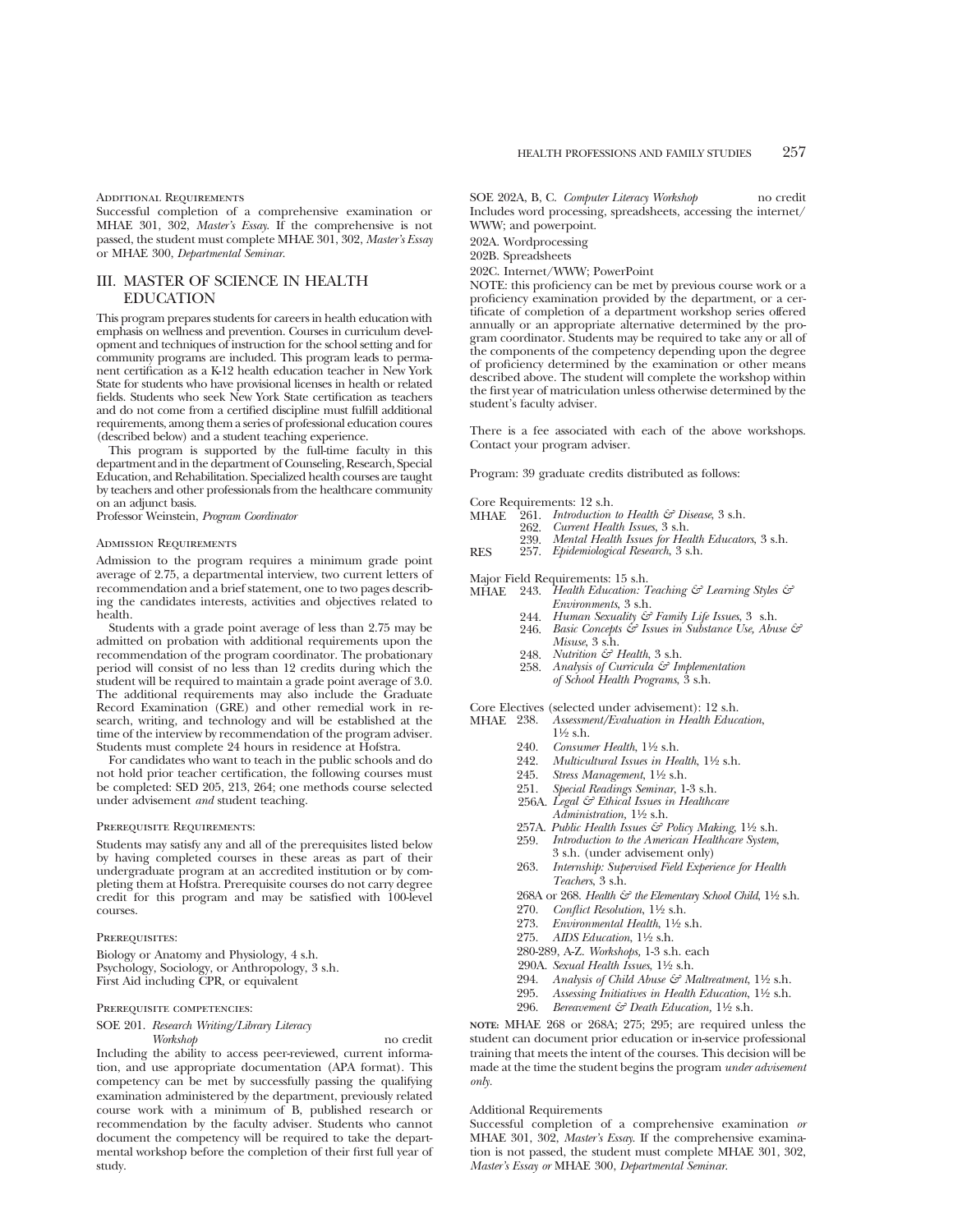Additional Requirements

Successful completion of a comprehensive examination or MHAE 301, 302, *Master's Essay*. If the comprehensive is not passed, the student must complete MHAE 301, 302, *Master's Essay* or MHAE 300, *Departmental Seminar*.

## III. MASTER OF SCIENCE IN HEALTH EDUCATION

This program prepares students for careers in health education with emphasis on wellness and prevention. Courses in curriculum development and techniques of instruction for the school setting and for community programs are included. This program leads to permanent certification as a K-12 health education teacher in New York State for students who have provisional licenses in health or related fields. Students who seek New York State certification as teachers and do not come from a certified discipline must fulfill additional requirements, among them a series of professional education coures (described below) and a student teaching experience.

This program is supported by the full-time faculty in this department and in the department of Counseling, Research, Special Education, and Rehabilitation. Specialized health courses are taught by teachers and other professionals from the healthcare community on an adjunct basis.

Professor Weinstein, *Program Coordinator*

Admission Requirements

Admission to the program requires a minimum grade point average of 2.75, a departmental interview, two current letters of recommendation and a brief statement, one to two pages describing the candidates interests, activities and objectives related to health.

Students with a grade point average of less than 2.75 may be admitted on probation with additional requirements upon the recommendation of the program coordinator. The probationary period will consist of no less than 12 credits during which the student will be required to maintain a grade point average of 3.0. The additional requirements may also include the Graduate Record Examination (GRE) and other remedial work in research, writing, and technology and will be established at the time of the interview by recommendation of the program adviser. Students must complete 24 hours in residence at Hofstra.

For candidates who want to teach in the public schools and do not hold prior teacher certification, the following courses must be completed: SED 205, 213, 264; one methods course selected under advisement *and* student teaching.

Prerequisite Requirements:

Students may satisfy any and all of the prerequisites listed below by having completed courses in these areas as part of their undergraduate program at an accredited institution or by completing them at Hofstra. Prerequisite courses do not carry degree credit for this program and may be satisfied with 100-level courses.

Prerequisites:

Biology or Anatomy and Physiology, 4 s.h.
Psychology, Sociology, or Anthropology, 3 s.h.
First Aid including CPR, or equivalent

Prerequisite competencies:

SOE 201. *Research Writing/Library Literacy Workshop* no credit
Including the ability to access peer-reviewed, current information, and use appropriate documentation (APA format). This competency can be met by successfully passing the qualifying examination administered by the department, previously related course work with a minimum of B, published research or recommendation by the faculty adviser. Students who cannot document the competency will be required to take the departmental workshop before the completion of their first full year of study.

SOE 202A, B, C. *Computer Literacy Workshop* no credit
Includes word processing, spreadsheets, accessing the internet/WWW; and powerpoint.

202A. Wordprocessing
202B. Spreadsheets
202C. Internet/WWW; PowerPoint

NOTE: this proficiency can be met by previous course work or a proficiency examination provided by the department, or a certificate of completion of a department workshop series offered annually or an appropriate alternative determined by the program coordinator. Students may be required to take any or all of the components of the competency depending upon the degree of proficiency determined by the examination or other means described above. The student will complete the workshop within the first year of matriculation unless otherwise determined by the student's faculty adviser.

There is a fee associated with each of the above workshops. Contact your program adviser.

Program: 39 graduate credits distributed as follows:

Core Requirements: 12 s.h.

MHAE 261. *Introduction to Health & Disease*, 3 s.h.
262. *Current Health Issues*, 3 s.h.
239. *Mental Health Issues for Health Educators*, 3 s.h.
RES 257. *Epidemiological Research*, 3 s.h.

Major Field Requirements: 15 s.h.

MHAE 243. *Health Education: Teaching & Learning Styles & Environments*, 3 s.h.
244. *Human Sexuality & Family Life Issues*, 3 s.h.
246. *Basic Concepts & Issues in Substance Use, Abuse & Misuse*, 3 s.h.
248. *Nutrition & Health*, 3 s.h.
258. *Analysis of Curricula & Implementation of School Health Programs*, 3 s.h.

Core Electives (selected under advisement): 12 s.h.

MHAE 238. *Assessment/Evaluation in Health Education*, 1½ s.h.
240. *Consumer Health*, 1½ s.h.
242. *Multicultural Issues in Health*, 1½ s.h.
245. *Stress Management*, 1½ s.h.
251. *Special Readings Seminar*, 1-3 s.h.
256A. *Legal & Ethical Issues in Healthcare Administration*, 1½ s.h.
257A. *Public Health Issues & Policy Making*, 1½ s.h.
259. *Introduction to the American Healthcare System*, 3 s.h. (under advisement only)
263. *Internship: Supervised Field Experience for Health Teachers*, 3 s.h.
268A or 268. *Health & the Elementary School Child*, 1½ s.h.
270. *Conflict Resolution*, 1½ s.h.
273. *Environmental Health*, 1½ s.h.
275. *AIDS Education*, 1½ s.h.
280-289, A-Z. *Workshops*, 1-3 s.h. each
290A. *Sexual Health Issues*, 1½ s.h.
294. *Analysis of Child Abuse & Maltreatment*, 1½ s.h.
295. *Assessing Initiatives in Health Education*, 1½ s.h.
296. *Bereavement & Death Education*, 1½ s.h.

NOTE: MHAE 268 or 268A; 275; 295; are required unless the student can document prior education or in-service professional training that meets the intent of the courses. This decision will be made at the time the student begins the program *under advisement only*.

Additional Requirements

Successful completion of a comprehensive examination *or* MHAE 301, 302, *Master's Essay*. If the comprehensive examination is not passed, the student must complete MHAE 301, 302, *Master's Essay or* MHAE 300, *Departmental Seminar*.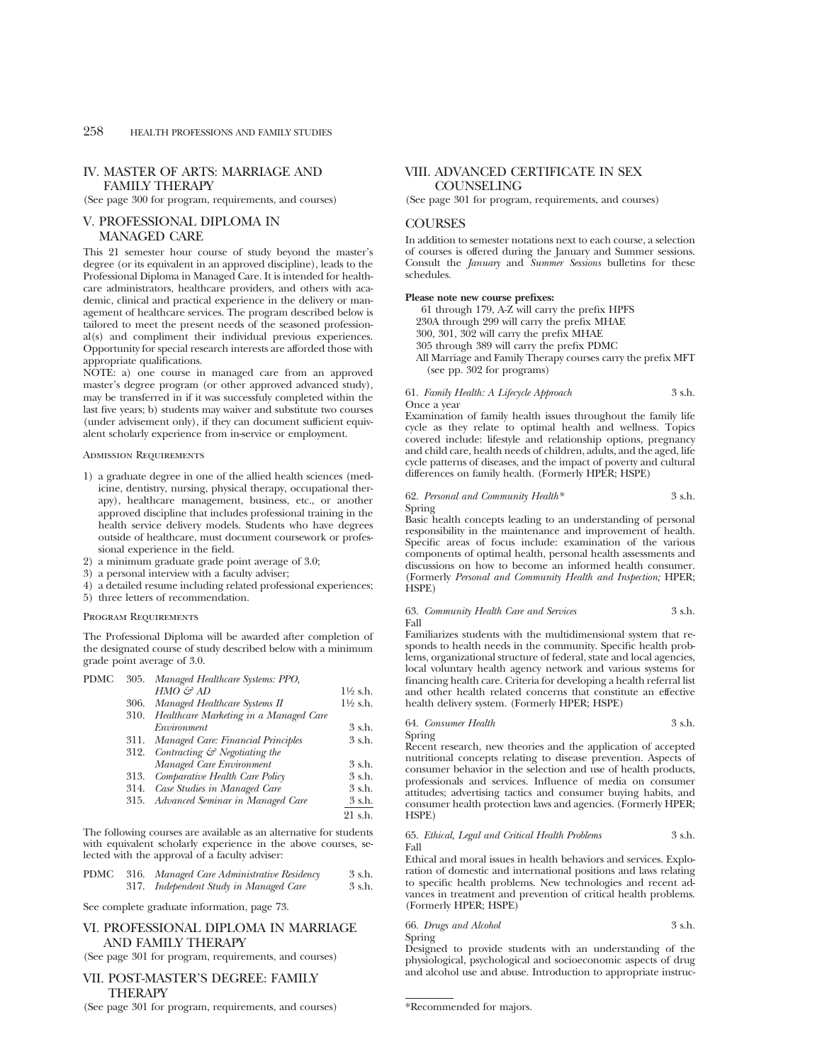## IV. MASTER OF ARTS: MARRIAGE AND FAMILY THERAPY

(See page 300 for program, requirements, and courses)

## V. PROFESSIONAL DIPLOMA IN MANAGED CARE

This 21 semester hour course of study beyond the master's degree (or its equivalent in an approved discipline), leads to the Professional Diploma in Managed Care. It is intended for healthcare administrators, healthcare providers, and others with academic, clinical and practical experience in the delivery or management of healthcare services. The program described below is tailored to meet the present needs of the seasoned professional(s) and compliment their individual previous experiences. Opportunity for special research interests are afforded those with appropriate qualifications.

NOTE: a) one course in managed care from an approved master's degree program (or other approved advanced study), may be transferred in if it was successfuly completed within the last five years; b) students may waiver and substitute two courses (under advisement only), if they can document sufficient equivalent scholarly experience from in-service or employment.

### Admission Requirements

1) a graduate degree in one of the allied health sciences (medicine, dentistry, nursing, physical therapy, occupational therapy), healthcare management, business, etc., or another approved discipline that includes professional training in the health service delivery models. Students who have degrees outside of healthcare, must document coursework or professional experience in the field.
2) a minimum graduate grade point average of 3.0;
3) a personal interview with a faculty adviser;
4) a detailed resume including related professional experiences;
5) three letters of recommendation.

### Program Requirements

The Professional Diploma will be awarded after completion of the designated course of study described below with a minimum grade point average of 3.0.

| | | | |
|---|---|---|---|
| PDMC | 305. | *Managed Healthcare Systems: PPO, HMO & AD* | 1½ s.h. |
| | 306. | *Managed Healthcare Systems II* | 1½ s.h. |
| | 310. | *Healthcare Marketing in a Managed Care Environment* | 3 s.h. |
| | 311. | *Managed Care: Financial Principles* | 3 s.h. |
| | 312. | *Contracting & Negotiating the Managed Care Environment* | 3 s.h. |
| | 313. | *Comparative Health Care Policy* | 3 s.h. |
| | 314. | *Case Studies in Managed Care* | 3 s.h. |
| | 315. | *Advanced Seminar in Managed Care* | 3 s.h. |
| | | | 21 s.h. |

The following courses are available as an alternative for students with equivalent scholarly experience in the above courses, selected with the approval of a faculty adviser:

| | | | |
|---|---|---|---|
| PDMC | 316. | *Managed Care Administrative Residency* | 3 s.h. |
| | 317. | *Independent Study in Managed Care* | 3 s.h. |

See complete graduate information, page 73.

## VI. PROFESSIONAL DIPLOMA IN MARRIAGE AND FAMILY THERAPY

(See page 301 for program, requirements, and courses)

## VII. POST-MASTER'S DEGREE: FAMILY THERAPY

(See page 301 for program, requirements, and courses)

## VIII. ADVANCED CERTIFICATE IN SEX COUNSELING

(See page 301 for program, requirements, and courses)

## COURSES

In addition to semester notations next to each course, a selection of courses is offered during the January and Summer sessions. Consult the *January* and *Summer Sessions* bulletins for these schedules.

**Please note new course prefixes:**

61 through 179, A-Z will carry the prefix HPFS
230A through 299 will carry the prefix MHAE
300, 301, 302 will carry the prefix MHAE
305 through 389 will carry the prefix PDMC
All Marriage and Family Therapy courses carry the prefix MFT (see pp. 302 for programs)

61. *Family Health: A Lifecycle Approach* — 3 s.h.
Once a year
Examination of family health issues throughout the family life cycle as they relate to optimal health and wellness. Topics covered include: lifestyle and relationship options, pregnancy and child care, health needs of children, adults, and the aged, life cycle patterns of diseases, and the impact of poverty and cultural differences on family health. (Formerly HPER; HSPE)

62. *Personal and Community Health** — 3 s.h.
Spring
Basic health concepts leading to an understanding of personal responsibility in the maintenance and improvement of health. Specific areas of focus include: examination of the various components of optimal health, personal health assessments and discussions on how to become an informed health consumer. (Formerly *Personal and Community Health and Inspection;* HPER; HSPE)

63. *Community Health Care and Services* — 3 s.h.
Fall
Familiarizes students with the multidimensional system that responds to health needs in the community. Specific health problems, organizational structure of federal, state and local agencies, local voluntary health agency network and various systems for financing health care. Criteria for developing a health referral list and other health related concerns that constitute an effective health delivery system. (Formerly HPER; HSPE)

64. *Consumer Health* — 3 s.h.
Spring
Recent research, new theories and the application of accepted nutritional concepts relating to disease prevention. Aspects of consumer behavior in the selection and use of health products, professionals and services. Influence of media on consumer attitudes; advertising tactics and consumer buying habits, and consumer health protection laws and agencies. (Formerly HPER; HSPE)

65. *Ethical, Legal and Critical Health Problems* — 3 s.h.
Fall
Ethical and moral issues in health behaviors and services. Exploration of domestic and international positions and laws relating to specific health problems. New technologies and recent advances in treatment and prevention of critical health problems. (Formerly HPER; HSPE)

66. *Drugs and Alcohol* — 3 s.h.
Spring
Designed to provide students with an understanding of the physiological, psychological and socioeconomic aspects of drug and alcohol use and abuse. Introduction to appropriate instruc-

*Recommended for majors.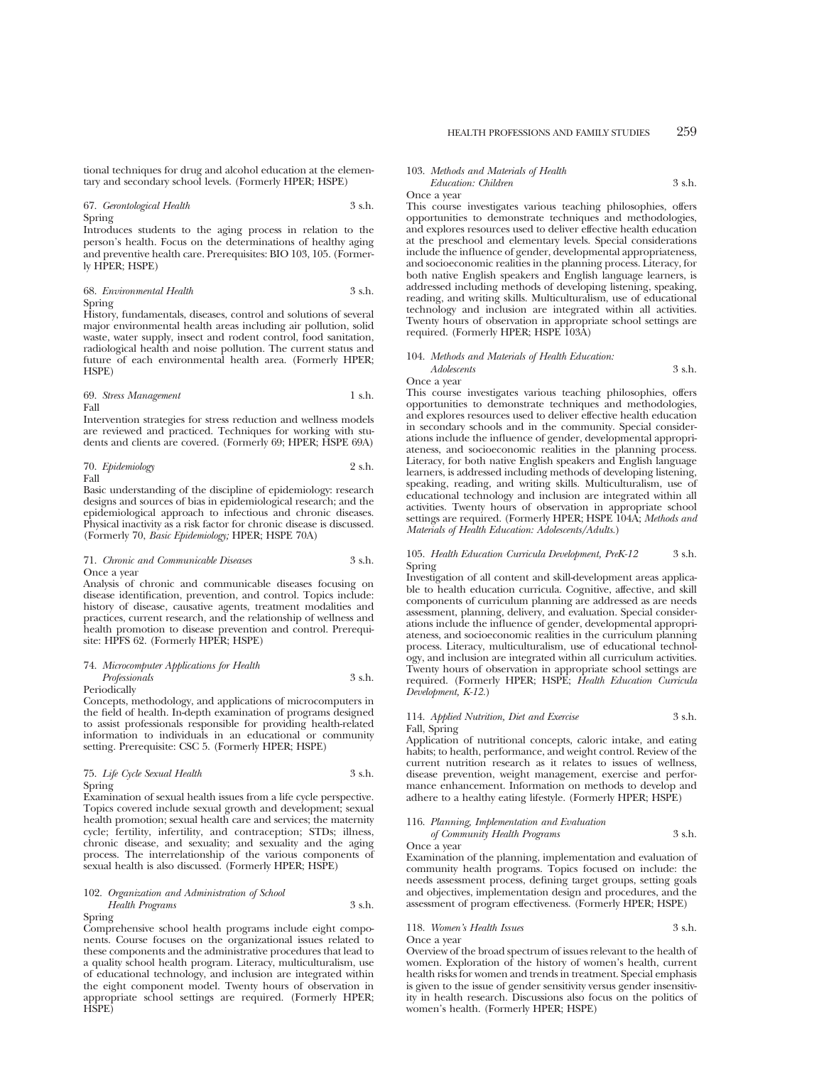tional techniques for drug and alcohol education at the elementary and secondary school levels. (Formerly HPER; HSPE)

67. *Gerontological Health* 3 s.h.
Spring
Introduces students to the aging process in relation to the person's health. Focus on the determinations of healthy aging and preventive health care. Prerequisites: BIO 103, 105. (Formerly HPER; HSPE)

68. *Environmental Health* 3 s.h.
Spring
History, fundamentals, diseases, control and solutions of several major environmental health areas including air pollution, solid waste, water supply, insect and rodent control, food sanitation, radiological health and noise pollution. The current status and future of each environmental health area. (Formerly HPER; HSPE)

69. *Stress Management* 1 s.h.
Fall
Intervention strategies for stress reduction and wellness models are reviewed and practiced. Techniques for working with students and clients are covered. (Formerly 69; HPER; HSPE 69A)

70. *Epidemiology* 2 s.h.
Fall
Basic understanding of the discipline of epidemiology: research designs and sources of bias in epidemiological research; and the epidemiological approach to infectious and chronic diseases. Physical inactivity as a risk factor for chronic disease is discussed. (Formerly 70, *Basic Epidemiology;* HPER; HSPE 70A)

71. *Chronic and Communicable Diseases* 3 s.h.
Once a year
Analysis of chronic and communicable diseases focusing on disease identification, prevention, and control. Topics include: history of disease, causative agents, treatment modalities and practices, current research, and the relationship of wellness and health promotion to disease prevention and control. Prerequisite: HPFS 62. (Formerly HPER; HSPE)

74. *Microcomputer Applications for Health Professionals* 3 s.h.
Periodically
Concepts, methodology, and applications of microcomputers in the field of health. In-depth examination of programs designed to assist professionals responsible for providing health-related information to individuals in an educational or community setting. Prerequisite: CSC 5. (Formerly HPER; HSPE)

75. *Life Cycle Sexual Health* 3 s.h.
Spring
Examination of sexual health issues from a life cycle perspective. Topics covered include sexual growth and development; sexual health promotion; sexual health care and services; the maternity cycle; fertility, infertility, and contraception; STDs; illness, chronic disease, and sexuality; and sexuality and the aging process. The interrelationship of the various components of sexual health is also discussed. (Formerly HPER; HSPE)

102. *Organization and Administration of School Health Programs* 3 s.h.
Spring
Comprehensive school health programs include eight components. Course focuses on the organizational issues related to these components and the administrative procedures that lead to a quality school health program. Literacy, multiculturalism, use of educational technology, and inclusion are integrated within the eight component model. Twenty hours of observation in appropriate school settings are required. (Formerly HPER; HSPE)

103. *Methods and Materials of Health Education: Children* 3 s.h.
Once a year
This course investigates various teaching philosophies, offers opportunities to demonstrate techniques and methodologies, and explores resources used to deliver effective health education at the preschool and elementary levels. Special considerations include the influence of gender, developmental appropriateness, and socioeconomic realities in the planning process. Literacy, for both native English speakers and English language learners, is addressed including methods of developing listening, speaking, reading, and writing skills. Multiculturalism, use of educational technology and inclusion are integrated within all activities. Twenty hours of observation in appropriate school settings are required. (Formerly HPER; HSPE 103A)

104. *Methods and Materials of Health Education: Adolescents* 3 s.h.
Once a year
This course investigates various teaching philosophies, offers opportunities to demonstrate techniques and methodologies, and explores resources used to deliver effective health education in secondary schools and in the community. Special considerations include the influence of gender, developmental appropriateness, and socioeconomic realities in the planning process. Literacy, for both native English speakers and English language learners, is addressed including methods of developing listening, speaking, reading, and writing skills. Multiculturalism, use of educational technology and inclusion are integrated within all activities. Twenty hours of observation in appropriate school settings are required. (Formerly HPER; HSPE 104A; *Methods and Materials of Health Education: Adolescents/Adults.*)

105. *Health Education Curricula Development, PreK-12* 3 s.h.
Spring
Investigation of all content and skill-development areas applicable to health education curricula. Cognitive, affective, and skill components of curriculum planning are addressed as are needs assessment, planning, delivery, and evaluation. Special considerations include the influence of gender, developmental appropriateness, and socioeconomic realities in the curriculum planning process. Literacy, multiculturalism, use of educational technology, and inclusion are integrated within all curriculum activities. Twenty hours of observation in appropriate school settings are required. (Formerly HPER; HSPE; *Health Education Curricula Development, K-12.*)

114. *Applied Nutrition, Diet and Exercise* 3 s.h.
Fall, Spring
Application of nutritional concepts, caloric intake, and eating habits; to health, performance, and weight control. Review of the current nutrition research as it relates to issues of wellness, disease prevention, weight management, exercise and performance enhancement. Information on methods to develop and adhere to a healthy eating lifestyle. (Formerly HPER; HSPE)

116. *Planning, Implementation and Evaluation of Community Health Programs* 3 s.h.
Once a year
Examination of the planning, implementation and evaluation of community health programs. Topics focused on include: the needs assessment process, defining target groups, setting goals and objectives, implementation design and procedures, and the assessment of program effectiveness. (Formerly HPER; HSPE)

118. *Women's Health Issues* 3 s.h.
Once a year
Overview of the broad spectrum of issues relevant to the health of women. Exploration of the history of women's health, current health risks for women and trends in treatment. Special emphasis is given to the issue of gender sensitivity versus gender insensitivity in health research. Discussions also focus on the politics of women's health. (Formerly HPER; HSPE)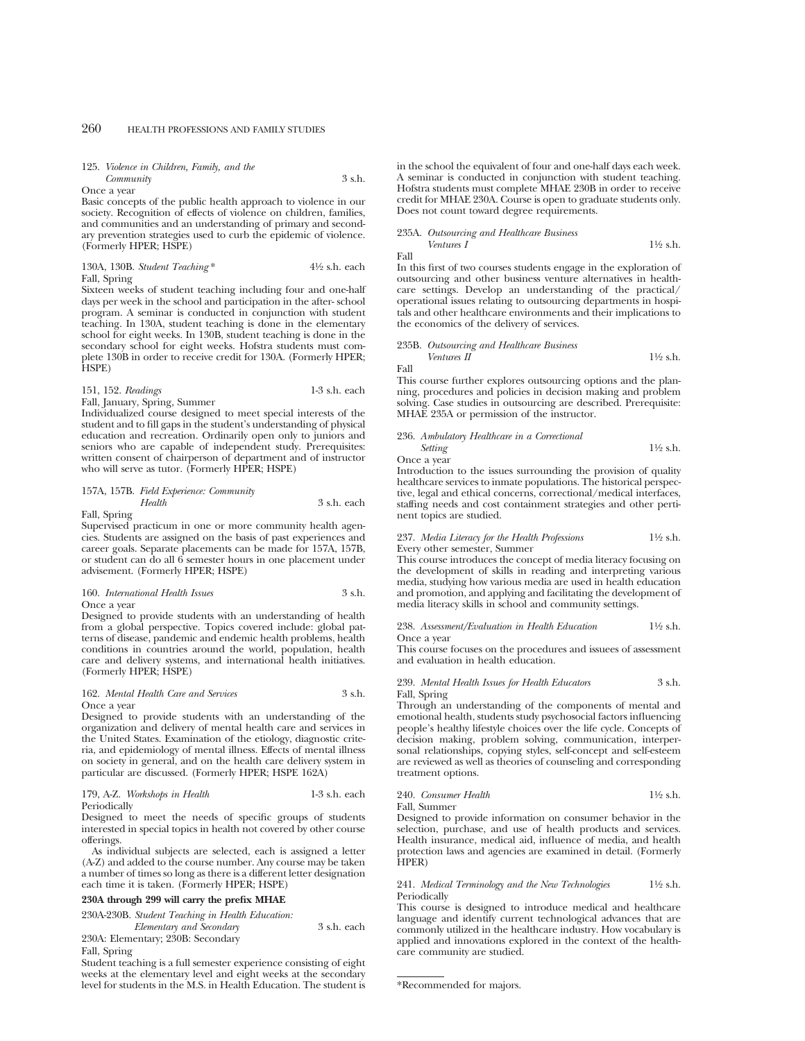125. *Violence in Children, Family, and the Community* 3 s.h.
Once a year
Basic concepts of the public health approach to violence in our society. Recognition of effects of violence on children, families, and communities and an understanding of primary and secondary prevention strategies used to curb the epidemic of violence. (Formerly HPER; HSPE)

130A, 130B. *Student Teaching** 4½ s.h. each
Fall, Spring
Sixteen weeks of student teaching including four and one-half days per week in the school and participation in the after- school program. A seminar is conducted in conjunction with student teaching. In 130A, student teaching is done in the elementary school for eight weeks. In 130B, student teaching is done in the secondary school for eight weeks. Hofstra students must complete 130B in order to receive credit for 130A. (Formerly HPER; HSPE)

151, 152. *Readings* 1-3 s.h. each
Fall, January, Spring, Summer
Individualized course designed to meet special interests of the student and to fill gaps in the student's understanding of physical education and recreation. Ordinarily open only to juniors and seniors who are capable of independent study. Prerequisites: written consent of chairperson of department and of instructor who will serve as tutor. (Formerly HPER; HSPE)

157A, 157B. *Field Experience: Community Health* 3 s.h. each
Fall, Spring
Supervised practicum in one or more community health agencies. Students are assigned on the basis of past experiences and career goals. Separate placements can be made for 157A, 157B, or student can do all 6 semester hours in one placement under advisement. (Formerly HPER; HSPE)

160. *International Health Issues* 3 s.h.
Once a year
Designed to provide students with an understanding of health from a global perspective. Topics covered include: global patterns of disease, pandemic and endemic health problems, health conditions in countries around the world, population, health care and delivery systems, and international health initiatives. (Formerly HPER; HSPE)

162. *Mental Health Care and Services* 3 s.h.
Once a year
Designed to provide students with an understanding of the organization and delivery of mental health care and services in the United States. Examination of the etiology, diagnostic criteria, and epidemiology of mental illness. Effects of mental illness on society in general, and on the health care delivery system in particular are discussed. (Formerly HPER; HSPE 162A)

179, A-Z. *Workshops in Health* 1-3 s.h. each
Periodically
Designed to meet the needs of specific groups of students interested in special topics in health not covered by other course offerings.

As individual subjects are selected, each is assigned a letter (A-Z) and added to the course number. Any course may be taken a number of times so long as there is a different letter designation each time it is taken. (Formerly HPER; HSPE)

**230A through 299 will carry the prefix MHAE**

230A-230B. *Student Teaching in Health Education: Elementary and Secondary* 3 s.h. each
230A: Elementary; 230B: Secondary
Fall, Spring
Student teaching is a full semester experience consisting of eight weeks at the elementary level and eight weeks at the secondary level for students in the M.S. in Health Education. The student is in the school the equivalent of four and one-half days each week. A seminar is conducted in conjunction with student teaching. Hofstra students must complete MHAE 230B in order to receive credit for MHAE 230A. Course is open to graduate students only. Does not count toward degree requirements.

235A. *Outsourcing and Healthcare Business Ventures I* 1½ s.h.
Fall
In this first of two courses students engage in the exploration of outsourcing and other business venture alternatives in healthcare settings. Develop an understanding of the practical/operational issues relating to outsourcing departments in hospitals and other healthcare environments and their implications to the economics of the delivery of services.

235B. *Outsourcing and Healthcare Business Ventures II* 1½ s.h.
Fall
This course further explores outsourcing options and the planning, procedures and policies in decision making and problem solving. Case studies in outsourcing are described. Prerequisite: MHAE 235A or permission of the instructor.

236. *Ambulatory Healthcare in a Correctional Setting* 1½ s.h.
Once a year
Introduction to the issues surrounding the provision of quality healthcare services to inmate populations. The historical perspective, legal and ethical concerns, correctional/medical interfaces, staffing needs and cost containment strategies and other pertinent topics are studied.

237. *Media Literacy for the Health Professions* 1½ s.h.
Every other semester, Summer
This course introduces the concept of media literacy focusing on the development of skills in reading and interpreting various media, studying how various media are used in health education and promotion, and applying and facilitating the development of media literacy skills in school and community settings.

238. *Assessment/Evaluation in Health Education* 1½ s.h.
Once a year
This course focuses on the procedures and issuees of assessment and evaluation in health education.

239. *Mental Health Issues for Health Educators* 3 s.h.
Fall, Spring
Through an understanding of the components of mental and emotional health, students study psychosocial factors influencing people's healthy lifestyle choices over the life cycle. Concepts of decision making, problem solving, communication, interpersonal relationships, copying styles, self-concept and self-esteem are reviewed as well as theories of counseling and corresponding treatment options.

240. *Consumer Health* 1½ s.h.
Fall, Summer
Designed to provide information on consumer behavior in the selection, purchase, and use of health products and services. Health insurance, medical aid, influence of media, and health protection laws and agencies are examined in detail. (Formerly HPER)

241. *Medical Terminology and the New Technologies* 1½ s.h.
Periodically
This course is designed to introduce medical and healthcare language and identify current technological advances that are commonly utilized in the healthcare industry. How vocabulary is applied and innovations explored in the context of the healthcare community are studied.

*Recommended for majors.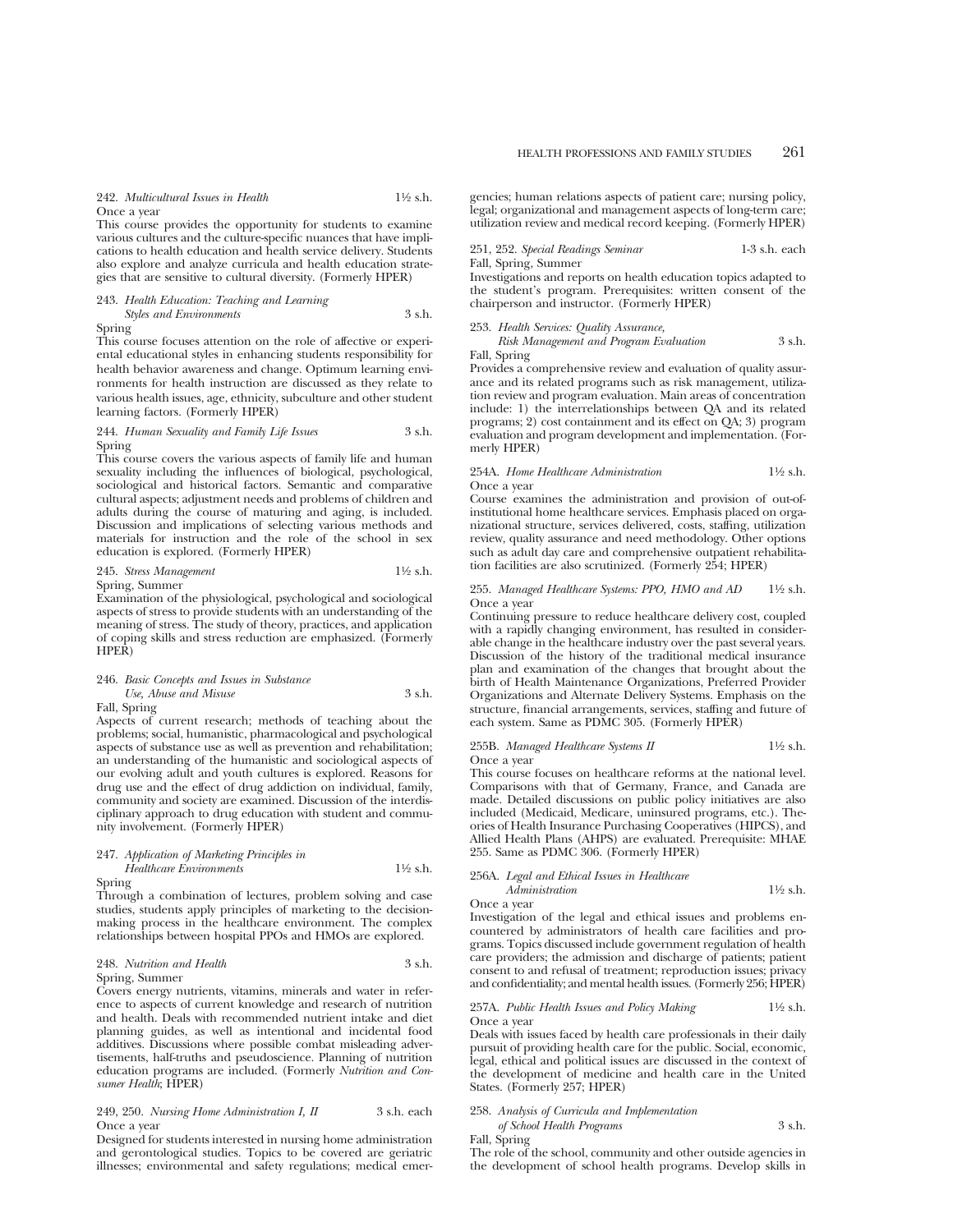**242.** *Multicultural Issues in Health* 1½ s.h.
Once a year
This course provides the opportunity for students to examine various cultures and the culture-specific nuances that have implications to health education and health service delivery. Students also explore and analyze curricula and health education strategies that are sensitive to cultural diversity. (Formerly HPER)

**243.** *Health Education: Teaching and Learning Styles and Environments* 3 s.h.
Spring
This course focuses attention on the role of affective or experiental educational styles in enhancing students responsibility for health behavior awareness and change. Optimum learning environments for health instruction are discussed as they relate to various health issues, age, ethnicity, subculture and other student learning factors. (Formerly HPER)

**244.** *Human Sexuality and Family Life Issues* 3 s.h.
Spring
This course covers the various aspects of family life and human sexuality including the influences of biological, psychological, sociological and historical factors. Semantic and comparative cultural aspects; adjustment needs and problems of children and adults during the course of maturing and aging, is included. Discussion and implications of selecting various methods and materials for instruction and the role of the school in sex education is explored. (Formerly HPER)

**245.** *Stress Management* 1½ s.h.
Spring, Summer
Examination of the physiological, psychological and sociological aspects of stress to provide students with an understanding of the meaning of stress. The study of theory, practices, and application of coping skills and stress reduction are emphasized. (Formerly HPER)

**246.** *Basic Concepts and Issues in Substance Use, Abuse and Misuse* 3 s.h.
Fall, Spring
Aspects of current research; methods of teaching about the problems; social, humanistic, pharmacological and psychological aspects of substance use as well as prevention and rehabilitation; an understanding of the humanistic and sociological aspects of our evolving adult and youth cultures is explored. Reasons for drug use and the effect of drug addiction on individual, family, community and society are examined. Discussion of the interdisciplinary approach to drug education with student and community involvement. (Formerly HPER)

**247.** *Application of Marketing Principles in Healthcare Environments* 1½ s.h.
Spring
Through a combination of lectures, problem solving and case studies, students apply principles of marketing to the decision-making process in the healthcare environment. The complex relationships between hospital PPOs and HMOs are explored.

**248.** *Nutrition and Health* 3 s.h.
Spring, Summer
Covers energy nutrients, vitamins, minerals and water in reference to aspects of current knowledge and research of nutrition and health. Deals with recommended nutrient intake and diet planning guides, as well as intentional and incidental food additives. Discussions where possible combat misleading advertisements, half-truths and pseudoscience. Planning of nutrition education programs are included. (Formerly *Nutrition and Consumer Health*; HPER)

**249, 250.** *Nursing Home Administration I, II* 3 s.h. each
Once a year
Designed for students interested in nursing home administration and gerontological studies. Topics to be covered are geriatric illnesses; environmental and safety regulations; medical emergencies; human relations aspects of patient care; nursing policy, legal; organizational and management aspects of long-term care; utilization review and medical record keeping. (Formerly HPER)

**251, 252.** *Special Readings Seminar* 1-3 s.h. each
Fall, Spring, Summer
Investigations and reports on health education topics adapted to the student's program. Prerequisites: written consent of the chairperson and instructor. (Formerly HPER)

**253.** *Health Services: Quality Assurance, Risk Management and Program Evaluation* 3 s.h.
Fall, Spring
Provides a comprehensive review and evaluation of quality assurance and its related programs such as risk management, utilization review and program evaluation. Main areas of concentration include: 1) the interrelationships between QA and its related programs; 2) cost containment and its effect on QA; 3) program evaluation and program development and implementation. (Formerly HPER)

**254A.** *Home Healthcare Administration* 1½ s.h.
Once a year
Course examines the administration and provision of out-of-institutional home healthcare services. Emphasis placed on organizational structure, services delivered, costs, staffing, utilization review, quality assurance and need methodology. Other options such as adult day care and comprehensive outpatient rehabilitation facilities are also scrutinized. (Formerly 254; HPER)

**255.** *Managed Healthcare Systems: PPO, HMO and AD* 1½ s.h.
Once a year
Continuing pressure to reduce healthcare delivery cost, coupled with a rapidly changing environment, has resulted in considerable change in the healthcare industry over the past several years. Discussion of the history of the traditional medical insurance plan and examination of the changes that brought about the birth of Health Maintenance Organizations, Preferred Provider Organizations and Alternate Delivery Systems. Emphasis on the structure, financial arrangements, services, staffing and future of each system. Same as PDMC 305. (Formerly HPER)

**255B.** *Managed Healthcare Systems II* 1½ s.h.
Once a year
This course focuses on healthcare reforms at the national level. Comparisons with that of Germany, France, and Canada are made. Detailed discussions on public policy initiatives are also included (Medicaid, Medicare, uninsured programs, etc.). Theories of Health Insurance Purchasing Cooperatives (HIPCS), and Allied Health Plans (AHPS) are evaluated. Prerequisite: MHAE 255. Same as PDMC 306. (Formerly HPER)

**256A.** *Legal and Ethical Issues in Healthcare Administration* 1½ s.h.
Once a year
Investigation of the legal and ethical issues and problems encountered by administrators of health care facilities and programs. Topics discussed include government regulation of health care providers; the admission and discharge of patients; patient consent to and refusal of treatment; reproduction issues; privacy and confidentiality; and mental health issues. (Formerly 256; HPER)

**257A.** *Public Health Issues and Policy Making* 1½ s.h.
Once a year
Deals with issues faced by health care professionals in their daily pursuit of providing health care for the public. Social, economic, legal, ethical and political issues are discussed in the context of the development of medicine and health care in the United States. (Formerly 257; HPER)

**258.** *Analysis of Curricula and Implementation of School Health Programs* 3 s.h.
Fall, Spring
The role of the school, community and other outside agencies in the development of school health programs. Develop skills in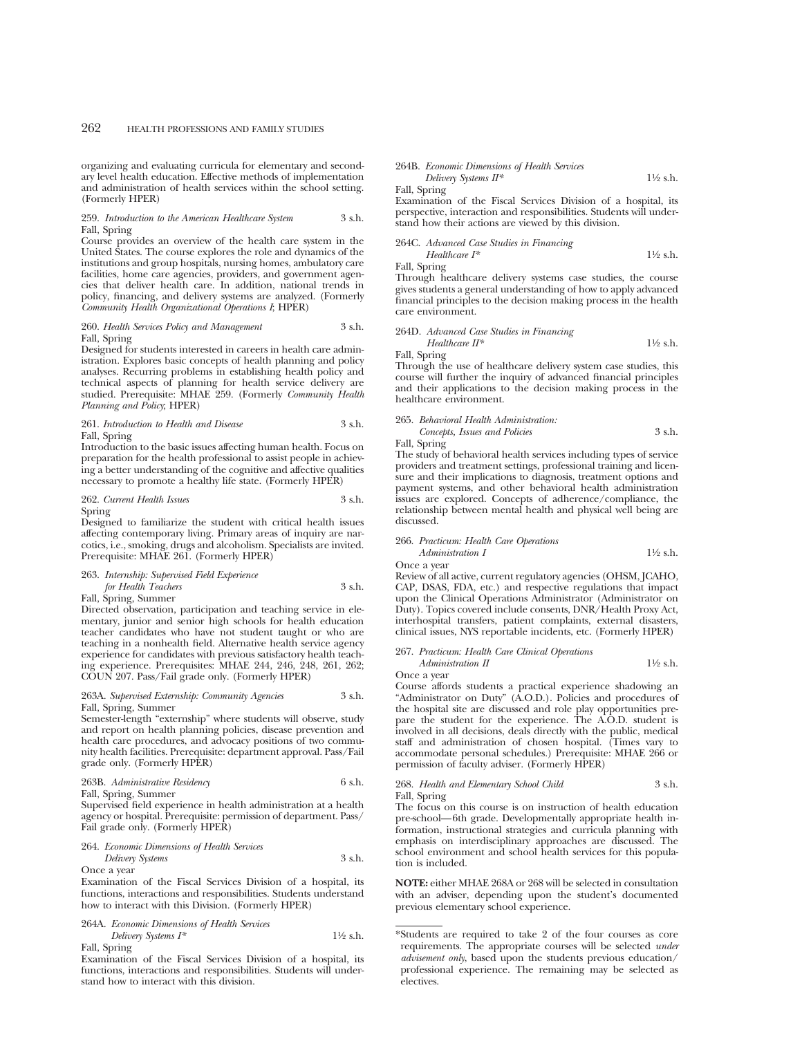organizing and evaluating curricula for elementary and secondary level health education. Effective methods of implementation and administration of health services within the school setting. (Formerly HPER)

259. *Introduction to the American Healthcare System* 3 s.h.
Fall, Spring
Course provides an overview of the health care system in the United States. The course explores the role and dynamics of the institutions and group hospitals, nursing homes, ambulatory care facilities, home care agencies, providers, and government agencies that deliver health care. In addition, national trends in policy, financing, and delivery systems are analyzed. (Formerly *Community Health Organizational Operations I*; HPER)

260. *Health Services Policy and Management* 3 s.h.
Fall, Spring
Designed for students interested in careers in health care administration. Explores basic concepts of health planning and policy analyses. Recurring problems in establishing health policy and technical aspects of planning for health service delivery are studied. Prerequisite: MHAE 259. (Formerly *Community Health Planning and Policy*; HPER)

261. *Introduction to Health and Disease* 3 s.h.
Fall, Spring
Introduction to the basic issues affecting human health. Focus on preparation for the health professional to assist people in achieving a better understanding of the cognitive and affective qualities necessary to promote a healthy life state. (Formerly HPER)

262. *Current Health Issues* 3 s.h.
Spring
Designed to familiarize the student with critical health issues affecting contemporary living. Primary areas of inquiry are narcotics, i.e., smoking, drugs and alcoholism. Specialists are invited. Prerequisite: MHAE 261. (Formerly HPER)

263. *Internship: Supervised Field Experience for Health Teachers* 3 s.h.
Fall, Spring, Summer
Directed observation, participation and teaching service in elementary, junior and senior high schools for health education teacher candidates who have not student taught or who are teaching in a nonhealth field. Alternative health service agency experience for candidates with previous satisfactory health teaching experience. Prerequisites: MHAE 244, 246, 248, 261, 262; COUN 207. Pass/Fail grade only. (Formerly HPER)

263A. *Supervised Externship: Community Agencies* 3 s.h.
Fall, Spring, Summer
Semester-length "externship" where students will observe, study and report on health planning policies, disease prevention and health care procedures, and advocacy positions of two community health facilities. Prerequisite: department approval. Pass/Fail grade only. (Formerly HPER)

263B. *Administrative Residency* 6 s.h.
Fall, Spring, Summer
Supervised field experience in health administration at a health agency or hospital. Prerequisite: permission of department. Pass/Fail grade only. (Formerly HPER)

264. *Economic Dimensions of Health Services Delivery Systems* 3 s.h.
Once a year
Examination of the Fiscal Services Division of a hospital, its functions, interactions and responsibilities. Students understand how to interact with this Division. (Formerly HPER)

264A. *Economic Dimensions of Health Services Delivery Systems I** 1½ s.h.
Fall, Spring
Examination of the Fiscal Services Division of a hospital, its functions, interactions and responsibilities. Students will understand how to interact with this division.

264B. *Economic Dimensions of Health Services Delivery Systems II** 1½ s.h.
Fall, Spring
Examination of the Fiscal Services Division of a hospital, its perspective, interaction and responsibilities. Students will understand how their actions are viewed by this division.

264C. *Advanced Case Studies in Financing Healthcare I** 1½ s.h.
Fall, Spring
Through healthcare delivery systems case studies, the course gives students a general understanding of how to apply advanced financial principles to the decision making process in the health care environment.

264D. *Advanced Case Studies in Financing Healthcare II** 1½ s.h.
Fall, Spring
Through the use of healthcare delivery system case studies, this course will further the inquiry of advanced financial principles and their applications to the decision making process in the healthcare environment.

265. *Behavioral Health Administration: Concepts, Issues and Policies* 3 s.h.
Fall, Spring
The study of behavioral health services including types of service providers and treatment settings, professional training and licensure and their implications to diagnosis, treatment options and payment systems, and other behavioral health administration issues are explored. Concepts of adherence/compliance, the relationship between mental health and physical well being are discussed.

266. *Practicum: Health Care Operations Administration I* 1½ s.h.
Once a year
Review of all active, current regulatory agencies (OHSM, JCAHO, CAP, DSAS, FDA, etc.) and respective regulations that impact upon the Clinical Operations Administrator (Administrator on Duty). Topics covered include consents, DNR/Health Proxy Act, interhospital transfers, patient complaints, external disasters, clinical issues, NYS reportable incidents, etc. (Formerly HPER)

267. *Practicum: Health Care Clinical Operations Administration II* 1½ s.h.
Once a year
Course affords students a practical experience shadowing an "Administrator on Duty" (A.O.D.). Policies and procedures of the hospital site are discussed and role play opportunities prepare the student for the experience. The A.O.D. student is involved in all decisions, deals directly with the public, medical staff and administration of chosen hospital. (Times vary to accommodate personal schedules.) Prerequisite: MHAE 266 or permission of faculty adviser. (Formerly HPER)

268. *Health and Elementary School Child* 3 s.h.
Fall, Spring
The focus on this course is on instruction of health education pre-school—6th grade. Developmentally appropriate health information, instructional strategies and curricula planning with emphasis on interdisciplinary approaches are discussed. The school environment and school health services for this population is included.

**NOTE:** either MHAE 268A or 268 will be selected in consultation with an adviser, depending upon the student's documented previous elementary school experience.

*Students are required to take 2 of the four courses as core requirements. The appropriate courses will be selected *under advisement only*, based upon the students previous education/professional experience. The remaining may be selected as electives.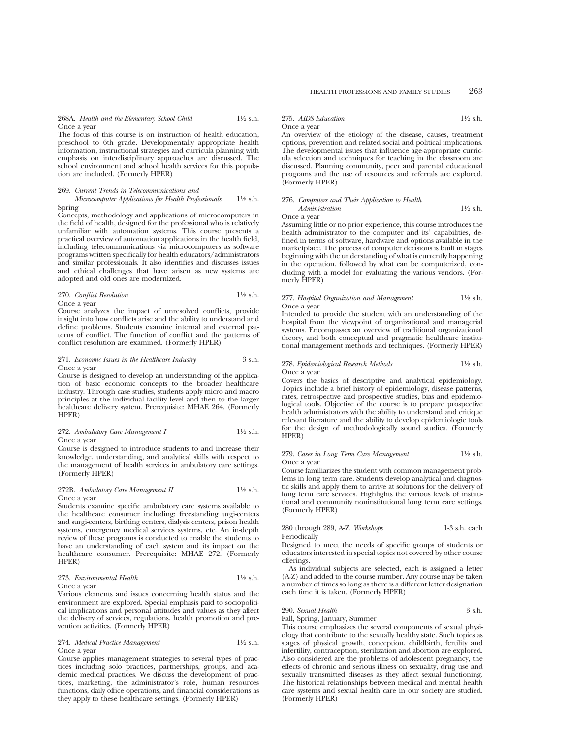268A. *Health and the Elementary School Child* 1½ s.h.
Once a year
The focus of this course is on instruction of health education, preschool to 6th grade. Developmentally appropriate health information, instructional strategies and curricula planning with emphasis on interdisciplinary approaches are discussed. The school environment and school health services for this population are included. (Formerly HPER)

269. *Current Trends in Telecommunications and Microcomputer Applications for Health Professionals* 1½ s.h.
Spring
Concepts, methodology and applications of microcomputers in the field of health, designed for the professional who is relatively unfamiliar with automation systems. This course presents a practical overview of automation applications in the health field, including telecommunications via microcomputers as software programs written specifically for health educators/administrators and similar professionals. It also identifies and discusses issues and ethical challenges that have arisen as new systems are adopted and old ones are modernized.

270. *Conflict Resolution* 1½ s.h.
Once a year
Course analyzes the impact of unresolved conflicts, provide insight into how conflicts arise and the ability to understand and define problems. Students examine internal and external patterns of conflict. The function of conflict and the patterns of conflict resolution are examined. (Formerly HPER)

271. *Economic Issues in the Healthcare Industry* 3 s.h.
Once a year
Course is designed to develop an understanding of the application of basic economic concepts to the broader healthcare industry. Through case studies, students apply micro and macro principles at the individual facility level and then to the larger healthcare delivery system. Prerequisite: MHAE 264. (Formerly HPER)

272. *Ambulatory Care Management I* 1½ s.h.
Once a year
Course is designed to introduce students to and increase their knowledge, understanding, and analytical skills with respect to the management of health services in ambulatory care settings. (Formerly HPER)

272B. *Ambulatory Care Management II* 1½ s.h.
Once a year
Students examine specific ambulatory care systems available to the healthcare consumer including: freestanding urgi-centers and surgi-centers, birthing centers, dialysis centers, prison health systems, emergency medical services systems, etc. An in-depth review of these programs is conducted to enable the students to have an understanding of each system and its impact on the healthcare consumer. Prerequisite: MHAE 272. (Formerly HPER)

273. *Environmental Health* 1½ s.h.
Once a year
Various elements and issues concerning health status and the environment are explored. Special emphasis paid to sociopolitical implications and personal attitudes and values as they affect the delivery of services, regulations, health promotion and prevention activities. (Formerly HPER)

274. *Medical Practice Management* 1½ s.h.
Once a year
Course applies management strategies to several types of practices including solo practices, partnerships, groups, and academic medical practices. We discuss the development of practices, marketing, the administrator's role, human resources functions, daily office operations, and financial considerations as they apply to these healthcare settings. (Formerly HPER)

275. *AIDS Education* 1½ s.h.
Once a year
An overview of the etiology of the disease, causes, treatment options, prevention and related social and political implications. The developmental issues that influence age-appropriate curricula selection and techniques for teaching in the classroom are discussed. Planning community, peer and parental educational programs and the use of resources and referrals are explored. (Formerly HPER)

276. *Computers and Their Application to Health Administration* 1½ s.h.
Once a year
Assuming little or no prior experience, this course introduces the health administrator to the computer and its' capabilities, defined in terms of software, hardware and options available in the marketplace. The process of computer decisions is built in stages beginning with the understanding of what is currently happening in the operation, followed by what can be computerized, concluding with a model for evaluating the various vendors. (Formerly HPER)

277. *Hospital Organization and Management* 1½ s.h.
Once a year
Intended to provide the student with an understanding of the hospital from the viewpoint of organizational and managerial systems. Encompasses an overview of traditional organizational theory, and both conceptual and pragmatic healthcare institutional management methods and techniques. (Formerly HPER)

278. *Epidemiological Research Methods* 1½ s.h.
Once a year
Covers the basics of descriptive and analytical epidemiology. Topics include a brief history of epidemiology, disease patterns, rates, retrospective and prospective studies, bias and epidemiological tools. Objective of the course is to prepare prospective health administrators with the ability to understand and critique relevant literature and the ability to develop epidemiologic tools for the design of methodologically sound studies. (Formerly HPER)

279. *Cases in Long Term Care Management* 1½ s.h.
Once a year
Course familiarizes the student with common management problems in long term care. Students develop analytical and diagnostic skills and apply them to arrive at solutions for the delivery of long term care services. Highlights the various levels of institutional and community noninstitutional long term care settings. (Formerly HPER)

280 through 289, A-Z. *Workshops* 1-3 s.h. each
Periodically
Designed to meet the needs of specific groups of students or educators interested in special topics not covered by other course offerings.

As individual subjects are selected, each is assigned a letter (A-Z) and added to the course number. Any course may be taken a number of times so long as there is a different letter designation each time it is taken. (Formerly HPER)

290. *Sexual Health* 3 s.h.
Fall, Spring, January, Summer
This course emphasizes the several components of sexual physiology that contribute to the sexually healthy state. Such topics as stages of physical growth, conception, childbirth, fertility and infertility, contraception, sterilization and abortion are explored. Also considered are the problems of adolescent pregnancy, the effects of chronic and serious illness on sexuality, drug use and sexually transmitted diseases as they affect sexual functioning. The historical relationships between medical and mental health care systems and sexual health care in our society are studied. (Formerly HPER)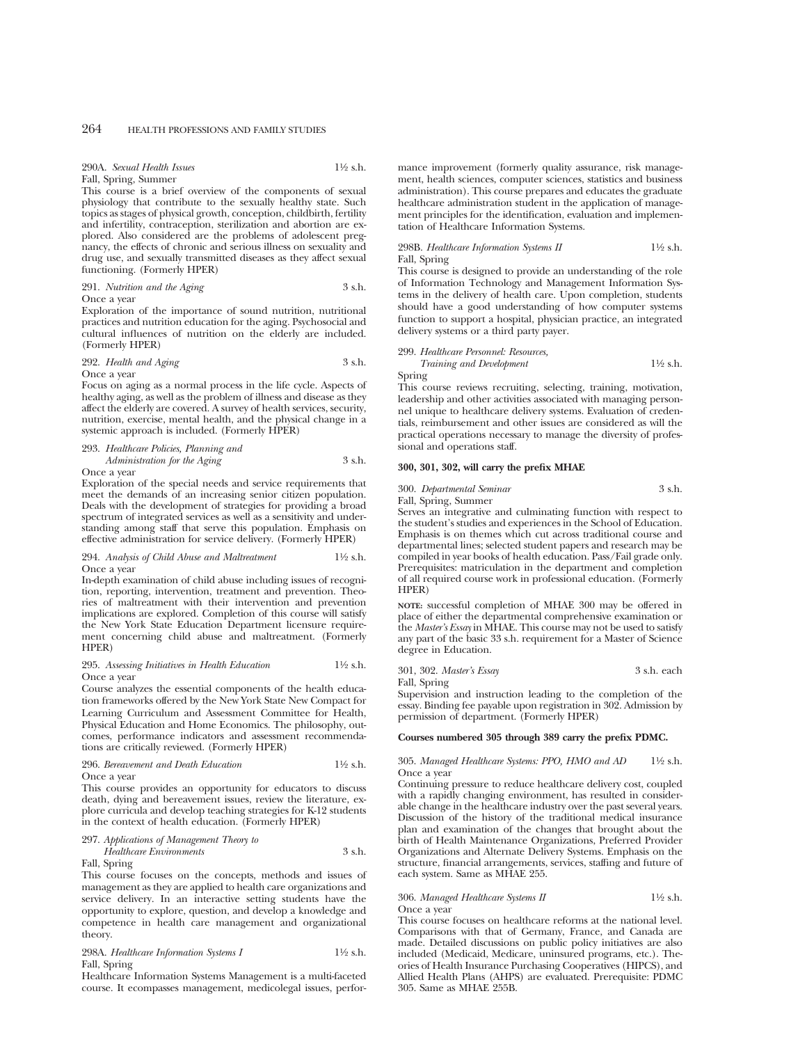290A. *Sexual Health Issues* 1½ s.h.
Fall, Spring, Summer

This course is a brief overview of the components of sexual physiology that contribute to the sexually healthy state. Such topics as stages of physical growth, conception, childbirth, fertility and infertility, contraception, sterilization and abortion are explored. Also considered are the problems of adolescent pregnancy, the effects of chronic and serious illness on sexuality and drug use, and sexually transmitted diseases as they affect sexual functioning. (Formerly HPER)

291. *Nutrition and the Aging* 3 s.h.
Once a year

Exploration of the importance of sound nutrition, nutritional practices and nutrition education for the aging. Psychosocial and cultural influences of nutrition on the elderly are included. (Formerly HPER)

292. *Health and Aging* 3 s.h.
Once a year

Focus on aging as a normal process in the life cycle. Aspects of healthy aging, as well as the problem of illness and disease as they affect the elderly are covered. A survey of health services, security, nutrition, exercise, mental health, and the physical change in a systemic approach is included. (Formerly HPER)

293. *Healthcare Policies, Planning and Administration for the Aging* 3 s.h.
Once a year

Exploration of the special needs and service requirements that meet the demands of an increasing senior citizen population. Deals with the development of strategies for providing a broad spectrum of integrated services as well as a sensitivity and understanding among staff that serve this population. Emphasis on effective administration for service delivery. (Formerly HPER)

294. *Analysis of Child Abuse and Maltreatment* 1½ s.h.
Once a year

In-depth examination of child abuse including issues of recognition, reporting, intervention, treatment and prevention. Theories of maltreatment with their intervention and prevention implications are explored. Completion of this course will satisfy the New York State Education Department licensure requirement concerning child abuse and maltreatment. (Formerly HPER)

295. *Assessing Initiatives in Health Education* 1½ s.h.
Once a year

Course analyzes the essential components of the health education frameworks offered by the New York State New Compact for Learning Curriculum and Assessment Committee for Health, Physical Education and Home Economics. The philosophy, outcomes, performance indicators and assessment recommendations are critically reviewed. (Formerly HPER)

296. *Bereavement and Death Education* 1½ s.h.
Once a year

This course provides an opportunity for educators to discuss death, dying and bereavement issues, review the literature, explore curricula and develop teaching strategies for K-12 students in the context of health education. (Formerly HPER)

297. *Applications of Management Theory to Healthcare Environments* 3 s.h.
Fall, Spring

This course focuses on the concepts, methods and issues of management as they are applied to health care organizations and service delivery. In an interactive setting students have the opportunity to explore, question, and develop a knowledge and competence in health care management and organizational theory.

298A. *Healthcare Information Systems I* 1½ s.h.
Fall, Spring

Healthcare Information Systems Management is a multi-faceted course. It ecompasses management, medicolegal issues, performance improvement (formerly quality assurance, risk management, health sciences, computer sciences, statistics and business administration). This course prepares and educates the graduate healthcare administration student in the application of management principles for the identification, evaluation and implementation of Healthcare Information Systems.

298B. *Healthcare Information Systems II* 1½ s.h.
Fall, Spring

This course is designed to provide an understanding of the role of Information Technology and Management Information Systems in the delivery of health care. Upon completion, students should have a good understanding of how computer systems function to support a hospital, physician practice, an integrated delivery systems or a third party payer.

299. *Healthcare Personnel: Resources, Training and Development* 1½ s.h.
Spring

This course reviews recruiting, selecting, training, motivation, leadership and other activities associated with managing personnel unique to healthcare delivery systems. Evaluation of credentials, reimbursement and other issues are considered as will the practical operations necessary to manage the diversity of professional and operations staff.

**300, 301, 302, will carry the prefix MHAE**

300. *Departmental Seminar* 3 s.h.
Fall, Spring, Summer

Serves an integrative and culminating function with respect to the student's studies and experiences in the School of Education. Emphasis is on themes which cut across traditional course and departmental lines; selected student papers and research may be compiled in year books of health education. Pass/Fail grade only. Prerequisites: matriculation in the department and completion of all required course work in professional education. (Formerly HPER)

NOTE: successful completion of MHAE 300 may be offered in place of either the departmental comprehensive examination or the *Master's Essay* in MHAE. This course may not be used to satisfy any part of the basic 33 s.h. requirement for a Master of Science degree in Education.

301, 302. *Master's Essay* 3 s.h. each
Fall, Spring

Supervision and instruction leading to the completion of the essay. Binding fee payable upon registration in 302. Admission by permission of department. (Formerly HPER)

**Courses numbered 305 through 389 carry the prefix PDMC.**

305. *Managed Healthcare Systems: PPO, HMO and AD* 1½ s.h.
Once a year

Continuing pressure to reduce healthcare delivery cost, coupled with a rapidly changing environment, has resulted in considerable change in the healthcare industry over the past several years. Discussion of the history of the traditional medical insurance plan and examination of the changes that brought about the birth of Health Maintenance Organizations, Preferred Provider Organizations and Alternate Delivery Systems. Emphasis on the structure, financial arrangements, services, staffing and future of each system. Same as MHAE 255.

306. *Managed Healthcare Systems II* 1½ s.h.
Once a year

This course focuses on healthcare reforms at the national level. Comparisons with that of Germany, France, and Canada are made. Detailed discussions on public policy initiatives are also included (Medicaid, Medicare, uninsured programs, etc.). Theories of Health Insurance Purchasing Cooperatives (HIPCS), and Allied Health Plans (AHPS) are evaluated. Prerequisite: PDMC 305. Same as MHAE 255B.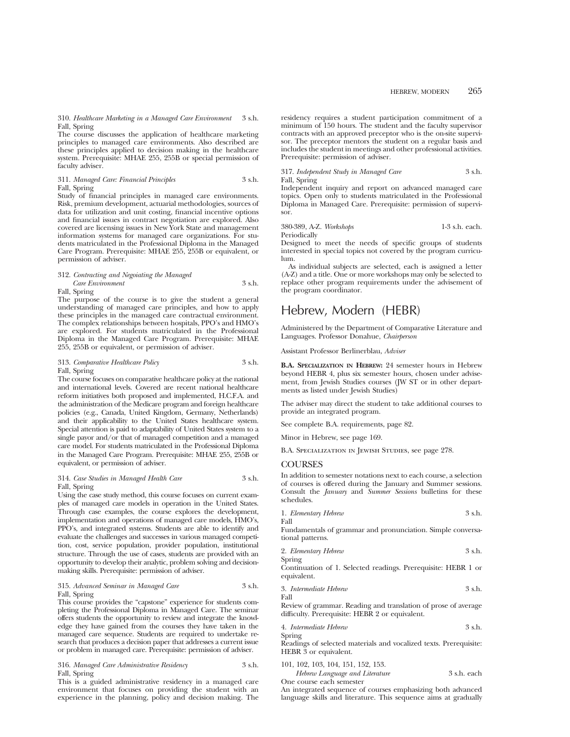310. *Healthcare Marketing in a Managed Care Environment* 3 s.h.
Fall, Spring
The course discusses the application of healthcare marketing principles to managed care environments. Also described are these principles applied to decision making in the healthcare system. Prerequisite: MHAE 255, 255B or special permission of faculty adviser.

311. *Managed Care: Financial Principles* 3 s.h.
Fall, Spring
Study of financial principles in managed care environments. Risk, premium development, actuarial methodologies, sources of data for utilization and unit costing, financial incentive options and financial issues in contract negotiation are explored. Also covered are licensing issues in New York State and management information systems for managed care organizations. For students matriculated in the Professional Diploma in the Managed Care Program. Prerequisite: MHAE 255, 255B or equivalent, or permission of adviser.

312. *Contracting and Negoiating the Managed Care Environment* 3 s.h.
Fall, Spring
The purpose of the course is to give the student a general understanding of managed care principles, and how to apply these principles in the managed care contractual environment. The complex relationships between hospitals, PPO's and HMO's are explored. For students matriculated in the Professional Diploma in the Managed Care Program. Prerequisite: MHAE 255, 255B or equivalent, or permission of adviser.

313. *Comparative Healthcare Policy* 3 s.h.
Fall, Spring
The course focuses on comparative healthcare policy at the national and international levels. Covered are recent national healthcare reform initiatives both proposed and implemented, H.C.F.A. and the administration of the Medicare program and foreign healthcare policies (e.g., Canada, United Kingdom, Germany, Netherlands) and their applicability to the United States healthcare system. Special attention is paid to adaptability of United States system to a single payor and/or that of managed competition and a managed care model. For students matriculated in the Professional Diploma in the Managed Care Program. Prerequisite: MHAE 255, 255B or equivalent, or permission of adviser.

314. *Case Studies in Managed Health Care* 3 s.h.
Fall, Spring
Using the case study method, this course focuses on current examples of managed care models in operation in the United States. Through case examples, the course explores the development, implementation and operations of managed care models, HMO's, PPO's, and integrated systems. Students are able to identify and evaluate the challenges and successes in various managed competition, cost, service population, provider population, institutional structure. Through the use of cases, students are provided with an opportunity to develop their analytic, problem solving and decision-making skills. Prerequisite: permission of adviser.

315. *Advanced Seminar in Managed Care* 3 s.h.
Fall, Spring
This course provides the "capstone" experience for students completing the Professional Diploma in Managed Care. The seminar offers students the opportunity to review and integrate the knowledge they have gained from the courses they have taken in the managed care sequence. Students are required to undertake research that produces a decision paper that addresses a current issue or problem in managed care. Prerequisite: permission of adviser.

316. *Managed Care Administrative Residency* 3 s.h.
Fall, Spring
This is a guided administrative residency in a managed care environment that focuses on providing the student with an experience in the planning, policy and decision making. The residency requires a student participation commitment of a minimum of 150 hours. The student and the faculty supervisor contracts with an approved preceptor who is the on-site supervisor. The preceptor mentors the student on a regular basis and includes the student in meetings and other professional activities. Prerequisite: permission of adviser.

317. *Independent Study in Managed Care* 3 s.h.
Fall, Spring
Independent inquiry and report on advanced managed care topics. Open only to students matriculated in the Professional Diploma in Managed Care. Prerequisite: permission of supervisor.

380-389, A-Z. *Workshops* 1-3 s.h. each.
Periodically
Designed to meet the needs of specific groups of students interested in special topics not covered by the program curriculum.

As individual subjects are selected, each is assigned a letter (A-Z) and a title. One or more workshops may only be selected to replace other program requirements under the advisement of the program coordinator.

# Hebrew, Modern (HEBR)

Administered by the Department of Comparative Literature and Languages. Professor Donahue, *Chairperson*

Assistant Professor Berlinerblau, *Adviser*

**B.A. Specialization in Hebrew:** 24 semester hours in Hebrew beyond HEBR 4, plus six semester hours, chosen under advisement, from Jewish Studies courses (JW ST or in other departments as listed under Jewish Studies)

The adviser may direct the student to take additional courses to provide an integrated program.

See complete B.A. requirements, page 82.

Minor in Hebrew, see page 169.

B.A. Specialization in Jewish Studies, see page 278.

## COURSES

In addition to semester notations next to each course, a selection of courses is offered during the January and Summer sessions. Consult the *January* and *Summer Sessions* bulletins for these schedules.

1. *Elementary Hebrew* 3 s.h.
Fall
Fundamentals of grammar and pronunciation. Simple conversational patterns.

2. *Elementary Hebrew* 3 s.h.
Spring
Continuation of 1. Selected readings. Prerequisite: HEBR 1 or equivalent.

3. *Intermediate Hebrew* 3 s.h.
Fall
Review of grammar. Reading and translation of prose of average difficulty. Prerequisite: HEBR 2 or equivalent.

4. *Intermediate Hebrew* 3 s.h.
Spring
Readings of selected materials and vocalized texts. Prerequisite: HEBR 3 or equivalent.

101, 102, 103, 104, 151, 152, 153. *Hebrew Language and Literature* 3 s.h. each
One course each semester
An integrated sequence of courses emphasizing both advanced language skills and literature. This sequence aims at gradually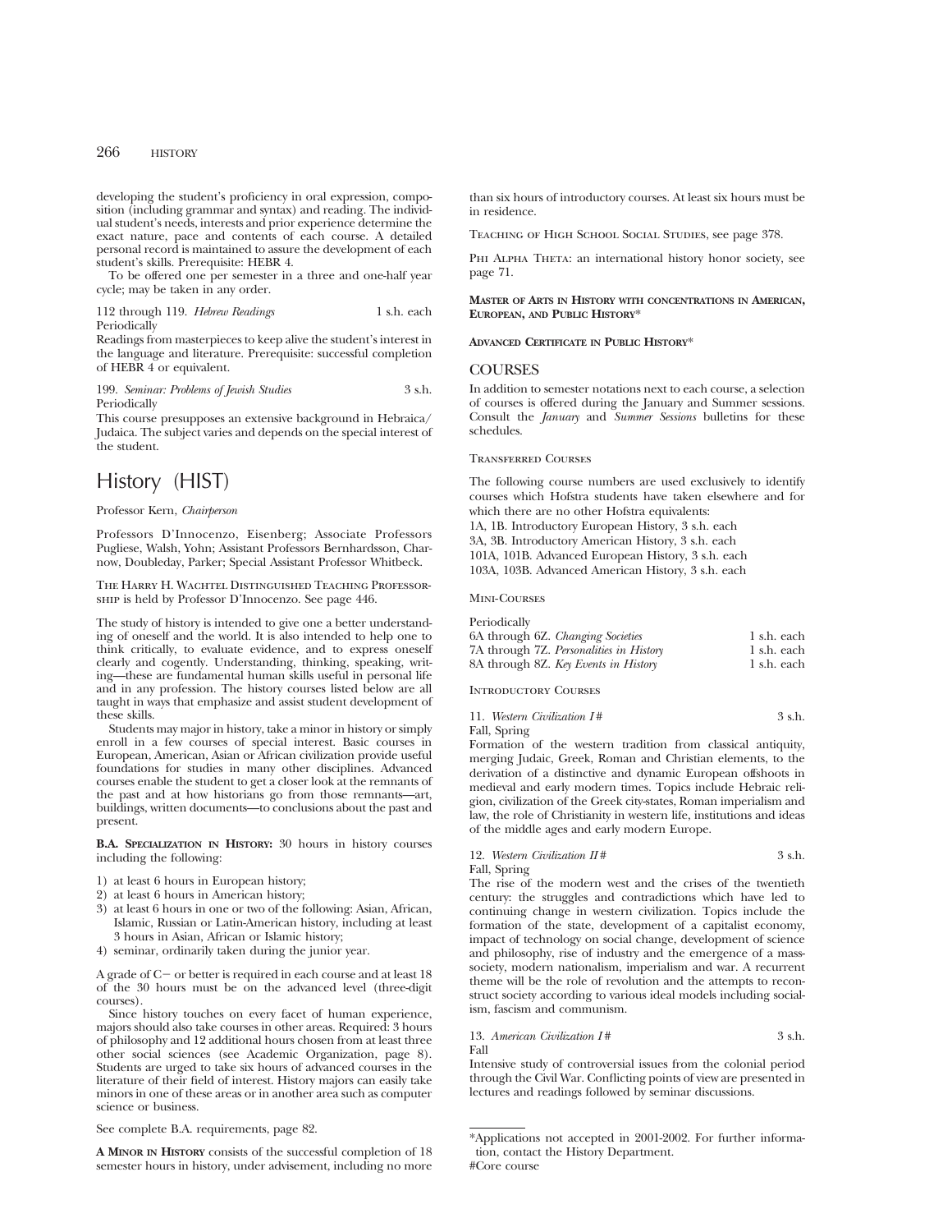developing the student's proficiency in oral expression, composition (including grammar and syntax) and reading. The individual student's needs, interests and prior experience determine the exact nature, pace and contents of each course. A detailed personal record is maintained to assure the development of each student's skills. Prerequisite: HEBR 4.

To be offered one per semester in a three and one-half year cycle; may be taken in any order.

112 through 119. *Hebrew Readings* 1 s.h. each
Periodically
Readings from masterpieces to keep alive the student's interest in the language and literature. Prerequisite: successful completion of HEBR 4 or equivalent.

199. *Seminar: Problems of Jewish Studies* 3 s.h.
Periodically
This course presupposes an extensive background in Hebraica/Judaica. The subject varies and depends on the special interest of the student.

# History (HIST)

Professor Kern, *Chairperson*

Professors D'Innocenzo, Eisenberg; Associate Professors Pugliese, Walsh, Yohn; Assistant Professors Bernhardsson, Charnow, Doubleday, Parker; Special Assistant Professor Whitbeck.

The Harry H. Wachtel Distinguished Teaching Professorship is held by Professor D'Innocenzo. See page 446.

The study of history is intended to give one a better understanding of oneself and the world. It is also intended to help one to think critically, to evaluate evidence, and to express oneself clearly and cogently. Understanding, thinking, speaking, writing—these are fundamental human skills useful in personal life and in any profession. The history courses listed below are all taught in ways that emphasize and assist student development of these skills.

Students may major in history, take a minor in history or simply enroll in a few courses of special interest. Basic courses in European, American, Asian or African civilization provide useful foundations for studies in many other disciplines. Advanced courses enable the student to get a closer look at the remnants of the past and at how historians go from those remnants—art, buildings, written documents—to conclusions about the past and present.

**B.A. Specialization in History:** 30 hours in history courses including the following:

1) at least 6 hours in European history;
2) at least 6 hours in American history;
3) at least 6 hours in one or two of the following: Asian, African, Islamic, Russian or Latin-American history, including at least 3 hours in Asian, African or Islamic history;
4) seminar, ordinarily taken during the junior year.

A grade of C− or better is required in each course and at least 18 of the 30 hours must be on the advanced level (three-digit courses).

Since history touches on every facet of human experience, majors should also take courses in other areas. Required: 3 hours of philosophy and 12 additional hours chosen from at least three other social sciences (see Academic Organization, page 8). Students are urged to take six hours of advanced courses in the literature of their field of interest. History majors can easily take minors in one of these areas or in another area such as computer science or business.

See complete B.A. requirements, page 82.

**A Minor in History** consists of the successful completion of 18 semester hours in history, under advisement, including no more than six hours of introductory courses. At least six hours must be in residence.

Teaching of High School Social Studies, see page 378.

Phi Alpha Theta: an international history honor society, see page 71.

**Master of Arts in History with concentrations in American, European, and Public History***

**Advanced Certificate in Public History***

## COURSES

In addition to semester notations next to each course, a selection of courses is offered during the January and Summer sessions. Consult the *January* and *Summer Sessions* bulletins for these schedules.

### Transferred Courses

The following course numbers are used exclusively to identify courses which Hofstra students have taken elsewhere and for which there are no other Hofstra equivalents:

1A, 1B. Introductory European History, 3 s.h. each
3A, 3B. Introductory American History, 3 s.h. each
101A, 101B. Advanced European History, 3 s.h. each
103A, 103B. Advanced American History, 3 s.h. each

### Mini-Courses

Periodically
6A through 6Z. *Changing Societies* 1 s.h. each
7A through 7Z. *Personalities in History* 1 s.h. each
8A through 8Z. *Key Events in History* 1 s.h. each

### Introductory Courses

11. *Western Civilization I* # 3 s.h.
Fall, Spring
Formation of the western tradition from classical antiquity, merging Judaic, Greek, Roman and Christian elements, to the derivation of a distinctive and dynamic European offshoots in medieval and early modern times. Topics include Hebraic religion, civilization of the Greek city-states, Roman imperialism and law, the role of Christianity in western life, institutions and ideas of the middle ages and early modern Europe.

12. *Western Civilization II* # 3 s.h.
Fall, Spring
The rise of the modern west and the crises of the twentieth century: the struggles and contradictions which have led to continuing change in western civilization. Topics include the formation of the state, development of a capitalist economy, impact of technology on social change, development of science and philosophy, rise of industry and the emergence of a mass-society, modern nationalism, imperialism and war. A recurrent theme will be the role of revolution and the attempts to reconstruct society according to various ideal models including socialism, fascism and communism.

13. *American Civilization I* # 3 s.h.
Fall
Intensive study of controversial issues from the colonial period through the Civil War. Conflicting points of view are presented in lectures and readings followed by seminar discussions.

*Applications not accepted in 2001-2002. For further information, contact the History Department.
#Core course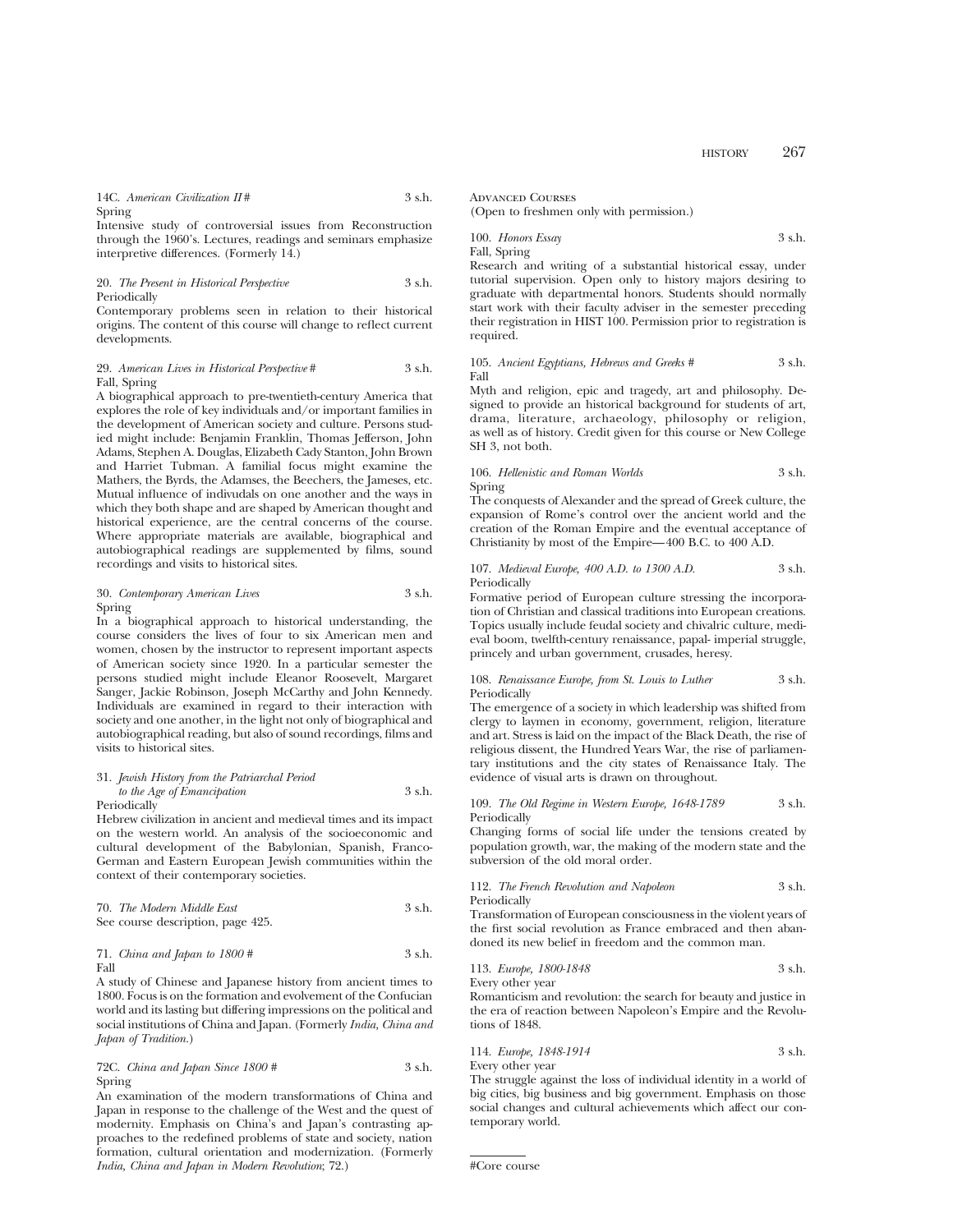14C. *American Civilization II* # 3 s.h.
Spring

Intensive study of controversial issues from Reconstruction through the 1960's. Lectures, readings and seminars emphasize interpretive differences. (Formerly 14.)

20. *The Present in Historical Perspective* 3 s.h.
Periodically

Contemporary problems seen in relation to their historical origins. The content of this course will change to reflect current developments.

29. *American Lives in Historical Perspective* # 3 s.h.
Fall, Spring

A biographical approach to pre-twentieth-century America that explores the role of key individuals and/or important families in the development of American society and culture. Persons studied might include: Benjamin Franklin, Thomas Jefferson, John Adams, Stephen A. Douglas, Elizabeth Cady Stanton, John Brown and Harriet Tubman. A familial focus might examine the Mathers, the Byrds, the Adamses, the Beechers, the Jameses, etc. Mutual influence of indivudals on one another and the ways in which they both shape and are shaped by American thought and historical experience, are the central concerns of the course. Where appropriate materials are available, biographical and autobiographical readings are supplemented by films, sound recordings and visits to historical sites.

30. *Contemporary American Lives* 3 s.h.
Spring

In a biographical approach to historical understanding, the course considers the lives of four to six American men and women, chosen by the instructor to represent important aspects of American society since 1920. In a particular semester the persons studied might include Eleanor Roosevelt, Margaret Sanger, Jackie Robinson, Joseph McCarthy and John Kennedy. Individuals are examined in regard to their interaction with society and one another, in the light not only of biographical and autobiographical reading, but also of sound recordings, films and visits to historical sites.

31. *Jewish History from the Patriarchal Period to the Age of Emancipation* 3 s.h.
Periodically

Hebrew civilization in ancient and medieval times and its impact on the western world. An analysis of the socioeconomic and cultural development of the Babylonian, Spanish, Franco-German and Eastern European Jewish communities within the context of their contemporary societies.

70. *The Modern Middle East* 3 s.h.
See course description, page 425.

71. *China and Japan to 1800* # 3 s.h.
Fall

A study of Chinese and Japanese history from ancient times to 1800. Focus is on the formation and evolvement of the Confucian world and its lasting but differing impressions on the political and social institutions of China and Japan. (Formerly *India, China and Japan of Tradition.*)

72C. *China and Japan Since 1800* # 3 s.h.
Spring

An examination of the modern transformations of China and Japan in response to the challenge of the West and the quest of modernity. Emphasis on China's and Japan's contrasting approaches to the redefined problems of state and society, nation formation, cultural orientation and modernization. (Formerly *India, China and Japan in Modern Revolution*; 72.)

## Advanced Courses

(Open to freshmen only with permission.)

100. *Honors Essay* 3 s.h.
Fall, Spring

Research and writing of a substantial historical essay, under tutorial supervision. Open only to history majors desiring to graduate with departmental honors. Students should normally start work with their faculty adviser in the semester preceding their registration in HIST 100. Permission prior to registration is required.

105. *Ancient Egyptians, Hebrews and Greeks* # 3 s.h.
Fall

Myth and religion, epic and tragedy, art and philosophy. Designed to provide an historical background for students of art, drama, literature, archaeology, philosophy or religion, as well as of history. Credit given for this course or New College SH 3, not both.

106. *Hellenistic and Roman Worlds* 3 s.h.
Spring

The conquests of Alexander and the spread of Greek culture, the expansion of Rome's control over the ancient world and the creation of the Roman Empire and the eventual acceptance of Christianity by most of the Empire—400 B.C. to 400 A.D.

107. *Medieval Europe, 400 A.D. to 1300 A.D.* 3 s.h.
Periodically

Formative period of European culture stressing the incorporation of Christian and classical traditions into European creations. Topics usually include feudal society and chivalric culture, medieval boom, twelfth-century renaissance, papal- imperial struggle, princely and urban government, crusades, heresy.

108. *Renaissance Europe, from St. Louis to Luther* 3 s.h.
Periodically

The emergence of a society in which leadership was shifted from clergy to laymen in economy, government, religion, literature and art. Stress is laid on the impact of the Black Death, the rise of religious dissent, the Hundred Years War, the rise of parliamentary institutions and the city states of Renaissance Italy. The evidence of visual arts is drawn on throughout.

109. *The Old Regime in Western Europe, 1648-1789* 3 s.h.
Periodically

Changing forms of social life under the tensions created by population growth, war, the making of the modern state and the subversion of the old moral order.

112. *The French Revolution and Napoleon* 3 s.h.
Periodically

Transformation of European consciousness in the violent years of the first social revolution as France embraced and then abandoned its new belief in freedom and the common man.

113. *Europe, 1800-1848* 3 s.h.
Every other year

Romanticism and revolution: the search for beauty and justice in the era of reaction between Napoleon's Empire and the Revolutions of 1848.

114. *Europe, 1848-1914* 3 s.h.
Every other year

The struggle against the loss of individual identity in a world of big cities, big business and big government. Emphasis on those social changes and cultural achievements which affect our contemporary world.

---

#Core course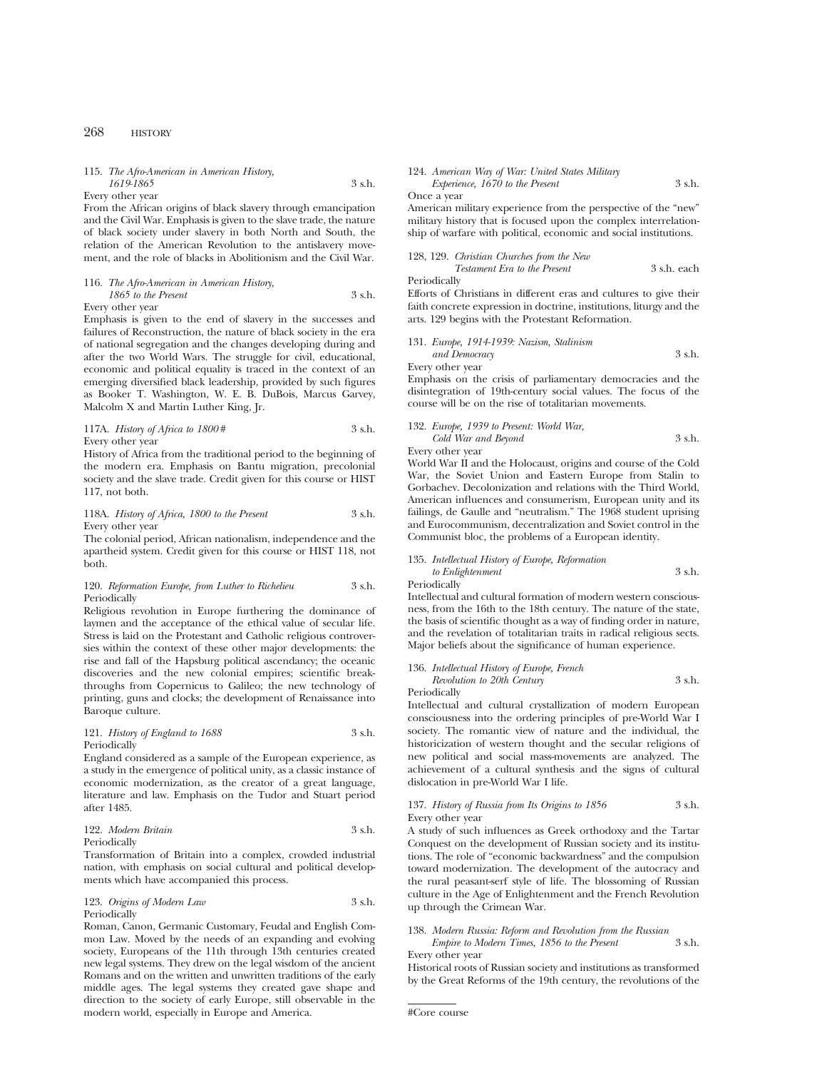115. *The Afro-American in American History, 1619-1865* 3 s.h.
Every other year
From the African origins of black slavery through emancipation and the Civil War. Emphasis is given to the slave trade, the nature of black society under slavery in both North and South, the relation of the American Revolution to the antislavery movement, and the role of blacks in Abolitionism and the Civil War.

116. *The Afro-American in American History, 1865 to the Present* 3 s.h.
Every other year
Emphasis is given to the end of slavery in the successes and failures of Reconstruction, the nature of black society in the era of national segregation and the changes developing during and after the two World Wars. The struggle for civil, educational, economic and political equality is traced in the context of an emerging diversified black leadership, provided by such figures as Booker T. Washington, W. E. B. DuBois, Marcus Garvey, Malcolm X and Martin Luther King, Jr.

117A. *History of Africa to 1800#* 3 s.h.
Every other year
History of Africa from the traditional period to the beginning of the modern era. Emphasis on Bantu migration, precolonial society and the slave trade. Credit given for this course or HIST 117, not both.

118A. *History of Africa, 1800 to the Present* 3 s.h.
Every other year
The colonial period, African nationalism, independence and the apartheid system. Credit given for this course or HIST 118, not both.

120. *Reformation Europe, from Luther to Richelieu* 3 s.h.
Periodically
Religious revolution in Europe furthering the dominance of laymen and the acceptance of the ethical value of secular life. Stress is laid on the Protestant and Catholic religious controversies within the context of these other major developments: the rise and fall of the Hapsburg political ascendancy; the oceanic discoveries and the new colonial empires; scientific breakthroughs from Copernicus to Galileo; the new technology of printing, guns and clocks; the development of Renaissance into Baroque culture.

121. *History of England to 1688* 3 s.h.
Periodically
England considered as a sample of the European experience, as a study in the emergence of political unity, as a classic instance of economic modernization, as the creator of a great language, literature and law. Emphasis on the Tudor and Stuart period after 1485.

122. *Modern Britain* 3 s.h.
Periodically
Transformation of Britain into a complex, crowded industrial nation, with emphasis on social cultural and political developments which have accompanied this process.

123. *Origins of Modern Law* 3 s.h.
Periodically
Roman, Canon, Germanic Customary, Feudal and English Common Law. Moved by the needs of an expanding and evolving society, Europeans of the 11th through 13th centuries created new legal systems. They drew on the legal wisdom of the ancient Romans and on the written and unwritten traditions of the early middle ages. The legal systems they created gave shape and direction to the society of early Europe, still observable in the modern world, especially in Europe and America.

124. *American Way of War: United States Military Experience, 1670 to the Present* 3 s.h.
Once a year
American military experience from the perspective of the "new" military history that is focused upon the complex interrelationship of warfare with political, economic and social institutions.

128, 129. *Christian Churches from the New Testament Era to the Present* 3 s.h. each
Periodically
Efforts of Christians in different eras and cultures to give their faith concrete expression in doctrine, institutions, liturgy and the arts. 129 begins with the Protestant Reformation.

131. *Europe, 1914-1939: Nazism, Stalinism and Democracy* 3 s.h.
Every other year
Emphasis on the crisis of parliamentary democracies and the disintegration of 19th-century social values. The focus of the course will be on the rise of totalitarian movements.

132. *Europe, 1939 to Present: World War, Cold War and Beyond* 3 s.h.
Every other year
World War II and the Holocaust, origins and course of the Cold War, the Soviet Union and Eastern Europe from Stalin to Gorbachev. Decolonization and relations with the Third World, American influences and consumerism, European unity and its failings, de Gaulle and "neutralism." The 1968 student uprising and Eurocommunism, decentralization and Soviet control in the Communist bloc, the problems of a European identity.

135. *Intellectual History of Europe, Reformation to Enlightenment* 3 s.h.
Periodically
Intellectual and cultural formation of modern western consciousness, from the 16th to the 18th century. The nature of the state, the basis of scientific thought as a way of finding order in nature, and the revelation of totalitarian traits in radical religious sects. Major beliefs about the significance of human experience.

136. *Intellectual History of Europe, French Revolution to 20th Century* 3 s.h.
Periodically
Intellectual and cultural crystallization of modern European consciousness into the ordering principles of pre-World War I society. The romantic view of nature and the individual, the historicization of western thought and the secular religions of new political and social mass-movements are analyzed. The achievement of a cultural synthesis and the signs of cultural dislocation in pre-World War I life.

137. *History of Russia from Its Origins to 1856* 3 s.h.
Every other year
A study of such influences as Greek orthodoxy and the Tartar Conquest on the development of Russian society and its institutions. The role of "economic backwardness" and the compulsion toward modernization. The development of the autocracy and the rural peasant-serf style of life. The blossoming of Russian culture in the Age of Enlightenment and the French Revolution up through the Crimean War.

138. *Modern Russia: Reform and Revolution from the Russian Empire to Modern Times, 1856 to the Present* 3 s.h.
Every other year
Historical roots of Russian society and institutions as transformed by the Great Reforms of the 19th century, the revolutions of the

#Core course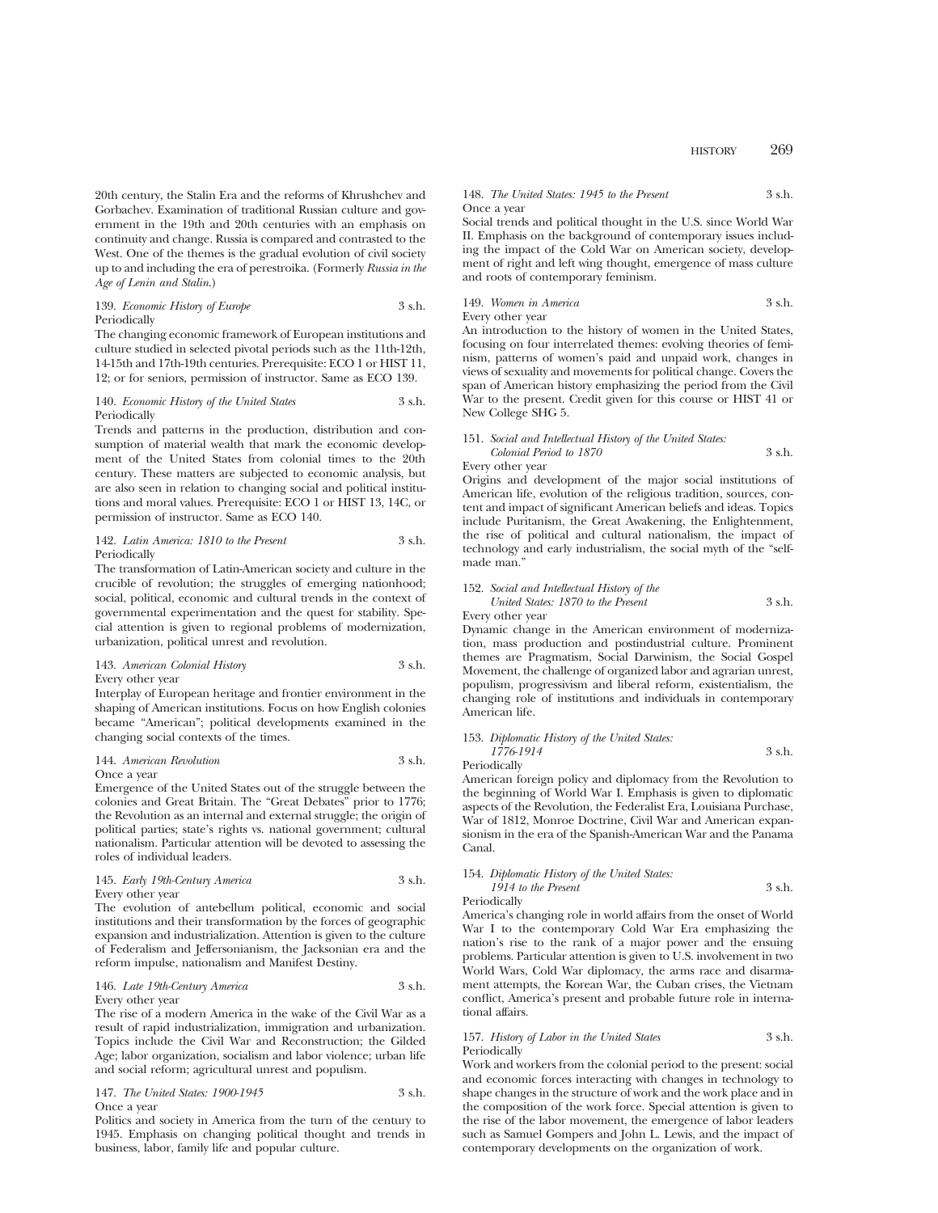20th century, the Stalin Era and the reforms of Khrushchev and Gorbachev. Examination of traditional Russian culture and government in the 19th and 20th centuries with an emphasis on continuity and change. Russia is compared and contrasted to the West. One of the themes is the gradual evolution of civil society up to and including the era of perestroika. (Formerly *Russia in the Age of Lenin and Stalin.*)

139. *Economic History of Europe* 3 s.h.
Periodically
The changing economic framework of European institutions and culture studied in selected pivotal periods such as the 11th-12th, 14-15th and 17th-19th centuries. Prerequisite: ECO 1 or HIST 11, 12; or for seniors, permission of instructor. Same as ECO 139.

140. *Economic History of the United States* 3 s.h.
Periodically
Trends and patterns in the production, distribution and consumption of material wealth that mark the economic development of the United States from colonial times to the 20th century. These matters are subjected to economic analysis, but are also seen in relation to changing social and political institutions and moral values. Prerequisite: ECO 1 or HIST 13, 14C, or permission of instructor. Same as ECO 140.

142. *Latin America: 1810 to the Present* 3 s.h.
Periodically
The transformation of Latin-American society and culture in the crucible of revolution; the struggles of emerging nationhood; social, political, economic and cultural trends in the context of governmental experimentation and the quest for stability. Special attention is given to regional problems of modernization, urbanization, political unrest and revolution.

143. *American Colonial History* 3 s.h.
Every other year
Interplay of European heritage and frontier environment in the shaping of American institutions. Focus on how English colonies became "American"; political developments examined in the changing social contexts of the times.

144. *American Revolution* 3 s.h.
Once a year
Emergence of the United States out of the struggle between the colonies and Great Britain. The "Great Debates" prior to 1776; the Revolution as an internal and external struggle; the origin of political parties; state's rights vs. national government; cultural nationalism. Particular attention will be devoted to assessing the roles of individual leaders.

145. *Early 19th-Century America* 3 s.h.
Every other year
The evolution of antebellum political, economic and social institutions and their transformation by the forces of geographic expansion and industrialization. Attention is given to the culture of Federalism and Jeffersonianism, the Jacksonian era and the reform impulse, nationalism and Manifest Destiny.

146. *Late 19th-Century America* 3 s.h.
Every other year
The rise of a modern America in the wake of the Civil War as a result of rapid industrialization, immigration and urbanization. Topics include the Civil War and Reconstruction; the Gilded Age; labor organization, socialism and labor violence; urban life and social reform; agricultural unrest and populism.

147. *The United States: 1900-1945* 3 s.h.
Once a year
Politics and society in America from the turn of the century to 1945. Emphasis on changing political thought and trends in business, labor, family life and popular culture.

148. *The United States: 1945 to the Present* 3 s.h.
Once a year
Social trends and political thought in the U.S. since World War II. Emphasis on the background of contemporary issues including the impact of the Cold War on American society, development of right and left wing thought, emergence of mass culture and roots of contemporary feminism.

149. *Women in America* 3 s.h.
Every other year
An introduction to the history of women in the United States, focusing on four interrelated themes: evolving theories of feminism, patterns of women's paid and unpaid work, changes in views of sexuality and movements for political change. Covers the span of American history emphasizing the period from the Civil War to the present. Credit given for this course or HIST 41 or New College SHG 5.

151. *Social and Intellectual History of the United States: Colonial Period to 1870* 3 s.h.
Every other year
Origins and development of the major social institutions of American life, evolution of the religious tradition, sources, content and impact of significant American beliefs and ideas. Topics include Puritanism, the Great Awakening, the Enlightenment, the rise of political and cultural nationalism, the impact of technology and early industrialism, the social myth of the "self-made man."

152. *Social and Intellectual History of the United States: 1870 to the Present* 3 s.h.
Every other year
Dynamic change in the American environment of modernization, mass production and postindustrial culture. Prominent themes are Pragmatism, Social Darwinism, the Social Gospel Movement, the challenge of organized labor and agrarian unrest, populism, progressivism and liberal reform, existentialism, the changing role of institutions and individuals in contemporary American life.

153. *Diplomatic History of the United States: 1776-1914* 3 s.h.
Periodically
American foreign policy and diplomacy from the Revolution to the beginning of World War I. Emphasis is given to diplomatic aspects of the Revolution, the Federalist Era, Louisiana Purchase, War of 1812, Monroe Doctrine, Civil War and American expansionism in the era of the Spanish-American War and the Panama Canal.

154. *Diplomatic History of the United States: 1914 to the Present* 3 s.h.
Periodically
America's changing role in world affairs from the onset of World War I to the contemporary Cold War Era emphasizing the nation's rise to the rank of a major power and the ensuing problems. Particular attention is given to U.S. involvement in two World Wars, Cold War diplomacy, the arms race and disarmament attempts, the Korean War, the Cuban crises, the Vietnam conflict, America's present and probable future role in international affairs.

157. *History of Labor in the United States* 3 s.h.
Periodically
Work and workers from the colonial period to the present: social and economic forces interacting with changes in technology to shape changes in the structure of work and the work place and in the composition of the work force. Special attention is given to the rise of the labor movement, the emergence of labor leaders such as Samuel Gompers and John L. Lewis, and the impact of contemporary developments on the organization of work.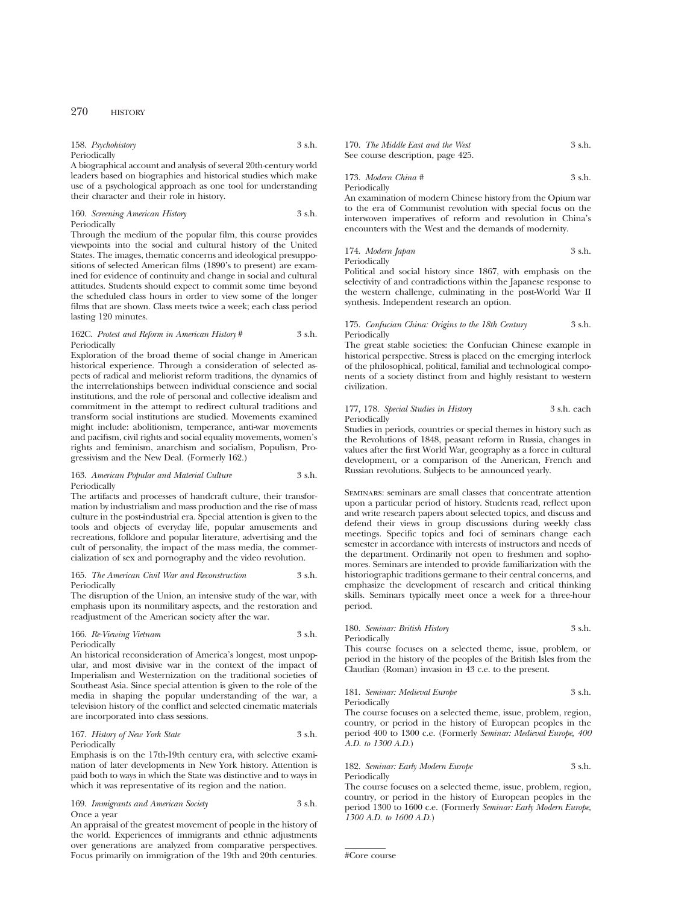158. *Psychohistory* 3 s.h.
Periodically
A biographical account and analysis of several 20th-century world leaders based on biographies and historical studies which make use of a psychological approach as one tool for understanding their character and their role in history.

160. *Screening American History* 3 s.h.
Periodically
Through the medium of the popular film, this course provides viewpoints into the social and cultural history of the United States. The images, thematic concerns and ideological presuppositions of selected American films (1890's to present) are examined for evidence of continuity and change in social and cultural attitudes. Students should expect to commit some time beyond the scheduled class hours in order to view some of the longer films that are shown. Class meets twice a week; each class period lasting 120 minutes.

162C. *Protest and Reform in American History* # 3 s.h.
Periodically
Exploration of the broad theme of social change in American historical experience. Through a consideration of selected aspects of radical and meliorist reform traditions, the dynamics of the interrelationships between individual conscience and social institutions, and the role of personal and collective idealism and commitment in the attempt to redirect cultural traditions and transform social institutions are studied. Movements examined might include: abolitionism, temperance, anti-war movements and pacifism, civil rights and social equality movements, women's rights and feminism, anarchism and socialism, Populism, Progressivism and the New Deal. (Formerly 162.)

163. *American Popular and Material Culture* 3 s.h.
Periodically
The artifacts and processes of handcraft culture, their transformation by industrialism and mass production and the rise of mass culture in the post-industrial era. Special attention is given to the tools and objects of everyday life, popular amusements and recreations, folklore and popular literature, advertising and the cult of personality, the impact of the mass media, the commercialization of sex and pornography and the video revolution.

165. *The American Civil War and Reconstruction* 3 s.h.
Periodically
The disruption of the Union, an intensive study of the war, with emphasis upon its nonmilitary aspects, and the restoration and readjustment of the American society after the war.

166. *Re-Viewing Vietnam* 3 s.h.
Periodically
An historical reconsideration of America's longest, most unpopular, and most divisive war in the context of the impact of Imperialism and Westernization on the traditional societies of Southeast Asia. Since special attention is given to the role of the media in shaping the popular understanding of the war, a television history of the conflict and selected cinematic materials are incorporated into class sessions.

167. *History of New York State* 3 s.h.
Periodically
Emphasis is on the 17th-19th century era, with selective examination of later developments in New York history. Attention is paid both to ways in which the State was distinctive and to ways in which it was representative of its region and the nation.

169. *Immigrants and American Society* 3 s.h.
Once a year
An appraisal of the greatest movement of people in the history of the world. Experiences of immigrants and ethnic adjustments over generations are analyzed from comparative perspectives. Focus primarily on immigration of the 19th and 20th centuries.

170. *The Middle East and the West* 3 s.h.
See course description, page 425.

173. *Modern China* # 3 s.h.
Periodically
An examination of modern Chinese history from the Opium war to the era of Communist revolution with special focus on the interwoven imperatives of reform and revolution in China's encounters with the West and the demands of modernity.

174. *Modern Japan* 3 s.h.
Periodically
Political and social history since 1867, with emphasis on the selectivity of and contradictions within the Japanese response to the western challenge, culminating in the post-World War II synthesis. Independent research an option.

175. *Confucian China: Origins to the 18th Century* 3 s.h.
Periodically
The great stable societies: the Confucian Chinese example in historical perspective. Stress is placed on the emerging interlock of the philosophical, political, familial and technological components of a society distinct from and highly resistant to western civilization.

177, 178. *Special Studies in History* 3 s.h. each
Periodically
Studies in periods, countries or special themes in history such as the Revolutions of 1848, peasant reform in Russia, changes in values after the first World War, geography as a force in cultural development, or a comparison of the American, French and Russian revolutions. Subjects to be announced yearly.

SEMINARS: seminars are small classes that concentrate attention upon a particular period of history. Students read, reflect upon and write research papers about selected topics, and discuss and defend their views in group discussions during weekly class meetings. Specific topics and foci of seminars change each semester in accordance with interests of instructors and needs of the department. Ordinarily not open to freshmen and sophomores. Seminars are intended to provide familiarization with the historiographic traditions germane to their central concerns, and emphasize the development of research and critical thinking skills. Seminars typically meet once a week for a three-hour period.

180. *Seminar: British History* 3 s.h.
Periodically
This course focuses on a selected theme, issue, problem, or period in the history of the peoples of the British Isles from the Claudian (Roman) invasion in 43 c.e. to the present.

181. *Seminar: Medieval Europe* 3 s.h.
Periodically
The course focuses on a selected theme, issue, problem, region, country, or period in the history of European peoples in the period 400 to 1300 c.e. (Formerly *Seminar: Medieval Europe, 400 A.D. to 1300 A.D.*)

182. *Seminar: Early Modern Europe* 3 s.h.
Periodically
The course focuses on a selected theme, issue, problem, region, country, or period in the history of European peoples in the period 1300 to 1600 c.e. (Formerly *Seminar: Early Modern Europe, 1300 A.D. to 1600 A.D.*)

#Core course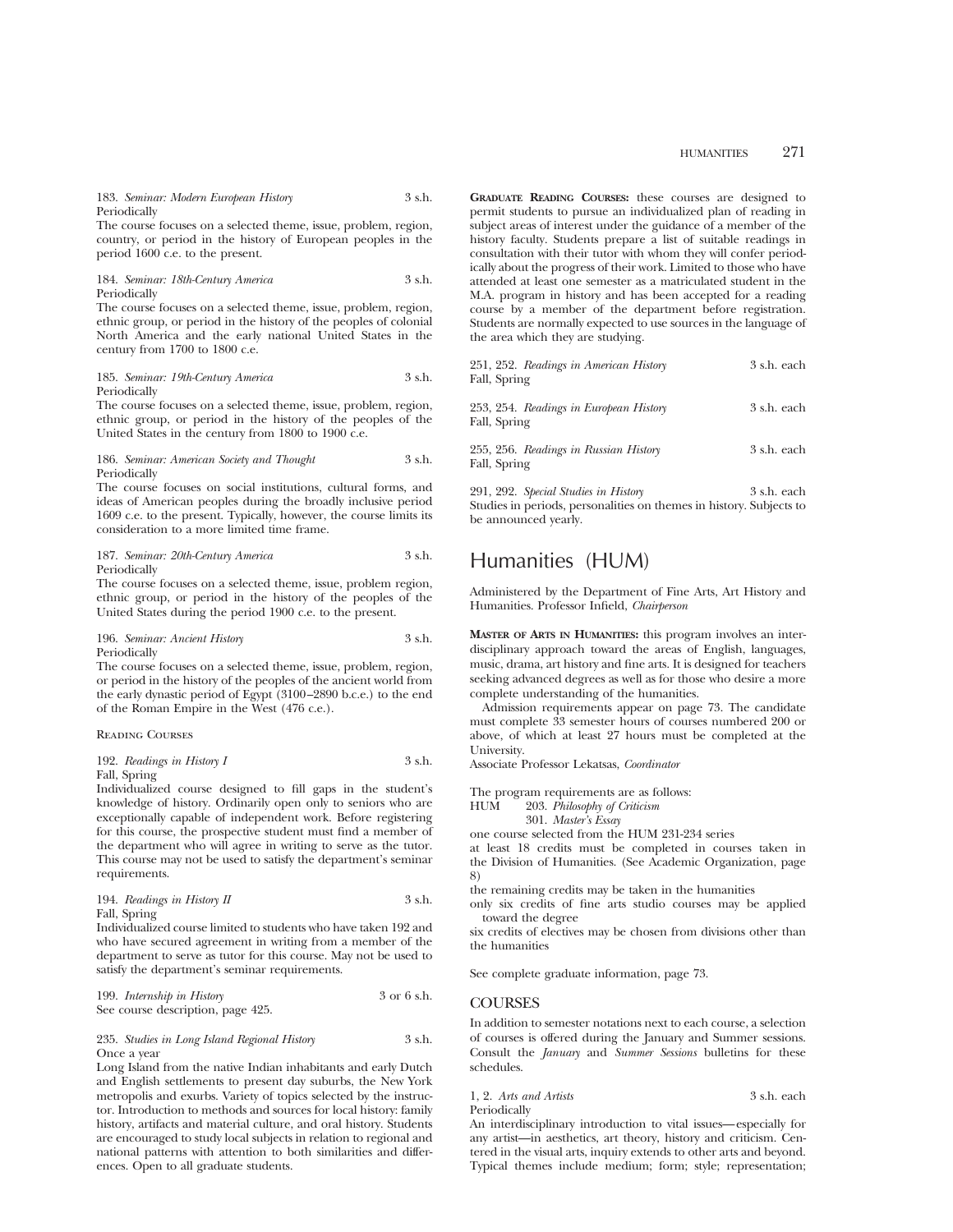183. *Seminar: Modern European History* 3 s.h.
Periodically
The course focuses on a selected theme, issue, problem, region, country, or period in the history of European peoples in the period 1600 c.e. to the present.

184. *Seminar: 18th-Century America* 3 s.h.
Periodically
The course focuses on a selected theme, issue, problem, region, ethnic group, or period in the history of the peoples of colonial North America and the early national United States in the century from 1700 to 1800 c.e.

185. *Seminar: 19th-Century America* 3 s.h.
Periodically
The course focuses on a selected theme, issue, problem, region, ethnic group, or period in the history of the peoples of the United States in the century from 1800 to 1900 c.e.

186. *Seminar: American Society and Thought* 3 s.h.
Periodically
The course focuses on social institutions, cultural forms, and ideas of American peoples during the broadly inclusive period 1609 c.e. to the present. Typically, however, the course limits its consideration to a more limited time frame.

187. *Seminar: 20th-Century America* 3 s.h.
Periodically
The course focuses on a selected theme, issue, problem region, ethnic group, or period in the history of the peoples of the United States during the period 1900 c.e. to the present.

196. *Seminar: Ancient History* 3 s.h.
Periodically
The course focuses on a selected theme, issue, problem, region, or period in the history of the peoples of the ancient world from the early dynastic period of Egypt (3100–2890 b.c.e.) to the end of the Roman Empire in the West (476 c.e.).

Reading Courses

192. *Readings in History I* 3 s.h.
Fall, Spring
Individualized course designed to fill gaps in the student's knowledge of history. Ordinarily open only to seniors who are exceptionally capable of independent work. Before registering for this course, the prospective student must find a member of the department who will agree in writing to serve as the tutor. This course may not be used to satisfy the department's seminar requirements.

194. *Readings in History II* 3 s.h.
Fall, Spring
Individualized course limited to students who have taken 192 and who have secured agreement in writing from a member of the department to serve as tutor for this course. May not be used to satisfy the department's seminar requirements.

199. *Internship in History* 3 or 6 s.h.
See course description, page 425.

235. *Studies in Long Island Regional History* 3 s.h.
Once a year
Long Island from the native Indian inhabitants and early Dutch and English settlements to present day suburbs, the New York metropolis and exurbs. Variety of topics selected by the instructor. Introduction to methods and sources for local history: family history, artifacts and material culture, and oral history. Students are encouraged to study local subjects in relation to regional and national patterns with attention to both similarities and differences. Open to all graduate students.

**Graduate Reading Courses:** these courses are designed to permit students to pursue an individualized plan of reading in subject areas of interest under the guidance of a member of the history faculty. Students prepare a list of suitable readings in consultation with their tutor with whom they will confer periodically about the progress of their work. Limited to those who have attended at least one semester as a matriculated student in the M.A. program in history and has been accepted for a reading course by a member of the department before registration. Students are normally expected to use sources in the language of the area which they are studying.

251, 252. *Readings in American History* 3 s.h. each
Fall, Spring

253, 254. *Readings in European History* 3 s.h. each
Fall, Spring

255, 256. *Readings in Russian History* 3 s.h. each
Fall, Spring

291, 292. *Special Studies in History* 3 s.h. each
Studies in periods, personalities on themes in history. Subjects to be announced yearly.

# Humanities (HUM)

Administered by the Department of Fine Arts, Art History and Humanities. Professor Infield, *Chairperson*

**Master of Arts in Humanities:** this program involves an interdisciplinary approach toward the areas of English, languages, music, drama, art history and fine arts. It is designed for teachers seeking advanced degrees as well as for those who desire a more complete understanding of the humanities.

Admission requirements appear on page 73. The candidate must complete 33 semester hours of courses numbered 200 or above, of which at least 27 hours must be completed at the University.

Associate Professor Lekatsas, *Coordinator*

The program requirements are as follows:

HUM 203. *Philosophy of Criticism*
301. *Master's Essay*

one course selected from the HUM 231-234 series

at least 18 credits must be completed in courses taken in the Division of Humanities. (See Academic Organization, page 8)

the remaining credits may be taken in the humanities

only six credits of fine arts studio courses may be applied toward the degree

six credits of electives may be chosen from divisions other than the humanities

See complete graduate information, page 73.

## COURSES

In addition to semester notations next to each course, a selection of courses is offered during the January and Summer sessions. Consult the *January* and *Summer Sessions* bulletins for these schedules.

1, 2. *Arts and Artists* 3 s.h. each
Periodically
An interdisciplinary introduction to vital issues—especially for any artist—in aesthetics, art theory, history and criticism. Centered in the visual arts, inquiry extends to other arts and beyond. Typical themes include medium; form; style; representation;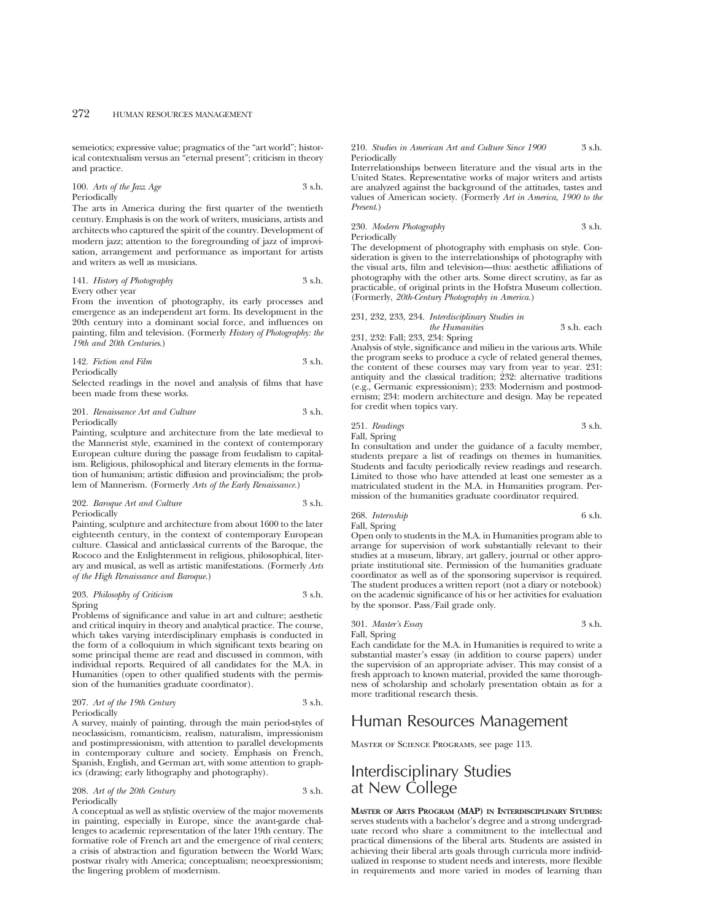semeiotics; expressive value; pragmatics of the "art world"; historical contextualism versus an "eternal present"; criticism in theory and practice.

100. *Arts of the Jazz Age* 3 s.h.
Periodically
The arts in America during the first quarter of the twentieth century. Emphasis is on the work of writers, musicians, artists and architects who captured the spirit of the country. Development of modern jazz; attention to the foregrounding of jazz of improvisation, arrangement and performance as important for artists and writers as well as musicians.

141. *History of Photography* 3 s.h.
Every other year
From the invention of photography, its early processes and emergence as an independent art form. Its development in the 20th century into a dominant social force, and influences on painting, film and television. (Formerly *History of Photography: the 19th and 20th Centuries*.)

142. *Fiction and Film* 3 s.h.
Periodically
Selected readings in the novel and analysis of films that have been made from these works.

201. *Renaissance Art and Culture* 3 s.h.
Periodically
Painting, sculpture and architecture from the late medieval to the Mannerist style, examined in the context of contemporary European culture during the passage from feudalism to capitalism. Religious, philosophical and literary elements in the formation of humanism; artistic diffusion and provincialism; the problem of Mannerism. (Formerly *Arts of the Early Renaissance*.)

202. *Baroque Art and Culture* 3 s.h.
Periodically
Painting, sculpture and architecture from about 1600 to the later eighteenth century, in the context of contemporary European culture. Classical and anticlassical currents of the Baroque, the Rococo and the Enlightenment in religious, philosophical, literary and musical, as well as artistic manifestations. (Formerly *Arts of the High Renaissance and Baroque*.)

203. *Philosophy of Criticism* 3 s.h.
Spring
Problems of significance and value in art and culture; aesthetic and critical inquiry in theory and analytical practice. The course, which takes varying interdisciplinary emphasis is conducted in the form of a colloquium in which significant texts bearing on some principal theme are read and discussed in common, with individual reports. Required of all candidates for the M.A. in Humanities (open to other qualified students with the permission of the humanities graduate coordinator).

207. *Art of the 19th Century* 3 s.h.
Periodically
A survey, mainly of painting, through the main period-styles of neoclassicism, romanticism, realism, naturalism, impressionism and postimpressionism, with attention to parallel developments in contemporary culture and society. Emphasis on French, Spanish, English, and German art, with some attention to graphics (drawing; early lithography and photography).

208. *Art of the 20th Century* 3 s.h.
Periodically
A conceptual as well as stylistic overview of the major movements in painting, especially in Europe, since the avant-garde challenges to academic representation of the later 19th century. The formative role of French art and the emergence of rival centers; a crisis of abstraction and figuration between the World Wars; postwar rivalry with America; conceptualism; neoexpressionism; the lingering problem of modernism.

210. *Studies in American Art and Culture Since 1900* 3 s.h.
Periodically
Interrelationships between literature and the visual arts in the United States. Representative works of major writers and artists are analyzed against the background of the attitudes, tastes and values of American society. (Formerly *Art in America, 1900 to the Present*.)

230. *Modern Photography* 3 s.h.
Periodically
The development of photography with emphasis on style. Consideration is given to the interrelationships of photography with the visual arts, film and television—thus: aesthetic affiliations of photography with the other arts. Some direct scrutiny, as far as practicable, of original prints in the Hofstra Museum collection. (Formerly, *20th-Century Photography in America*.)

231, 232, 233, 234. *Interdisciplinary Studies in the Humanities* 3 s.h. each
231, 232: Fall; 233, 234: Spring
Analysis of style, significance and milieu in the various arts. While the program seeks to produce a cycle of related general themes, the content of these courses may vary from year to year. 231: antiquity and the classical tradition; 232: alternative traditions (e.g., Germanic expressionism); 233: Modernism and postmodernism; 234: modern architecture and design. May be repeated for credit when topics vary.

251. *Readings* 3 s.h.
Fall, Spring
In consultation and under the guidance of a faculty member, students prepare a list of readings on themes in humanities. Students and faculty periodically review readings and research. Limited to those who have attended at least one semester as a matriculated student in the M.A. in Humanities program. Permission of the humanities graduate coordinator required.

268. *Internship* 6 s.h.
Fall, Spring
Open only to students in the M.A. in Humanities program able to arrange for supervision of work substantially relevant to their studies at a museum, library, art gallery, journal or other appropriate institutional site. Permission of the humanities graduate coordinator as well as of the sponsoring supervisor is required. The student produces a written report (not a diary or notebook) on the academic significance of his or her activities for evaluation by the sponsor. Pass/Fail grade only.

301. *Master's Essay* 3 s.h.
Fall, Spring
Each candidate for the M.A. in Humanities is required to write a substantial master's essay (in addition to course papers) under the supervision of an appropriate adviser. This may consist of a fresh approach to known material, provided the same thoroughness of scholarship and scholarly presentation obtain as for a more traditional research thesis.

# Human Resources Management

Master of Science Programs, see page 113.

# Interdisciplinary Studies at New College

**Master of Arts Program (MAP) in Interdisciplinary Studies:** serves students with a bachelor's degree and a strong undergraduate record who share a commitment to the intellectual and practical dimensions of the liberal arts. Students are assisted in achieving their liberal arts goals through curricula more individualized in response to student needs and interests, more flexible in requirements and more varied in modes of learning than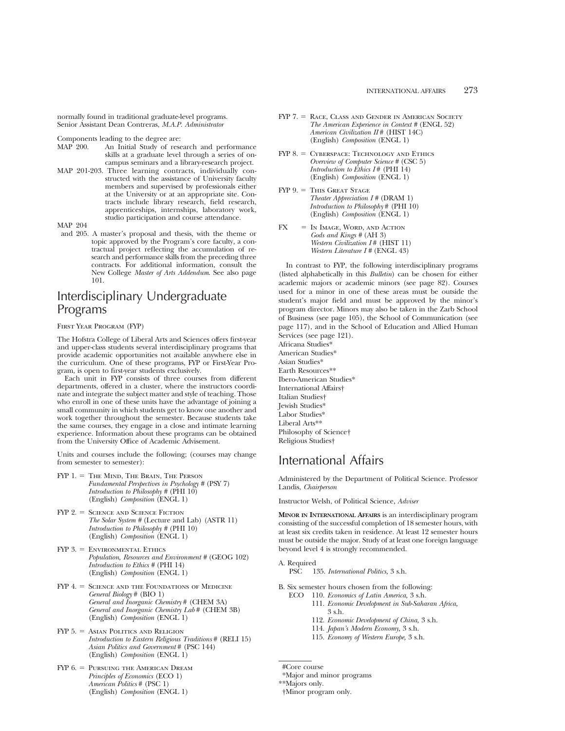normally found in traditional graduate-level programs.
Senior Assistant Dean Contreras, *M.A.P. Administrator*

Components leading to the degree are:

MAP 200. An Initial Study of research and performance skills at a graduate level through a series of on-campus seminars and a library-research project.

MAP 201-203. Three learning contracts, individually constructed with the assistance of University faculty members and supervised by professionals either at the University or at an appropriate site. Contracts include library research, field research, apprenticeships, internships, laboratory work, studio participation and course attendance.

MAP 204 and 205. A master's proposal and thesis, with the theme or topic approved by the Program's core faculty, a contractual project reflecting the accumulation of research and performance skills from the preceding three contracts. For additional information, consult the New College *Master of Arts Addendum*. See also page 101.

## Interdisciplinary Undergraduate Programs

First Year Program (FYP)

The Hofstra College of Liberal Arts and Sciences offers first-year and upper-class students several interdisciplinary programs that provide academic opportunities not available anywhere else in the curriculum. One of these programs, FYP or First-Year Program, is open to first-year students exclusively.

Each unit in FYP consists of three courses from different departments, offered in a cluster, where the instructors coordinate and integrate the subject matter and style of teaching. Those who enroll in one of these units have the advantage of joining a small community in which students get to know one another and work together throughout the semester. Because students take the same courses, they engage in a close and intimate learning experience. Information about these programs can be obtained from the University Office of Academic Advisement.

Units and courses include the following; (courses may change from semester to semester):

FYP 1. = The Mind, The Brain, The Person
*Fundamental Perspectives in Psychology* # (PSY 7)
*Introduction to Philosophy* # (PHI 10)
(English) *Composition* (ENGL 1)

FYP 2. = Science and Science Fiction
*The Solar System* # (Lecture and Lab) (ASTR 11)
*Introduction to Philosophy* # (PHI 10)
(English) *Composition* (ENGL 1)

FYP 3. = Environmental Ethics
*Population, Resources and Environment* # (GEOG 102)
*Introduction to Ethics* # (PHI 14)
(English) *Composition* (ENGL 1)

FYP 4. = Science and the Foundations of Medicine
*General Biology* # (BIO 1)
*General and Inorganic Chemistry* # (CHEM 3A)
*General and Inorganic Chemistry Lab* # (CHEM 3B)
(English) *Composition* (ENGL 1)

FYP 5. = Asian Politics and Religion
*Introduction to Eastern Religious Traditions* # (RELI 15)
*Asian Politics and Government* # (PSC 144)
(English) *Composition* (ENGL 1)

FYP 6. = Pursuing the American Dream
*Principles of Economics* (ECO 1)
*American Politics* # (PSC 1)
(English) *Composition* (ENGL 1)

FYP 7. = Race, Class and Gender in American Society
*The American Experience in Context* # (ENGL 52)
*American Civilization II* # (HIST 14C)
(English) *Composition* (ENGL 1)

FYP 8. = Cyberspace: Technology and Ethics
*Overview of Computer Science* # (CSC 5)
*Introduction to Ethics I* # (PHI 14)
(English) *Composition* (ENGL 1)

FYP 9. = This Great Stage
*Theater Appreciation I* # (DRAM 1)
*Introduction to Philosophy* # (PHI 10)
(English) *Composition* (ENGL 1)

FX = In Image, Word, and Action
*Gods and Kings* # (AH 3)
*Western Civilization I* # (HIST 11)
*Western Literature I* # (ENGL 43)

In contrast to FYP, the following interdisciplinary programs (listed alphabetically in this *Bulletin*) can be chosen for either academic majors or academic minors (see page 82). Courses used for a minor in one of these areas must be outside the student's major field and must be approved by the minor's program director. Minors may also be taken in the Zarb School of Business (see page 105), the School of Communication (see page 117), and in the School of Education and Allied Human Services (see page 121).

Africana Studies*
American Studies*
Asian Studies*
Earth Resources**
Ibero-American Studies*
International Affairs†
Italian Studies†
Jewish Studies*
Labor Studies*
Liberal Arts**
Philosophy of Science†
Religious Studies†

## International Affairs

Administered by the Department of Political Science. Professor Landis, *Chairperson*

Instructor Welsh, of Political Science, *Adviser*

**Minor in International Affairs** is an interdisciplinary program consisting of the successful completion of 18 semester hours, with at least six credits taken in residence. At least 12 semester hours must be outside the major. Study of at least one foreign language beyond level 4 is strongly recommended.

A. Required
PSC 135. *International Politics,* 3 s.h.

B. Six semester hours chosen from the following:
ECO 110. *Economics of Latin America,* 3 s.h.
111. *Economic Development in Sub-Saharan Africa,* 3 s.h.
112. *Economic Development of China,* 3 s.h.
114. *Japan's Modern Economy,* 3 s.h.
115. *Economy of Western Europe,* 3 s.h.

---

#Core course
*Major and minor programs
**Majors only.
†Minor program only.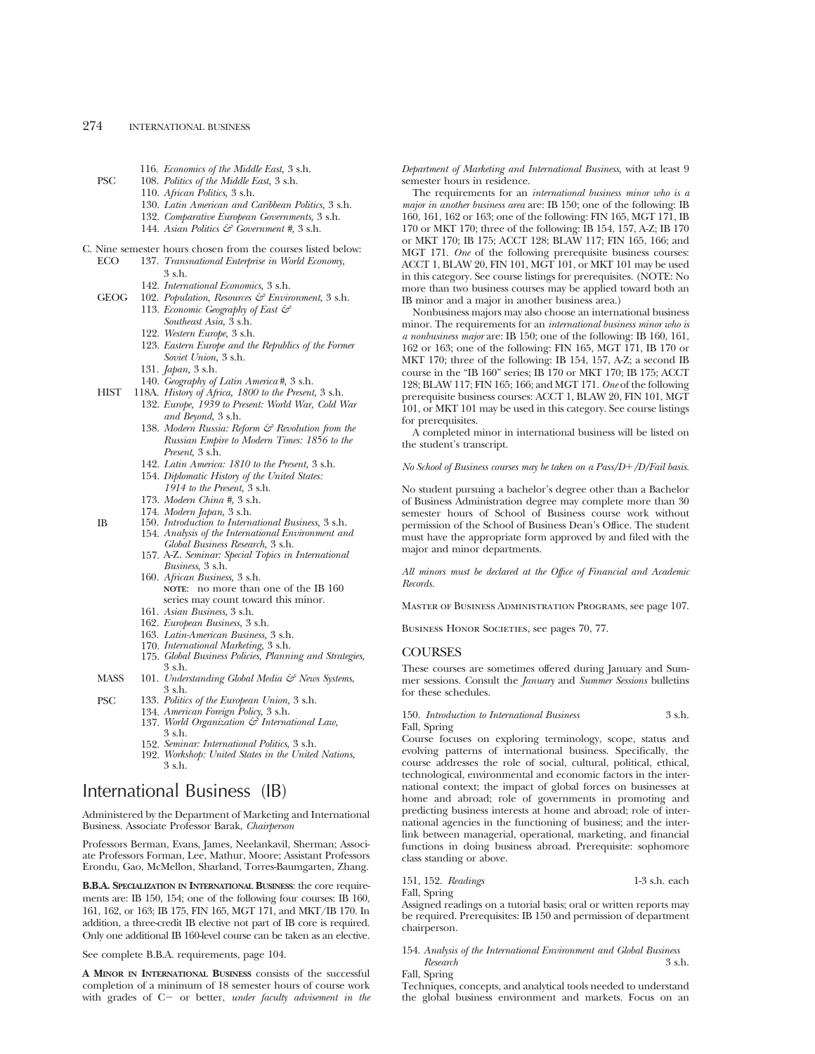116. *Economics of the Middle East,* 3 s.h.

PSC 108. *Politics of the Middle East,* 3 s.h.
110. *African Politics,* 3 s.h.
130. *Latin American and Caribbean Politics,* 3 s.h.
132. *Comparative European Governments,* 3 s.h.
144. *Asian Politics & Government #,* 3 s.h.

C. Nine semester hours chosen from the courses listed below:

ECO 137. *Transnational Enterprise in World Economy,* 3 s.h.
142. *International Economics,* 3 s.h.

GEOG 102. *Population, Resources & Environment,* 3 s.h.
113. *Economic Geography of East & Southeast Asia,* 3 s.h.
122. *Western Europe,* 3 s.h.
123. *Eastern Europe and the Republics of the Former Soviet Union,* 3 s.h.
131. *Japan,* 3 s.h.
140. *Geography of Latin America #,* 3 s.h.

HIST 118A. *History of Africa, 1800 to the Present,* 3 s.h.
132. *Europe, 1939 to Present: World War, Cold War and Beyond,* 3 s.h.
138. *Modern Russia: Reform & Revolution from the Russian Empire to Modern Times: 1856 to the Present,* 3 s.h.
142. *Latin America: 1810 to the Present,* 3 s.h.
154. *Diplomatic History of the United States: 1914 to the Present,* 3 s.h.
173. *Modern China #,* 3 s.h.
174. *Modern Japan,* 3 s.h.

IB 150. *Introduction to International Business,* 3 s.h.
154. *Analysis of the International Environment and Global Business Research,* 3 s.h.
157. A-Z. *Seminar: Special Topics in International Business,* 3 s.h.
160. *African Business,* 3 s.h.
NOTE: no more than one of the IB 160 series may count toward this minor.
161. *Asian Business,* 3 s.h.
162. *European Business,* 3 s.h.
163. *Latin-American Business,* 3 s.h.
170. *International Marketing,* 3 s.h.
175. *Global Business Policies, Planning and Strategies,* 3 s.h.

MASS 101. *Understanding Global Media & News Systems,* 3 s.h.

PSC 133. *Politics of the European Union,* 3 s.h.
134. *American Foreign Policy,* 3 s.h.
137. *World Organization & International Law,* 3 s.h.
152. *Seminar: International Politics,* 3 s.h.
192. *Workshop: United States in the United Nations,* 3 s.h.

# International Business (IB)

Administered by the Department of Marketing and International Business. Associate Professor Barak, *Chairperson*

Professors Berman, Evans, James, Neelankavil, Sherman; Associate Professors Forman, Lee, Mathur, Moore; Assistant Professors Erondu, Gao, McMellon, Sharland, Torres-Baumgarten, Zhang.

**B.B.A. Specialization in International Business**: the core requirements are: IB 150, 154; one of the following four courses: IB 160, 161, 162, or 163; IB 175, FIN 165, MGT 171, and MKT/IB 170. In addition, a three-credit IB elective not part of IB core is required. Only one additional IB 160-level course can be taken as an elective.

See complete B.B.A. requirements, page 104.

**A Minor in International Business** consists of the successful completion of a minimum of 18 semester hours of course work with grades of C− or better, *under faculty advisement in the Department of Marketing and International Business,* with at least 9 semester hours in residence.

The requirements for an *international business minor who is a major in another business area* are: IB 150; one of the following: IB 160, 161, 162 or 163; one of the following: FIN 165, MGT 171, IB 170 or MKT 170; three of the following: IB 154, 157, A-Z; IB 170 or MKT 170; IB 175; ACCT 128; BLAW 117; FIN 165, 166; and MGT 171. *One* of the following prerequisite business courses: ACCT 1, BLAW 20, FIN 101, MGT 101, or MKT 101 may be used in this category. See course listings for prerequisites. (NOTE: No more than two business courses may be applied toward both an IB minor and a major in another business area.)

Nonbusiness majors may also choose an international business minor. The requirements for an *international business minor who is a nonbusiness major* are: IB 150; one of the following: IB 160, 161, 162 or 163; one of the following: FIN 165, MGT 171, IB 170 or MKT 170; three of the following: IB 154, 157, A-Z; a second IB course in the "IB 160" series; IB 170 or MKT 170; IB 175; ACCT 128; BLAW 117; FIN 165; 166; and MGT 171. *One* of the following prerequisite business courses: ACCT 1, BLAW 20, FIN 101, MGT 101, or MKT 101 may be used in this category. See course listings for prerequisites.

A completed minor in international business will be listed on the student's transcript.

*No School of Business courses may be taken on a Pass/D+/D/Fail basis.*

No student pursuing a bachelor's degree other than a Bachelor of Business Administration degree may complete more than 30 semester hours of School of Business course work without permission of the School of Business Dean's Office. The student must have the appropriate form approved by and filed with the major and minor departments.

*All minors must be declared at the Office of Financial and Academic Records.*

Master of Business Administration Programs, see page 107.

Business Honor Societies, see pages 70, 77.

## COURSES

These courses are sometimes offered during January and Summer sessions. Consult the *January* and *Summer Sessions* bulletins for these schedules.

150. *Introduction to International Business* 3 s.h.
Fall, Spring
Course focuses on exploring terminology, scope, status and evolving patterns of international business. Specifically, the course addresses the role of social, cultural, political, ethical, technological, environmental and economic factors in the international context; the impact of global forces on businesses at home and abroad; role of governments in promoting and predicting business interests at home and abroad; role of international agencies in the functioning of business; and the interlink between managerial, operational, marketing, and financial functions in doing business abroad. Prerequisite: sophomore class standing or above.

151, 152. *Readings* 1-3 s.h. each
Fall, Spring
Assigned readings on a tutorial basis; oral or written reports may be required. Prerequisites: IB 150 and permission of department chairperson.

154. *Analysis of the International Environment and Global Business Research* 3 s.h.
Fall, Spring
Techniques, concepts, and analytical tools needed to understand the global business environment and markets. Focus on an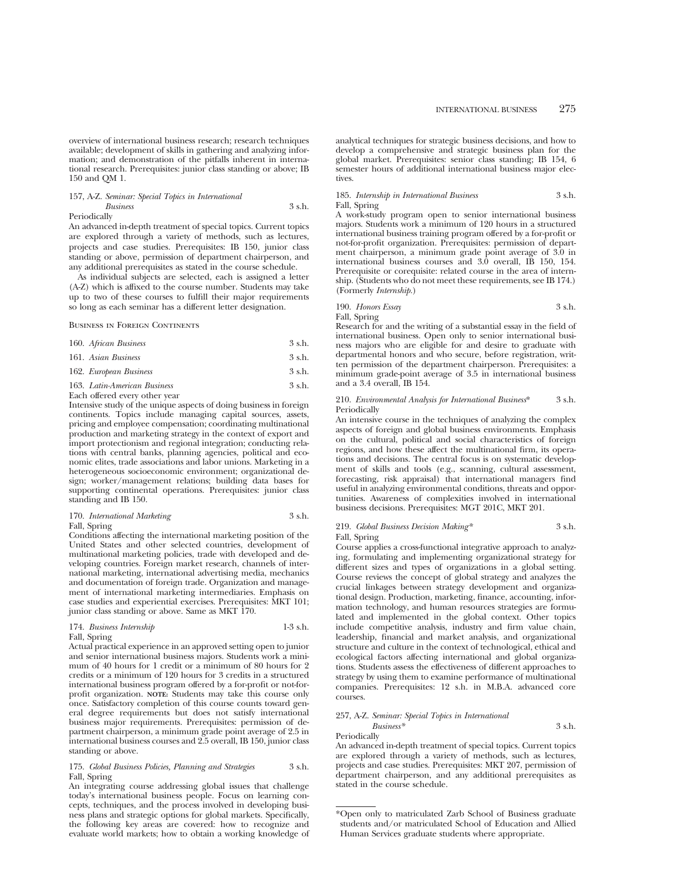overview of international business research; research techniques available; development of skills in gathering and analyzing information; and demonstration of the pitfalls inherent in international research. Prerequisites: junior class standing or above; IB 150 and QM 1.

157, A-Z. *Seminar: Special Topics in International Business* 3 s.h.
Periodically
An advanced in-depth treatment of special topics. Current topics are explored through a variety of methods, such as lectures, projects and case studies. Prerequisites: IB 150, junior class standing or above, permission of department chairperson, and any additional prerequisites as stated in the course schedule.

As individual subjects are selected, each is assigned a letter (A-Z) which is affixed to the course number. Students may take up to two of these courses to fulfill their major requirements so long as each seminar has a different letter designation.

Business in Foreign Continents

160. *African Business* 3 s.h.

161. *Asian Business* 3 s.h.

162. *European Business* 3 s.h.

163. *Latin-American Business* 3 s.h.
Each offered every other year
Intensive study of the unique aspects of doing business in foreign continents. Topics include managing capital sources, assets, pricing and employee compensation; coordinating multinational production and marketing strategy in the context of export and import protectionism and regional integration; conducting relations with central banks, planning agencies, political and economic elites, trade associations and labor unions. Marketing in a heterogeneous socioeconomic environment; organizational design; worker/management relations; building data bases for supporting continental operations. Prerequisites: junior class standing and IB 150.

170. *International Marketing* 3 s.h.
Fall, Spring
Conditions affecting the international marketing position of the United States and other selected countries, development of multinational marketing policies, trade with developed and developing countries. Foreign market research, channels of international marketing, international advertising media, mechanics and documentation of foreign trade. Organization and management of international marketing intermediaries. Emphasis on case studies and experiential exercises. Prerequisites: MKT 101; junior class standing or above. Same as MKT 170.

174. *Business Internship* 1-3 s.h.
Fall, Spring
Actual practical experience in an approved setting open to junior and senior international business majors. Students work a minimum of 40 hours for 1 credit or a minimum of 80 hours for 2 credits or a minimum of 120 hours for 3 credits in a structured international business program offered by a for-profit or not-for-profit organization. **NOTE:** Students may take this course only once. Satisfactory completion of this course counts toward general degree requirements but does not satisfy international business major requirements. Prerequisites: permission of department chairperson, a minimum grade point average of 2.5 in international business courses and 2.5 overall, IB 150, junior class standing or above.

175. *Global Business Policies, Planning and Strategies* 3 s.h.
Fall, Spring
An integrating course addressing global issues that challenge today's international business people. Focus on learning concepts, techniques, and the process involved in developing business plans and strategic options for global markets. Specifically, the following key areas are covered: how to recognize and evaluate world markets; how to obtain a working knowledge of analytical techniques for strategic business decisions, and how to develop a comprehensive and strategic business plan for the global market. Prerequisites: senior class standing; IB 154, 6 semester hours of additional international business major electives.

185. *Internship in International Business* 3 s.h.
Fall, Spring
A work-study program open to senior international business majors. Students work a minimum of 120 hours in a structured international business training program offered by a for-profit or not-for-profit organization. Prerequisites: permission of department chairperson, a minimum grade point average of 3.0 in international business courses and 3.0 overall, IB 150, 154. Prerequisite or corequisite: related course in the area of internship. (Students who do not meet these requirements, see IB 174.) (Formerly *Internship*.)

190. *Honors Essay* 3 s.h.
Fall, Spring
Research for and the writing of a substantial essay in the field of international business. Open only to senior international business majors who are eligible for and desire to graduate with departmental honors and who secure, before registration, written permission of the department chairperson. Prerequisites: a minimum grade-point average of 3.5 in international business and a 3.4 overall, IB 154.

210. *Environmental Analysis for International Business** 3 s.h.
Periodically
An intensive course in the techniques of analyzing the complex aspects of foreign and global business environments. Emphasis on the cultural, political and social characteristics of foreign regions, and how these affect the multinational firm, its operations and decisions. The central focus is on systematic development of skills and tools (e.g., scanning, cultural assessment, forecasting, risk appraisal) that international managers find useful in analyzing environmental conditions, threats and opportunities. Awareness of complexities involved in international business decisions. Prerequisites: MGT 201C, MKT 201.

219. *Global Business Decision Making** 3 s.h.
Fall, Spring
Course applies a cross-functional integrative approach to analyzing, formulating and implementing organizational strategy for different sizes and types of organizations in a global setting. Course reviews the concept of global strategy and analyzes the crucial linkages between strategy development and organizational design. Production, marketing, finance, accounting, information technology, and human resources strategies are formulated and implemented in the global context. Other topics include competitive analysis, industry and firm value chain, leadership, financial and market analysis, and organizational structure and culture in the context of technological, ethical and ecological factors affecting international and global organizations. Students assess the effectiveness of different approaches to strategy by using them to examine performance of multinational companies. Prerequisites: 12 s.h. in M.B.A. advanced core courses.

257, A-Z. *Seminar: Special Topics in International Business** 3 s.h.
Periodically
An advanced in-depth treatment of special topics. Current topics are explored through a variety of methods, such as lectures, projects and case studies. Prerequisites: MKT 207, permission of department chairperson, and any additional prerequisites as stated in the course schedule.

*Open only to matriculated Zarb School of Business graduate students and/or matriculated School of Education and Allied Human Services graduate students where appropriate.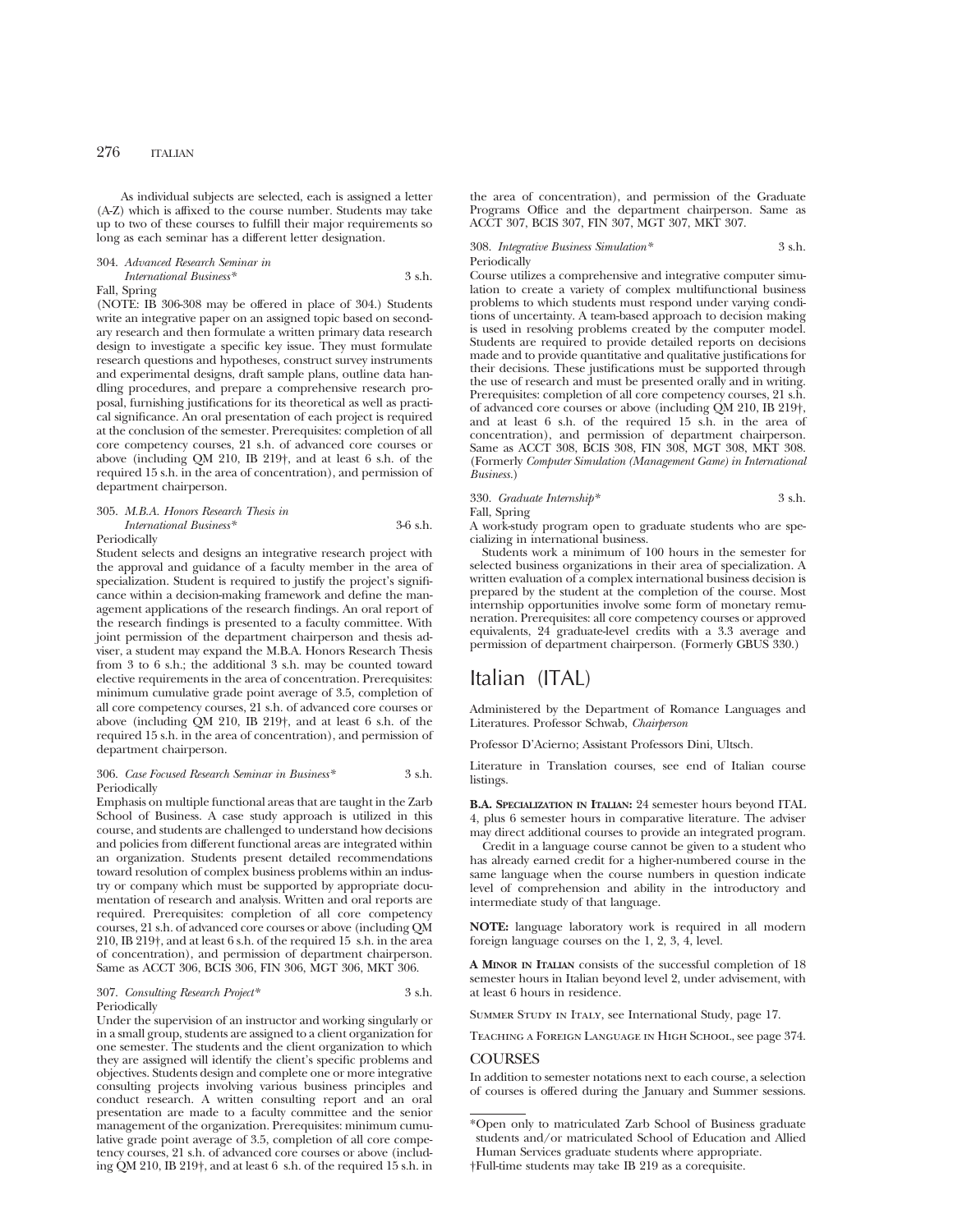As individual subjects are selected, each is assigned a letter (A-Z) which is affixed to the course number. Students may take up to two of these courses to fulfill their major requirements so long as each seminar has a different letter designation.

304. *Advanced Research Seminar in International Business** 3 s.h.
Fall, Spring

(NOTE: IB 306-308 may be offered in place of 304.) Students write an integrative paper on an assigned topic based on secondary research and then formulate a written primary data research design to investigate a specific key issue. They must formulate research questions and hypotheses, construct survey instruments and experimental designs, draft sample plans, outline data handling procedures, and prepare a comprehensive research proposal, furnishing justifications for its theoretical as well as practical significance. An oral presentation of each project is required at the conclusion of the semester. Prerequisites: completion of all core competency courses, 21 s.h. of advanced core courses or above (including QM 210, IB 219†, and at least 6 s.h. of the required 15 s.h. in the area of concentration), and permission of department chairperson.

305. *M.B.A. Honors Research Thesis in International Business** 3-6 s.h.
Periodically

Student selects and designs an integrative research project with the approval and guidance of a faculty member in the area of specialization. Student is required to justify the project's significance within a decision-making framework and define the management applications of the research findings. An oral report of the research findings is presented to a faculty committee. With joint permission of the department chairperson and thesis adviser, a student may expand the M.B.A. Honors Research Thesis from 3 to 6 s.h.; the additional 3 s.h. may be counted toward elective requirements in the area of concentration. Prerequisites: minimum cumulative grade point average of 3.5, completion of all core competency courses, 21 s.h. of advanced core courses or above (including QM 210, IB 219†, and at least 6 s.h. of the required 15 s.h. in the area of concentration), and permission of department chairperson.

306. *Case Focused Research Seminar in Business** 3 s.h.
Periodically

Emphasis on multiple functional areas that are taught in the Zarb School of Business. A case study approach is utilized in this course, and students are challenged to understand how decisions and policies from different functional areas are integrated within an organization. Students present detailed recommendations toward resolution of complex business problems within an industry or company which must be supported by appropriate documentation of research and analysis. Written and oral reports are required. Prerequisites: completion of all core competency courses, 21 s.h. of advanced core courses or above (including QM 210, IB 219†, and at least 6 s.h. of the required 15 s.h. in the area of concentration), and permission of department chairperson. Same as ACCT 306, BCIS 306, FIN 306, MGT 306, MKT 306.

307. *Consulting Research Project** 3 s.h.
Periodically

Under the supervision of an instructor and working singularly or in a small group, students are assigned to a client organization for one semester. The students and the client organization to which they are assigned will identify the client's specific problems and objectives. Students design and complete one or more integrative consulting projects involving various business principles and conduct research. A written consulting report and an oral presentation are made to a faculty committee and the senior management of the organization. Prerequisites: minimum cumulative grade point average of 3.5, completion of all core competency courses, 21 s.h. of advanced core courses or above (including QM 210, IB 219†, and at least 6 s.h. of the required 15 s.h. in the area of concentration), and permission of the Graduate Programs Office and the department chairperson. Same as ACCT 307, BCIS 307, FIN 307, MGT 307, MKT 307.

308. *Integrative Business Simulation** 3 s.h.
Periodically

Course utilizes a comprehensive and integrative computer simulation to create a variety of complex multifunctional business problems to which students must respond under varying conditions of uncertainty. A team-based approach to decision making is used in resolving problems created by the computer model. Students are required to provide detailed reports on decisions made and to provide quantitative and qualitative justifications for their decisions. These justifications must be supported through the use of research and must be presented orally and in writing. Prerequisites: completion of all core competency courses, 21 s.h. of advanced core courses or above (including QM 210, IB 219†, and at least 6 s.h. of the required 15 s.h. in the area of concentration), and permission of department chairperson. Same as ACCT 308, BCIS 308, FIN 308, MGT 308, MKT 308. (Formerly *Computer Simulation (Management Game) in International Business.*)

330. *Graduate Internship** 3 s.h.
Fall, Spring

A work-study program open to graduate students who are specializing in international business.

Students work a minimum of 100 hours in the semester for selected business organizations in their area of specialization. A written evaluation of a complex international business decision is prepared by the student at the completion of the course. Most internship opportunities involve some form of monetary remuneration. Prerequisites: all core competency courses or approved equivalents, 24 graduate-level credits with a 3.3 average and permission of department chairperson. (Formerly GBUS 330.)

# Italian (ITAL)

Administered by the Department of Romance Languages and Literatures. Professor Schwab, *Chairperson*

Professor D'Acierno; Assistant Professors Dini, Ultsch.

Literature in Translation courses, see end of Italian course listings.

**B.A. Specialization in Italian:** 24 semester hours beyond ITAL 4, plus 6 semester hours in comparative literature. The adviser may direct additional courses to provide an integrated program.

Credit in a language course cannot be given to a student who has already earned credit for a higher-numbered course in the same language when the course numbers in question indicate level of comprehension and ability in the introductory and intermediate study of that language.

**NOTE:** language laboratory work is required in all modern foreign language courses on the 1, 2, 3, 4, level.

**A Minor in Italian** consists of the successful completion of 18 semester hours in Italian beyond level 2, under advisement, with at least 6 hours in residence.

Summer Study in Italy, see International Study, page 17.

Teaching a Foreign Language in High School, see page 374.

## COURSES

In addition to semester notations next to each course, a selection of courses is offered during the January and Summer sessions.

---

*Open only to matriculated Zarb School of Business graduate students and/or matriculated School of Education and Allied Human Services graduate students where appropriate.

†Full-time students may take IB 219 as a corequisite.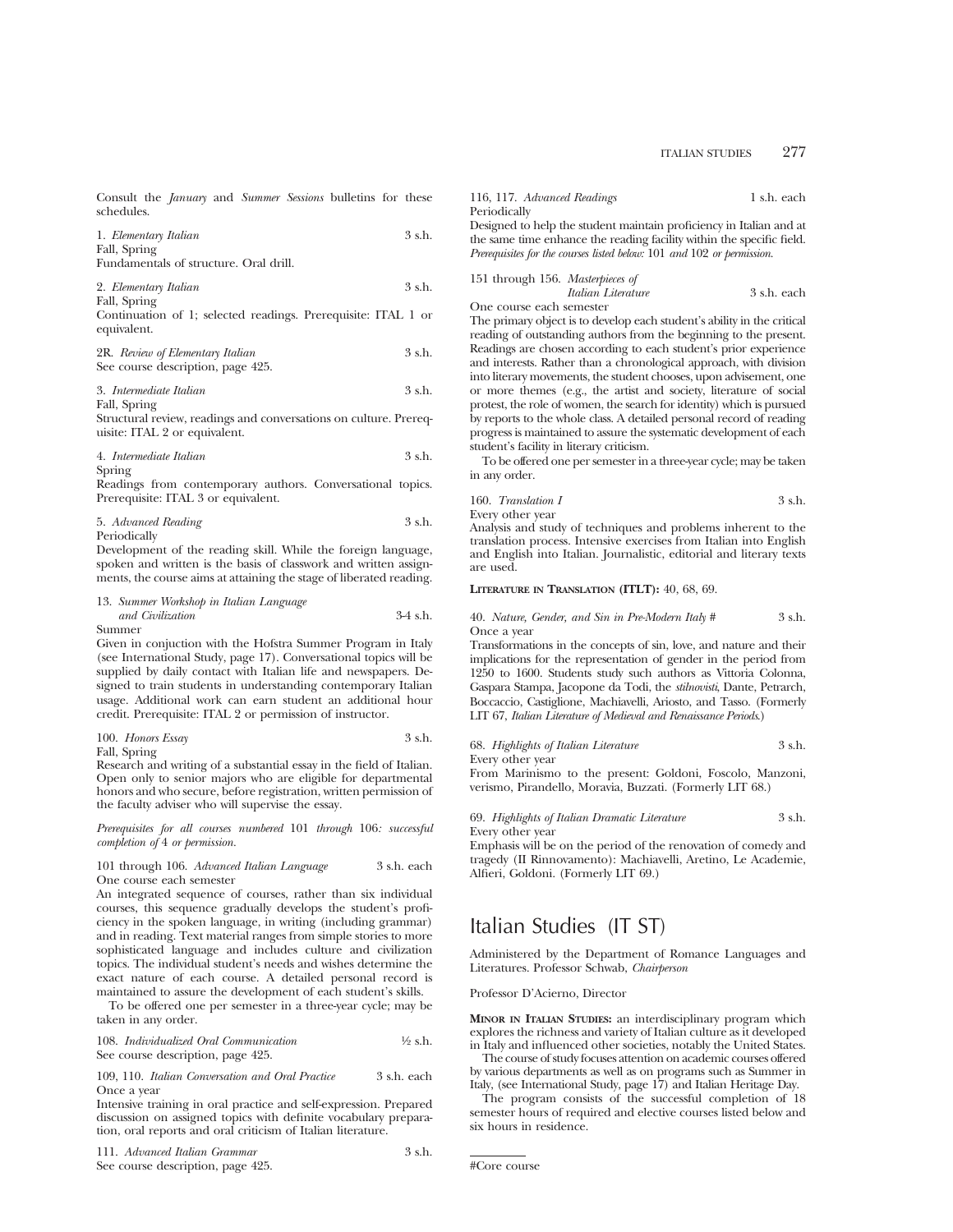Consult the *January* and *Summer Sessions* bulletins for these schedules.

1. *Elementary Italian* 3 s.h.
Fall, Spring
Fundamentals of structure. Oral drill.

2. *Elementary Italian* 3 s.h.
Fall, Spring
Continuation of 1; selected readings. Prerequisite: ITAL 1 or equivalent.

2R. *Review of Elementary Italian* 3 s.h.
See course description, page 425.

3. *Intermediate Italian* 3 s.h.
Fall, Spring
Structural review, readings and conversations on culture. Prerequisite: ITAL 2 or equivalent.

4. *Intermediate Italian* 3 s.h.
Spring
Readings from contemporary authors. Conversational topics. Prerequisite: ITAL 3 or equivalent.

5. *Advanced Reading* 3 s.h.
Periodically
Development of the reading skill. While the foreign language, spoken and written is the basis of classwork and written assignments, the course aims at attaining the stage of liberated reading.

13. *Summer Workshop in Italian Language and Civilization* 3-4 s.h.
Summer
Given in conjuction with the Hofstra Summer Program in Italy (see International Study, page 17). Conversational topics will be supplied by daily contact with Italian life and newspapers. Designed to train students in understanding contemporary Italian usage. Additional work can earn student an additional hour credit. Prerequisite: ITAL 2 or permission of instructor.

100. *Honors Essay* 3 s.h.
Fall, Spring
Research and writing of a substantial essay in the field of Italian. Open only to senior majors who are eligible for departmental honors and who secure, before registration, written permission of the faculty adviser who will supervise the essay.

*Prerequisites for all courses numbered* 101 *through* 106*: successful completion of* 4 *or permission.*

101 through 106. *Advanced Italian Language* 3 s.h. each
One course each semester
An integrated sequence of courses, rather than six individual courses, this sequence gradually develops the student's proficiency in the spoken language, in writing (including grammar) and in reading. Text material ranges from simple stories to more sophisticated language and includes culture and civilization topics. The individual student's needs and wishes determine the exact nature of each course. A detailed personal record is maintained to assure the development of each student's skills.

To be offered one per semester in a three-year cycle; may be taken in any order.

108. *Individualized Oral Communication* ½ s.h.
See course description, page 425.

109, 110. *Italian Conversation and Oral Practice* 3 s.h. each
Once a year
Intensive training in oral practice and self-expression. Prepared discussion on assigned topics with definite vocabulary preparation, oral reports and oral criticism of Italian literature.

111. *Advanced Italian Grammar* 3 s.h.
See course description, page 425.

116, 117. *Advanced Readings* 1 s.h. each
Periodically
Designed to help the student maintain proficiency in Italian and at the same time enhance the reading facility within the specific field.
*Prerequisites for the courses listed below:* 101 *and* 102 *or permission.*

151 through 156. *Masterpieces of Italian Literature* 3 s.h. each
One course each semester
The primary object is to develop each student's ability in the critical reading of outstanding authors from the beginning to the present. Readings are chosen according to each student's prior experience and interests. Rather than a chronological approach, with division into literary movements, the student chooses, upon advisement, one or more themes (e.g., the artist and society, literature of social protest, the role of women, the search for identity) which is pursued by reports to the whole class. A detailed personal record of reading progress is maintained to assure the systematic development of each student's facility in literary criticism.

To be offered one per semester in a three-year cycle; may be taken in any order.

160. *Translation I* 3 s.h.
Every other year
Analysis and study of techniques and problems inherent to the translation process. Intensive exercises from Italian into English and English into Italian. Journalistic, editorial and literary texts are used.

**LITERATURE IN TRANSLATION (ITLT):** 40, 68, 69.

40. *Nature, Gender, and Sin in Pre-Modern Italy* # 3 s.h.
Once a year
Transformations in the concepts of sin, love, and nature and their implications for the representation of gender in the period from 1250 to 1600. Students study such authors as Vittoria Colonna, Gaspara Stampa, Jacopone da Todi, the *stilnovisti*, Dante, Petrarch, Boccaccio, Castiglione, Machiavelli, Ariosto, and Tasso. (Formerly LIT 67, *Italian Literature of Medieval and Renaissance Periods*.)

68. *Highlights of Italian Literature* 3 s.h.
Every other year
From Marinismo to the present: Goldoni, Foscolo, Manzoni, verismo, Pirandello, Moravia, Buzzati. (Formerly LIT 68.)

69. *Highlights of Italian Dramatic Literature* 3 s.h.
Every other year
Emphasis will be on the period of the renovation of comedy and tragedy (Il Rinnovamento): Machiavelli, Aretino, Le Academie, Alfieri, Goldoni. (Formerly LIT 69.)

# Italian Studies (IT ST)

Administered by the Department of Romance Languages and Literatures. Professor Schwab, *Chairperson*

Professor D'Acierno, Director

**MINOR IN ITALIAN STUDIES:** an interdisciplinary program which explores the richness and variety of Italian culture as it developed in Italy and influenced other societies, notably the United States.

The course of study focuses attention on academic courses offered by various departments as well as on programs such as Summer in Italy, (see International Study, page 17) and Italian Heritage Day.

The program consists of the successful completion of 18 semester hours of required and elective courses listed below and six hours in residence.

#Core course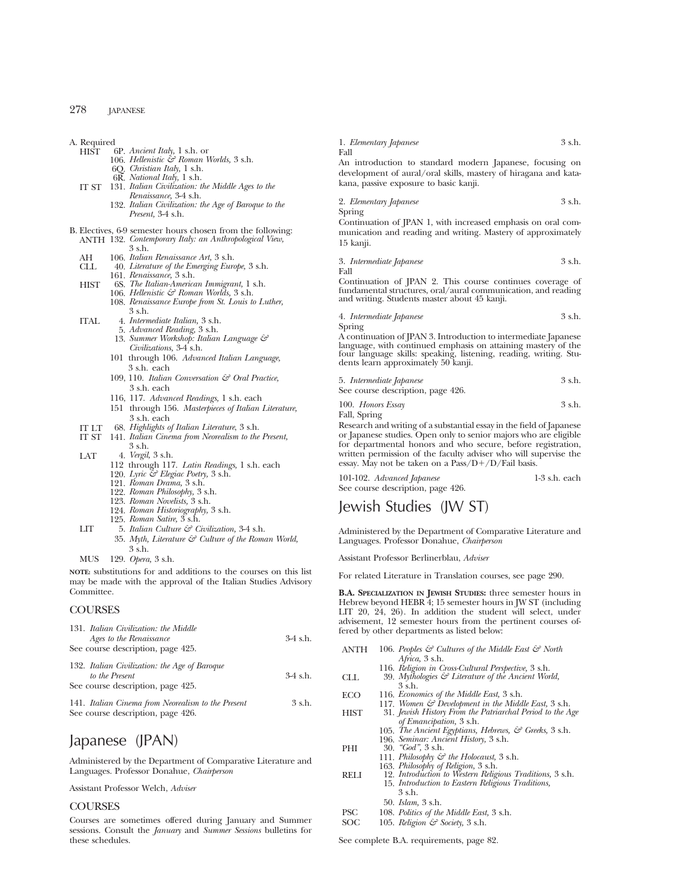A. Required

- HIST
  - 6P. *Ancient Italy,* 1 s.h. or
  - 106. *Hellenistic & Roman Worlds,* 3 s.h.
  - 6Q. *Christian Italy,* 1 s.h.
  - 6R. *National Italy,* 1 s.h.
- IT ST
  - 131. *Italian Civilization: the Middle Ages to the Renaissance,* 3-4 s.h.
  - 132. *Italian Civilization: the Age of Baroque to the Present,* 3-4 s.h.

B. Electives, 6-9 semester hours chosen from the following:

- ANTH 132. *Contemporary Italy: an Anthropological View,* 3 s.h.
- AH 106. *Italian Renaissance Art,* 3 s.h.
- CLL
  - 40. *Literature of the Emerging Europe,* 3 s.h.
  - 161. *Renaissance,* 3 s.h.
- HIST
  - 6S. *The Italian-American Immigrant,* 1 s.h.
  - 106. *Hellenistic & Roman Worlds,* 3 s.h.
  - 108. *Renaissance Europe from St. Louis to Luther,* 3 s.h.
- ITAL
  - 4. *Intermediate Italian,* 3 s.h.
  - 5. *Advanced Reading,* 3 s.h.
  - 13. *Summer Workshop: Italian Language & Civilizations,* 3-4 s.h.
  - 101 through 106. *Advanced Italian Language,* 3 s.h. each
  - 109, 110. *Italian Conversation & Oral Practice,* 3 s.h. each
  - 116, 117. *Advanced Readings,* 1 s.h. each
  - 151 through 156. *Masterpieces of Italian Literature,* 3 s.h. each
- IT LT 68. *Highlights of Italian Literature,* 3 s.h.
- IT ST 141. *Italian Cinema from Neorealism to the Present,* 3 s.h.
- LAT
  - 4. *Vergil,* 3 s.h.
  - 112 through 117. *Latin Readings,* 1 s.h. each
  - 120. *Lyric & Elegiac Poetry,* 3 s.h.
  - 121. *Roman Drama,* 3 s.h.
  - 122. *Roman Philosophy,* 3 s.h.
  - 123. *Roman Novelists,* 3 s.h.
  - 124. *Roman Historiography,* 3 s.h.
  - 125. *Roman Satire,* 3 s.h.
- LIT
  - 5. *Italian Culture & Civilization,* 3-4 s.h.
  - 35. *Myth, Literature & Culture of the Roman World,* 3 s.h.
- MUS 129. *Opera,* 3 s.h.

**NOTE:** substitutions for and additions to the courses on this list may be made with the approval of the Italian Studies Advisory Committee.

## COURSES

131. *Italian Civilization: the Middle Ages to the Renaissance* 3-4 s.h.
See course description, page 425.

132. *Italian Civilization: the Age of Baroque to the Present* 3-4 s.h.
See course description, page 425.

141. *Italian Cinema from Neorealism to the Present* 3 s.h.
See course description, page 426.

# Japanese (JPAN)

Administered by the Department of Comparative Literature and Languages. Professor Donahue, *Chairperson*

Assistant Professor Welch, *Adviser*

## COURSES

Courses are sometimes offered during January and Summer sessions. Consult the *January* and *Summer Sessions* bulletins for these schedules.

1. *Elementary Japanese* 3 s.h.
Fall
An introduction to standard modern Japanese, focusing on development of aural/oral skills, mastery of hiragana and katakana, passive exposure to basic kanji.

2. *Elementary Japanese* 3 s.h.
Spring
Continuation of JPAN 1, with increased emphasis on oral communication and reading and writing. Mastery of approximately 15 kanji.

3. *Intermediate Japanese* 3 s.h.
Fall
Continuation of JPAN 2. This course continues coverage of fundamental structures, oral/aural communication, and reading and writing. Students master about 45 kanji.

4. *Intermediate Japanese* 3 s.h.
Spring
A continuation of JPAN 3. Introduction to intermediate Japanese language, with continued emphasis on attaining mastery of the four language skills: speaking, listening, reading, writing. Students learn approximately 50 kanji.

5. *Intermediate Japanese* 3 s.h.
See course description, page 426.

100. *Honors Essay* 3 s.h.
Fall, Spring
Research and writing of a substantial essay in the field of Japanese or Japanese studies. Open only to senior majors who are eligible for departmental honors and who secure, before registration, written permission of the faculty adviser who will supervise the essay. May not be taken on a Pass/D+/D/Fail basis.

101-102. *Advanced Japanese* 1-3 s.h. each
See course description, page 426.

# Jewish Studies (JW ST)

Administered by the Department of Comparative Literature and Languages. Professor Donahue, *Chairperson*

Assistant Professor Berlinerblau, *Adviser*

For related Literature in Translation courses, see page 290.

**B.A. SPECIALIZATION IN JEWISH STUDIES:** three semester hours in Hebrew beyond HEBR 4; 15 semester hours in JW ST (including LIT 20, 24, 26). In addition the student will select, under advisement, 12 semester hours from the pertinent courses offered by other departments as listed below:

- ANTH
  - 106. *Peoples & Cultures of the Middle East & North Africa,* 3 s.h.
  - 116. *Religion in Cross-Cultural Perspective,* 3 s.h.
- CLL 39. *Mythologies & Literature of the Ancient World,* 3 s.h.
- ECO
  - 116. *Economics of the Middle East,* 3 s.h.
  - 117. *Women & Development in the Middle East,* 3 s.h.
- HIST
  - 31. *Jewish History From the Patriarchal Period to the Age of Emancipation,* 3 s.h.
  - 105. *The Ancient Egyptians, Hebrews, & Greeks,* 3 s.h.
  - 196. *Seminar: Ancient History,* 3 s.h.
- PHI
  - 30. *"God",* 3 s.h.
  - 111. *Philosophy & the Holocaust,* 3 s.h.
  - 163. *Philosophy of Religion,* 3 s.h.
- RELI
  - 12. *Introduction to Western Religious Traditions,* 3 s.h.
  - 15. *Introduction to Eastern Religious Traditions,* 3 s.h.
  - 50. *Islam,* 3 s.h.
- PSC 108. *Politics of the Middle East,* 3 s.h.
- SOC 105. *Religion & Society,* 3 s.h.

See complete B.A. requirements, page 82.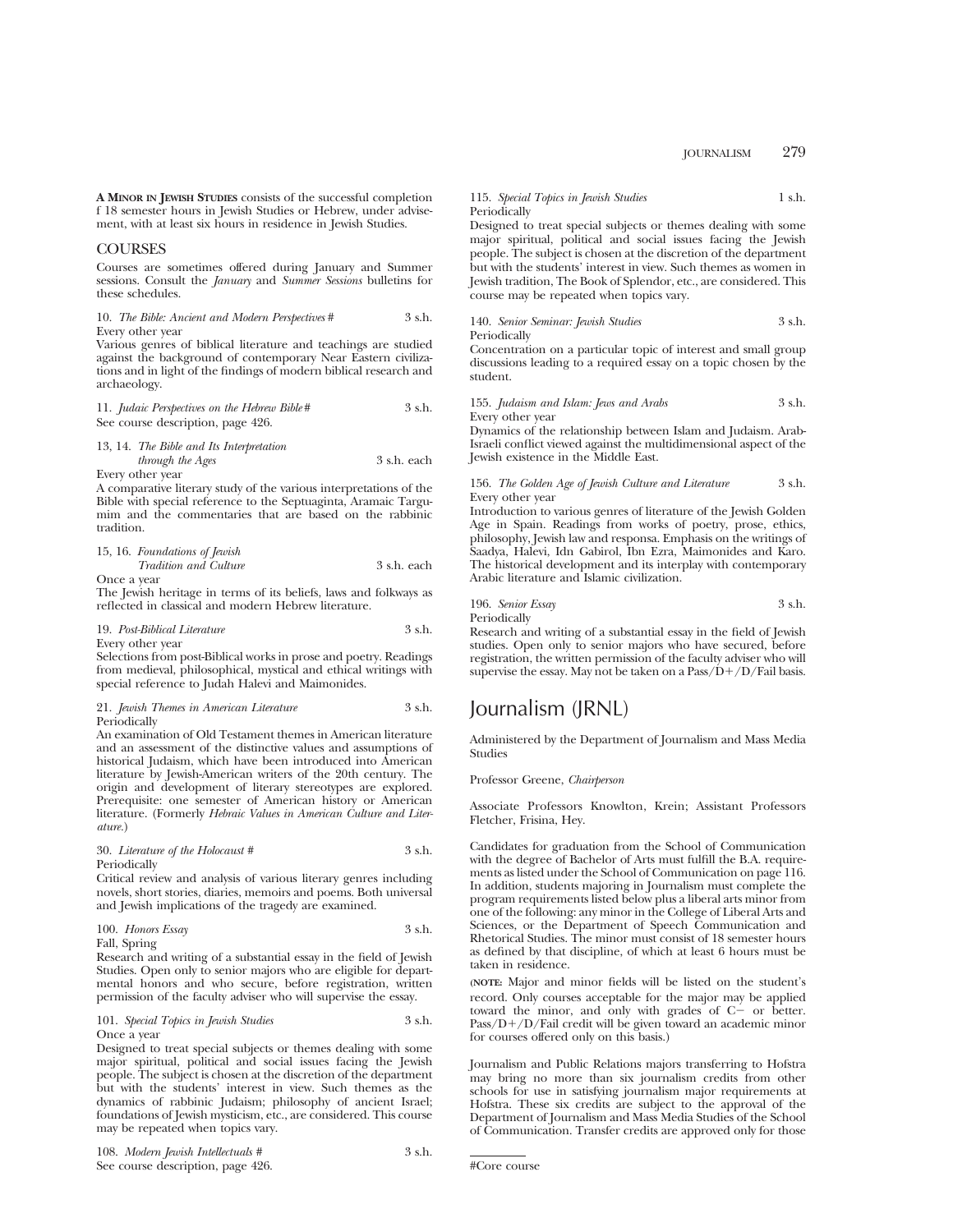**A MINOR IN JEWISH STUDIES** consists of the successful completion f 18 semester hours in Jewish Studies or Hebrew, under advisement, with at least six hours in residence in Jewish Studies.

## COURSES

Courses are sometimes offered during January and Summer sessions. Consult the *January* and *Summer Sessions* bulletins for these schedules.

10. *The Bible: Ancient and Modern Perspectives* # 3 s.h.
Every other year
Various genres of biblical literature and teachings are studied against the background of contemporary Near Eastern civilizations and in light of the findings of modern biblical research and archaeology.

11. *Judaic Perspectives on the Hebrew Bible* # 3 s.h.
See course description, page 426.

13, 14. *The Bible and Its Interpretation through the Ages* 3 s.h. each
Every other year
A comparative literary study of the various interpretations of the Bible with special reference to the Septuaginta, Aramaic Targumim and the commentaries that are based on the rabbinic tradition.

15, 16. *Foundations of Jewish Tradition and Culture* 3 s.h. each
Once a year
The Jewish heritage in terms of its beliefs, laws and folkways as reflected in classical and modern Hebrew literature.

19. *Post-Biblical Literature* 3 s.h.
Every other year
Selections from post-Biblical works in prose and poetry. Readings from medieval, philosophical, mystical and ethical writings with special reference to Judah Halevi and Maimonides.

21. *Jewish Themes in American Literature* 3 s.h.
Periodically
An examination of Old Testament themes in American literature and an assessment of the distinctive values and assumptions of historical Judaism, which have been introduced into American literature by Jewish-American writers of the 20th century. The origin and development of literary stereotypes are explored. Prerequisite: one semester of American history or American literature. (Formerly *Hebraic Values in American Culture and Literature.*)

30. *Literature of the Holocaust* # 3 s.h.
Periodically
Critical review and analysis of various literary genres including novels, short stories, diaries, memoirs and poems. Both universal and Jewish implications of the tragedy are examined.

100. *Honors Essay* 3 s.h.
Fall, Spring
Research and writing of a substantial essay in the field of Jewish Studies. Open only to senior majors who are eligible for departmental honors and who secure, before registration, written permission of the faculty adviser who will supervise the essay.

101. *Special Topics in Jewish Studies* 3 s.h.
Once a year
Designed to treat special subjects or themes dealing with some major spiritual, political and social issues facing the Jewish people. The subject is chosen at the discretion of the department but with the students' interest in view. Such themes as the dynamics of rabbinic Judaism; philosophy of ancient Israel; foundations of Jewish mysticism, etc., are considered. This course may be repeated when topics vary.

108. *Modern Jewish Intellectuals* # 3 s.h.
See course description, page 426.

115. *Special Topics in Jewish Studies* 1 s.h.
Periodically
Designed to treat special subjects or themes dealing with some major spiritual, political and social issues facing the Jewish people. The subject is chosen at the discretion of the department but with the students' interest in view. Such themes as women in Jewish tradition, The Book of Splendor, etc., are considered. This course may be repeated when topics vary.

140. *Senior Seminar: Jewish Studies* 3 s.h.
Periodically
Concentration on a particular topic of interest and small group discussions leading to a required essay on a topic chosen by the student.

155. *Judaism and Islam: Jews and Arabs* 3 s.h.
Every other year
Dynamics of the relationship between Islam and Judaism. Arab-Israeli conflict viewed against the multidimensional aspect of the Jewish existence in the Middle East.

156. *The Golden Age of Jewish Culture and Literature* 3 s.h.
Every other year
Introduction to various genres of literature of the Jewish Golden Age in Spain. Readings from works of poetry, prose, ethics, philosophy, Jewish law and responsa. Emphasis on the writings of Saadya, Halevi, Idn Gabirol, Ibn Ezra, Maimonides and Karo. The historical development and its interplay with contemporary Arabic literature and Islamic civilization.

196. *Senior Essay* 3 s.h.
Periodically
Research and writing of a substantial essay in the field of Jewish studies. Open only to senior majors who have secured, before registration, the written permission of the faculty adviser who will supervise the essay. May not be taken on a Pass/D+/D/Fail basis.

# Journalism (JRNL)

Administered by the Department of Journalism and Mass Media Studies

Professor Greene, *Chairperson*

Associate Professors Knowlton, Krein; Assistant Professors Fletcher, Frisina, Hey.

Candidates for graduation from the School of Communication with the degree of Bachelor of Arts must fulfill the B.A. requirements as listed under the School of Communication on page 116. In addition, students majoring in Journalism must complete the program requirements listed below plus a liberal arts minor from one of the following: any minor in the College of Liberal Arts and Sciences, or the Department of Speech Communication and Rhetorical Studies. The minor must consist of 18 semester hours as defined by that discipline, of which at least 6 hours must be taken in residence.

(**NOTE:** Major and minor fields will be listed on the student's record. Only courses acceptable for the major may be applied toward the minor, and only with grades of C− or better. Pass/D+/D/Fail credit will be given toward an academic minor for courses offered only on this basis.)

Journalism and Public Relations majors transferring to Hofstra may bring no more than six journalism credits from other schools for use in satisfying journalism major requirements at Hofstra. These six credits are subject to the approval of the Department of Journalism and Mass Media Studies of the School of Communication. Transfer credits are approved only for those

#Core course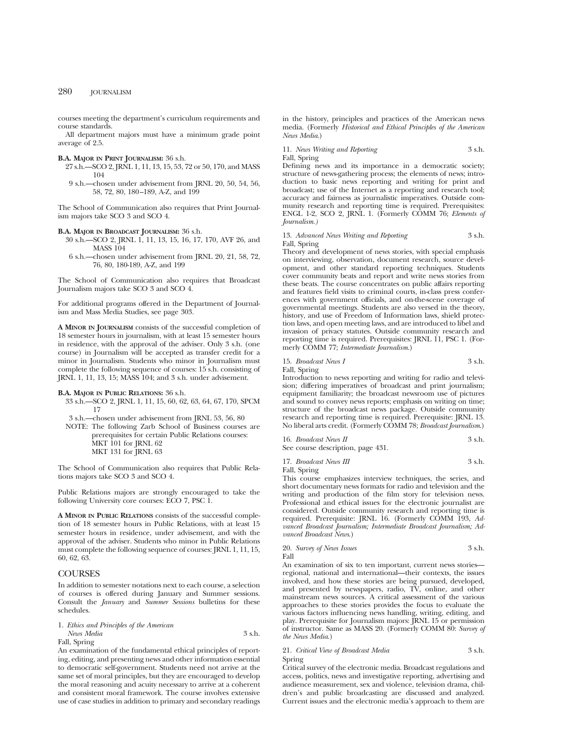courses meeting the department's curriculum requirements and course standards.

All department majors must have a minimum grade point average of 2.5.

**B.A. Major in Print Journalism:** 36 s.h.

- 27 s.h.—SCO 2, JRNL 1, 11, 13, 15, 53, 72 or 50, 170, and MASS 104
- 9 s.h.—chosen under advisement from JRNL 20, 50, 54, 56, 58, 72, 80, 180–189, A-Z, and 199

The School of Communication also requires that Print Journalism majors take SCO 3 and SCO 4.

**B.A. Major in Broadcast Journalism:** 36 s.h.

- 30 s.h.—SCO 2, JRNL 1, 11, 13, 15, 16, 17, 170, AVF 26, and MASS 104
- 6 s.h.—chosen under advisement from JRNL 20, 21, 58, 72, 76, 80, 180-189, A-Z, and 199

The School of Communication also requires that Broadcast Journalism majors take SCO 3 and SCO 4.

For additional programs offered in the Department of Journalism and Mass Media Studies, see page 303.

**A Minor in Journalism** consists of the successful completion of 18 semester hours in journalism, with at least 15 semester hours in residence, with the approval of the adviser. Only 3 s.h. (one course) in Journalism will be accepted as transfer credit for a minor in Journalism. Students who minor in Journalism must complete the following sequence of courses: 15 s.h. consisting of JRNL 1, 11, 13, 15; MASS 104; and 3 s.h. under advisement.

**B.A. Major in Public Relations:** 36 s.h.

- 33 s.h.—SCO 2, JRNL 1, 11, 15, 60, 62, 63, 64, 67, 170, SPCM 17
- 3 s.h.—chosen under advisement from JRNL 53, 56, 80

NOTE: The following Zarb School of Business courses are prerequisites for certain Public Relations courses:
MKT 101 for JRNL 62
MKT 131 for JRNL 63

The School of Communication also requires that Public Relations majors take SCO 3 and SCO 4.

Public Relations majors are strongly encouraged to take the following University core courses: ECO 7, PSC 1.

**A Minor in Public Relations** consists of the successful completion of 18 semester hours in Public Relations, with at least 15 semester hours in residence, under advisement, and with the approval of the adviser. Students who minor in Public Relations must complete the following sequence of courses: JRNL 1, 11, 15, 60, 62, 63.

## COURSES

In addition to semester notations next to each course, a selection of courses is offered during January and Summer sessions. Consult the *January* and *Summer Sessions* bulletins for these schedules.

1. *Ethics and Principles of the American News Media* 3 s.h.
Fall, Spring
An examination of the fundamental ethical principles of reporting, editing, and presenting news and other information essential to democratic self-government. Students need not arrive at the same set of moral principles, but they are encouraged to develop the moral reasoning and acuity necessary to arrive at a coherent and consistent moral framework. The course involves extensive use of case studies in addition to primary and secondary readings in the history, principles and practices of the American news media. (Formerly *Historical and Ethical Principles of the American News Media*.)

11. *News Writing and Reporting* 3 s.h.
Fall, Spring
Defining news and its importance in a democratic society; structure of news-gathering process; the elements of news; introduction to basic news reporting and writing for print and broadcast; use of the Internet as a reporting and research tool; accuracy and fairness as journalistic imperatives. Outside community research and reporting time is required. Prerequisites: ENGL 1-2, SCO 2, JRNL 1. (Formerly COMM 76; *Elements of Journalism*.)

13. *Advanced News Writing and Reporting* 3 s.h.
Fall, Spring
Theory and development of news stories, with special emphasis on interviewing, observation, document research, source development, and other standard reporting techniques. Students cover community beats and report and write news stories from these beats. The course concentrates on public affairs reporting and features field visits to criminal courts, in-class press conferences with government officials, and on-the-scene coverage of governmental meetings. Students are also versed in the theory, history, and use of Freedom of Information laws, shield protection laws, and open meeting laws, and are introduced to libel and invasion of privacy statutes. Outside community research and reporting time is required. Prerequisites: JRNL 11, PSC 1. (Formerly COMM 77; *Intermediate Journalism*.)

15. *Broadcast News I* 3 s.h.
Fall, Spring
Introduction to news reporting and writing for radio and television; differing imperatives of broadcast and print journalism; equipment familiarity; the broadcast newsroom use of pictures and sound to convey news reports; emphasis on writing on time; structure of the broadcast news package. Outside community research and reporting time is required. Prerequisite: JRNL 13. No liberal arts credit. (Formerly COMM 78; *Broadcast Journalism*.)

16. *Broadcast News II* 3 s.h.
See course description, page 431.

17. *Broadcast News III* 3 s.h.
Fall, Spring
This course emphasizes interview techniques, the series, and short documentary news formats for radio and television and the writing and production of the film story for television news. Professional and ethical issues for the electronic journalist are considered. Outside community research and reporting time is required. Prerequisite: JRNL 16. (Formerly COMM 193, *Advanced Broadcast Journalism; Intermediate Broadcast Journalism; Advanced Broadcast News*.)

20. *Survey of News Issues* 3 s.h.
Fall
An examination of six to ten important, current news stories—regional, national and international—their contexts, the issues involved, and how these stories are being pursued, developed, and presented by newspapers, radio, TV, online, and other mainstream news sources. A critical assessment of the various approaches to these stories provides the focus to evaluate the various factors influencing news handling, writing, editing, and play. Prerequisite for Journalism majors: JRNL 15 or permission of instructor. Same as MASS 20. (Formerly COMM 80: *Survey of the News Media*.)

21. *Critical View of Broadcast Media* 3 s.h.
Spring
Critical survey of the electronic media. Broadcast regulations and access, politics, news and investigative reporting, advertising and audience measurement, sex and violence, television drama, children's and public broadcasting are discussed and analyzed. Current issues and the electronic media's approach to them are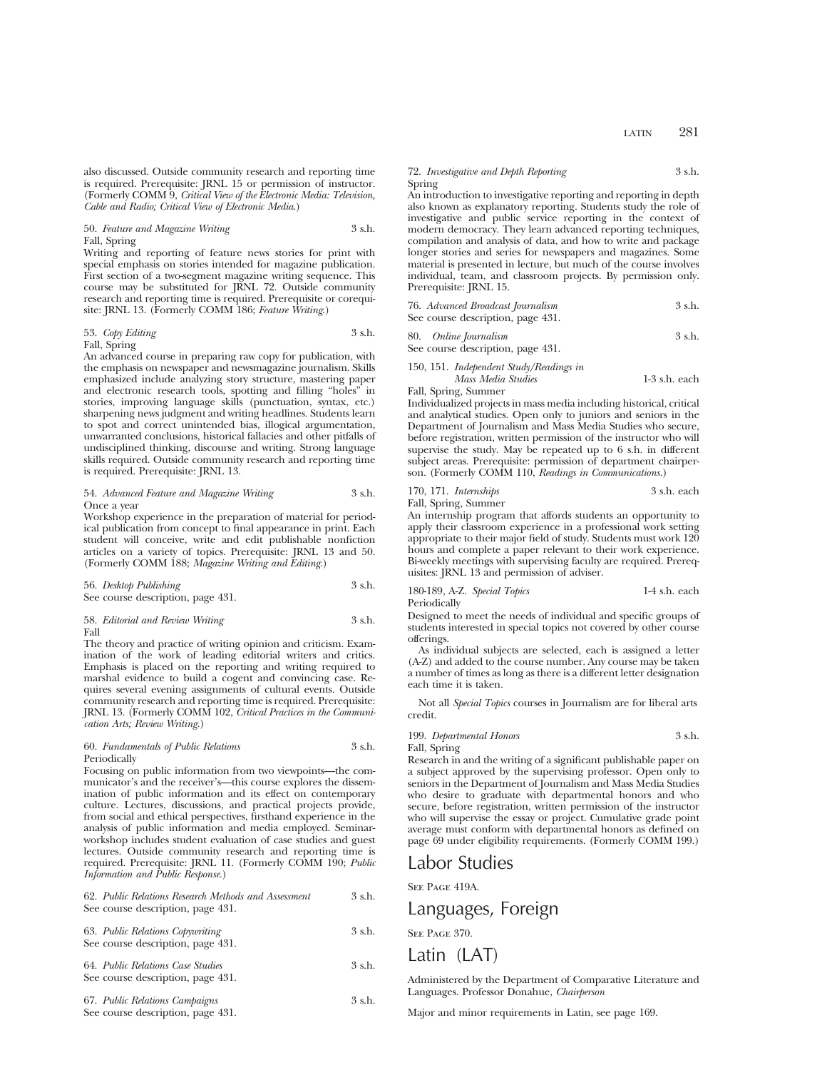also discussed. Outside community research and reporting time is required. Prerequisite: JRNL 15 or permission of instructor. (Formerly COMM 9, *Critical View of the Electronic Media: Television, Cable and Radio; Critical View of Electronic Media.*)

50. *Feature and Magazine Writing* 3 s.h.
Fall, Spring
Writing and reporting of feature news stories for print with special emphasis on stories intended for magazine publication. First section of a two-segment magazine writing sequence. This course may be substituted for JRNL 72. Outside community research and reporting time is required. Prerequisite or corequisite: JRNL 13. (Formerly COMM 186; *Feature Writing.*)

53. *Copy Editing* 3 s.h.
Fall, Spring
An advanced course in preparing raw copy for publication, with the emphasis on newspaper and newsmagazine journalism. Skills emphasized include analyzing story structure, mastering paper and electronic research tools, spotting and filling "holes" in stories, improving language skills (punctuation, syntax, etc.) sharpening news judgment and writing headlines. Students learn to spot and correct unintended bias, illogical argumentation, unwarranted conclusions, historical fallacies and other pitfalls of undisciplined thinking, discourse and writing. Strong language skills required. Outside community research and reporting time is required. Prerequisite: JRNL 13.

54. *Advanced Feature and Magazine Writing* 3 s.h.
Once a year
Workshop experience in the preparation of material for periodical publication from concept to final appearance in print. Each student will conceive, write and edit publishable nonfiction articles on a variety of topics. Prerequisite: JRNL 13 and 50. (Formerly COMM 188; *Magazine Writing and Editing.*)

56. *Desktop Publishing* 3 s.h.
See course description, page 431.

58. *Editorial and Review Writing* 3 s.h.
Fall
The theory and practice of writing opinion and criticism. Examination of the work of leading editorial writers and critics. Emphasis is placed on the reporting and writing required to marshal evidence to build a cogent and convincing case. Requires several evening assignments of cultural events. Outside community research and reporting time is required. Prerequisite: JRNL 13. (Formerly COMM 102, *Critical Practices in the Communication Arts; Review Writing.*)

60. *Fundamentals of Public Relations* 3 s.h.
Periodically
Focusing on public information from two viewpoints—the communicator's and the receiver's—this course explores the dissemination of public information and its effect on contemporary culture. Lectures, discussions, and practical projects provide, from social and ethical perspectives, firsthand experience in the analysis of public information and media employed. Seminar-workshop includes student evaluation of case studies and guest lectures. Outside community research and reporting time is required. Prerequisite: JRNL 11. (Formerly COMM 190; *Public Information and Public Response.*)

62. *Public Relations Research Methods and Assessment* 3 s.h.
See course description, page 431.

63. *Public Relations Copywriting* 3 s.h.
See course description, page 431.

64. *Public Relations Case Studies* 3 s.h.
See course description, page 431.

67. *Public Relations Campaigns* 3 s.h.
See course description, page 431.

72. *Investigative and Depth Reporting* 3 s.h.
Spring
An introduction to investigative reporting and reporting in depth also known as explanatory reporting. Students study the role of investigative and public service reporting in the context of modern democracy. They learn advanced reporting techniques, compilation and analysis of data, and how to write and package longer stories and series for newspapers and magazines. Some material is presented in lecture, but much of the course involves individual, team, and classroom projects. By permission only. Prerequisite: JRNL 15.

76. *Advanced Broadcast Journalism* 3 s.h.
See course description, page 431.

80. *Online Journalism* 3 s.h.
See course description, page 431.

150, 151. *Independent Study/Readings in Mass Media Studies* 1-3 s.h. each
Fall, Spring, Summer
Individualized projects in mass media including historical, critical and analytical studies. Open only to juniors and seniors in the Department of Journalism and Mass Media Studies who secure, before registration, written permission of the instructor who will supervise the study. May be repeated up to 6 s.h. in different subject areas. Prerequisite: permission of department chairperson. (Formerly COMM 110, *Readings in Communications.*)

170, 171. *Internships* 3 s.h. each
Fall, Spring, Summer
An internship program that affords students an opportunity to apply their classroom experience in a professional work setting appropriate to their major field of study. Students must work 120 hours and complete a paper relevant to their work experience. Bi-weekly meetings with supervising faculty are required. Prerequisites: JRNL 13 and permission of adviser.

180-189, A-Z. *Special Topics* 1-4 s.h. each
Periodically
Designed to meet the needs of individual and specific groups of students interested in special topics not covered by other course offerings.

As individual subjects are selected, each is assigned a letter (A-Z) and added to the course number. Any course may be taken a number of times as long as there is a different letter designation each time it is taken.

Not all *Special Topics* courses in Journalism are for liberal arts credit.

199. *Departmental Honors* 3 s.h.
Fall, Spring
Research in and the writing of a significant publishable paper on a subject approved by the supervising professor. Open only to seniors in the Department of Journalism and Mass Media Studies who desire to graduate with departmental honors and who secure, before registration, written permission of the instructor who will supervise the essay or project. Cumulative grade point average must conform with departmental honors as defined on page 69 under eligibility requirements. (Formerly COMM 199.)

# Labor Studies

See Page 419A.

# Languages, Foreign

See Page 370.

# Latin (LAT)

Administered by the Department of Comparative Literature and Languages. Professor Donahue, *Chairperson*

Major and minor requirements in Latin, see page 169.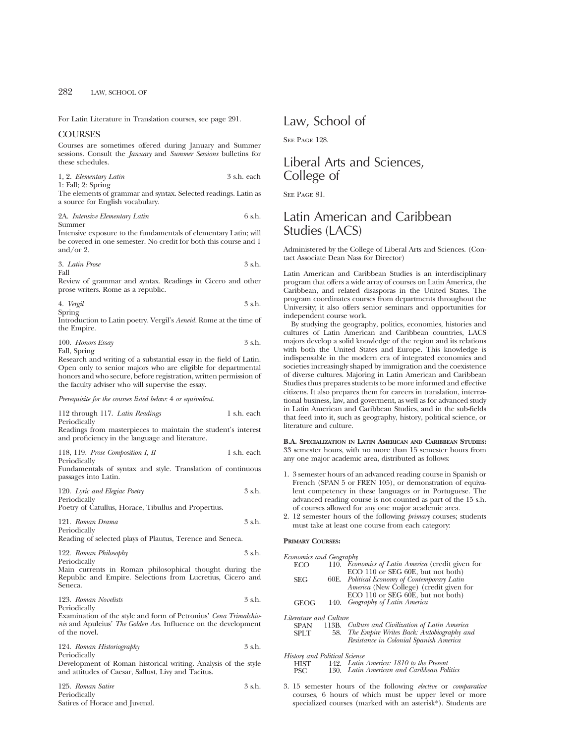For Latin Literature in Translation courses, see page 291.

## COURSES

Courses are sometimes offered during January and Summer sessions. Consult the *January* and *Summer Sessions* bulletins for these schedules.

**1, 2.** *Elementary Latin* — 3 s.h. each
1: Fall; 2: Spring
The elements of grammar and syntax. Selected readings. Latin as a source for English vocabulary.

**2A.** *Intensive Elementary Latin* — 6 s.h.
Summer
Intensive exposure to the fundamentals of elementary Latin; will be covered in one semester. No credit for both this course and 1 and/or 2.

**3.** *Latin Prose* — 3 s.h.
Fall
Review of grammar and syntax. Readings in Cicero and other prose writers. Rome as a republic.

**4.** *Vergil* — 3 s.h.
Spring
Introduction to Latin poetry. Vergil's *Aeneid*. Rome at the time of the Empire.

**100.** *Honors Essay* — 3 s.h.
Fall, Spring
Research and writing of a substantial essay in the field of Latin. Open only to senior majors who are eligible for departmental honors and who secure, before registration, written permission of the faculty adviser who will supervise the essay.

*Prerequisite for the courses listed below:* 4 *or equivalent.*

**112 through 117.** *Latin Readings* — 1 s.h. each
Periodically
Readings from masterpieces to maintain the student's interest and proficiency in the language and literature.

**118, 119.** *Prose Composition I, II* — 1 s.h. each
Periodically
Fundamentals of syntax and style. Translation of continuous passages into Latin.

**120.** *Lyric and Elegiac Poetry* — 3 s.h.
Periodically
Poetry of Catullus, Horace, Tibullus and Propertius.

**121.** *Roman Drama* — 3 s.h.
Periodically
Reading of selected plays of Plautus, Terence and Seneca.

**122.** *Roman Philosophy* — 3 s.h.
Periodically
Main currents in Roman philosophical thought during the Republic and Empire. Selections from Lucretius, Cicero and Seneca.

**123.** *Roman Novelists* — 3 s.h.
Periodically
Examination of the style and form of Petronius' *Cena Trimalchionis* and Apuleius' *The Golden Ass.* Influence on the development of the novel.

**124.** *Roman Historiography* — 3 s.h.
Periodically
Development of Roman historical writing. Analysis of the style and attitudes of Caesar, Sallust, Livy and Tacitus.

**125.** *Roman Satire* — 3 s.h.
Periodically
Satires of Horace and Juvenal.

# Law, School of

See Page 128.

# Liberal Arts and Sciences, College of

See Page 81.

# Latin American and Caribbean Studies (LACS)

Administered by the College of Liberal Arts and Sciences. (Contact Associate Dean Nass for Director)

Latin American and Caribbean Studies is an interdisciplinary program that offers a wide array of courses on Latin America, the Caribbean, and related disasporas in the United States. The program coordinates courses from departments throughout the University; it also offers senior seminars and opportunities for independent course work.

By studying the geography, politics, economies, histories and cultures of Latin American and Caribbean countries, LACS majors develop a solid knowledge of the region and its relations with both the United States and Europe. This knowledge is indispensable in the modern era of integrated economies and societies increasingly shaped by immigration and the coexistence of diverse cultures. Majoring in Latin American and Caribbean Studies thus prepares students to be more informed and effective citizens. It also prepares them for careers in translation, international business, law, and goverment, as well as for advanced study in Latin American and Caribbean Studies, and in the sub-fields that feed into it, such as geography, history, political science, or literature and culture.

**B.A. Specialization in Latin American and Caribbean Studies:** 33 semester hours, with no more than 15 semester hours from any one major academic area, distributed as follows:

1. 3 semester hours of an advanced reading course in Spanish or French (SPAN 5 or FREN 105), or demonstration of equivalent competency in these languages or in Portuguese. The advanced reading course is not counted as part of the 15 s.h. of courses allowed for any one major academic area.
2. 12 semester hours of the following *primary* courses; students must take at least one course from each category:

**Primary Courses:**

*Economics and Geography*

| | | |
|---|---|---|
| ECO | 110. | *Economics of Latin America* (credit given for ECO 110 or SEG 60E, but not both) |
| SEG | 60E. | *Political Economy of Contemporary Latin America* (New College) (credit given for ECO 110 or SEG 60E, but not both) |
| GEOG | 140. | *Geography of Latin America* |

*Literature and Culture*

| | | |
|---|---|---|
| SPAN | 113B. | *Culture and Civilization of Latin America* |
| SPLT | 58. | *The Empire Writes Back: Autobiography and Resistance in Colonial Spanish America* |

*History and Political Science*

| | | |
|---|---|---|
| HIST | 142. | *Latin America: 1810 to the Present* |
| PSC | 130. | *Latin American and Caribbean Politics* |

3. 15 semester hours of the following *elective* or *comparative* courses, 6 hours of which must be upper level or more specialized courses (marked with an asterisk*). Students are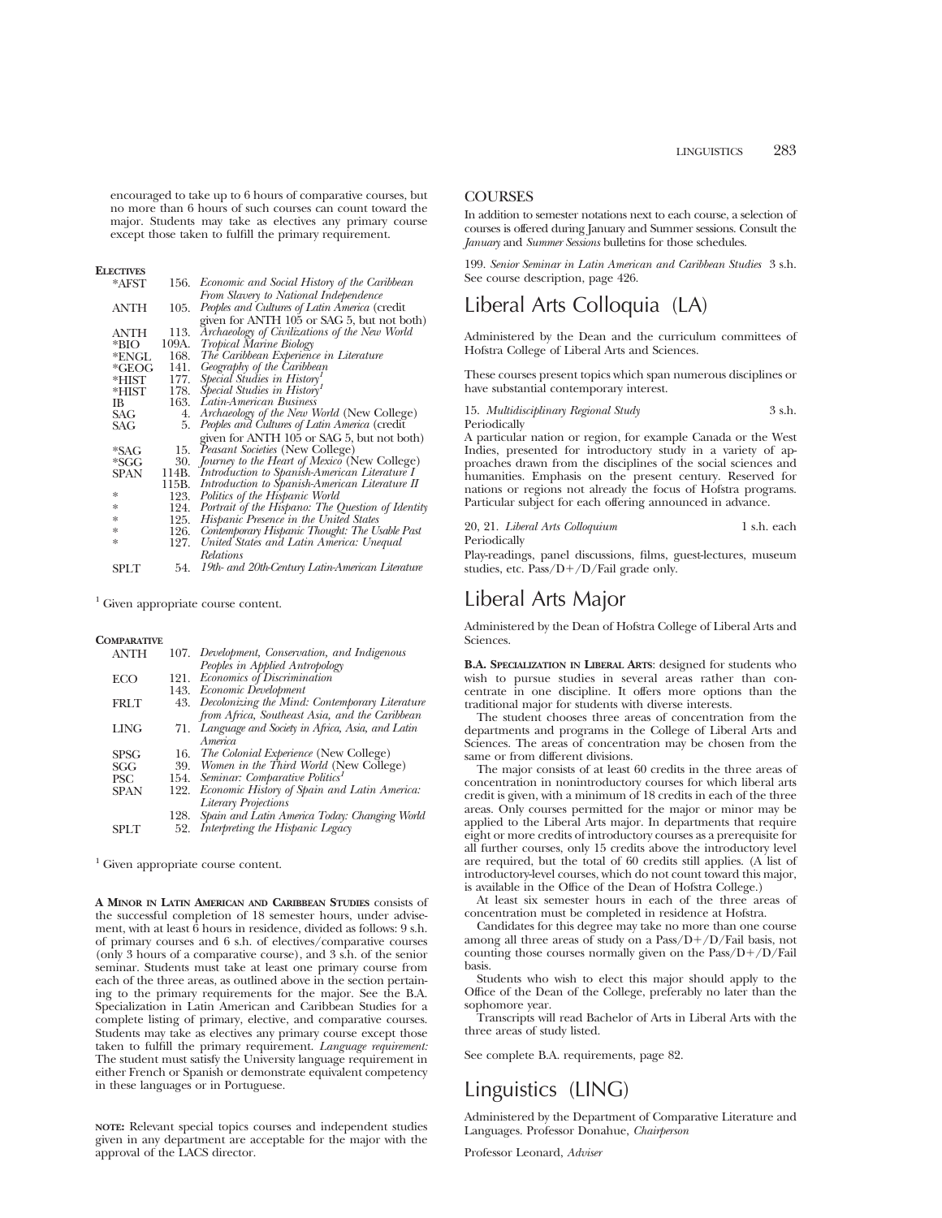encouraged to take up to 6 hours of comparative courses, but no more than 6 hours of such courses can count toward the major. Students may take as electives any primary course except those taken to fulfill the primary requirement.

**Electives**

| | | |
|---|---|---|
| *AFST | 156. | *Economic and Social History of the Caribbean From Slavery to National Independence* |
| ANTH | 105. | *Peoples and Cultures of Latin America* (credit given for ANTH 105 or SAG 5, but not both) |
| ANTH | 113. | *Archaeology of Civilizations of the New World* |
| *BIO | 109A. | *Tropical Marine Biology* |
| *ENGL | 168. | *The Caribbean Experience in Literature* |
| *GEOG | 141. | *Geography of the Caribbean* |
| *HIST | 177. | *Special Studies in History*[1] |
| *HIST | 178. | *Special Studies in History*[1] |
| IB | 163. | *Latin-American Business* |
| SAG | 4. | *Archaeology of the New World* (New College) |
| SAG | 5. | *Peoples and Cultures of Latin America* (credit given for ANTH 105 or SAG 5, but not both) |
| *SAG | 15. | *Peasant Societies* (New College) |
| *SGG | 30. | *Journey to the Heart of Mexico* (New College) |
| SPAN | 114B. | *Introduction to Spanish-American Literature I* |
| | 115B. | *Introduction to Spanish-American Literature II* |
| * | 123. | *Politics of the Hispanic World* |
| * | 124. | *Portrait of the Hispano: The Question of Identity* |
| * | 125. | *Hispanic Presence in the United States* |
| * | 126. | *Contemporary Hispanic Thought: The Usable Past* |
| * | 127. | *United States and Latin America: Unequal Relations* |
| SPLT | 54. | *19th- and 20th-Century Latin-American Literature* |

[1] Given appropriate course content.

**Comparative**

| | | |
|---|---|---|
| ANTH | 107. | *Development, Conservation, and Indigenous Peoples in Applied Antropology* |
| ECO | 121. | *Economics of Discrimination* |
| | 143. | *Economic Development* |
| FRLT | 43. | *Decolonizing the Mind: Contemporary Literature from Africa, Southeast Asia, and the Caribbean* |
| LING | 71. | *Language and Society in Africa, Asia, and Latin America* |
| SPSG | 16. | *The Colonial Experience* (New College) |
| SGG | 39. | *Women in the Third World* (New College) |
| PSC | 154. | *Seminar: Comparative Politics*[1] |
| SPAN | 122. | *Economic History of Spain and Latin America: Literary Projections* |
| | 128. | *Spain and Latin America Today: Changing World* |
| SPLT | 52. | *Interpreting the Hispanic Legacy* |

[1] Given appropriate course content.

**A Minor in Latin American and Caribbean Studies** consists of the successful completion of 18 semester hours, under advisement, with at least 6 hours in residence, divided as follows: 9 s.h. of primary courses and 6 s.h. of electives/comparative courses (only 3 hours of a comparative course), and 3 s.h. of the senior seminar. Students must take at least one primary course from each of the three areas, as outlined above in the section pertaining to the primary requirements for the major. See the B.A. Specialization in Latin American and Caribbean Studies for a complete listing of primary, elective, and comparative courses. Students may take as electives any primary course except those taken to fulfill the primary requirement. *Language requirement:* The student must satisfy the University language requirement in either French or Spanish or demonstrate equivalent competency in these languages or in Portuguese.

**Note:** Relevant special topics courses and independent studies given in any department are acceptable for the major with the approval of the LACS director.

### COURSES

In addition to semester notations next to each course, a selection of courses is offered during January and Summer sessions. Consult the *January* and *Summer Sessions* bulletins for those schedules.

199. *Senior Seminar in Latin American and Caribbean Studies* 3 s.h.
See course description, page 426.

# Liberal Arts Colloquia (LA)

Administered by the Dean and the curriculum committees of Hofstra College of Liberal Arts and Sciences.

These courses present topics which span numerous disciplines or have substantial contemporary interest.

15. *Multidisciplinary Regional Study* 3 s.h.
Periodically
A particular nation or region, for example Canada or the West Indies, presented for introductory study in a variety of approaches drawn from the disciplines of the social sciences and humanities. Emphasis on the present century. Reserved for nations or regions not already the focus of Hofstra programs. Particular subject for each offering announced in advance.

20, 21. *Liberal Arts Colloquium* 1 s.h. each
Periodically
Play-readings, panel discussions, films, guest-lectures, museum studies, etc. Pass/D+/D/Fail grade only.

# Liberal Arts Major

Administered by the Dean of Hofstra College of Liberal Arts and Sciences.

**B.A. Specialization in Liberal Arts**: designed for students who wish to pursue studies in several areas rather than concentrate in one discipline. It offers more options than the traditional major for students with diverse interests.

The student chooses three areas of concentration from the departments and programs in the College of Liberal Arts and Sciences. The areas of concentration may be chosen from the same or from different divisions.

The major consists of at least 60 credits in the three areas of concentration in nonintroductory courses for which liberal arts credit is given, with a minimum of 18 credits in each of the three areas. Only courses permitted for the major or minor may be applied to the Liberal Arts major. In departments that require eight or more credits of introductory courses as a prerequisite for all further courses, only 15 credits above the introductory level are required, but the total of 60 credits still applies. (A list of introductory-level courses, which do not count toward this major, is available in the Office of the Dean of Hofstra College.)

At least six semester hours in each of the three areas of concentration must be completed in residence at Hofstra.

Candidates for this degree may take no more than one course among all three areas of study on a Pass/D+/D/Fail basis, not counting those courses normally given on the Pass/D+/D/Fail basis.

Students who wish to elect this major should apply to the Office of the Dean of the College, preferably no later than the sophomore year.

Transcripts will read Bachelor of Arts in Liberal Arts with the three areas of study listed.

See complete B.A. requirements, page 82.

# Linguistics (LING)

Administered by the Department of Comparative Literature and Languages. Professor Donahue, *Chairperson*

Professor Leonard, *Adviser*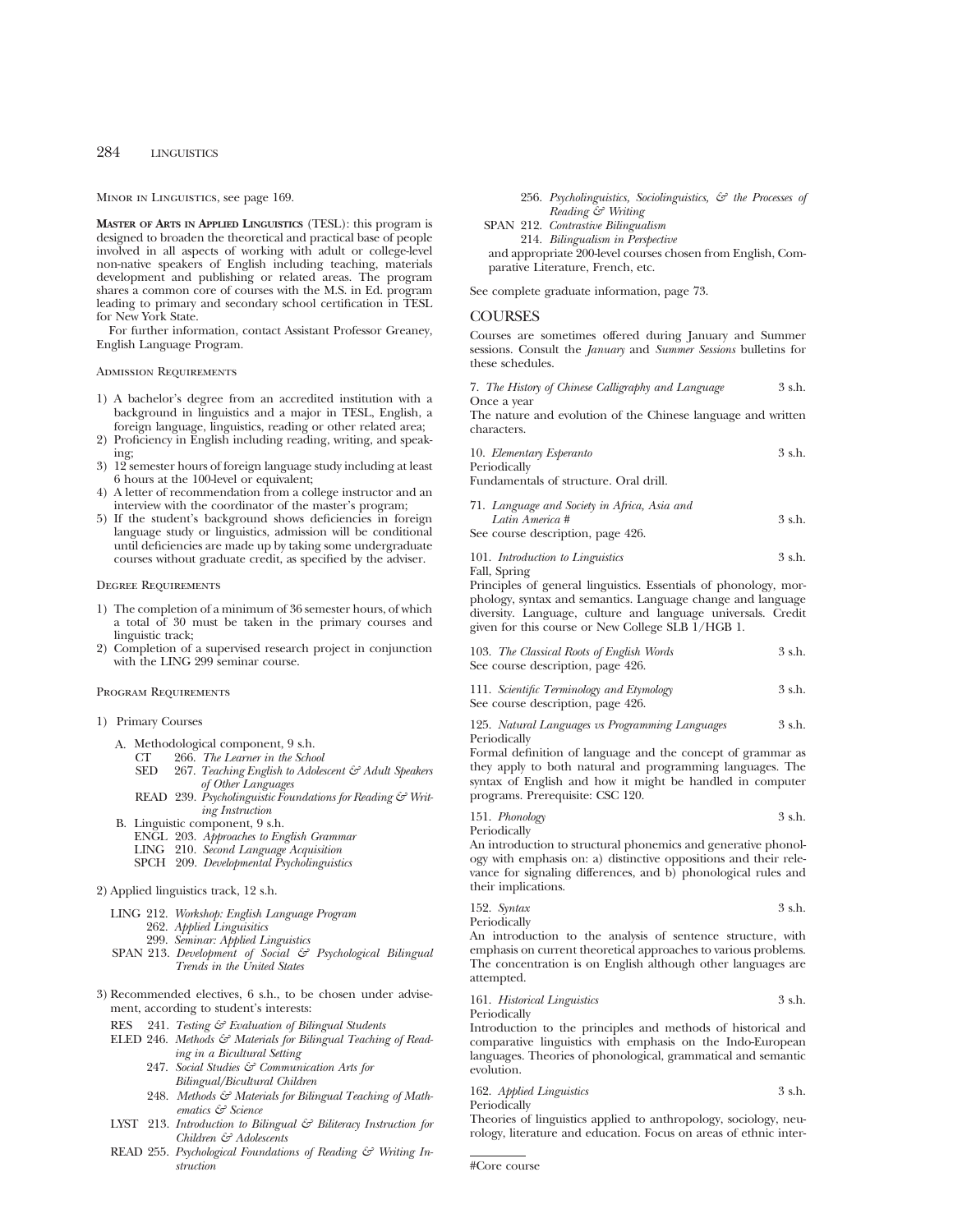Minor in Linguistics, see page 169.

**Master of Arts in Applied Linguistics** (TESL): this program is designed to broaden the theoretical and practical base of people involved in all aspects of working with adult or college-level non-native speakers of English including teaching, materials development and publishing or related areas. The program shares a common core of courses with the M.S. in Ed. program leading to primary and secondary school certification in TESL for New York State.

For further information, contact Assistant Professor Greaney, English Language Program.

Admission Requirements

1) A bachelor's degree from an accredited institution with a background in linguistics and a major in TESL, English, a foreign language, linguistics, reading or other related area;
2) Proficiency in English including reading, writing, and speaking;
3) 12 semester hours of foreign language study including at least 6 hours at the 100-level or equivalent;
4) A letter of recommendation from a college instructor and an interview with the coordinator of the master's program;
5) If the student's background shows deficiencies in foreign language study or linguistics, admission will be conditional until deficiencies are made up by taking some undergraduate courses without graduate credit, as specified by the adviser.

Degree Requirements

1) The completion of a minimum of 36 semester hours, of which a total of 30 must be taken in the primary courses and linguistic track;
2) Completion of a supervised research project in conjunction with the LING 299 seminar course.

Program Requirements

1) Primary Courses

A. Methodological component, 9 s.h.
- CT 266. *The Learner in the School*
- SED 267. *Teaching English to Adolescent & Adult Speakers of Other Languages*
- READ 239. *Psycholinguistic Foundations for Reading & Writing Instruction*

B. Linguistic component, 9 s.h.
- ENGL 203. *Approaches to English Grammar*
- LING 210. *Second Language Acquisition*
- SPCH 209. *Developmental Psycholinguistics*

2) Applied linguistics track, 12 s.h.

- LING 212. *Workshop: English Language Program*
- 262. *Applied Linguisitics*
- 299. *Seminar: Applied Linguistics*
- SPAN 213. *Development of Social & Psychological Bilingual Trends in the United States*

3) Recommended electives, 6 s.h., to be chosen under advisement, according to student's interests:

- RES 241. *Testing & Evaluation of Bilingual Students*
- ELED 246. *Methods & Materials for Bilingual Teaching of Reading in a Bicultural Setting*
- 247. *Social Studies & Communication Arts for Bilingual/Bicultural Children*
- 248. *Methods & Materials for Bilingual Teaching of Mathematics & Science*
- LYST 213. *Introduction to Bilingual & Biliteracy Instruction for Children & Adolescents*
- READ 255. *Psychological Foundations of Reading & Writing Instruction*
- 256. *Psycholinguistics, Sociolinguistics, & the Processes of Reading & Writing*
- SPAN 212. *Contrastive Bilingualism*
- 214. *Bilingualism in Perspective*

and appropriate 200-level courses chosen from English, Comparative Literature, French, etc.

See complete graduate information, page 73.

## COURSES

Courses are sometimes offered during January and Summer sessions. Consult the *January* and *Summer Sessions* bulletins for these schedules.

7. *The History of Chinese Calligraphy and Language* 3 s.h.
Once a year
The nature and evolution of the Chinese language and written characters.

10. *Elementary Esperanto* 3 s.h.
Periodically
Fundamentals of structure. Oral drill.

71. *Language and Society in Africa, Asia and Latin America #* 3 s.h.
See course description, page 426.

101. *Introduction to Linguistics* 3 s.h.
Fall, Spring
Principles of general linguistics. Essentials of phonology, morphology, syntax and semantics. Language change and language diversity. Language, culture and language universals. Credit given for this course or New College SLB 1/HGB 1.

103. *The Classical Roots of English Words* 3 s.h.
See course description, page 426.

111. *Scientific Terminology and Etymology* 3 s.h.
See course description, page 426.

125. *Natural Languages vs Programming Languages* 3 s.h.
Periodically
Formal definition of language and the concept of grammar as they apply to both natural and programming languages. The syntax of English and how it might be handled in computer programs. Prerequisite: CSC 120.

151. *Phonology* 3 s.h.
Periodically
An introduction to structural phonemics and generative phonology with emphasis on: a) distinctive oppositions and their relevance for signaling differences, and b) phonological rules and their implications.

152. *Syntax* 3 s.h.
Periodically
An introduction to the analysis of sentence structure, with emphasis on current theoretical approaches to various problems. The concentration is on English although other languages are attempted.

161. *Historical Linguistics* 3 s.h.
Periodically
Introduction to the principles and methods of historical and comparative linguistics with emphasis on the Indo-European languages. Theories of phonological, grammatical and semantic evolution.

162. *Applied Linguistics* 3 s.h.
Periodically
Theories of linguistics applied to anthropology, sociology, neurology, literature and education. Focus on areas of ethnic inter-

#Core course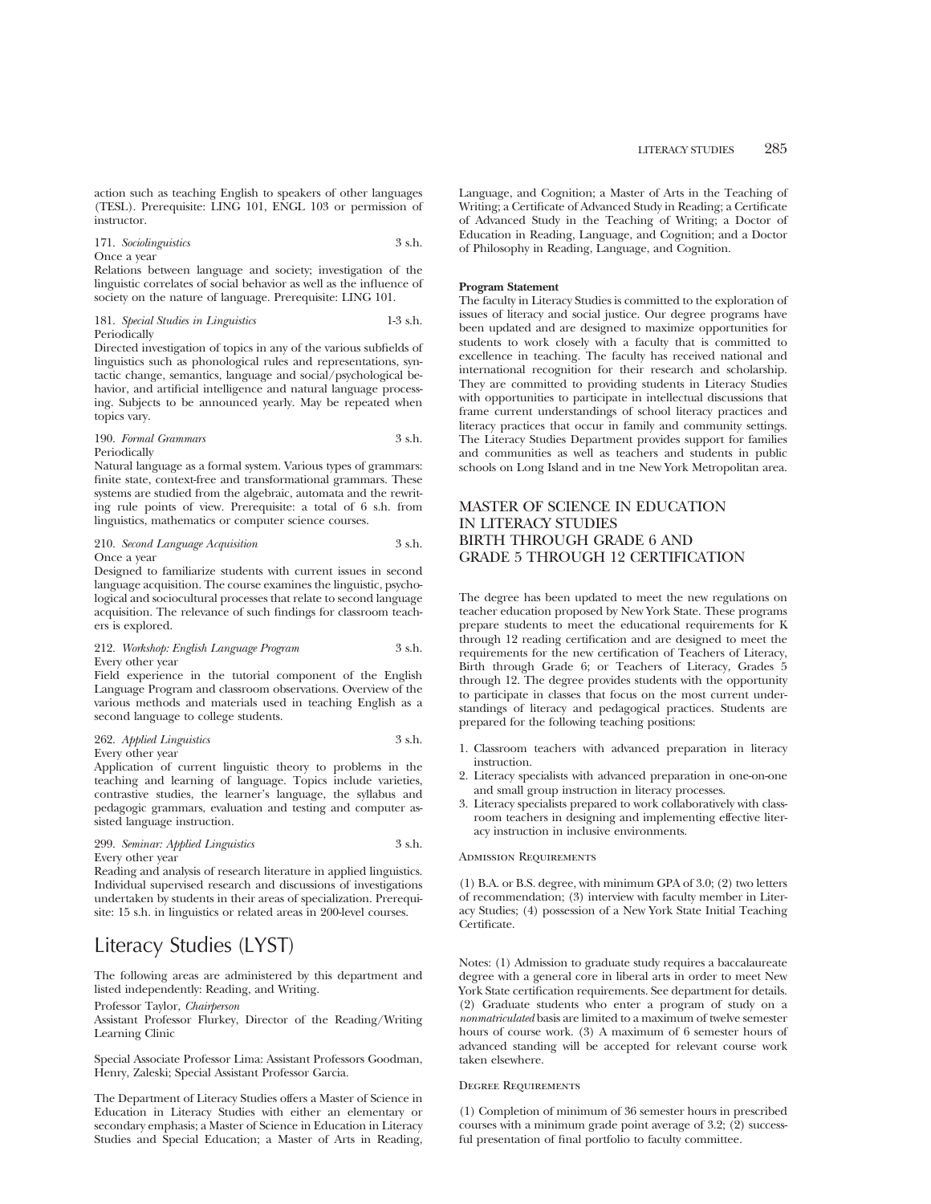action such as teaching English to speakers of other languages (TESL). Prerequisite: LING 101, ENGL 103 or permission of instructor.

171. *Sociolinguistics* 3 s.h.
Once a year
Relations between language and society; investigation of the linguistic correlates of social behavior as well as the influence of society on the nature of language. Prerequisite: LING 101.

181. *Special Studies in Linguistics* 1-3 s.h.
Periodically
Directed investigation of topics in any of the various subfields of linguistics such as phonological rules and representations, syntactic change, semantics, language and social/psychological behavior, and artificial intelligence and natural language processing. Subjects to be announced yearly. May be repeated when topics vary.

190. *Formal Grammars* 3 s.h.
Periodically
Natural language as a formal system. Various types of grammars: finite state, context-free and transformational grammars. These systems are studied from the algebraic, automata and the rewriting rule points of view. Prerequisite: a total of 6 s.h. from linguistics, mathematics or computer science courses.

210. *Second Language Acquisition* 3 s.h.
Once a year
Designed to familiarize students with current issues in second language acquisition. The course examines the linguistic, psychological and sociocultural processes that relate to second language acquisition. The relevance of such findings for classroom teachers is explored.

212. *Workshop: English Language Program* 3 s.h.
Every other year
Field experience in the tutorial component of the English Language Program and classroom observations. Overview of the various methods and materials used in teaching English as a second language to college students.

262. *Applied Linguistics* 3 s.h.
Every other year
Application of current linguistic theory to problems in the teaching and learning of language. Topics include varieties, contrastive studies, the learner's language, the syllabus and pedagogic grammars, evaluation and testing and computer assisted language instruction.

299. *Seminar: Applied Linguistics* 3 s.h.
Every other year
Reading and analysis of research literature in applied linguistics. Individual supervised research and discussions of investigations undertaken by students in their areas of specialization. Prerequisite: 15 s.h. in linguistics or related areas in 200-level courses.

# Literacy Studies (LYST)

The following areas are administered by this department and listed independently: Reading, and Writing.

Professor Taylor, *Chairperson*

Assistant Professor Flurkey, Director of the Reading/Writing Learning Clinic

Special Associate Professor Lima: Assistant Professors Goodman, Henry, Zaleski; Special Assistant Professor Garcia.

The Department of Literacy Studies offers a Master of Science in Education in Literacy Studies with either an elementary or secondary emphasis; a Master of Science in Education in Literacy Studies and Special Education; a Master of Arts in Reading, Language, and Cognition; a Master of Arts in the Teaching of Writing; a Certificate of Advanced Study in Reading; a Certificate of Advanced Study in the Teaching of Writing; a Doctor of Education in Reading, Language, and Cognition; and a Doctor of Philosophy in Reading, Language, and Cognition.

**Program Statement**

The faculty in Literacy Studies is committed to the exploration of issues of literacy and social justice. Our degree programs have been updated and are designed to maximize opportunities for students to work closely with a faculty that is committed to excellence in teaching. The faculty has received national and international recognition for their research and scholarship. They are committed to providing students in Literacy Studies with opportunities to participate in intellectual discussions that frame current understandings of school literacy practices and literacy practices that occur in family and community settings. The Literacy Studies Department provides support for families and communities as well as teachers and students in public schools on Long Island and in tne New York Metropolitan area.

## MASTER OF SCIENCE IN EDUCATION IN LITERACY STUDIES BIRTH THROUGH GRADE 6 AND GRADE 5 THROUGH 12 CERTIFICATION

The degree has been updated to meet the new regulations on teacher education proposed by New York State. These programs prepare students to meet the educational requirements for K through 12 reading certification and are designed to meet the requirements for the new certification of Teachers of Literacy, Birth through Grade 6; or Teachers of Literacy, Grades 5 through 12. The degree provides students with the opportunity to participate in classes that focus on the most current understandings of literacy and pedagogical practices. Students are prepared for the following teaching positions:

1. Classroom teachers with advanced preparation in literacy instruction.
2. Literacy specialists with advanced preparation in one-on-one and small group instruction in literacy processes.
3. Literacy specialists prepared to work collaboratively with classroom teachers in designing and implementing effective literacy instruction in inclusive environments.

### Admission Requirements

(1) B.A. or B.S. degree, with minimum GPA of 3.0; (2) two letters of recommendation; (3) interview with faculty member in Literacy Studies; (4) possession of a New York State Initial Teaching Certificate.

Notes: (1) Admission to graduate study requires a baccalaureate degree with a general core in liberal arts in order to meet New York State certification requirements. See department for details. (2) Graduate students who enter a program of study on a *nonmatriculated* basis are limited to a maximum of twelve semester hours of course work. (3) A maximum of 6 semester hours of advanced standing will be accepted for relevant course work taken elsewhere.

### Degree Requirements

(1) Completion of minimum of 36 semester hours in prescribed courses with a minimum grade point average of 3.2; (2) successful presentation of final portfolio to faculty committee.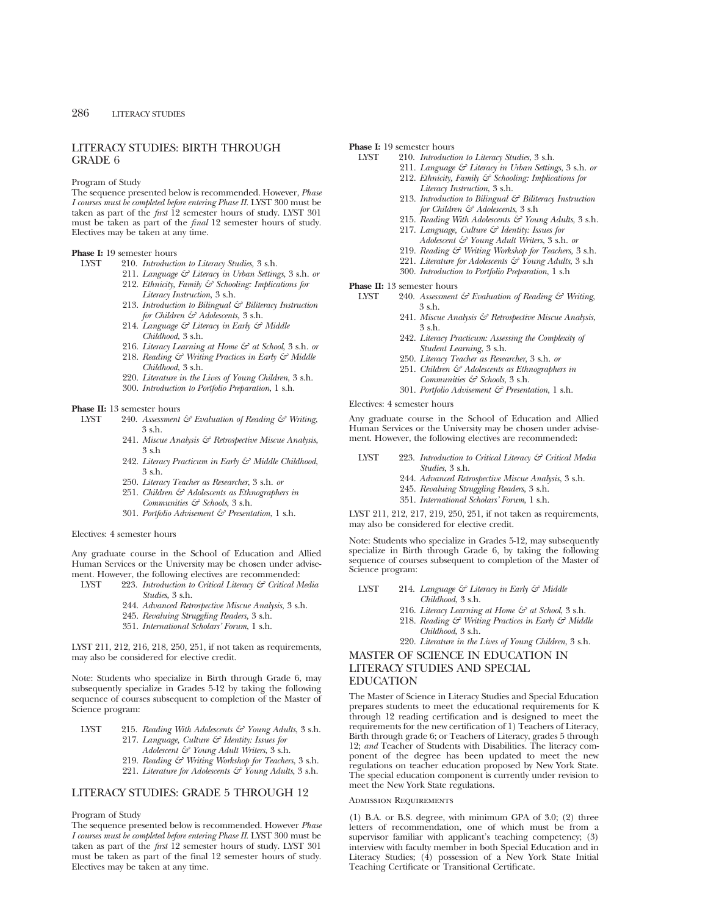## LITERACY STUDIES: BIRTH THROUGH GRADE 6

Program of Study

The sequence presented below is recommended. However, *Phase I courses must be completed before entering Phase II.* LYST 300 must be taken as part of the *first* 12 semester hours of study. LYST 301 must be taken as part of the *final* 12 semester hours of study. Electives may be taken at any time.

**Phase I:** 19 semester hours

LYST
- 210. *Introduction to Literacy Studies,* 3 s.h.
- 211. *Language & Literacy in Urban Settings,* 3 s.h. *or*
- 212. *Ethnicity, Family & Schooling: Implications for Literacy Instruction,* 3 s.h.
- 213. *Introduction to Bilingual & Biliteracy Instruction for Children & Adolescents,* 3 s.h.
- 214. *Language & Literacy in Early & Middle Childhood,* 3 s.h.
- 216. *Literacy Learning at Home & at School,* 3 s.h. *or*
- 218. *Reading & Writing Practices in Early & Middle Childhood,* 3 s.h.
- 220. *Literature in the Lives of Young Children,* 3 s.h.
- 300. *Introduction to Portfolio Preparation,* 1 s.h.

**Phase II:** 13 semester hours

LYST
- 240. *Assessment & Evaluation of Reading & Writing,* 3 s.h.
- 241. *Miscue Analysis & Retrospective Miscue Analysis,* 3 s.h
- 242. *Literacy Practicum in Early & Middle Childhood,* 3 s.h.
- 250. *Literacy Teacher as Researcher,* 3 s.h. *or*
- 251. *Children & Adolescents as Ethnographers in Communities & Schools,* 3 s.h.
- 301. *Portfolio Advisement & Presentation,* 1 s.h.

Electives: 4 semester hours

Any graduate course in the School of Education and Allied Human Services or the University may be chosen under advisement. However, the following electives are recommended:

LYST
- 223. *Introduction to Critical Literacy & Critical Media Studies,* 3 s.h.
- 244. *Advanced Retrospective Miscue Analysis,* 3 s.h.
- 245. *Revaluing Struggling Readers,* 3 s.h.
- 351. *International Scholars' Forum,* 1 s.h.

LYST 211, 212, 216, 218, 250, 251, if not taken as requirements, may also be considered for elective credit.

Note: Students who specialize in Birth through Grade 6, may subsequently specialize in Grades 5-12 by taking the following sequence of courses subsequent to completion of the Master of Science program:

LYST
- 215. *Reading With Adolescents & Young Adults,* 3 s.h.
- 217. *Language, Culture & Identity: Issues for Adolescent & Young Adult Writers,* 3 s.h.
- 219. *Reading & Writing Workshop for Teachers,* 3 s.h.
- 221. *Literature for Adolescents & Young Adults,* 3 s.h.

## LITERACY STUDIES: GRADE 5 THROUGH 12

Program of Study

The sequence presented below is recommended. However *Phase I courses must be completed before entering Phase II.* LYST 300 must be taken as part of the *first* 12 semester hours of study. LYST 301 must be taken as part of the final 12 semester hours of study. Electives may be taken at any time.

**Phase I:** 19 semester hours

LYST
- 210. *Introduction to Literacy Studies,* 3 s.h.
- 211. *Language & Literacy in Urban Settings,* 3 s.h. *or*
- 212. *Ethnicity, Family & Schooling: Implications for Literacy Instruction,* 3 s.h.
- 213. *Introduction to Bilingual & Biliteracy Instruction for Children & Adolescents,* 3 s.h
- 215. *Reading With Adolescents & Young Adults,* 3 s.h.
- 217. *Language, Culture & Identity: Issues for Adolescent & Young Adult Writers,* 3 s.h. *or*
- 219. *Reading & Writing Workshop for Teachers,* 3 s.h.
- 221. *Literature for Adolescents & Young Adults,* 3 s.h
- 300. *Introduction to Portfolio Preparation,* 1 s.h

**Phase II:** 13 semester hours

LYST
- 240. *Assessment & Evaluation of Reading & Writing,* 3 s.h.
- 241. *Miscue Analysis & Retrospective Miscue Analysis,* 3 s.h.
- 242. *Literacy Practicum: Assessing the Complexity of Student Learning,* 3 s.h.
- 250. *Literacy Teacher as Researcher,* 3 s.h. *or*
- 251. *Children & Adolescents as Ethnographers in Communities & Schools,* 3 s.h.
- 301. *Portfolio Advisement & Presentation,* 1 s.h.

Electives: 4 semester hours

Any graduate course in the School of Education and Allied Human Services or the University may be chosen under advisement. However, the following electives are recommended:

LYST
- 223. *Introduction to Critical Literacy & Critical Media Studies,* 3 s.h.
- 244. *Advanced Retrospective Miscue Analysis,* 3 s.h.
- 245. *Revaluing Struggling Readers,* 3 s.h.
- 351. *International Scholars' Forum,* 1 s.h.

LYST 211, 212, 217, 219, 250, 251, if not taken as requirements, may also be considered for elective credit.

Note: Students who specialize in Grades 5-12, may subsequently specialize in Birth through Grade 6, by taking the following sequence of courses subsequent to completion of the Master of Science program:

LYST
- 214. *Language & Literacy in Early & Middle Childhood,* 3 s.h.
- 216. *Literacy Learning at Home & at School,* 3 s.h.
- 218. *Reading & Writing Practices in Early & Middle Childhood,* 3 s.h.
- 220. *Literature in the Lives of Young Children,* 3 s.h.

## MASTER OF SCIENCE IN EDUCATION IN LITERACY STUDIES AND SPECIAL EDUCATION

The Master of Science in Literacy Studies and Special Education prepares students to meet the educational requirements for K through 12 reading certification and is designed to meet the requirements for the new certification of 1) Teachers of Literacy, Birth through grade 6; or Teachers of Literacy, grades 5 through 12; *and* Teacher of Students with Disabilities. The literacy component of the degree has been updated to meet the new regulations on teacher education proposed by New York State. The special education component is currently under revision to meet the New York State regulations.

### Admission Requirements

(1) B.A. or B.S. degree, with minimum GPA of 3.0; (2) three letters of recommendation, one of which must be from a supervisor familiar with applicant's teaching competency; (3) interview with faculty member in both Special Education and in Literacy Studies; (4) possession of a New York State Initial Teaching Certificate or Transitional Certificate.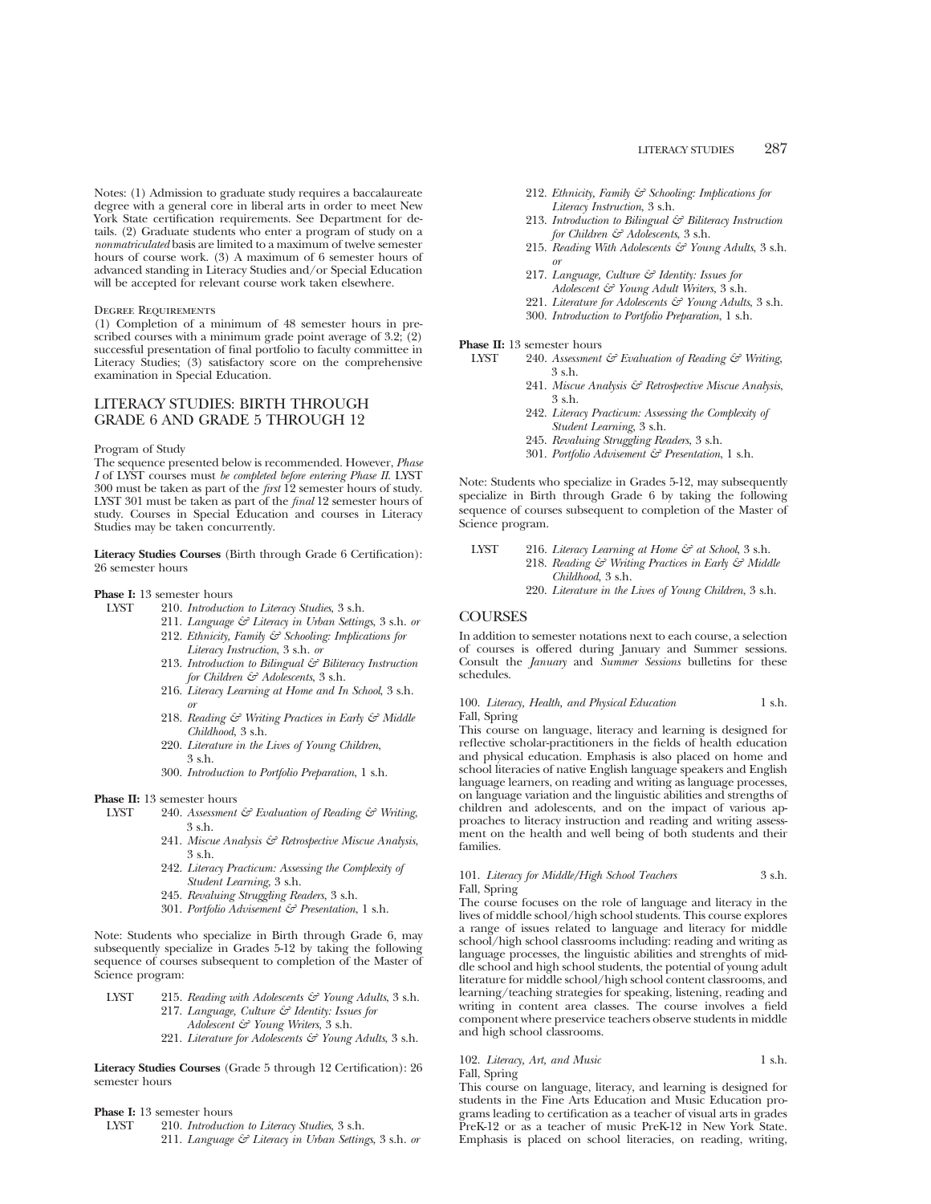Notes: (1) Admission to graduate study requires a baccalaureate degree with a general core in liberal arts in order to meet New York State certification requirements. See Department for details. (2) Graduate students who enter a program of study on a *nonmatriculated* basis are limited to a maximum of twelve semester hours of course work. (3) A maximum of 6 semester hours of advanced standing in Literacy Studies and/or Special Education will be accepted for relevant course work taken elsewhere.

### Degree Requirements

(1) Completion of a minimum of 48 semester hours in prescribed courses with a minimum grade point average of 3.2; (2) successful presentation of final portfolio to faculty committee in Literacy Studies; (3) satisfactory score on the comprehensive examination in Special Education.

## LITERACY STUDIES: BIRTH THROUGH GRADE 6 AND GRADE 5 THROUGH 12

Program of Study

The sequence presented below is recommended. However, *Phase I* of LYST courses must *be completed before entering Phase II.* LYST 300 must be taken as part of the *first* 12 semester hours of study. LYST 301 must be taken as part of the *final* 12 semester hours of study. Courses in Special Education and courses in Literacy Studies may be taken concurrently.

**Literacy Studies Courses** (Birth through Grade 6 Certification): 26 semester hours

**Phase I:** 13 semester hours

LYST
- 210. *Introduction to Literacy Studies*, 3 s.h.
- 211. *Language & Literacy in Urban Settings*, 3 s.h. *or*
- 212. *Ethnicity, Family & Schooling: Implications for Literacy Instruction*, 3 s.h. *or*
- 213. *Introduction to Bilingual & Biliteracy Instruction for Children & Adolescents*, 3 s.h.
- 216. *Literacy Learning at Home and In School*, 3 s.h. *or*
- 218. *Reading & Writing Practices in Early & Middle Childhood*, 3 s.h.
- 220. *Literature in the Lives of Young Children*, 3 s.h.
- 300. *Introduction to Portfolio Preparation*, 1 s.h.

**Phase II:** 13 semester hours

LYST
- 240. *Assessment & Evaluation of Reading & Writing*, 3 s.h.
- 241. *Miscue Analysis & Retrospective Miscue Analysis*, 3 s.h.
- 242. *Literacy Practicum: Assessing the Complexity of Student Learning*, 3 s.h.
- 245. *Revaluing Struggling Readers*, 3 s.h.
- 301. *Portfolio Advisement & Presentation*, 1 s.h.

Note: Students who specialize in Birth through Grade 6, may subsequently specialize in Grades 5-12 by taking the following sequence of courses subsequent to completion of the Master of Science program:

LYST
- 215. *Reading with Adolescents & Young Adults*, 3 s.h.
- 217. *Language, Culture & Identity: Issues for Adolescent & Young Writers*, 3 s.h.
- 221. *Literature for Adolescents & Young Adults*, 3 s.h.

**Literacy Studies Courses** (Grade 5 through 12 Certification): 26 semester hours

**Phase I:** 13 semester hours

LYST
- 210. *Introduction to Literacy Studies*, 3 s.h.
- 211. *Language & Literacy in Urban Settings*, 3 s.h. *or*
- 212. *Ethnicity, Family & Schooling: Implications for Literacy Instruction*, 3 s.h.
- 213. *Introduction to Bilingual & Biliteracy Instruction for Children & Adolescents*, 3 s.h.
- 215. *Reading With Adolescents & Young Adults*, 3 s.h. *or*
- 217. *Language, Culture & Identity: Issues for Adolescent & Young Adult Writers*, 3 s.h.
- 221. *Literature for Adolescents & Young Adults*, 3 s.h.
- 300. *Introduction to Portfolio Preparation*, 1 s.h.

**Phase II:** 13 semester hours

LYST
- 240. *Assessment & Evaluation of Reading & Writing*, 3 s.h.
- 241. *Miscue Analysis & Retrospective Miscue Analysis*, 3 s.h.
- 242. *Literacy Practicum: Assessing the Complexity of Student Learning*, 3 s.h.
- 245. *Revaluing Struggling Readers*, 3 s.h.
- 301. *Portfolio Advisement & Presentation*, 1 s.h.

Note: Students who specialize in Grades 5-12, may subsequently specialize in Birth through Grade 6 by taking the following sequence of courses subsequent to completion of the Master of Science program.

LYST
- 216. *Literacy Learning at Home & at School*, 3 s.h.
- 218. *Reading & Writing Practices in Early & Middle Childhood*, 3 s.h.
- 220. *Literature in the Lives of Young Children*, 3 s.h.

## COURSES

In addition to semester notations next to each course, a selection of courses is offered during January and Summer sessions. Consult the *January* and *Summer Sessions* bulletins for these schedules.

**100.** *Literacy, Health, and Physical Education* — 1 s.h.
Fall, Spring

This course on language, literacy and learning is designed for reflective scholar-practitioners in the fields of health education and physical education. Emphasis is also placed on home and school literacies of native English language speakers and English language learners, on reading and writing as language processes, on language variation and the linguistic abilities and strengths of children and adolescents, and on the impact of various approaches to literacy instruction and reading and writing assessment on the health and well being of both students and their families.

**101.** *Literacy for Middle/High School Teachers* — 3 s.h.
Fall, Spring

The course focuses on the role of language and literacy in the lives of middle school/high school students. This course explores a range of issues related to language and literacy for middle school/high school classrooms including: reading and writing as language processes, the linguistic abilities and strenghts of middle school and high school students, the potential of young adult literature for middle school/high school content classrooms, and learning/teaching strategies for speaking, listening, reading and writing in content area classes. The course involves a field component where preservice teachers observe students in middle and high school classrooms.

**102.** *Literacy, Art, and Music* — 1 s.h.
Fall, Spring

This course on language, literacy, and learning is designed for students in the Fine Arts Education and Music Education programs leading to certification as a teacher of visual arts in grades PreK-12 or as a teacher of music PreK-12 in New York State. Emphasis is placed on school literacies, on reading, writing,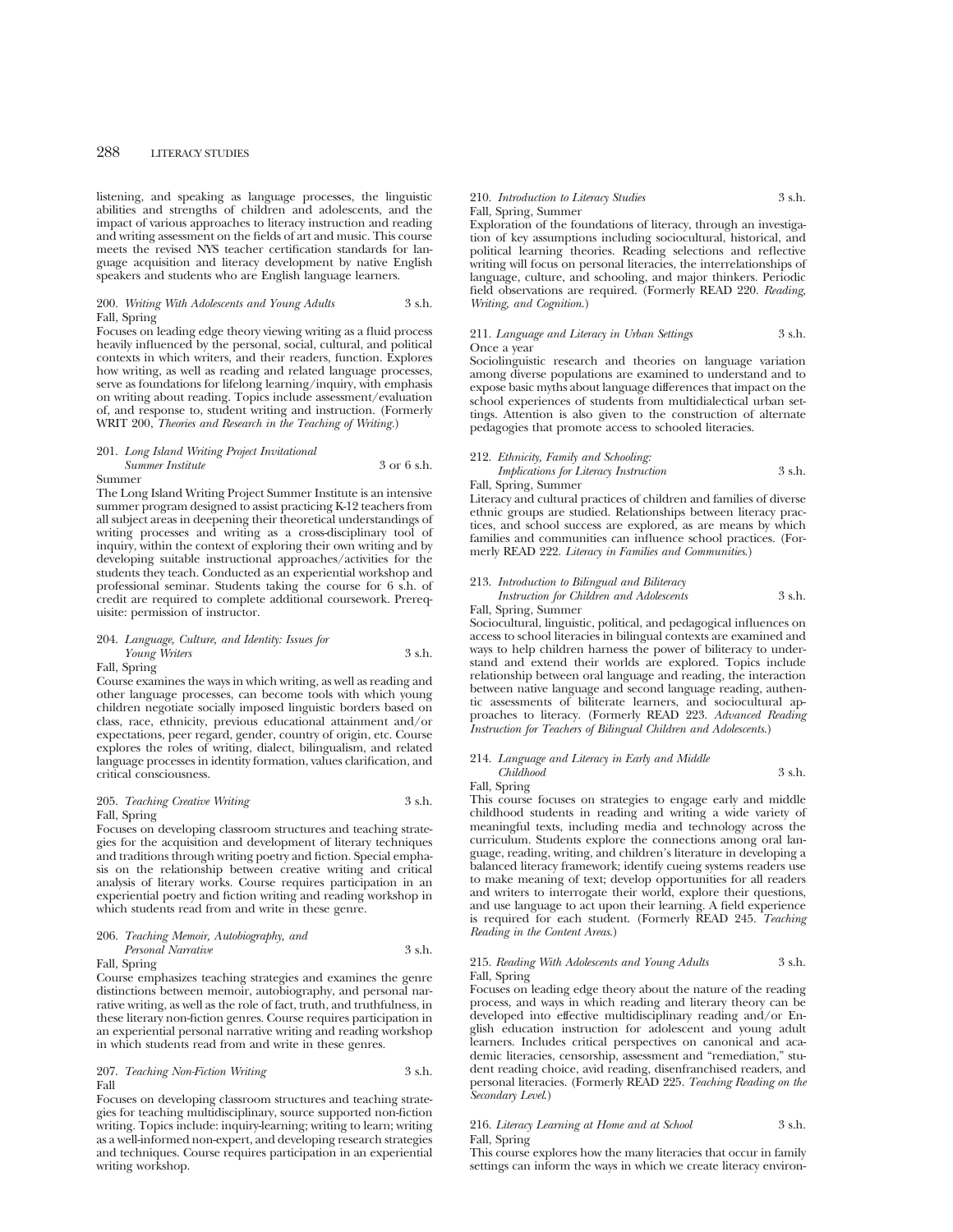listening, and speaking as language processes, the linguistic abilities and strengths of children and adolescents, and the impact of various approaches to literacy instruction and reading and writing assessment on the fields of art and music. This course meets the revised NYS teacher certification standards for language acquisition and literacy development by native English speakers and students who are English language learners.

200. *Writing With Adolescents and Young Adults* 3 s.h.
Fall, Spring
Focuses on leading edge theory viewing writing as a fluid process heavily influenced by the personal, social, cultural, and political contexts in which writers, and their readers, function. Explores how writing, as well as reading and related language processes, serve as foundations for lifelong learning/inquiry, with emphasis on writing about reading. Topics include assessment/evaluation of, and response to, student writing and instruction. (Formerly WRIT 200, *Theories and Research in the Teaching of Writing*.)

201. *Long Island Writing Project Invitational Summer Institute* 3 or 6 s.h.
Summer
The Long Island Writing Project Summer Institute is an intensive summer program designed to assist practicing K-12 teachers from all subject areas in deepening their theoretical understandings of writing processes and writing as a cross-disciplinary tool of inquiry, within the context of exploring their own writing and by developing suitable instructional approaches/activities for the students they teach. Conducted as an experiential workshop and professional seminar. Students taking the course for 6 s.h. of credit are required to complete additional coursework. Prerequisite: permission of instructor.

204. *Language, Culture, and Identity: Issues for Young Writers* 3 s.h.
Fall, Spring
Course examines the ways in which writing, as well as reading and other language processes, can become tools with which young children negotiate socially imposed linguistic borders based on class, race, ethnicity, previous educational attainment and/or expectations, peer regard, gender, country of origin, etc. Course explores the roles of writing, dialect, bilingualism, and related language processes in identity formation, values clarification, and critical consciousness.

205. *Teaching Creative Writing* 3 s.h.
Fall, Spring
Focuses on developing classroom structures and teaching strategies for the acquisition and development of literary techniques and traditions through writing poetry and fiction. Special emphasis on the relationship between creative writing and critical analysis of literary works. Course requires participation in an experiential poetry and fiction writing and reading workshop in which students read from and write in these genre.

206. *Teaching Memoir, Autobiography, and Personal Narrative* 3 s.h.
Fall, Spring
Course emphasizes teaching strategies and examines the genre distinctions between memoir, autobiography, and personal narrative writing, as well as the role of fact, truth, and truthfulness, in these literary non-fiction genres. Course requires participation in an experiential personal narrative writing and reading workshop in which students read from and write in these genres.

207. *Teaching Non-Fiction Writing* 3 s.h.
Fall
Focuses on developing classroom structures and teaching strategies for teaching multidisciplinary, source supported non-fiction writing. Topics include: inquiry-learning; writing to learn; writing as a well-informed non-expert, and developing research strategies and techniques. Course requires participation in an experiential writing workshop.

210. *Introduction to Literacy Studies* 3 s.h.
Fall, Spring, Summer
Exploration of the foundations of literacy, through an investigation of key assumptions including sociocultural, historical, and political learning theories. Reading selections and reflective writing will focus on personal literacies, the interrelationships of language, culture, and schooling, and major thinkers. Periodic field observations are required. (Formerly READ 220. *Reading, Writing, and Cognition*.)

211. *Language and Literacy in Urban Settings* 3 s.h.
Once a year
Sociolinguistic research and theories on language variation among diverse populations are examined to understand and to expose basic myths about language differences that impact on the school experiences of students from multidialectical urban settings. Attention is also given to the construction of alternate pedagogies that promote access to schooled literacies.

212. *Ethnicity, Family and Schooling: Implications for Literacy Instruction* 3 s.h.
Fall, Spring, Summer
Literacy and cultural practices of children and families of diverse ethnic groups are studied. Relationships between literacy practices, and school success are explored, as are means by which families and communities can influence school practices. (Formerly READ 222. *Literacy in Families and Communities*.)

213. *Introduction to Bilingual and Biliteracy Instruction for Children and Adolescents* 3 s.h.
Fall, Spring, Summer
Sociocultural, linguistic, political, and pedagogical influences on access to school literacies in bilingual contexts are examined and ways to help children harness the power of biliteracy to understand and extend their worlds are explored. Topics include relationship between oral language and reading, the interaction between native language and second language reading, authentic assessments of biliterate learners, and sociocultural approaches to literacy. (Formerly READ 223. *Advanced Reading Instruction for Teachers of Bilingual Children and Adolescents*.)

214. *Language and Literacy in Early and Middle Childhood* 3 s.h.
Fall, Spring
This course focuses on strategies to engage early and middle childhood students in reading and writing a wide variety of meaningful texts, including media and technology across the curriculum. Students explore the connections among oral language, reading, writing, and children's literature in developing a balanced literacy framework; identify cueing systems readers use to make meaning of text; develop opportunities for all readers and writers to interrogate their world, explore their questions, and use language to act upon their learning. A field experience is required for each student. (Formerly READ 245. *Teaching Reading in the Content Areas*.)

215. *Reading With Adolescents and Young Adults* 3 s.h.
Fall, Spring
Focuses on leading edge theory about the nature of the reading process, and ways in which reading and literary theory can be developed into effective multidisciplinary reading and/or English education instruction for adolescent and young adult learners. Includes critical perspectives on canonical and academic literacies, censorship, assessment and "remediation," student reading choice, avid reading, disenfranchised readers, and personal literacies. (Formerly READ 225. *Teaching Reading on the Secondary Level*.)

216. *Literacy Learning at Home and at School* 3 s.h.
Fall, Spring
This course explores how the many literacies that occur in family settings can inform the ways in which we create literacy environ-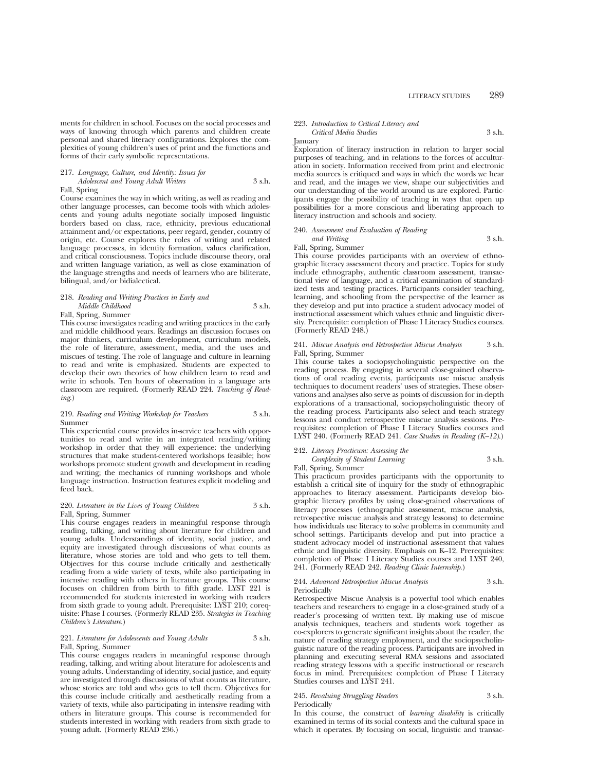ments for children in school. Focuses on the social processes and ways of knowing through which parents and children create personal and shared literacy configurations. Explores the complexities of young children's uses of print and the functions and forms of their early symbolic representations.

217. *Language, Culture, and Identity: Issues for Adolescent and Young Adult Writers* 3 s.h.
Fall, Spring
Course examines the way in which writing, as well as reading and other language processes, can become tools with which adolescents and young adults negotiate socially imposed linguistic borders based on class, race, ethnicity, previous educational attainment and/or expectations, peer regard, gender, country of origin, etc. Course explores the roles of writing and related language processes, in identity formation, values clarification, and critical consciousness. Topics include discourse theory, oral and written language variation, as well as close examination of the language strengths and needs of learners who are biliterate, bilingual, and/or bidialectical.

218. *Reading and Writing Practices in Early and Middle Childhood* 3 s.h.
Fall, Spring, Summer
This course investigates reading and writing practices in the early and middle childhood years. Readings an discussion focuses on major thinkers, curriculum development, curriculum models, the role of literature, assessment, media, and the uses and miscues of testing. The role of language and culture in learning to read and write is emphasized. Students are expected to develop their own theories of how children learn to read and write in schools. Ten hours of observation in a language arts classroom are required. (Formerly READ 224. *Teaching of Reading.*)

219. *Reading and Writing Workshop for Teachers* 3 s.h.
Summer
This experiential course provides in-service teachers with opportunities to read and write in an integrated reading/writing workshop in order that they will experience: the underlying structures that make student-centered workshops feasible; how workshops promote student growth and development in reading and writing; the mechanics of running workshops and whole language instruction. Instruction features explicit modeling and feed back.

220. *Literature in the Lives of Young Children* 3 s.h.
Fall, Spring, Summer
This course engages readers in meaningful response through reading, talking, and writing about literature for children and young adults. Understandings of identity, social justice, and equity are investigated through discussions of what counts as literature, whose stories are told and who gets to tell them. Objectives for this course include critically and aesthetically reading from a wide variety of texts, while also participating in intensive reading with others in literature groups. This course focuses on children from birth to fifth grade. LYST 221 is recommended for students interested in working with readers from sixth grade to young adult. Prerequisite: LYST 210; corequisite: Phase I courses. (Formerly READ 235. *Strategies in Teaching Children's Literature.*)

221. *Literature for Adolescents and Young Adults* 3 s.h.
Fall, Spring, Summer
This course engages readers in meaningful response through reading, talking, and writing about literature for adolescents and young adults. Understanding of identity, social justice, and equity are investigated through discussions of what counts as literature, whose stories are told and who gets to tell them. Objectives for this course include critically and aesthetically reading from a variety of texts, while also participating in intensive reading with others in literature groups. This course is recommended for students interested in working with readers from sixth grade to young adult. (Formerly READ 236.)

223. *Introduction to Critical Literacy and Critical Media Studies* 3 s.h.
January
Exploration of literacy instruction in relation to larger social purposes of teaching, and in relations to the forces of acculturation in society. Information received from print and electronic media sources is critiqued and ways in which the words we hear and read, and the images we view, shape our subjectivities and our understanding of the world around us are explored. Participants engage the possibility of teaching in ways that open up possibilities for a more conscious and liberating approach to literacy instruction and schools and society.

240. *Assessment and Evaluation of Reading and Writing* 3 s.h.
Fall, Spring, Summer
This course provides participants with an overview of ethnographic literacy assessment theory and practice. Topics for study include ethnography, authentic classroom assessment, transactional view of language, and a critical examination of standardized tests and testing practices. Participants consider teaching, learning, and schooling from the perspective of the learner as they develop and put into practice a student advocacy model of instructional assessment which values ethnic and linguistic diversity. Prerequisite: completion of Phase I Literacy Studies courses. (Formerly READ 248.)

241. *Miscue Analysis and Retrospective Miscue Analysis* 3 s.h.
Fall, Spring, Summer
This course takes a sociopsycholinguistic perspective on the reading process. By engaging in several close-grained observations of oral reading events, participants use miscue analysis techniques to document readers' uses of strategies. These observations and analyses also serve as points of discussion for in-depth explorations of a transactional, sociopsycholinguistic theory of the reading process. Participants also select and teach strategy lessons and conduct retrospective miscue analysis sessions. Prerequisites: completion of Phase I Literacy Studies courses and LYST 240. (Formerly READ 241. *Case Studies in Reading (K–12).*)

242. *Literacy Practicum: Assessing the Complexity of Student Learning* 3 s.h.
Fall, Spring, Summer
This practicum provides participants with the opportunity to establish a critical site of inquiry for the study of ethnographic approaches to literacy assessment. Participants develop biographic literacy profiles by using close-grained observations of literacy processes (ethnographic assessment, miscue analysis, retrospective miscue analysis and strategy lessons) to determine how individuals use literacy to solve problems in community and school settings. Participants develop and put into practice a student advocacy model of instructional assessment that values ethnic and linguistic diversity. Emphasis on K–12. Prerequisites: completion of Phase I Literacy Studies courses and LYST 240, 241. (Formerly READ 242. *Reading Clinic Internship.*)

244. *Advanced Retrospective Miscue Analysis* 3 s.h.
Periodically
Retrospective Miscue Analysis is a powerful tool which enables teachers and researchers to engage in a close-grained study of a reader's processing of written text. By making use of miscue analysis techniques, teachers and students work together as co-explorers to generate significant insights about the reader, the nature of reading strategy employment, and the sociopsycholinguistic nature of the reading process. Participants are involved in planning and executing several RMA sessions and associated reading strategy lessons with a specific instructional or research focus in mind. Prerequisites: completion of Phase I Literacy Studies courses and LYST 241.

245. *Revaluing Struggling Readers* 3 s.h.
Periodically
In this course, the construct of *learning disability* is critically examined in terms of its social contexts and the cultural space in which it operates. By focusing on social, linguistic and transac-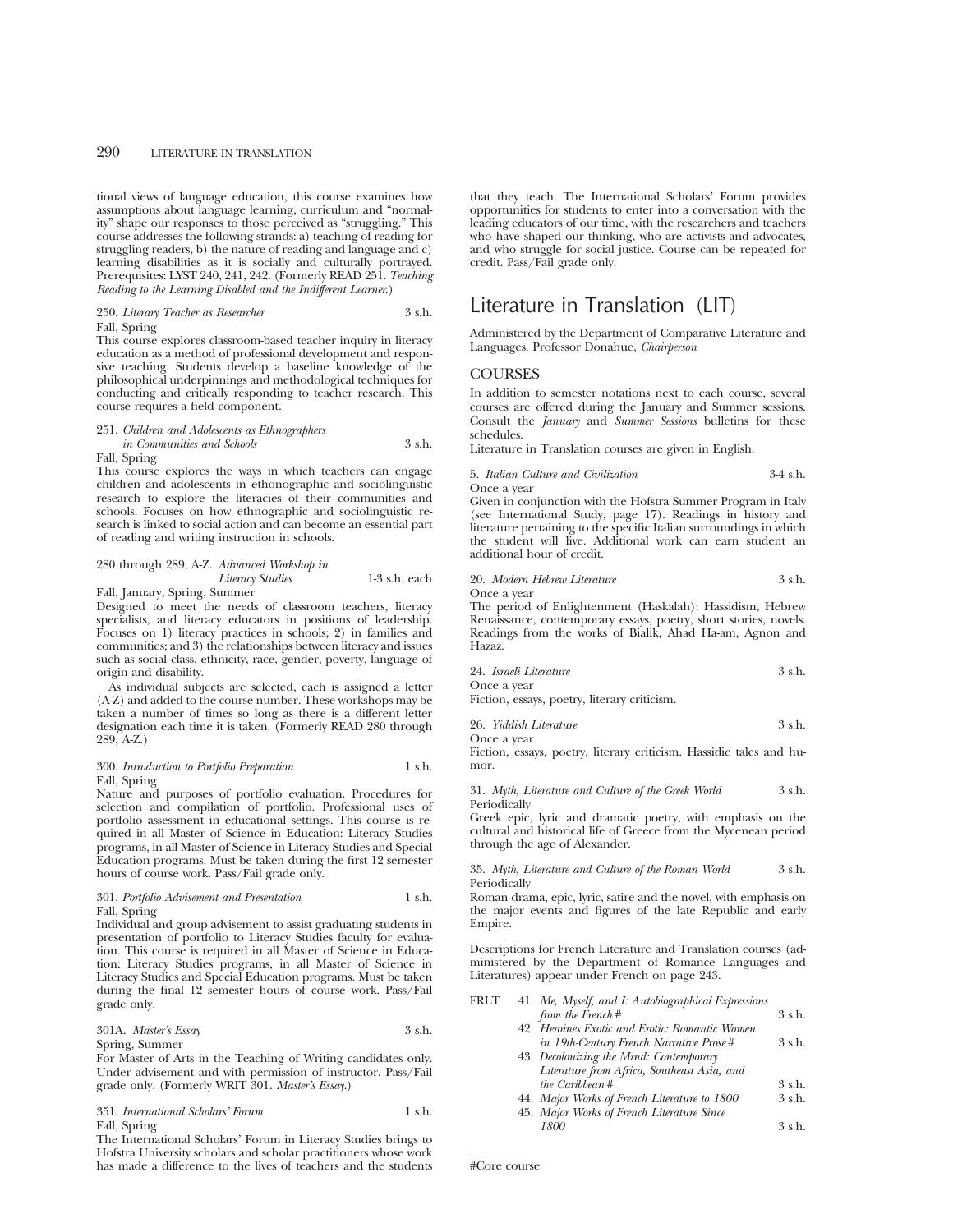tional views of language education, this course examines how assumptions about language learning, curriculum and "normality" shape our responses to those perceived as "struggling." This course addresses the following strands: a) teaching of reading for struggling readers, b) the nature of reading and language and c) learning disabilities as it is socially and culturally portrayed. Prerequisites: LYST 240, 241, 242. (Formerly READ 251. *Teaching Reading to the Learning Disabled and the Indifferent Learner.*)

250. *Literary Teacher as Researcher* 3 s.h.
Fall, Spring
This course explores classroom-based teacher inquiry in literacy education as a method of professional development and responsive teaching. Students develop a baseline knowledge of the philosophical underpinnings and methodological techniques for conducting and critically responding to teacher research. This course requires a field component.

251. *Children and Adolescents as Ethnographers in Communities and Schools* 3 s.h.
Fall, Spring
This course explores the ways in which teachers can engage children and adolescents in ethnographic and sociolinguistic research to explore the literacies of their communities and schools. Focuses on how ethnographic and sociolinguistic research is linked to social action and can become an essential part of reading and writing instruction in schools.

280 through 289, A-Z. *Advanced Workshop in Literacy Studies* 1-3 s.h. each
Fall, January, Spring, Summer
Designed to meet the needs of classroom teachers, literacy specialists, and literacy educators in positions of leadership. Focuses on 1) literacy practices in schools; 2) in families and communities; and 3) the relationships between literacy and issues such as social class, ethnicity, race, gender, poverty, language of origin and disability.

As individual subjects are selected, each is assigned a letter (A-Z) and added to the course number. These workshops may be taken a number of times so long as there is a different letter designation each time it is taken. (Formerly READ 280 through 289, A-Z.)

300. *Introduction to Portfolio Preparation* 1 s.h.
Fall, Spring
Nature and purposes of portfolio evaluation. Procedures for selection and compilation of portfolio. Professional uses of portfolio assessment in educational settings. This course is required in all Master of Science in Education: Literacy Studies programs, in all Master of Science in Literacy Studies and Special Education programs. Must be taken during the first 12 semester hours of course work. Pass/Fail grade only.

301. *Portfolio Advisement and Presentation* 1 s.h.
Fall, Spring
Individual and group advisement to assist graduating students in presentation of portfolio to Literacy Studies faculty for evaluation. This course is required in all Master of Science in Education: Literacy Studies programs, in all Master of Science in Literacy Studies and Special Education programs. Must be taken during the final 12 semester hours of course work. Pass/Fail grade only.

301A. *Master's Essay* 3 s.h.
Spring, Summer
For Master of Arts in the Teaching of Writing candidates only. Under advisement and with permission of instructor. Pass/Fail grade only. (Formerly WRIT 301. *Master's Essay.*)

351. *International Scholars' Forum* 1 s.h.
Fall, Spring
The International Scholars' Forum in Literacy Studies brings to Hofstra University scholars and scholar practitioners whose work has made a difference to the lives of teachers and the students that they teach. The International Scholars' Forum provides opportunities for students to enter into a conversation with the leading educators of our time, with the researchers and teachers who have shaped our thinking, who are activists and advocates, and who struggle for social justice. Course can be repeated for credit. Pass/Fail grade only.

# Literature in Translation (LIT)

Administered by the Department of Comparative Literature and Languages. Professor Donahue, *Chairperson*

## COURSES

In addition to semester notations next to each course, several courses are offered during the January and Summer sessions. Consult the *January* and *Summer Sessions* bulletins for these schedules.

Literature in Translation courses are given in English.

5. *Italian Culture and Civilization* 3-4 s.h.
Once a year
Given in conjunction with the Hofstra Summer Program in Italy (see International Study, page 17). Readings in history and literature pertaining to the specific Italian surroundings in which the student will live. Additional work can earn student an additional hour of credit.

20. *Modern Hebrew Literature* 3 s.h.
Once a year
The period of Enlightenment (Haskalah): Hassidism, Hebrew Renaissance, contemporary essays, poetry, short stories, novels. Readings from the works of Bialik, Ahad Ha-am, Agnon and Hazaz.

24. *Israeli Literature* 3 s.h.
Once a year
Fiction, essays, poetry, literary criticism.

26. *Yiddish Literature* 3 s.h.
Once a year
Fiction, essays, poetry, literary criticism. Hassidic tales and humor.

31. *Myth, Literature and Culture of the Greek World* 3 s.h.
Periodically
Greek epic, lyric and dramatic poetry, with emphasis on the cultural and historical life of Greece from the Mycenean period through the age of Alexander.

35. *Myth, Literature and Culture of the Roman World* 3 s.h.
Periodically
Roman drama, epic, lyric, satire and the novel, with emphasis on the major events and figures of the late Republic and early Empire.

Descriptions for French Literature and Translation courses (administered by the Department of Romance Languages and Literatures) appear under French on page 243.

| | | |
|---|---|---|
| FRLT | 41. *Me, Myself, and I: Autobiographical Expressions from the French* # | 3 s.h. |
| | 42. *Heroines Exotic and Erotic: Romantic Women in 19th-Century French Narrative Prose* # | 3 s.h. |
| | 43. *Decolonizing the Mind: Contemporary Literature from Africa, Southeast Asia, and the Caribbean* # | 3 s.h. |
| | 44. *Major Works of French Literature to 1800* | 3 s.h. |
| | 45. *Major Works of French Literature Since 1800* | 3 s.h. |

#Core course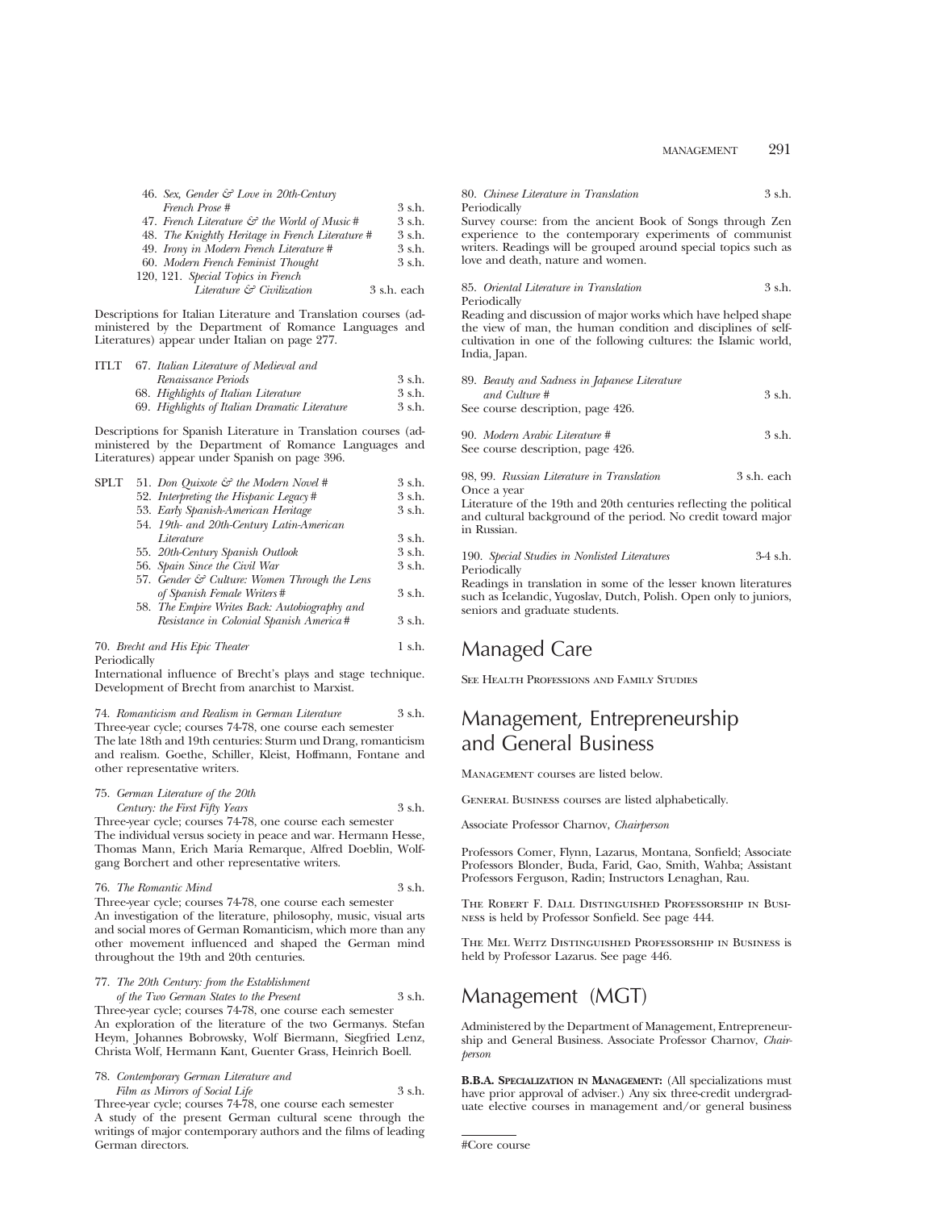| | | |
|---|---|---|
| | 46. *Sex, Gender & Love in 20th-Century French Prose #* | 3 s.h. |
| | 47. *French Literature & the World of Music #* | 3 s.h. |
| | 48. *The Knightly Heritage in French Literature #* | 3 s.h. |
| | 49. *Irony in Modern French Literature #* | 3 s.h. |
| | 60. *Modern French Feminist Thought* | 3 s.h. |
| | 120, 121. *Special Topics in French Literature & Civilization* | 3 s.h. each |

Descriptions for Italian Literature and Translation courses (administered by the Department of Romance Languages and Literatures) appear under Italian on page 277.

| | | |
|---|---|---|
| ITLT | 67. *Italian Literature of Medieval and Renaissance Periods* | 3 s.h. |
| | 68. *Highlights of Italian Literature* | 3 s.h. |
| | 69. *Highlights of Italian Dramatic Literature* | 3 s.h. |

Descriptions for Spanish Literature in Translation courses (administered by the Department of Romance Languages and Literatures) appear under Spanish on page 396.

| | | |
|---|---|---|
| SPLT | 51. *Don Quixote & the Modern Novel #* | 3 s.h. |
| | 52. *Interpreting the Hispanic Legacy #* | 3 s.h. |
| | 53. *Early Spanish-American Heritage* | 3 s.h. |
| | 54. *19th- and 20th-Century Latin-American Literature* | 3 s.h. |
| | 55. *20th-Century Spanish Outlook* | 3 s.h. |
| | 56. *Spain Since the Civil War* | 3 s.h. |
| | 57. *Gender & Culture: Women Through the Lens of Spanish Female Writers #* | 3 s.h. |
| | 58. *The Empire Writes Back: Autobiography and Resistance in Colonial Spanish America #* | 3 s.h. |

70. *Brecht and His Epic Theater* 1 s.h.
Periodically
International influence of Brecht's plays and stage technique. Development of Brecht from anarchist to Marxist.

74. *Romanticism and Realism in German Literature* 3 s.h.
Three-year cycle; courses 74-78, one course each semester
The late 18th and 19th centuries: Sturm und Drang, romanticism and realism. Goethe, Schiller, Kleist, Hoffmann, Fontane and other representative writers.

75. *German Literature of the 20th Century: the First Fifty Years* 3 s.h.
Three-year cycle; courses 74-78, one course each semester
The individual versus society in peace and war. Hermann Hesse, Thomas Mann, Erich Maria Remarque, Alfred Doeblin, Wolfgang Borchert and other representative writers.

76. *The Romantic Mind* 3 s.h.
Three-year cycle; courses 74-78, one course each semester
An investigation of the literature, philosophy, music, visual arts and social mores of German Romanticism, which more than any other movement influenced and shaped the German mind throughout the 19th and 20th centuries.

77. *The 20th Century: from the Establishment of the Two German States to the Present* 3 s.h.
Three-year cycle; courses 74-78, one course each semester
An exploration of the literature of the two Germanys. Stefan Heym, Johannes Bobrowsky, Wolf Biermann, Siegfried Lenz, Christa Wolf, Hermann Kant, Guenter Grass, Heinrich Boell.

78. *Contemporary German Literature and Film as Mirrors of Social Life* 3 s.h.
Three-year cycle; courses 74-78, one course each semester
A study of the present German cultural scene through the writings of major contemporary authors and the films of leading German directors.

80. *Chinese Literature in Translation* 3 s.h.
Periodically
Survey course: from the ancient Book of Songs through Zen experience to the contemporary experiments of communist writers. Readings will be grouped around special topics such as love and death, nature and women.

85. *Oriental Literature in Translation* 3 s.h.
Periodically
Reading and discussion of major works which have helped shape the view of man, the human condition and disciplines of self-cultivation in one of the following cultures: the Islamic world, India, Japan.

89. *Beauty and Sadness in Japanese Literature and Culture #* 3 s.h.
See course description, page 426.

90. *Modern Arabic Literature #* 3 s.h.
See course description, page 426.

98, 99. *Russian Literature in Translation* 3 s.h. each
Once a year
Literature of the 19th and 20th centuries reflecting the political and cultural background of the period. No credit toward major in Russian.

190. *Special Studies in Nonlisted Literatures* 3-4 s.h.
Periodically
Readings in translation in some of the lesser known literatures such as Icelandic, Yugoslav, Dutch, Polish. Open only to juniors, seniors and graduate students.

# Managed Care

See Health Professions and Family Studies

# Management, Entrepreneurship and General Business

Management courses are listed below.

General Business courses are listed alphabetically.

Associate Professor Charnov, *Chairperson*

Professors Comer, Flynn, Lazarus, Montana, Sonfield; Associate Professors Blonder, Buda, Farid, Gao, Smith, Wahba; Assistant Professors Ferguson, Radin; Instructors Lenaghan, Rau.

The Robert F. Dall Distinguished Professorship in Business is held by Professor Sonfield. See page 444.

The Mel Weitz Distinguished Professorship in Business is held by Professor Lazarus. See page 446.

# Management (MGT)

Administered by the Department of Management, Entrepreneurship and General Business. Associate Professor Charnov, *Chairperson*

**B.B.A. Specialization in Management:** (All specializations must have prior approval of adviser.) Any six three-credit undergraduate elective courses in management and/or general business

#Core course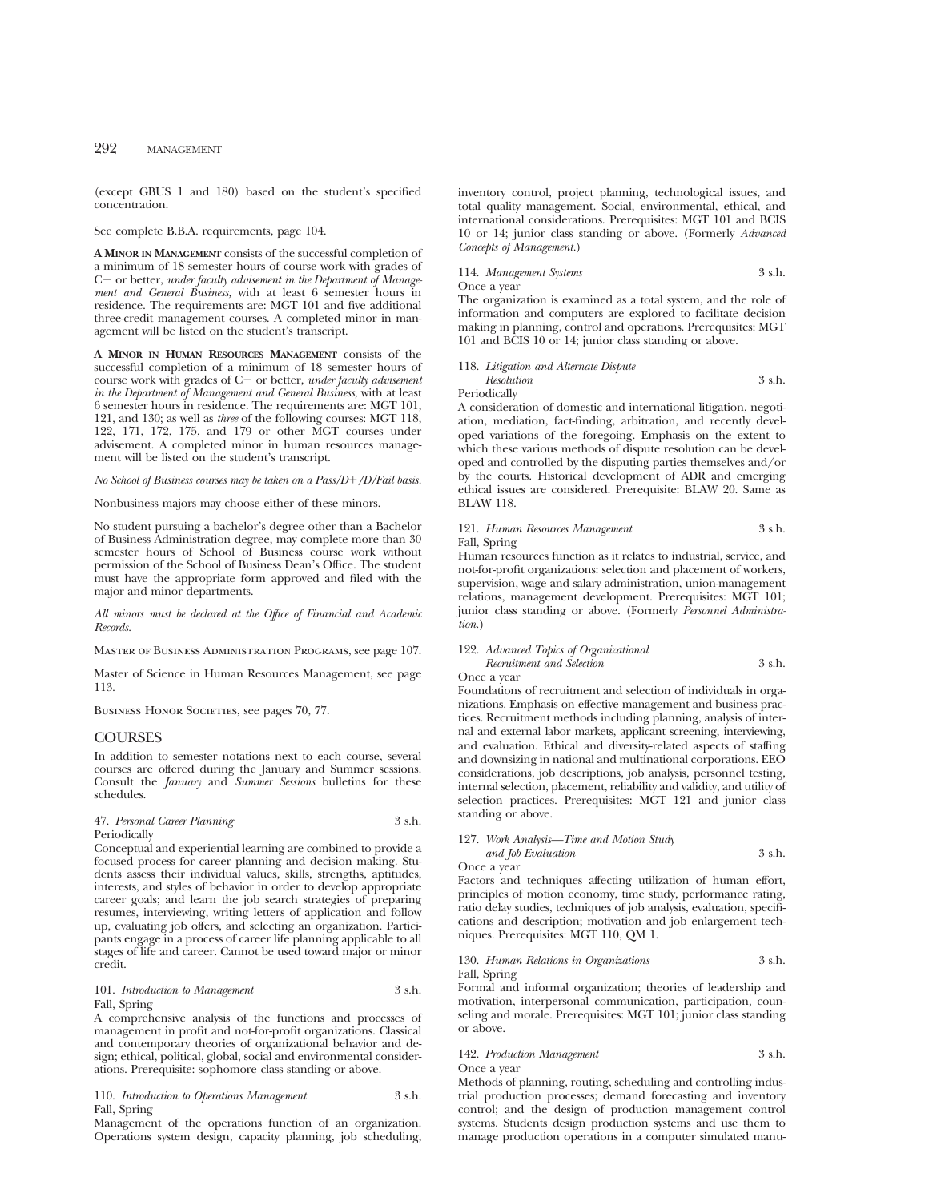(except GBUS 1 and 180) based on the student's specified concentration.

See complete B.B.A. requirements, page 104.

**A Minor in Management** consists of the successful completion of a minimum of 18 semester hours of course work with grades of C− or better, *under faculty advisement in the Department of Management and General Business,* with at least 6 semester hours in residence. The requirements are: MGT 101 and five additional three-credit management courses. A completed minor in management will be listed on the student's transcript.

**A Minor in Human Resources Management** consists of the successful completion of a minimum of 18 semester hours of course work with grades of C− or better, *under faculty advisement in the Department of Management and General Business*, with at least 6 semester hours in residence. The requirements are: MGT 101, 121, and 130; as well as *three* of the following courses: MGT 118, 122, 171, 172, 175, and 179 or other MGT courses under advisement. A completed minor in human resources management will be listed on the student's transcript.

*No School of Business courses may be taken on a Pass/D+/D/Fail basis.*

Nonbusiness majors may choose either of these minors.

No student pursuing a bachelor's degree other than a Bachelor of Business Administration degree, may complete more than 30 semester hours of School of Business course work without permission of the School of Business Dean's Office. The student must have the appropriate form approved and filed with the major and minor departments.

*All minors must be declared at the Office of Financial and Academic Records.*

Master of Business Administration Programs, see page 107.

Master of Science in Human Resources Management, see page 113.

Business Honor Societies, see pages 70, 77.

## COURSES

In addition to semester notations next to each course, several courses are offered during the January and Summer sessions. Consult the *January* and *Summer Sessions* bulletins for these schedules.

47. *Personal Career Planning* 3 s.h.
Periodically
Conceptual and experiential learning are combined to provide a focused process for career planning and decision making. Students assess their individual values, skills, strengths, aptitudes, interests, and styles of behavior in order to develop appropriate career goals; and learn the job search strategies of preparing resumes, interviewing, writing letters of application and follow up, evaluating job offers, and selecting an organization. Participants engage in a process of career life planning applicable to all stages of life and career. Cannot be used toward major or minor credit.

101. *Introduction to Management* 3 s.h.
Fall, Spring
A comprehensive analysis of the functions and processes of management in profit and not-for-profit organizations. Classical and contemporary theories of organizational behavior and design; ethical, political, global, social and environmental considerations. Prerequisite: sophomore class standing or above.

110. *Introduction to Operations Management* 3 s.h.
Fall, Spring
Management of the operations function of an organization. Operations system design, capacity planning, job scheduling, inventory control, project planning, technological issues, and total quality management. Social, environmental, ethical, and international considerations. Prerequisites: MGT 101 and BCIS 10 or 14; junior class standing or above. (Formerly *Advanced Concepts of Management.*)

114. *Management Systems* 3 s.h.
Once a year
The organization is examined as a total system, and the role of information and computers are explored to facilitate decision making in planning, control and operations. Prerequisites: MGT 101 and BCIS 10 or 14; junior class standing or above.

118. *Litigation and Alternate Dispute Resolution* 3 s.h.
Periodically
A consideration of domestic and international litigation, negotiation, mediation, fact-finding, arbitration, and recently developed variations of the foregoing. Emphasis on the extent to which these various methods of dispute resolution can be developed and controlled by the disputing parties themselves and/or by the courts. Historical development of ADR and emerging ethical issues are considered. Prerequisite: BLAW 20. Same as BLAW 118.

121. *Human Resources Management* 3 s.h.
Fall, Spring
Human resources function as it relates to industrial, service, and not-for-profit organizations: selection and placement of workers, supervision, wage and salary administration, union-management relations, management development. Prerequisites: MGT 101; junior class standing or above. (Formerly *Personnel Administration.*)

122. *Advanced Topics of Organizational Recruitment and Selection* 3 s.h.
Once a year
Foundations of recruitment and selection of individuals in organizations. Emphasis on effective management and business practices. Recruitment methods including planning, analysis of internal and external labor markets, applicant screening, interviewing, and evaluation. Ethical and diversity-related aspects of staffing and downsizing in national and multinational corporations. EEO considerations, job descriptions, job analysis, personnel testing, internal selection, placement, reliability and validity, and utility of selection practices. Prerequisites: MGT 121 and junior class standing or above.

127. *Work Analysis—Time and Motion Study and Job Evaluation* 3 s.h.
Once a year
Factors and techniques affecting utilization of human effort, principles of motion economy, time study, performance rating, ratio delay studies, techniques of job analysis, evaluation, specifications and description; motivation and job enlargement techniques. Prerequisites: MGT 110, QM 1.

130. *Human Relations in Organizations* 3 s.h.
Fall, Spring
Formal and informal organization; theories of leadership and motivation, interpersonal communication, participation, counseling and morale. Prerequisites: MGT 101; junior class standing or above.

142. *Production Management* 3 s.h.
Once a year
Methods of planning, routing, scheduling and controlling industrial production processes; demand forecasting and inventory control; and the design of production management control systems. Students design production systems and use them to manage production operations in a computer simulated manu-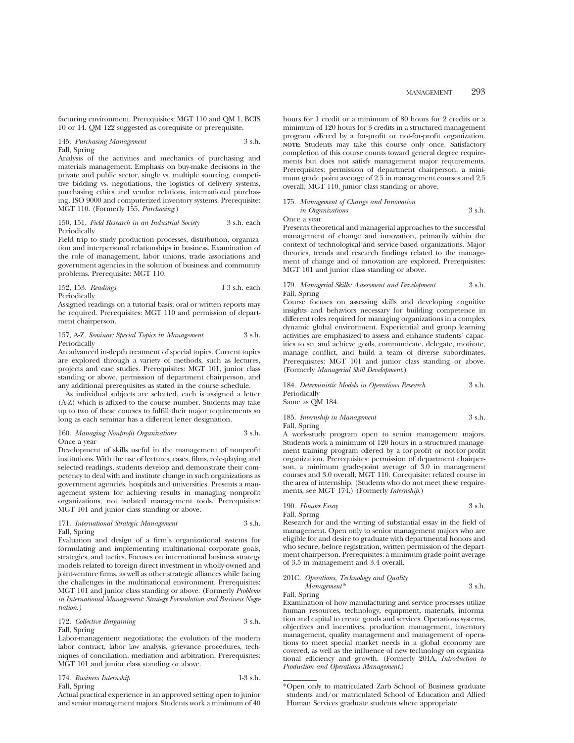facturing environment. Prerequisites: MGT 110 and QM 1, BCIS 10 or 14. QM 122 suggested as corequisite or prerequisite.

145. *Purchasing Management* 3 s.h.
Fall, Spring

Analysis of the activities and mechanics of purchasing and materials management. Emphasis on buy-make decisions in the private and public sector, single vs. multiple sourcing, competitive bidding vs. negotiations, the logistics of delivery systems, purchasing ethics and vendor relations, international purchasing, ISO 9000 and computerized inventory systems. Prerequisite: MGT 110. (Formerly 155, *Purchasing.*)

150, 151. *Field Research in an Industrial Society* 3 s.h. each
Periodically

Field trip to study production processes, distribution, organization and interpersonal relationships in business. Examination of the role of management, labor unions, trade associations and government agencies in the solution of business and community problems. Prerequisite: MGT 110.

152, 153. *Readings* 1-3 s.h. each
Periodically

Assigned readings on a tutorial basis; oral or written reports may be required. Prerequisites: MGT 110 and permission of department chairperson.

157, A-Z. *Seminar: Special Topics in Management* 3 s.h.
Periodically

An advanced in-depth treatment of special topics. Current topics are explored through a variety of methods, such as lectures, projects and case studies. Prerequisites: MGT 101, junior class standing or above, permission of department chairperson, and any additional prerequisites as stated in the course schedule.

As individual subjects are selected, each is assigned a letter (A-Z) which is affixed to the course number. Students may take up to two of these courses to fulfill their major requirements so long as each seminar has a different letter designation.

160. *Managing Nonprofit Organizations* 3 s.h.
Once a year

Development of skills useful in the management of nonprofit institutions. With the use of lectures, cases, films, role-playing and selected readings, students develop and demonstrate their competency to deal with and institute change in such organizations as government agencies, hospitals and universities. Presents a management system for achieving results in managing nonprofit organizations, not isolated management tools. Prerequisites: MGT 101 and junior class standing or above.

171. *International Strategic Management* 3 s.h.
Fall, Spring

Evaluation and design of a firm's organizational systems for formulating and implementing multinational corporate goals, strategies, and tactics. Focuses on international business strategy models related to foreign direct investment in wholly-owned and joint-venture firms, as well as other strategic alliances while facing the challenges in the multinational environment. Prerequisites: MGT 101 and junior class standing or above. (Formerly *Problems in International Management: Strategy Formulation and Business Negotiation.*)

172. *Collective Bargaining* 3 s.h.
Fall, Spring

Labor-management negotiations; the evolution of the modern labor contract, labor law analysis, grievance procedures, techniques of conciliation, mediation and arbitration. Prerequisites: MGT 101 and junior class standing or above.

174. *Business Internship* 1-3 s.h.
Fall, Spring

Actual practical experience in an approved setting open to junior and senior management majors. Students work a minimum of 40 hours for 1 credit or a minimum of 80 hours for 2 credits or a minimum of 120 hours for 3 credits in a structured management program offered by a for-profit or not-for-profit organization. **NOTE:** Students may take this course only once. Satisfactory completion of this course counts toward general degree requirements but does not satisfy management major requirements. Prerequisites: permission of department chairperson, a minimum grade point average of 2.5 in management courses and 2.5 overall, MGT 110, junior class standing or above.

175. *Management of Change and Innovation in Organizations* 3 s.h.
Once a year

Presents theoretical and managerial approaches to the successful management of change and innovation, primarily within the context of technological and service-based organizations. Major theories, trends and research findings related to the management of change and of innovation are explored. Prerequisites: MGT 101 and junior class standing or above.

179. *Managerial Skills: Assessment and Development* 3 s.h.
Fall, Spring

Course focuses on assessing skills and developing cognitive insights and behaviors necessary for building competence in different roles required for managing organizations in a complex dynamic global environment. Experiential and group learning activities are emphasized to assess and enhance students' capacities to set and achieve goals, communicate, delegate, motivate, manage conflict, and build a team of diverse subordinates. Prerequisites: MGT 101 and junior class standing or above. (Formerly *Managerial Skill Development.*)

184. *Deterministic Models in Operations Research* 3 s.h.
Periodically

Same as QM 184.

185. *Internship in Management* 3 s.h.
Fall, Spring

A work-study program open to senior management majors. Students work a minimum of 120 hours in a structured management training program offered by a for-profit or not-for-profit organization. Prerequisites: permission of department chairperson, a minimum grade-point average of 3.0 in management courses and 3.0 overall, MGT 110. Corequisite: related course in the area of internship. (Students who do not meet these requirements, see MGT 174.) (Formerly *Internship.*)

190. *Honors Essay* 3 s.h.
Fall, Spring

Research for and the writing of substantial essay in the field of management. Open only to senior management majors who are eligible for and desire to graduate with departmental honors and who secure, before registration, written permission of the department chairperson. Prerequisites: a minimum grade-point average of 3.5 in management and 3.4 overall.

201C. *Operations, Technology and Quality Management** 3 s.h.
Fall, Spring

Examination of how manufacturing and service processes utilize human resources, technology, equipment, materials, information and capital to create goods and services. Operations systems, objectives and incentives, production management, inventory management, quality management and management of operations to meet special market needs in a global economy are covered, as well as the influence of new technology on organizational efficiency and growth. (Formerly 201A, *Introduction to Production and Operations Management.*)

*Open only to matriculated Zarb School of Business graduate students and/or matriculated School of Education and Allied Human Services graduate students where appropriate.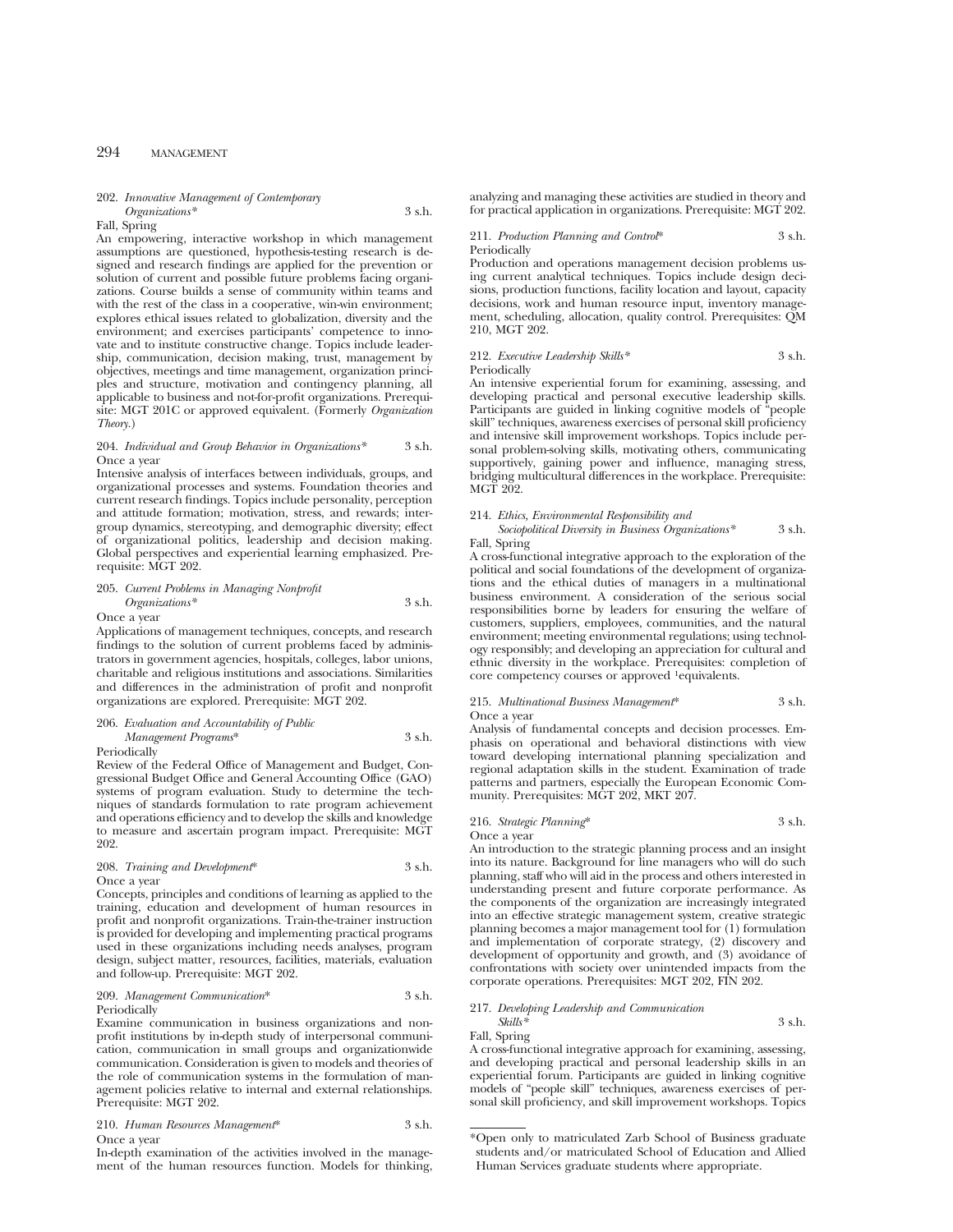202. *Innovative Management of Contemporary Organizations** 3 s.h.
Fall, Spring
An empowering, interactive workshop in which management assumptions are questioned, hypothesis-testing research is designed and research findings are applied for the prevention or solution of current and possible future problems facing organizations. Course builds a sense of community within teams and with the rest of the class in a cooperative, win-win environment; explores ethical issues related to globalization, diversity and the environment; and exercises participants' competence to innovate and to institute constructive change. Topics include leadership, communication, decision making, trust, management by objectives, meetings and time management, organization principles and structure, motivation and contingency planning, all applicable to business and not-for-profit organizations. Prerequisite: MGT 201C or approved equivalent. (Formerly *Organization Theory.*)

204. *Individual and Group Behavior in Organizations** 3 s.h.
Once a year
Intensive analysis of interfaces between individuals, groups, and organizational processes and systems. Foundation theories and current research findings. Topics include personality, perception and attitude formation; motivation, stress, and rewards; intergroup dynamics, stereotyping, and demographic diversity; effect of organizational politics, leadership and decision making. Global perspectives and experiential learning emphasized. Prerequisite: MGT 202.

205. *Current Problems in Managing Nonprofit Organizations** 3 s.h.
Once a year
Applications of management techniques, concepts, and research findings to the solution of current problems faced by administrators in government agencies, hospitals, colleges, labor unions, charitable and religious institutions and associations. Similarities and differences in the administration of profit and nonprofit organizations are explored. Prerequisite: MGT 202.

206. *Evaluation and Accountability of Public Management Programs** 3 s.h.
Periodically
Review of the Federal Office of Management and Budget, Congressional Budget Office and General Accounting Office (GAO) systems of program evaluation. Study to determine the techniques of standards formulation to rate program achievement and operations efficiency and to develop the skills and knowledge to measure and ascertain program impact. Prerequisite: MGT 202.

208. *Training and Development** 3 s.h.
Once a year
Concepts, principles and conditions of learning as applied to the training, education and development of human resources in profit and nonprofit organizations. Train-the-trainer instruction is provided for developing and implementing practical programs used in these organizations including needs analyses, program design, subject matter, resources, facilities, materials, evaluation and follow-up. Prerequisite: MGT 202.

209. *Management Communication** 3 s.h.
Periodically
Examine communication in business organizations and nonprofit institutions by in-depth study of interpersonal communication, communication in small groups and organizationwide communication. Consideration is given to models and theories of the role of communication systems in the formulation of management policies relative to internal and external relationships. Prerequisite: MGT 202.

210. *Human Resources Management** 3 s.h.
Once a year
In-depth examination of the activities involved in the management of the human resources function. Models for thinking, analyzing and managing these activities are studied in theory and for practical application in organizations. Prerequisite: MGT 202.

211. *Production Planning and Control** 3 s.h.
Periodically
Production and operations management decision problems using current analytical techniques. Topics include design decisions, production functions, facility location and layout, capacity decisions, work and human resource input, inventory management, scheduling, allocation, quality control. Prerequisites: QM 210, MGT 202.

212. *Executive Leadership Skills** 3 s.h.
Periodically
An intensive experiential forum for examining, assessing, and developing practical and personal executive leadership skills. Participants are guided in linking cognitive models of "people skill" techniques, awareness exercises of personal skill proficiency and intensive skill improvement workshops. Topics include personal problem-solving skills, motivating others, communicating supportively, gaining power and influence, managing stress, bridging multicultural differences in the workplace. Prerequisite: MGT 202.

214. *Ethics, Environmental Responsibility and Sociopolitical Diversity in Business Organizations** 3 s.h.
Fall, Spring
A cross-functional integrative approach to the exploration of the political and social foundations of the development of organizations and the ethical duties of managers in a multinational business environment. A consideration of the serious social responsibilities borne by leaders for ensuring the welfare of customers, suppliers, employees, communities, and the natural environment; meeting environmental regulations; using technology responsibly; and developing an appreciation for cultural and ethnic diversity in the workplace. Prerequisites: completion of core competency courses or approved [1]equivalents.

215. *Multinational Business Management** 3 s.h.
Once a year
Analysis of fundamental concepts and decision processes. Emphasis on operational and behavioral distinctions with view toward developing international planning specialization and regional adaptation skills in the student. Examination of trade patterns and partners, especially the European Economic Community. Prerequisites: MGT 202, MKT 207.

216. *Strategic Planning** 3 s.h.
Once a year
An introduction to the strategic planning process and an insight into its nature. Background for line managers who will do such planning, staff who will aid in the process and others interested in understanding present and future corporate performance. As the components of the organization are increasingly integrated into an effective strategic management system, creative strategic planning becomes a major management tool for (1) formulation and implementation of corporate strategy, (2) discovery and development of opportunity and growth, and (3) avoidance of confrontations with society over unintended impacts from the corporate operations. Prerequisites: MGT 202, FIN 202.

217. *Developing Leadership and Communication Skills** 3 s.h.
Fall, Spring
A cross-functional integrative approach for examining, assessing, and developing practical and personal leadership skills in an experiential forum. Participants are guided in linking cognitive models of "people skill" techniques, awareness exercises of personal skill proficiency, and skill improvement workshops. Topics

---

*Open only to matriculated Zarb School of Business graduate students and/or matriculated School of Education and Allied Human Services graduate students where appropriate.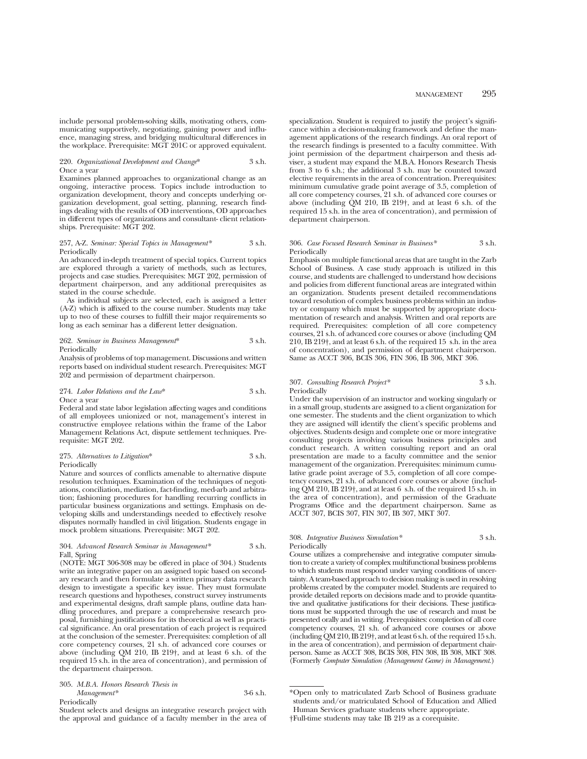include personal problem-solving skills, motivating others, communicating supportively, negotiating, gaining power and influence, managing stress, and bridging multicultural differences in the workplace. Prerequisite: MGT 201C or approved equivalent.

220. *Organizational Development and Change** 3 s.h.
Once a year
Examines planned approaches to organizational change as an ongoing, interactive process. Topics include introduction to organization development, theory and concepts underlying organization development, goal setting, planning, research findings dealing with the results of OD interventions, OD approaches in different types of organizations and consultant- client relationships. Prerequisite: MGT 202.

257, A-Z. *Seminar: Special Topics in Management** 3 s.h.
Periodically
An advanced in-depth treatment of special topics. Current topics are explored through a variety of methods, such as lectures, projects and case studies. Prerequisites: MGT 202, permission of department chairperson, and any additional prerequisites as stated in the course schedule.

As individual subjects are selected, each is assigned a letter (A-Z) which is affixed to the course number. Students may take up to two of these courses to fulfill their major requirements so long as each seminar has a different letter designation.

262. *Seminar in Business Management** 3 s.h.
Periodically
Analysis of problems of top management. Discussions and written reports based on individual student research. Prerequisites: MGT 202 and permission of department chairperson.

274. *Labor Relations and the Law** 3 s.h.
Once a year
Federal and state labor legislation affecting wages and conditions of all employees unionized or not, management's interest in constructive employee relations within the frame of the Labor Management Relations Act, dispute settlement techniques. Prerequisite: MGT 202.

275. *Alternatives to Litigation** 3 s.h.
Periodically
Nature and sources of conflicts amenable to alternative dispute resolution techniques. Examination of the techniques of negotiations, conciliation, mediation, fact-finding, med-arb and arbitration; fashioning procedures for handling recurring conflicts in particular business organizations and settings. Emphasis on developing skills and understandings needed to effectively resolve disputes normally handled in civil litigation. Students engage in mock problem situations. Prerequisite: MGT 202.

304. *Advanced Research Seminar in Management** 3 s.h.
Fall, Spring
(NOTE: MGT 306-308 may be offered in place of 304.) Students write an integrative paper on an assigned topic based on secondary research and then formulate a written primary data research design to investigate a specific key issue. They must formulate research questions and hypotheses, construct survey instruments and experimental designs, draft sample plans, outline data handling procedures, and prepare a comprehensive research proposal, furnishing justifications for its theoretical as well as practical significance. An oral presentation of each project is required at the conclusion of the semester. Prerequisites: completion of all core competency courses, 21 s.h. of advanced core courses or above (including QM 210, IB 219†, and at least 6 s.h. of the required 15 s.h. in the area of concentration), and permission of the department chairperson.

305. *M.B.A. Honors Research Thesis in Management** 3-6 s.h.
Periodically
Student selects and designs an integrative research project with the approval and guidance of a faculty member in the area of specialization. Student is required to justify the project's significance within a decision-making framework and define the management applications of the research findings. An oral report of the research findings is presented to a faculty committee. With joint permission of the department chairperson and thesis adviser, a student may expand the M.B.A. Honors Research Thesis from 3 to 6 s.h.; the additional 3 s.h. may be counted toward elective requirements in the area of concentration. Prerequisites: minimum cumulative grade point average of 3.5, completion of all core competency courses, 21 s.h. of advanced core courses or above (including QM 210, IB 219†, and at least 6 s.h. of the required 15 s.h. in the area of concentration), and permission of department chairperson.

306. *Case Focused Research Seminar in Business** 3 s.h.
Periodically
Emphasis on multiple functional areas that are taught in the Zarb School of Business. A case study approach is utilized in this course, and students are challenged to understand how decisions and policies from different functional areas are integrated within an organization. Students present detailed recommendations toward resolution of complex business problems within an industry or company which must be supported by appropriate documentation of research and analysis. Written and oral reports are required. Prerequisites: completion of all core competency courses, 21 s.h. of advanced core courses or above (including QM 210, IB 219†, and at least 6 s.h. of the required 15 s.h. in the area of concentration), and permission of department chairperson. Same as ACCT 306, BCIS 306, FIN 306, IB 306, MKT 306.

307. *Consulting Research Project** 3 s.h.
Periodically
Under the supervision of an instructor and working singularly or in a small group, students are assigned to a client organization for one semester. The students and the client organization to which they are assigned will identify the client's specific problems and objectives. Students design and complete one or more integrative consulting projects involving various business principles and conduct research. A written consulting report and an oral presentation are made to a faculty committee and the senior management of the organization. Prerequisites: minimum cumulative grade point average of 3.5, completion of all core competency courses, 21 s.h. of advanced core courses or above (including QM 210, IB 219†, and at least 6 s.h. of the required 15 s.h. in the area of concentration), and permission of the Graduate Programs Office and the department chairperson. Same as ACCT 307, BCIS 307, FIN 307, IB 307, MKT 307.

308. *Integrative Business Simulation** 3 s.h.
Periodically
Course utilizes a comprehensive and integrative computer simulation to create a variety of complex multifunctional business problems to which students must respond under varying conditions of uncertainty. A team-based approach to decision making is used in resolving problems created by the computer model. Students are required to provide detailed reports on decisions made and to provide quantitative and qualitative justifications for their decisions. These justifications must be supported through the use of research and must be presented orally and in writing. Prerequisites: completion of all core competency courses, 21 s.h. of advanced core courses or above (including QM 210, IB 219†, and at least 6 s.h. of the required 15 s.h. in the area of concentration), and permission of department chairperson. Same as ACCT 308, BCIS 308, FIN 308, IB 308, MKT 308. (Formerly *Computer Simulation (Management Game) in Management.*)

*Open only to matriculated Zarb School of Business graduate students and/or matriculated School of Education and Allied Human Services graduate students where appropriate.

†Full-time students may take IB 219 as a corequisite.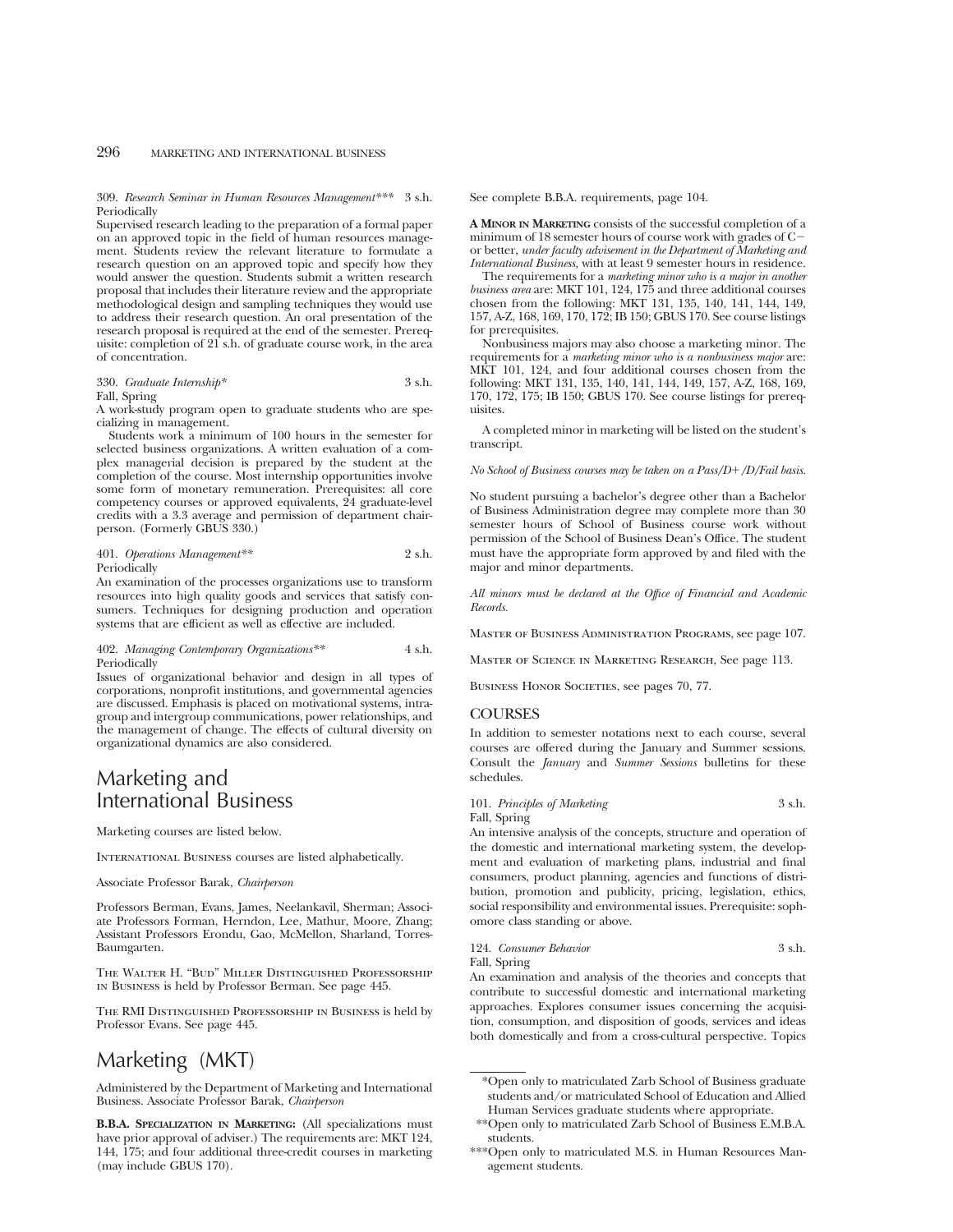309. *Research Seminar in Human Resources Management**** 3 s.h.
Periodically

Supervised research leading to the preparation of a formal paper on an approved topic in the field of human resources management. Students review the relevant literature to formulate a research question on an approved topic and specify how they would answer the question. Students submit a written research proposal that includes their literature review and the appropriate methodological design and sampling techniques they would use to address their research question. An oral presentation of the research proposal is required at the end of the semester. Prerequisite: completion of 21 s.h. of graduate course work, in the area of concentration.

330. *Graduate Internship** 3 s.h.
Fall, Spring

A work-study program open to graduate students who are specializing in management.

Students work a minimum of 100 hours in the semester for selected business organizations. A written evaluation of a complex managerial decision is prepared by the student at the completion of the course. Most internship opportunities involve some form of monetary remuneration. Prerequisites: all core competency courses or approved equivalents, 24 graduate-level credits with a 3.3 average and permission of department chairperson. (Formerly GBUS 330.)

401. *Operations Management*** 2 s.h.
Periodically

An examination of the processes organizations use to transform resources into high quality goods and services that satisfy consumers. Techniques for designing production and operation systems that are efficient as well as effective are included.

402. *Managing Contemporary Organizations*** 4 s.h.
Periodically

Issues of organizational behavior and design in all types of corporations, nonprofit institutions, and governmental agencies are discussed. Emphasis is placed on motivational systems, intragroup and intergroup communications, power relationships, and the management of change. The effects of cultural diversity on organizational dynamics are also considered.

# Marketing and International Business

Marketing courses are listed below.

INTERNATIONAL BUSINESS courses are listed alphabetically.

Associate Professor Barak, *Chairperson*

Professors Berman, Evans, James, Neelankavil, Sherman; Associate Professors Forman, Herndon, Lee, Mathur, Moore, Zhang; Assistant Professors Erondu, Gao, McMellon, Sharland, Torres-Baumgarten.

THE WALTER H. "BUD" MILLER DISTINGUISHED PROFESSORSHIP IN BUSINESS is held by Professor Berman. See page 445.

THE RMI DISTINGUISHED PROFESSORSHIP IN BUSINESS is held by Professor Evans. See page 445.

# Marketing (MKT)

Administered by the Department of Marketing and International Business. Associate Professor Barak, *Chairperson*

**B.B.A. SPECIALIZATION IN MARKETING:** (All specializations must have prior approval of adviser.) The requirements are: MKT 124, 144, 175; and four additional three-credit courses in marketing (may include GBUS 170).

See complete B.B.A. requirements, page 104.

**A MINOR IN MARKETING** consists of the successful completion of a minimum of 18 semester hours of course work with grades of C− or better, *under faculty advisement in the Department of Marketing and International Business,* with at least 9 semester hours in residence.

The requirements for a *marketing minor who is a major in another business area* are: MKT 101, 124, 175 and three additional courses chosen from the following: MKT 131, 135, 140, 141, 144, 149, 157, A-Z, 168, 169, 170, 172; IB 150; GBUS 170. See course listings for prerequisites.

Nonbusiness majors may also choose a marketing minor. The requirements for a *marketing minor who is a nonbusiness major* are: MKT 101, 124, and four additional courses chosen from the following: MKT 131, 135, 140, 141, 144, 149, 157, A-Z, 168, 169, 170, 172, 175; IB 150; GBUS 170. See course listings for prerequisites.

A completed minor in marketing will be listed on the student's transcript.

*No School of Business courses may be taken on a Pass/D+/D/Fail basis.*

No student pursuing a bachelor's degree other than a Bachelor of Business Administration degree may complete more than 30 semester hours of School of Business course work without permission of the School of Business Dean's Office. The student must have the appropriate form approved by and filed with the major and minor departments.

*All minors must be declared at the Office of Financial and Academic Records.*

MASTER OF BUSINESS ADMINISTRATION PROGRAMS, see page 107.

MASTER OF SCIENCE IN MARKETING RESEARCH, See page 113.

BUSINESS HONOR SOCIETIES, see pages 70, 77.

## COURSES

In addition to semester notations next to each course, several courses are offered during the January and Summer sessions. Consult the *January* and *Summer Sessions* bulletins for these schedules.

101. *Principles of Marketing* 3 s.h.
Fall, Spring

An intensive analysis of the concepts, structure and operation of the domestic and international marketing system, the development and evaluation of marketing plans, industrial and final consumers, product planning, agencies and functions of distribution, promotion and publicity, pricing, legislation, ethics, social responsibility and environmental issues. Prerequisite: sophomore class standing or above.

124. *Consumer Behavior* 3 s.h.
Fall, Spring

An examination and analysis of the theories and concepts that contribute to successful domestic and international marketing approaches. Explores consumer issues concerning the acquisition, consumption, and disposition of goods, services and ideas both domestically and from a cross-cultural perspective. Topics

*Open only to matriculated Zarb School of Business graduate students and/or matriculated School of Education and Allied Human Services graduate students where appropriate.

**Open only to matriculated Zarb School of Business E.M.B.A. students.

***Open only to matriculated M.S. in Human Resources Management students.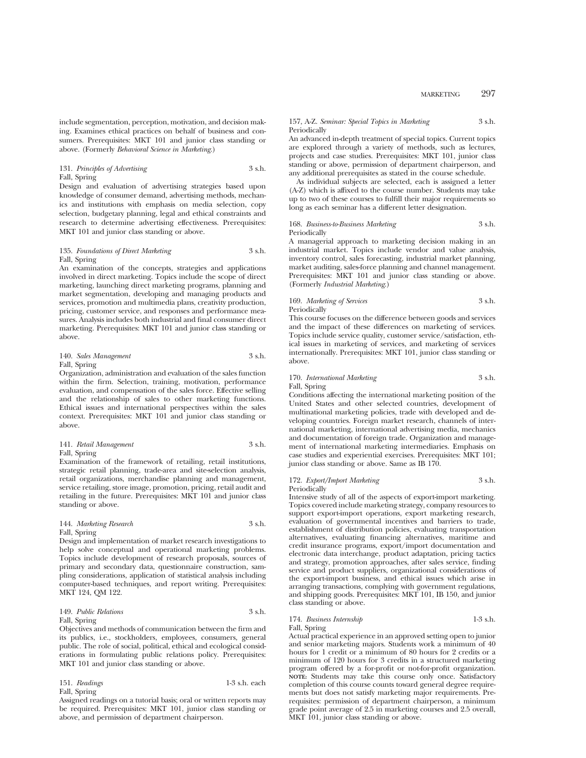include segmentation, perception, motivation, and decision making. Examines ethical practices on behalf of business and consumers. Prerequisites: MKT 101 and junior class standing or above. (Formerly *Behavioral Science in Marketing*.)

131. *Principles of Advertising* 3 s.h.
Fall, Spring
Design and evaluation of advertising strategies based upon knowledge of consumer demand, advertising methods, mechanics and institutions with emphasis on media selection, copy selection, budgetary planning, legal and ethical constraints and research to determine advertising effectiveness. Prerequisites: MKT 101 and junior class standing or above.

135. *Foundations of Direct Marketing* 3 s.h.
Fall, Spring
An examination of the concepts, strategies and applications involved in direct marketing. Topics include the scope of direct marketing, launching direct marketing programs, planning and market segmentation, developing and managing products and services, promotion and multimedia plans, creativity production, pricing, customer service, and responses and performance measures. Analysis includes both industrial and final consumer direct marketing. Prerequisites: MKT 101 and junior class standing or above.

140. *Sales Management* 3 s.h.
Fall, Spring
Organization, administration and evaluation of the sales function within the firm. Selection, training, motivation, performance evaluation, and compensation of the sales force. Effective selling and the relationship of sales to other marketing functions. Ethical issues and international perspectives within the sales context. Prerequisites: MKT 101 and junior class standing or above.

141. *Retail Management* 3 s.h.
Fall, Spring
Examination of the framework of retailing, retail institutions, strategic retail planning, trade-area and site-selection analysis, retail organizations, merchandise planning and management, service retailing, store image, promotion, pricing, retail audit and retailing in the future. Prerequisites: MKT 101 and junior class standing or above.

144. *Marketing Research* 3 s.h.
Fall, Spring
Design and implementation of market research investigations to help solve conceptual and operational marketing problems. Topics include development of research proposals, sources of primary and secondary data, questionnaire construction, sampling considerations, application of statistical analysis including computer-based techniques, and report writing. Prerequisites: MKT 124, QM 122.

149. *Public Relations* 3 s.h.
Fall, Spring
Objectives and methods of communication between the firm and its publics, i.e., stockholders, employees, consumers, general public. The role of social, political, ethical and ecological considerations in formulating public relations policy. Prerequisites: MKT 101 and junior class standing or above.

151. *Readings* 1-3 s.h. each
Fall, Spring
Assigned readings on a tutorial basis; oral or written reports may be required. Prerequisites: MKT 101, junior class standing or above, and permission of department chairperson.

157, A-Z. *Seminar: Special Topics in Marketing* 3 s.h.
Periodically
An advanced in-depth treatment of special topics. Current topics are explored through a variety of methods, such as lectures, projects and case studies. Prerequisites: MKT 101, junior class standing or above, permission of department chairperson, and any additional prerequisites as stated in the course schedule.

As individual subjects are selected, each is assigned a letter (A-Z) which is affixed to the course number. Students may take up to two of these courses to fulfill their major requirements so long as each seminar has a different letter designation.

168. *Business-to-Business Marketing* 3 s.h.
Periodically
A managerial approach to marketing decision making in an industrial market. Topics include vendor and value analysis, inventory control, sales forecasting, industrial market planning, market auditing, sales-force planning and channel management. Prerequisites: MKT 101 and junior class standing or above. (Formerly *Industrial Marketing*.)

169. *Marketing of Services* 3 s.h.
Periodically
This course focuses on the difference between goods and services and the impact of these differences on marketing of services. Topics include service quality, customer service/satisfaction, ethical issues in marketing of services, and marketing of services internationally. Prerequisites: MKT 101, junior class standing or above.

170. *International Marketing* 3 s.h.
Fall, Spring
Conditions affecting the international marketing position of the United States and other selected countries, development of multinational marketing policies, trade with developed and developing countries. Foreign market research, channels of international marketing, international advertising media, mechanics and documentation of foreign trade. Organization and management of international marketing intermediaries. Emphasis on case studies and experiential exercises. Prerequisites: MKT 101; junior class standing or above. Same as IB 170.

172. *Export/Import Marketing* 3 s.h.
Periodically
Intensive study of all of the aspects of export-import marketing. Topics covered include marketing strategy, company resources to support export-import operations, export marketing research, evaluation of governmental incentives and barriers to trade, establishment of distribution policies, evaluating transportation alternatives, evaluating financing alternatives, maritime and credit insurance programs, export/import documentation and electronic data interchange, product adaptation, pricing tactics and strategy, promotion approaches, after sales service, finding service and product suppliers, organizational considerations of the export-import business, and ethical issues which arise in arranging transactions, complying with government regulations, and shipping goods. Prerequisites: MKT 101, IB 150, and junior class standing or above.

174. *Business Internship* 1-3 s.h.
Fall, Spring
Actual practical experience in an approved setting open to junior and senior marketing majors. Students work a minimum of 40 hours for 1 credit or a minimum of 80 hours for 2 credits or a minimum of 120 hours for 3 credits in a structured marketing program offered by a for-profit or not-for-profit organization. **NOTE:** Students may take this course only once. Satisfactory completion of this course counts toward general degree requirements but does not satisfy marketing major requirements. Prerequisites: permission of department chairperson, a minimum grade point average of 2.5 in marketing courses and 2.5 overall, MKT 101, junior class standing or above.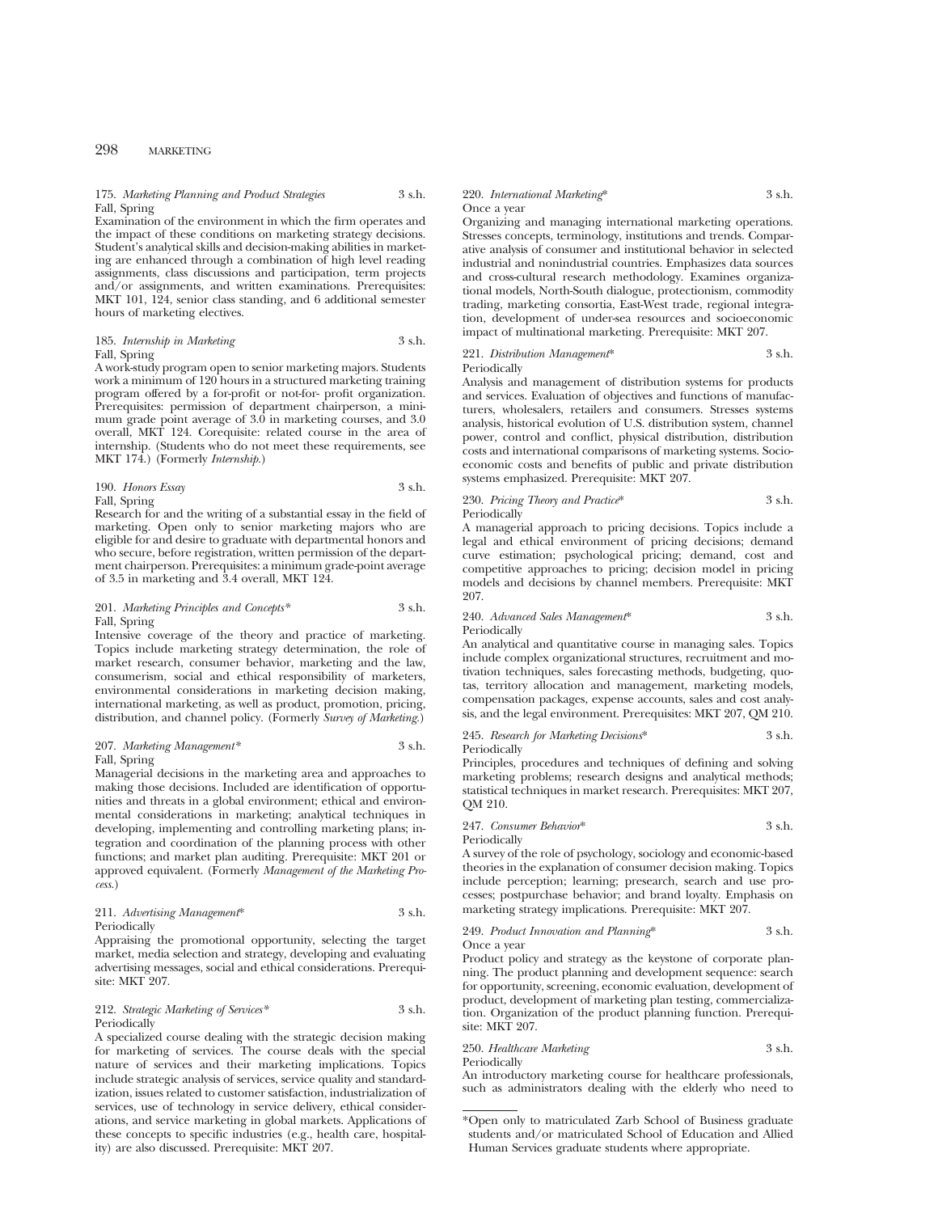175. *Marketing Planning and Product Strategies* 3 s.h.
Fall, Spring
Examination of the environment in which the firm operates and the impact of these conditions on marketing strategy decisions. Student's analytical skills and decision-making abilities in marketing are enhanced through a combination of high level reading assignments, class discussions and participation, term projects and/or assignments, and written examinations. Prerequisites: MKT 101, 124, senior class standing, and 6 additional semester hours of marketing electives.

185. *Internship in Marketing* 3 s.h.
Fall, Spring
A work-study program open to senior marketing majors. Students work a minimum of 120 hours in a structured marketing training program offered by a for-profit or not-for- profit organization. Prerequisites: permission of department chairperson, a minimum grade point average of 3.0 in marketing courses, and 3.0 overall, MKT 124. Corequisite: related course in the area of internship. (Students who do not meet these requirements, see MKT 174.) (Formerly *Internship*.)

190. *Honors Essay* 3 s.h.
Fall, Spring
Research for and the writing of a substantial essay in the field of marketing. Open only to senior marketing majors who are eligible for and desire to graduate with departmental honors and who secure, before registration, written permission of the department chairperson. Prerequisites: a minimum grade-point average of 3.5 in marketing and 3.4 overall, MKT 124.

201. *Marketing Principles and Concepts** 3 s.h.
Fall, Spring
Intensive coverage of the theory and practice of marketing. Topics include marketing strategy determination, the role of market research, consumer behavior, marketing and the law, consumerism, social and ethical responsibility of marketers, environmental considerations in marketing decision making, international marketing, as well as product, promotion, pricing, distribution, and channel policy. (Formerly *Survey of Marketing*.)

207. *Marketing Management** 3 s.h.
Fall, Spring
Managerial decisions in the marketing area and approaches to making those decisions. Included are identification of opportunities and threats in a global environment; ethical and environmental considerations in marketing; analytical techniques in developing, implementing and controlling marketing plans; integration and coordination of the planning process with other functions; and market plan auditing. Prerequisite: MKT 201 or approved equivalent. (Formerly *Management of the Marketing Process*.)

211. *Advertising Management** 3 s.h.
Periodically
Appraising the promotional opportunity, selecting the target market, media selection and strategy, developing and evaluating advertising messages, social and ethical considerations. Prerequisite: MKT 207.

212. *Strategic Marketing of Services** 3 s.h.
Periodically
A specialized course dealing with the strategic decision making for marketing of services. The course deals with the special nature of services and their marketing implications. Topics include strategic analysis of services, service quality and standardization, issues related to customer satisfaction, industrialization of services, use of technology in service delivery, ethical considerations, and service marketing in global markets. Applications of these concepts to specific industries (e.g., health care, hospitality) are also discussed. Prerequisite: MKT 207.

220. *International Marketing** 3 s.h.
Once a year
Organizing and managing international marketing operations. Stresses concepts, terminology, institutions and trends. Comparative analysis of consumer and institutional behavior in selected industrial and nonindustrial countries. Emphasizes data sources and cross-cultural research methodology. Examines organizational models, North-South dialogue, protectionism, commodity trading, marketing consortia, East-West trade, regional integration, development of under-sea resources and socioeconomic impact of multinational marketing. Prerequisite: MKT 207.

221. *Distribution Management** 3 s.h.
Periodically
Analysis and management of distribution systems for products and services. Evaluation of objectives and functions of manufacturers, wholesalers, retailers and consumers. Stresses systems analysis, historical evolution of U.S. distribution system, channel power, control and conflict, physical distribution, distribution costs and international comparisons of marketing systems. Socioeconomic costs and benefits of public and private distribution systems emphasized. Prerequisite: MKT 207.

230. *Pricing Theory and Practice** 3 s.h.
Periodically
A managerial approach to pricing decisions. Topics include a legal and ethical environment of pricing decisions; demand curve estimation; psychological pricing; demand, cost and competitive approaches to pricing; decision model in pricing models and decisions by channel members. Prerequisite: MKT 207.

240. *Advanced Sales Management** 3 s.h.
Periodically
An analytical and quantitative course in managing sales. Topics include complex organizational structures, recruitment and motivation techniques, sales forecasting methods, budgeting, quotas, territory allocation and management, marketing models, compensation packages, expense accounts, sales and cost analysis, and the legal environment. Prerequisites: MKT 207, QM 210.

245. *Research for Marketing Decisions** 3 s.h.
Periodically
Principles, procedures and techniques of defining and solving marketing problems; research designs and analytical methods; statistical techniques in market research. Prerequisites: MKT 207, QM 210.

247. *Consumer Behavior** 3 s.h.
Periodically
A survey of the role of psychology, sociology and economic-based theories in the explanation of consumer decision making. Topics include perception; learning; presearch, search and use processes; postpurchase behavior; and brand loyalty. Emphasis on marketing strategy implications. Prerequisite: MKT 207.

249. *Product Innovation and Planning** 3 s.h.
Once a year
Product policy and strategy as the keystone of corporate planning. The product planning and development sequence: search for opportunity, screening, economic evaluation, development of product, development of marketing plan testing, commercialization. Organization of the product planning function. Prerequisite: MKT 207.

250. *Healthcare Marketing* 3 s.h.
Periodically
An introductory marketing course for healthcare professionals, such as administrators dealing with the elderly who need to

*Open only to matriculated Zarb School of Business graduate students and/or matriculated School of Education and Allied Human Services graduate students where appropriate.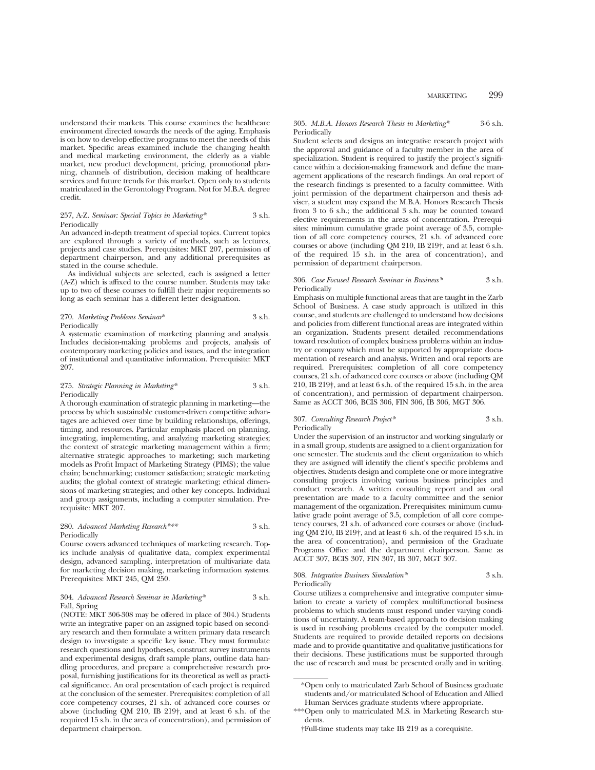understand their markets. This course examines the healthcare environment directed towards the needs of the aging. Emphasis is on how to develop effective programs to meet the needs of this market. Specific areas examined include the changing health and medical marketing environment, the elderly as a viable market, new product development, pricing, promotional planning, channels of distribution, decision making of healthcare services and future trends for this market. Open only to students matriculated in the Gerontology Program. Not for M.B.A. degree credit.

257, A-Z. *Seminar: Special Topics in Marketing\** 3 s.h.
Periodically

An advanced in-depth treatment of special topics. Current topics are explored through a variety of methods, such as lectures, projects and case studies. Prerequisites: MKT 207, permission of department chairperson, and any additional prerequisites as stated in the course schedule.

As individual subjects are selected, each is assigned a letter (A-Z) which is affixed to the course number. Students may take up to two of these courses to fulfill their major requirements so long as each seminar has a different letter designation.

270. *Marketing Problems Seminar\** 3 s.h.
Periodically

A systematic examination of marketing planning and analysis. Includes decision-making problems and projects, analysis of contemporary marketing policies and issues, and the integration of institutional and quantitative information. Prerequisite: MKT 207.

275. *Strategic Planning in Marketing\** 3 s.h.
Periodically

A thorough examination of strategic planning in marketing—the process by which sustainable customer-driven competitive advantages are achieved over time by building relationships, offerings, timing, and resources. Particular emphasis placed on planning, integrating, implementing, and analyzing marketing strategies; the context of strategic marketing management within a firm; alternative strategic approaches to marketing; such marketing models as Profit Impact of Marketing Strategy (PIMS); the value chain; benchmarking; customer satisfaction; strategic marketing audits; the global context of strategic marketing; ethical dimensions of marketing strategies; and other key concepts. Individual and group assignments, including a computer simulation. Prerequisite: MKT 207.

280. *Advanced Marketing Research\*\*\** 3 s.h.
Periodically

Course covers advanced techniques of marketing research. Topics include analysis of qualitative data, complex experimental design, advanced sampling, interpretation of multivariate data for marketing decision making, marketing information systems. Prerequisites: MKT 245, QM 250.

304. *Advanced Research Seminar in Marketing\** 3 s.h.
Fall, Spring

(NOTE: MKT 306-308 may be offered in place of 304.) Students write an integrative paper on an assigned topic based on secondary research and then formulate a written primary data research design to investigate a specific key issue. They must formulate research questions and hypotheses, construct survey instruments and experimental designs, draft sample plans, outline data handling procedures, and prepare a comprehensive research proposal, furnishing justifications for its theoretical as well as practical significance. An oral presentation of each project is required at the conclusion of the semester. Prerequisites: completion of all core competency courses, 21 s.h. of advanced core courses or above (including QM 210, IB 219†, and at least 6 s.h. of the required 15 s.h. in the area of concentration), and permission of department chairperson.

305. *M.B.A. Honors Research Thesis in Marketing\** 3-6 s.h.
Periodically

Student selects and designs an integrative research project with the approval and guidance of a faculty member in the area of specialization. Student is required to justify the project's significance within a decision-making framework and define the management applications of the research findings. An oral report of the research findings is presented to a faculty committee. With joint permission of the department chairperson and thesis adviser, a student may expand the M.B.A. Honors Research Thesis from 3 to 6 s.h.; the additional 3 s.h. may be counted toward elective requirements in the areas of concentration. Prerequisites: minimum cumulative grade point average of 3.5, completion of all core competency courses, 21 s.h. of advanced core courses or above (including QM 210, IB 219†, and at least 6 s.h. of the required 15 s.h. in the area of concentration), and permission of department chairperson.

306. *Case Focused Research Seminar in Business\** 3 s.h.
Periodically

Emphasis on multiple functional areas that are taught in the Zarb School of Business. A case study approach is utilized in this course, and students are challenged to understand how decisions and policies from different functional areas are integrated within an organization. Students present detailed recommendations toward resolution of complex business problems within an industry or company which must be supported by appropriate documentation of research and analysis. Written and oral reports are required. Prerequisites: completion of all core competency courses, 21 s.h. of advanced core courses or above (including QM 210, IB 219†, and at least 6 s.h. of the required 15 s.h. in the area of concentration), and permission of department chairperson. Same as ACCT 306, BCIS 306, FIN 306, IB 306, MGT 306.

307. *Consulting Research Project\** 3 s.h.
Periodically

Under the supervision of an instructor and working singularly or in a small group, students are assigned to a client organization for one semester. The students and the client organization to which they are assigned will identify the client's specific problems and objectives. Students design and complete one or more integrative consulting projects involving various business principles and conduct research. A written consulting report and an oral presentation are made to a faculty committee and the senior management of the organization. Prerequisites: minimum cumulative grade point average of 3.5, completion of all core competency courses, 21 s.h. of advanced core courses or above (including QM 210, IB 219†, and at least 6 s.h. of the required 15 s.h. in the area of concentration), and permission of the Graduate Programs Office and the department chairperson. Same as ACCT 307, BCIS 307, FIN 307, IB 307, MGT 307.

308. *Integrative Business Simulation\** 3 s.h.
Periodically

Course utilizes a comprehensive and integrative computer simulation to create a variety of complex multifunctional business problems to which students must respond under varying conditions of uncertainty. A team-based approach to decision making is used in resolving problems created by the computer model. Students are required to provide detailed reports on decisions made and to provide quantitative and qualitative justifications for their decisions. These justifications must be supported through the use of research and must be presented orally and in writing.

---

\*Open only to matriculated Zarb School of Business graduate students and/or matriculated School of Education and Allied Human Services graduate students where appropriate.

\*\*\*Open only to matriculated M.S. in Marketing Research students.

†Full-time students may take IB 219 as a corequisite.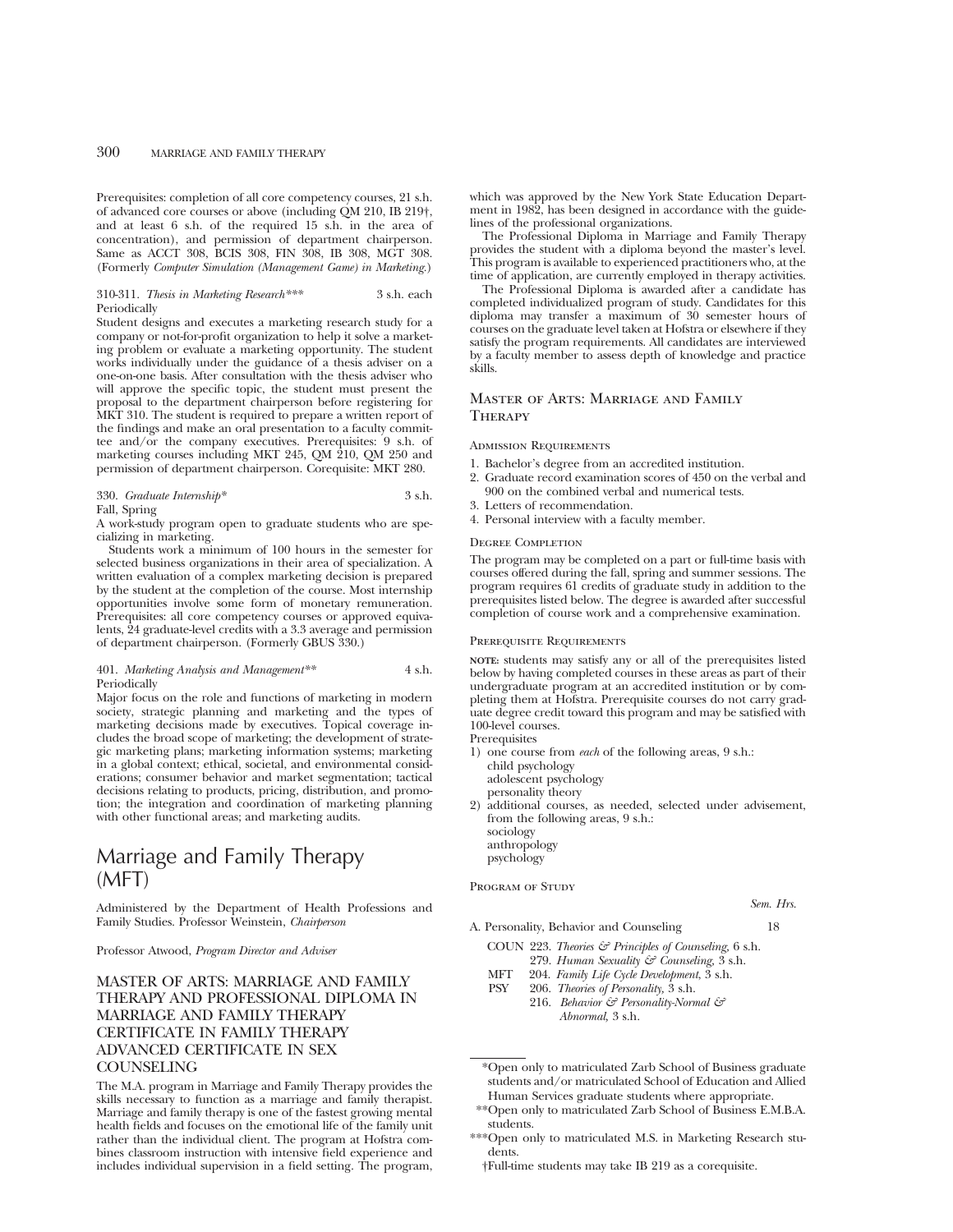Prerequisites: completion of all core competency courses, 21 s.h. of advanced core courses or above (including QM 210, IB 219†, and at least 6 s.h. of the required 15 s.h. in the area of concentration), and permission of department chairperson. Same as ACCT 308, BCIS 308, FIN 308, IB 308, MGT 308. (Formerly *Computer Simulation (Management Game) in Marketing.*)

310-311. *Thesis in Marketing Research**** 3 s.h. each
Periodically
Student designs and executes a marketing research study for a company or not-for-profit organization to help it solve a marketing problem or evaluate a marketing opportunity. The student works individually under the guidance of a thesis adviser on a one-on-one basis. After consultation with the thesis adviser who will approve the specific topic, the student must present the proposal to the department chairperson before registering for MKT 310. The student is required to prepare a written report of the findings and make an oral presentation to a faculty committee and/or the company executives. Prerequisites: 9 s.h. of marketing courses including MKT 245, QM 210, QM 250 and permission of department chairperson. Corequisite: MKT 280.

330. *Graduate Internship** 3 s.h.
Fall, Spring
A work-study program open to graduate students who are specializing in marketing.

Students work a minimum of 100 hours in the semester for selected business organizations in their area of specialization. A written evaluation of a complex marketing decision is prepared by the student at the completion of the course. Most internship opportunities involve some form of monetary remuneration. Prerequisites: all core competency courses or approved equivalents, 24 graduate-level credits with a 3.3 average and permission of department chairperson. (Formerly GBUS 330.)

401. *Marketing Analysis and Management*** 4 s.h.
Periodically
Major focus on the role and functions of marketing in modern society, strategic planning and marketing and the types of marketing decisions made by executives. Topical coverage includes the broad scope of marketing; the development of strategic marketing plans; marketing information systems; marketing in a global context; ethical, societal, and environmental considerations; consumer behavior and market segmentation; tactical decisions relating to products, pricing, distribution, and promotion; the integration and coordination of marketing planning with other functional areas; and marketing audits.

# Marriage and Family Therapy (MFT)

Administered by the Department of Health Professions and Family Studies. Professor Weinstein, *Chairperson*

Professor Atwood, *Program Director and Adviser*

## MASTER OF ARTS: MARRIAGE AND FAMILY THERAPY AND PROFESSIONAL DIPLOMA IN MARRIAGE AND FAMILY THERAPY CERTIFICATE IN FAMILY THERAPY ADVANCED CERTIFICATE IN SEX COUNSELING

The M.A. program in Marriage and Family Therapy provides the skills necessary to function as a marriage and family therapist. Marriage and family therapy is one of the fastest growing mental health fields and focuses on the emotional life of the family unit rather than the individual client. The program at Hofstra combines classroom instruction with intensive field experience and includes individual supervision in a field setting. The program, which was approved by the New York State Education Department in 1982, has been designed in accordance with the guidelines of the professional organizations.

The Professional Diploma in Marriage and Family Therapy provides the student with a diploma beyond the master's level. This program is available to experienced practitioners who, at the time of application, are currently employed in therapy activities.

The Professional Diploma is awarded after a candidate has completed individualized program of study. Candidates for this diploma may transfer a maximum of 30 semester hours of courses on the graduate level taken at Hofstra or elsewhere if they satisfy the program requirements. All candidates are interviewed by a faculty member to assess depth of knowledge and practice skills.

## Master of Arts: Marriage and Family Therapy

### Admission Requirements

1. Bachelor's degree from an accredited institution.
2. Graduate record examination scores of 450 on the verbal and 900 on the combined verbal and numerical tests.
3. Letters of recommendation.
4. Personal interview with a faculty member.

### Degree Completion

The program may be completed on a part or full-time basis with courses offered during the fall, spring and summer sessions. The program requires 61 credits of graduate study in addition to the prerequisites listed below. The degree is awarded after successful completion of course work and a comprehensive examination.

### Prerequisite Requirements

**NOTE:** students may satisfy any or all of the prerequisites listed below by having completed courses in these areas as part of their undergraduate program at an accredited institution or by completing them at Hofstra. Prerequisite courses do not carry graduate degree credit toward this program and may be satisfied with 100-level courses.

Prerequisites

1) one course from *each* of the following areas, 9 s.h.:
   child psychology
   adolescent psychology
   personality theory
2) additional courses, as needed, selected under advisement, from the following areas, 9 s.h.:
   sociology
   anthropology
   psychology

### Program of Study

*Sem. Hrs.*

A. Personality, Behavior and Counseling 18

- COUN 223. *Theories & Principles of Counseling,* 6 s.h.
- 279. *Human Sexuality & Counseling,* 3 s.h.
- MFT 204. *Family Life Cycle Development,* 3 s.h.
- PSY 206. *Theories of Personality,* 3 s.h.
- 216. *Behavior & Personality-Normal & Abnormal,* 3 s.h.

---

*Open only to matriculated Zarb School of Business graduate students and/or matriculated School of Education and Allied Human Services graduate students where appropriate.

**Open only to matriculated Zarb School of Business E.M.B.A. students.

***Open only to matriculated M.S. in Marketing Research students.

†Full-time students may take IB 219 as a corequisite.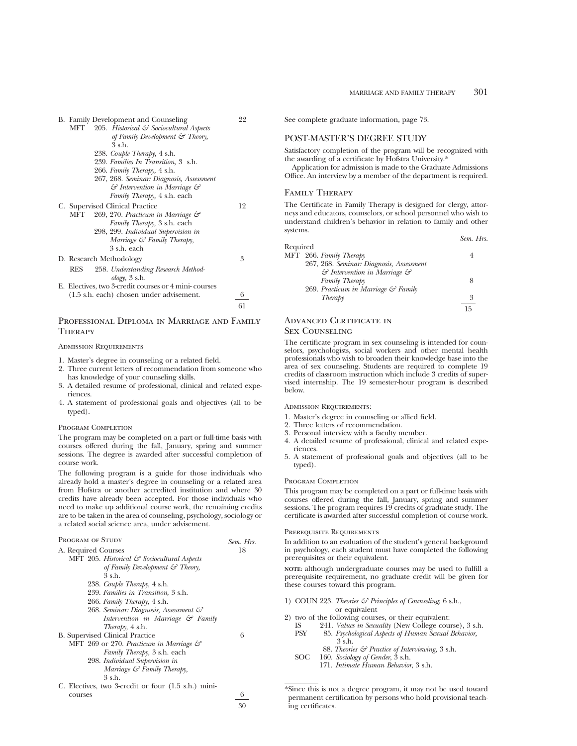| | | Sem. Hrs. |
|---|---|---|
| B. Family Development and Counseling | | 22 |
| MFT | 205. *Historical & Sociocultural Aspects of Family Development & Theory,* 3 s.h. | |
| | 238. *Couple Therapy,* 4 s.h. | |
| | 239. *Families In Transition,* 3 s.h. | |
| | 266. *Family Therapy,* 4 s.h. | |
| | 267, 268. *Seminar: Diagnosis, Assessment & Intervention in Marriage & Family Therapy,* 4 s.h. each | |
| C. Supervised Clinical Practice | | 12 |
| MFT | 269, 270. *Practicum in Marriage & Family Therapy,* 3 s.h. each | |
| | 298, 299. *Individual Supervision in Marriage & Family Therapy,* 3 s.h. each | |
| D. Research Methodology | | 3 |
| RES | 258. *Understanding Research Methodology,* 3 s.h. | |
| E. Electives, two 3-credit courses or 4 mini- courses (1.5 s.h. each) chosen under advisement. | | 6 |
| | | 61 |

## Professional Diploma in Marriage and Family Therapy

### Admission Requirements

1. Master's degree in counseling or a related field.
2. Three current letters of recommendation from someone who has knowledge of your counseling skills.
3. A detailed resume of professional, clinical and related experiences.
4. A statement of professional goals and objectives (all to be typed).

### Program Completion

The program may be completed on a part or full-time basis with courses offered during the fall, January, spring and summer sessions. The degree is awarded after successful completion of course work.

The following program is a guide for those individuals who already hold a master's degree in counseling or a related area from Hofstra or another accredited institution and where 30 credits have already been accepted. For those individuals who need to make up additional course work, the remaining credits are to be taken in the area of counseling, psychology, sociology or a related social science area, under advisement.

### Program of Study

| | Sem. Hrs. |
|---|---|
| A. Required Courses | 18 |
| MFT 205. *Historical & Sociocultural Aspects of Family Development & Theory,* 3 s.h. | |
| 238. *Couple Therapy,* 4 s.h. | |
| 239. *Families in Transition,* 3 s.h. | |
| 266. *Family Therapy,* 4 s.h. | |
| 268. *Seminar: Diagnosis, Assessment & Intervention in Marriage & Family Therapy,* 4 s.h. | |
| B. Supervised Clinical Practice | 6 |
| MFT 269 or 270. *Practicum in Marriage & Family Therapy,* 3 s.h. each | |
| 298. *Individual Supervision in Marriage & Family Therapy,* 3 s.h. | |
| C. Electives, two 3-credit or four (1.5 s.h.) mini-courses | 6 |
| | 30 |

See complete graduate information, page 73.

## Post-Master's Degree Study

Satisfactory completion of the program will be recognized with the awarding of a certificate by Hofstra University.*

Application for admission is made to the Graduate Admissions Office. An interview by a member of the department is required.

### Family Therapy

The Certificate in Family Therapy is designed for clergy, attorneys and educators, counselors, or school personnel who wish to understand children's behavior in relation to family and other systems.

| Required | Sem. Hrs. |
|---|---|
| MFT 266. *Family Therapy* | 4 |
| 267, 268. *Seminar: Diagnosis, Assessment & Intervention in Marriage & Family Therapy* | 8 |
| 269. *Practicum in Marriage & Family Therapy* | 3 |
| | 15 |

### Advanced Certificate in Sex Counseling

The certificate program in sex counseling is intended for counselors, psychologists, social workers and other mental health professionals who wish to broaden their knowledge base into the area of sex counseling. Students are required to complete 19 credits of classroom instruction which include 3 credits of supervised internship. The 19 semester-hour program is described below.

#### Admission Requirements:

1. Master's degree in counseling or allied field.
2. Three letters of recommendation.
3. Personal interview with a faculty member.
4. A detailed resume of professional, clinical and related experiences.
5. A statement of professional goals and objectives (all to be typed).

#### Program Completion

This program may be completed on a part or full-time basis with courses offered during the fall, January, spring and summer sessions. The program requires 19 credits of graduate study. The certificate is awarded after successful completion of course work.

#### Prerequisite Requirements

In addition to an evaluation of the student's general background in psychology, each student must have completed the following prerequisites or their equivalent.

**NOTE:** although undergraduate courses may be used to fulfill a prerequisite requirement, no graduate credit will be given for these courses toward this program.

1) COUN 223. *Theories & Principles of Counseling,* 6 s.h., or equivalent
2) two of the following courses, or their equivalent:
   - IS 241. *Values in Sexuality* (New College course), 3 s.h.
   - PSY 85. *Psychological Aspects of Human Sexual Behavior,* 3 s.h.
   - 88. *Theories & Practice of Interviewing,* 3 s.h.
   - SOC 160. *Sociology of Gender,* 3 s.h.
   - 171. *Intimate Human Behavior,* 3 s.h.

---

*Since this is not a degree program, it may not be used toward permanent certification by persons who hold provisional teaching certificates.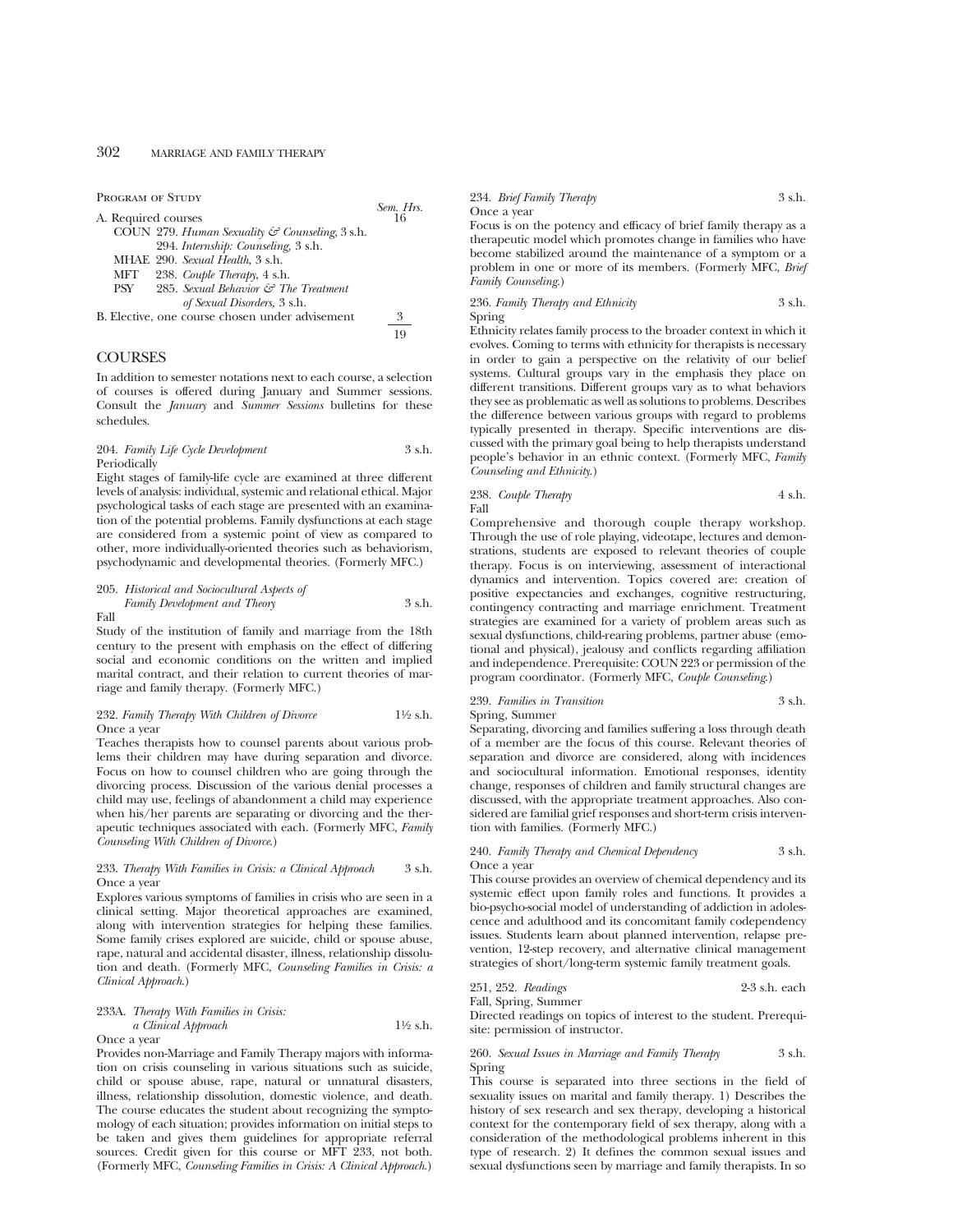PROGRAM OF STUDY

| | Sem. Hrs. |
|---|---|
| A. Required courses | 16 |
| COUN 279. *Human Sexuality & Counseling,* 3 s.h. | |
| 294. *Internship: Counseling,* 3 s.h. | |
| MHAE 290. *Sexual Health,* 3 s.h. | |
| MFT 238. *Couple Therapy,* 4 s.h. | |
| PSY 285. *Sexual Behavior & The Treatment of Sexual Disorders,* 3 s.h. | |
| B. Elective, one course chosen under advisement | 3 |
| | 19 |

## COURSES

In addition to semester notations next to each course, a selection of courses is offered during January and Summer sessions. Consult the *January* and *Summer Sessions* bulletins for these schedules.

**204.** *Family Life Cycle Development* 3 s.h.
Periodically
Eight stages of family-life cycle are examined at three different levels of analysis: individual, systemic and relational ethical. Major psychological tasks of each stage are presented with an examination of the potential problems. Family dysfunctions at each stage are considered from a systemic point of view as compared to other, more individually-oriented theories such as behaviorism, psychodynamic and developmental theories. (Formerly MFC.)

**205.** *Historical and Sociocultural Aspects of Family Development and Theory* 3 s.h.
Fall
Study of the institution of family and marriage from the 18th century to the present with emphasis on the effect of differing social and economic conditions on the written and implied marital contract, and their relation to current theories of marriage and family therapy. (Formerly MFC.)

**232.** *Family Therapy With Children of Divorce* 1½ s.h.
Once a year
Teaches therapists how to counsel parents about various problems their children may have during separation and divorce. Focus on how to counsel children who are going through the divorcing process. Discussion of the various denial processes a child may use, feelings of abandonment a child may experience when his/her parents are separating or divorcing and the therapeutic techniques associated with each. (Formerly MFC, *Family Counseling With Children of Divorce.*)

**233.** *Therapy With Families in Crisis: a Clinical Approach* 3 s.h.
Once a year
Explores various symptoms of families in crisis who are seen in a clinical setting. Major theoretical approaches are examined, along with intervention strategies for helping these families. Some family crises explored are suicide, child or spouse abuse, rape, natural and accidental disaster, illness, relationship dissolution and death. (Formerly MFC, *Counseling Families in Crisis: a Clinical Approach.*)

**233A.** *Therapy With Families in Crisis: a Clinical Approach* 1½ s.h.
Once a year
Provides non-Marriage and Family Therapy majors with information on crisis counseling in various situations such as suicide, child or spouse abuse, rape, natural or unnatural disasters, illness, relationship dissolution, domestic violence, and death. The course educates the student about recognizing the symptomology of each situation; provides information on initial steps to be taken and gives them guidelines for appropriate referral sources. Credit given for this course or MFT 233, not both. (Formerly MFC, *Counseling Families in Crisis: A Clinical Approach.*)

**234.** *Brief Family Therapy* 3 s.h.
Once a year
Focus is on the potency and efficacy of brief family therapy as a therapeutic model which promotes change in families who have become stabilized around the maintenance of a symptom or a problem in one or more of its members. (Formerly MFC, *Brief Family Counseling.*)

**236.** *Family Therapy and Ethnicity* 3 s.h.
Spring
Ethnicity relates family process to the broader context in which it evolves. Coming to terms with ethnicity for therapists is necessary in order to gain a perspective on the relativity of our belief systems. Cultural groups vary in the emphasis they place on different transitions. Different groups vary as to what behaviors they see as problematic as well as solutions to problems. Describes the difference between various groups with regard to problems typically presented in therapy. Specific interventions are discussed with the primary goal being to help therapists understand people's behavior in an ethnic context. (Formerly MFC, *Family Counseling and Ethnicity.*)

**238.** *Couple Therapy* 4 s.h.
Fall
Comprehensive and thorough couple therapy workshop. Through the use of role playing, videotape, lectures and demonstrations, students are exposed to relevant theories of couple therapy. Focus is on interviewing, assessment of interactional dynamics and intervention. Topics covered are: creation of positive expectancies and exchanges, cognitive restructuring, contingency contracting and marriage enrichment. Treatment strategies are examined for a variety of problem areas such as sexual dysfunctions, child-rearing problems, partner abuse (emotional and physical), jealousy and conflicts regarding affiliation and independence. Prerequisite: COUN 223 or permission of the program coordinator. (Formerly MFC, *Couple Counseling.*)

**239.** *Families in Transition* 3 s.h.
Spring, Summer
Separating, divorcing and families suffering a loss through death of a member are the focus of this course. Relevant theories of separation and divorce are considered, along with incidences and sociocultural information. Emotional responses, identity change, responses of children and family structural changes are discussed, with the appropriate treatment approaches. Also considered are familial grief responses and short-term crisis intervention with families. (Formerly MFC.)

**240.** *Family Therapy and Chemical Dependency* 3 s.h.
Once a year
This course provides an overview of chemical dependency and its systemic effect upon family roles and functions. It provides a bio-psycho-social model of understanding of addiction in adolescence and adulthood and its concomitant family codependency issues. Students learn about planned intervention, relapse prevention, 12-step recovery, and alternative clinical management strategies of short/long-term systemic family treatment goals.

**251, 252.** *Readings* 2-3 s.h. each
Fall, Spring, Summer
Directed readings on topics of interest to the student. Prerequisite: permission of instructor.

**260.** *Sexual Issues in Marriage and Family Therapy* 3 s.h.
Spring
This course is separated into three sections in the field of sexuality issues on marital and family therapy. 1) Describes the history of sex research and sex therapy, developing a historical context for the contemporary field of sex therapy, along with a consideration of the methodological problems inherent in this type of research. 2) It defines the common sexual issues and sexual dysfunctions seen by marriage and family therapists. In so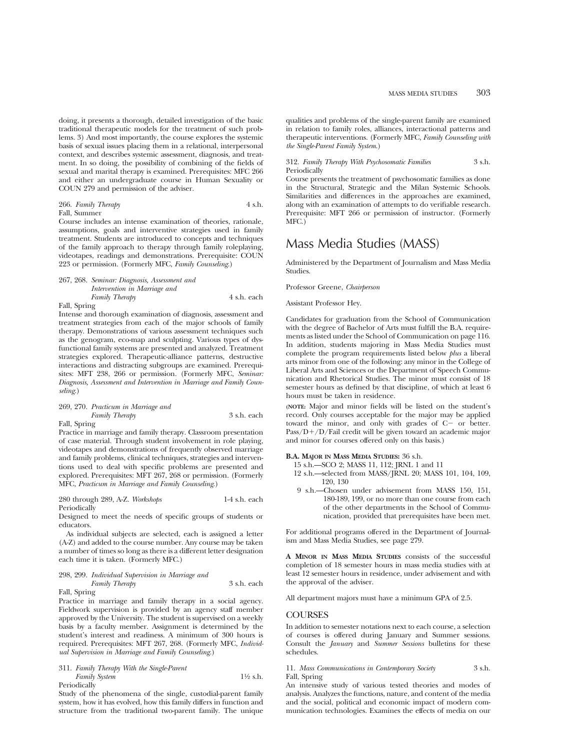doing, it presents a thorough, detailed investigation of the basic traditional therapeutic models for the treatment of such problems. 3) And most importantly, the course explores the systemic basis of sexual issues placing them in a relational, interpersonal context, and describes systemic assessment, diagnosis, and treatment. In so doing, the possibility of combining of the fields of sexual and marital therapy is examined. Prerequisites: MFC 266 and either an undergraduate course in Human Sexuality or COUN 279 and permission of the adviser.

266. *Family Therapy* 4 s.h.
Fall, Summer
Course includes an intense examination of theories, rationale, assumptions, goals and interventive strategies used in family treatment. Students are introduced to concepts and techniques of the family approach to therapy through family roleplaying, videotapes, readings and demonstrations. Prerequisite: COUN 223 or permission. (Formerly MFC, *Family Counseling*.)

267, 268. *Seminar: Diagnosis, Assessment and Intervention in Marriage and Family Therapy* 4 s.h. each
Fall, Spring
Intense and thorough examination of diagnosis, assessment and treatment strategies from each of the major schools of family therapy. Demonstrations of various assessment techniques such as the genogram, eco-map and sculpting. Various types of dysfunctional family systems are presented and analyzed. Treatment strategies explored. Therapeutic-alliance patterns, destructive interactions and distracting subgroups are examined. Prerequisites: MFT 238, 266 or permission. (Formerly MFC, *Seminar: Diagnosis, Assessment and Intervention in Marriage and Family Counseling*.)

269, 270. *Practicum in Marriage and Family Therapy* 3 s.h. each
Fall, Spring
Practice in marriage and family therapy. Classroom presentation of case material. Through student involvement in role playing, videotapes and demonstrations of frequently observed marriage and family problems, clinical techniques, strategies and interventions used to deal with specific problems are presented and explored. Prerequisites: MFT 267, 268 or permission. (Formerly MFC, *Practicum in Marriage and Family Counseling*.)

280 through 289, A-Z. *Workshops* 1-4 s.h. each
Periodically
Designed to meet the needs of specific groups of students or educators.

As individual subjects are selected, each is assigned a letter (A-Z) and added to the course number. Any course may be taken a number of times so long as there is a different letter designation each time it is taken. (Formerly MFC.)

298, 299. *Individual Supervision in Marriage and Family Therapy* 3 s.h. each
Fall, Spring
Practice in marriage and family therapy in a social agency. Fieldwork supervision is provided by an agency staff member approved by the University. The student is supervised on a weekly basis by a faculty member. Assignment is determined by the student's interest and readiness. A minimum of 300 hours is required. Prerequisites: MFT 267, 268. (Formerly MFC, *Individual Supervision in Marriage and Family Counseling*.)

311. *Family Therapy With the Single-Parent Family System* 1½ s.h.
Periodically
Study of the phenomena of the single, custodial-parent family system, how it has evolved, how this family differs in function and structure from the traditional two-parent family. The unique qualities and problems of the single-parent family are examined in relation to family roles, alliances, interactional patterns and therapeutic interventions. (Formerly MFC, *Family Counseling with the Single-Parent Family System*.)

312. *Family Therapy With Psychosomatic Families* 3 s.h.
Periodically
Course presents the treatment of psychosomatic families as done in the Structural, Strategic and the Milan Systemic Schools. Similarities and differences in the approaches are examined, along with an examination of attempts to do verifiable research. Prerequisite: MFT 266 or permission of instructor. (Formerly MFC.)

# Mass Media Studies (MASS)

Administered by the Department of Journalism and Mass Media Studies.

Professor Greene, *Chairperson*

Assistant Professor Hey.

Candidates for graduation from the School of Communication with the degree of Bachelor of Arts must fulfill the B.A. requirements as listed under the School of Communication on page 116. In addition, students majoring in Mass Media Studies must complete the program requirements listed below *plus* a liberal arts minor from one of the following: any minor in the College of Liberal Arts and Sciences or the Department of Speech Communication and Rhetorical Studies. The minor must consist of 18 semester hours as defined by that discipline, of which at least 6 hours must be taken in residence.

(**NOTE:** Major and minor fields will be listed on the student's record. Only courses acceptable for the major may be applied toward the minor, and only with grades of C− or better. Pass/D+/D/Fail credit will be given toward an academic major and minor for courses offered only on this basis.)

**B.A. MAJOR IN MASS MEDIA STUDIES:** 36 s.h.

15 s.h.—SCO 2; MASS 11, 112; JRNL 1 and 11

12 s.h.—selected from MASS/JRNL 20; MASS 101, 104, 109, 120, 130

9 s.h.—Chosen under advisement from MASS 150, 151, 180-189, 199, or no more than one course from each of the other departments in the School of Communication, provided that prerequisites have been met.

For additional programs offered in the Department of Journalism and Mass Media Studies, see page 279.

**A MINOR IN MASS MEDIA STUDIES** consists of the successful completion of 18 semester hours in mass media studies with at least 12 semester hours in residence, under advisement and with the approval of the adviser.

All department majors must have a minimum GPA of 2.5.

## COURSES

In addition to semester notations next to each course, a selection of courses is offered during January and Summer sessions. Consult the *January* and *Summer Sessions* bulletins for these schedules.

11. *Mass Communications in Contemporary Society* 3 s.h.
Fall, Spring
An intensive study of various tested theories and modes of analysis. Analyzes the functions, nature, and content of the media and the social, political and economic impact of modern communication technologies. Examines the effects of media on our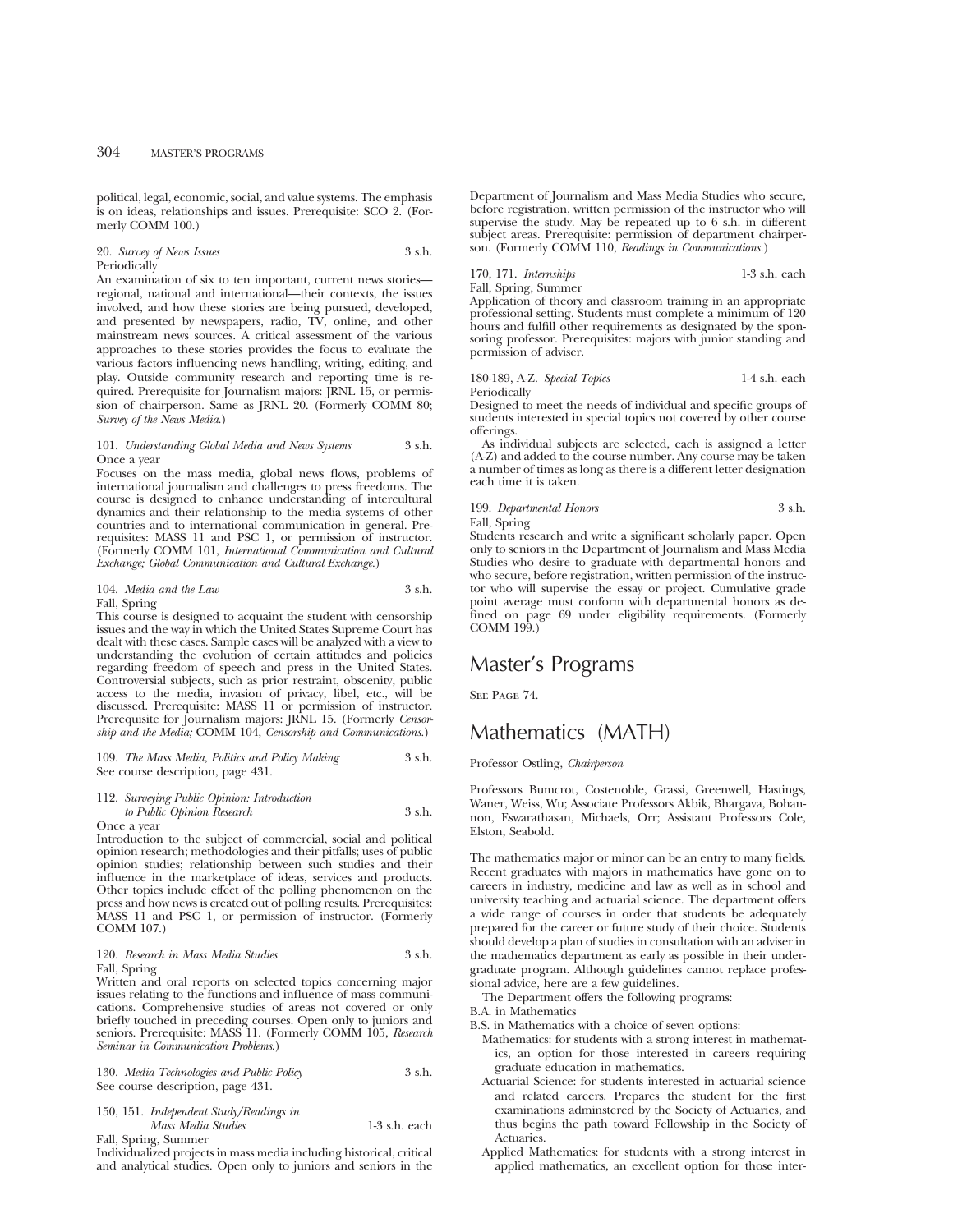political, legal, economic, social, and value systems. The emphasis is on ideas, relationships and issues. Prerequisite: SCO 2. (Formerly COMM 100.)

20. *Survey of News Issues* 3 s.h.
Periodically
An examination of six to ten important, current news stories—regional, national and international—their contexts, the issues involved, and how these stories are being pursued, developed, and presented by newspapers, radio, TV, online, and other mainstream news sources. A critical assessment of the various approaches to these stories provides the focus to evaluate the various factors influencing news handling, writing, editing, and play. Outside community research and reporting time is required. Prerequisite for Journalism majors: JRNL 15, or permission of chairperson. Same as JRNL 20. (Formerly COMM 80; *Survey of the News Media.*)

101. *Understanding Global Media and News Systems* 3 s.h.
Once a year
Focuses on the mass media, global news flows, problems of international journalism and challenges to press freedoms. The course is designed to enhance understanding of intercultural dynamics and their relationship to the media systems of other countries and to international communication in general. Prerequisites: MASS 11 and PSC 1, or permission of instructor. (Formerly COMM 101, *International Communication and Cultural Exchange; Global Communication and Cultural Exchange.*)

104. *Media and the Law* 3 s.h.
Fall, Spring
This course is designed to acquaint the student with censorship issues and the way in which the United States Supreme Court has dealt with these cases. Sample cases will be analyzed with a view to understanding the evolution of certain attitudes and policies regarding freedom of speech and press in the United States. Controversial subjects, such as prior restraint, obscenity, public access to the media, invasion of privacy, libel, etc., will be discussed. Prerequisite: MASS 11 or permission of instructor. Prerequisite for Journalism majors: JRNL 15. (Formerly *Censorship and the Media;* COMM 104, *Censorship and Communications.*)

109. *The Mass Media, Politics and Policy Making* 3 s.h.
See course description, page 431.

112. *Surveying Public Opinion: Introduction to Public Opinion Research* 3 s.h.
Once a year
Introduction to the subject of commercial, social and political opinion research; methodologies and their pitfalls; uses of public opinion studies; relationship between such studies and their influence in the marketplace of ideas, services and products. Other topics include effect of the polling phenomenon on the press and how news is created out of polling results. Prerequisites: MASS 11 and PSC 1, or permission of instructor. (Formerly COMM 107.)

120. *Research in Mass Media Studies* 3 s.h.
Fall, Spring
Written and oral reports on selected topics concerning major issues relating to the functions and influence of mass communications. Comprehensive studies of areas not covered or only briefly touched in preceding courses. Open only to juniors and seniors. Prerequisite: MASS 11. (Formerly COMM 105, *Research Seminar in Communication Problems.*)

130. *Media Technologies and Public Policy* 3 s.h.
See course description, page 431.

150, 151. *Independent Study/Readings in Mass Media Studies* 1-3 s.h. each
Fall, Spring, Summer
Individualized projects in mass media including historical, critical and analytical studies. Open only to juniors and seniors in the Department of Journalism and Mass Media Studies who secure, before registration, written permission of the instructor who will supervise the study. May be repeated up to 6 s.h. in different subject areas. Prerequisite: permission of department chairperson. (Formerly COMM 110, *Readings in Communications.*)

170, 171. *Internships* 1-3 s.h. each
Fall, Spring, Summer
Application of theory and classroom training in an appropriate professional setting. Students must complete a minimum of 120 hours and fulfill other requirements as designated by the sponsoring professor. Prerequisites: majors with junior standing and permission of adviser.

180-189, A-Z. *Special Topics* 1-4 s.h. each
Periodically
Designed to meet the needs of individual and specific groups of students interested in special topics not covered by other course offerings.

As individual subjects are selected, each is assigned a letter (A-Z) and added to the course number. Any course may be taken a number of times as long as there is a different letter designation each time it is taken.

199. *Departmental Honors* 3 s.h.
Fall, Spring
Students research and write a significant scholarly paper. Open only to seniors in the Department of Journalism and Mass Media Studies who desire to graduate with departmental honors and who secure, before registration, written permission of the instructor who will supervise the essay or project. Cumulative grade point average must conform with departmental honors as defined on page 69 under eligibility requirements. (Formerly COMM 199.)

# Master's Programs

See Page 74.

# Mathematics (MATH)

Professor Ostling, *Chairperson*

Professors Bumcrot, Costenoble, Grassi, Greenwell, Hastings, Waner, Weiss, Wu; Associate Professors Akbik, Bhargava, Bohannon, Eswarathasan, Michaels, Orr; Assistant Professors Cole, Elston, Seabold.

The mathematics major or minor can be an entry to many fields. Recent graduates with majors in mathematics have gone on to careers in industry, medicine and law as well as in school and university teaching and actuarial science. The department offers a wide range of courses in order that students be adequately prepared for the career or future study of their choice. Students should develop a plan of studies in consultation with an adviser in the mathematics department as early as possible in their undergraduate program. Although guidelines cannot replace professional advice, here are a few guidelines.

The Department offers the following programs:

B.A. in Mathematics

B.S. in Mathematics with a choice of seven options:

- Mathematics: for students with a strong interest in mathematics, an option for those interested in careers requiring graduate education in mathematics.
- Actuarial Science: for students interested in actuarial science and related careers. Prepares the student for the first examinations adminstered by the Society of Actuaries, and thus begins the path toward Fellowship in the Society of Actuaries.
- Applied Mathematics: for students with a strong interest in applied mathematics, an excellent option for those inter-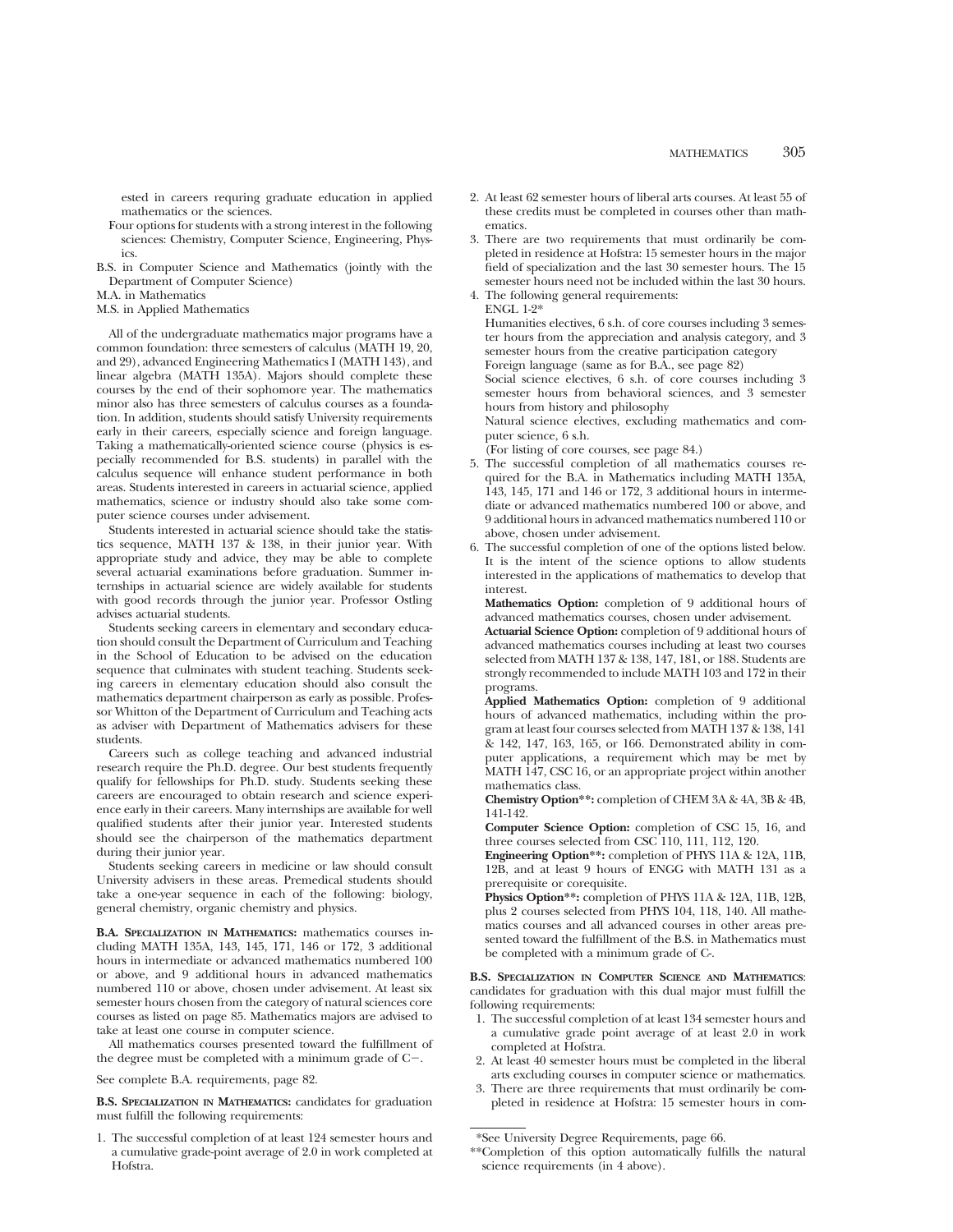ested in careers requring graduate education in applied mathematics or the sciences.

Four options for students with a strong interest in the following sciences: Chemistry, Computer Science, Engineering, Physics.

B.S. in Computer Science and Mathematics (jointly with the Department of Computer Science)

M.A. in Mathematics

M.S. in Applied Mathematics

All of the undergraduate mathematics major programs have a common foundation: three semesters of calculus (MATH 19, 20, and 29), advanced Engineering Mathematics I (MATH 143), and linear algebra (MATH 135A). Majors should complete these courses by the end of their sophomore year. The mathematics minor also has three semesters of calculus courses as a foundation. In addition, students should satisfy University requirements early in their careers, especially science and foreign language. Taking a mathematically-oriented science course (physics is especially recommended for B.S. students) in parallel with the calculus sequence will enhance student performance in both areas. Students interested in careers in actuarial science, applied mathematics, science or industry should also take some computer science courses under advisement.

Students interested in actuarial science should take the statistics sequence, MATH 137 & 138, in their junior year. With appropriate study and advice, they may be able to complete several actuarial examinations before graduation. Summer internships in actuarial science are widely available for students with good records through the junior year. Professor Ostling advises actuarial students.

Students seeking careers in elementary and secondary education should consult the Department of Curriculum and Teaching in the School of Education to be advised on the education sequence that culminates with student teaching. Students seeking careers in elementary education should also consult the mathematics department chairperson as early as possible. Professor Whitton of the Department of Curriculum and Teaching acts as adviser with Department of Mathematics advisers for these students.

Careers such as college teaching and advanced industrial research require the Ph.D. degree. Our best students frequently qualify for fellowships for Ph.D. study. Students seeking these careers are encouraged to obtain research and science experience early in their careers. Many internships are available for well qualified students after their junior year. Interested students should see the chairperson of the mathematics department during their junior year.

Students seeking careers in medicine or law should consult University advisers in these areas. Premedical students should take a one-year sequence in each of the following: biology, general chemistry, organic chemistry and physics.

**B.A. Specialization in Mathematics:** mathematics courses including MATH 135A, 143, 145, 171, 146 or 172, 3 additional hours in intermediate or advanced mathematics numbered 100 or above, and 9 additional hours in advanced mathematics numbered 110 or above, chosen under advisement. At least six semester hours chosen from the category of natural sciences core courses as listed on page 85. Mathematics majors are advised to take at least one course in computer science.

All mathematics courses presented toward the fulfillment of the degree must be completed with a minimum grade of C−.

See complete B.A. requirements, page 82.

**B.S. Specialization in Mathematics:** candidates for graduation must fulfill the following requirements:

1. The successful completion of at least 124 semester hours and a cumulative grade-point average of 2.0 in work completed at Hofstra.
2. At least 62 semester hours of liberal arts courses. At least 55 of these credits must be completed in courses other than mathematics.
3. There are two requirements that must ordinarily be completed in residence at Hofstra: 15 semester hours in the major field of specialization and the last 30 semester hours. The 15 semester hours need not be included within the last 30 hours.
4. The following general requirements:
   ENGL 1-2*
   Humanities electives, 6 s.h. of core courses including 3 semester hours from the appreciation and analysis category, and 3 semester hours from the creative participation category
   Foreign language (same as for B.A., see page 82)
   Social science electives, 6 s.h. of core courses including 3 semester hours from behavioral sciences, and 3 semester hours from history and philosophy
   Natural science electives, excluding mathematics and computer science, 6 s.h.
   (For listing of core courses, see page 84.)
5. The successful completion of all mathematics courses required for the B.A. in Mathematics including MATH 135A, 143, 145, 171 and 146 or 172, 3 additional hours in intermediate or advanced mathematics numbered 100 or above, and 9 additional hours in advanced mathematics numbered 110 or above, chosen under advisement.
6. The successful completion of one of the options listed below. It is the intent of the science options to allow students interested in the applications of mathematics to develop that interest.

   **Mathematics Option:** completion of 9 additional hours of advanced mathematics courses, chosen under advisement.

   **Actuarial Science Option:** completion of 9 additional hours of advanced mathematics courses including at least two courses selected from MATH 137 & 138, 147, 181, or 188. Students are strongly recommended to include MATH 103 and 172 in their programs.

   **Applied Mathematics Option:** completion of 9 additional hours of advanced mathematics, including within the program at least four courses selected from MATH 137 & 138, 141 & 142, 147, 163, 165, or 166. Demonstrated ability in computer applications, a requirement which may be met by MATH 147, CSC 16, or an appropriate project within another mathematics class.

   **Chemistry Option\*\*:** completion of CHEM 3A & 4A, 3B & 4B, 141-142.

   **Computer Science Option:** completion of CSC 15, 16, and three courses selected from CSC 110, 111, 112, 120.

   **Engineering Option\*\*:** completion of PHYS 11A & 12A, 11B, 12B, and at least 9 hours of ENGG with MATH 131 as a prerequisite or corequisite.

   **Physics Option\*\*:** completion of PHYS 11A & 12A, 11B, 12B, plus 2 courses selected from PHYS 104, 118, 140. All mathematics courses and all advanced courses in other areas presented toward the fulfillment of the B.S. in Mathematics must be completed with a minimum grade of C-.

**B.S. Specialization in Computer Science and Mathematics**: candidates for graduation with this dual major must fulfill the following requirements:

1. The successful completion of at least 134 semester hours and a cumulative grade point average of at least 2.0 in work completed at Hofstra.
2. At least 40 semester hours must be completed in the liberal arts excluding courses in computer science or mathematics.
3. There are three requirements that must ordinarily be completed in residence at Hofstra: 15 semester hours in com-

\*See University Degree Requirements, page 66.

\*\*Completion of this option automatically fulfills the natural science requirements (in 4 above).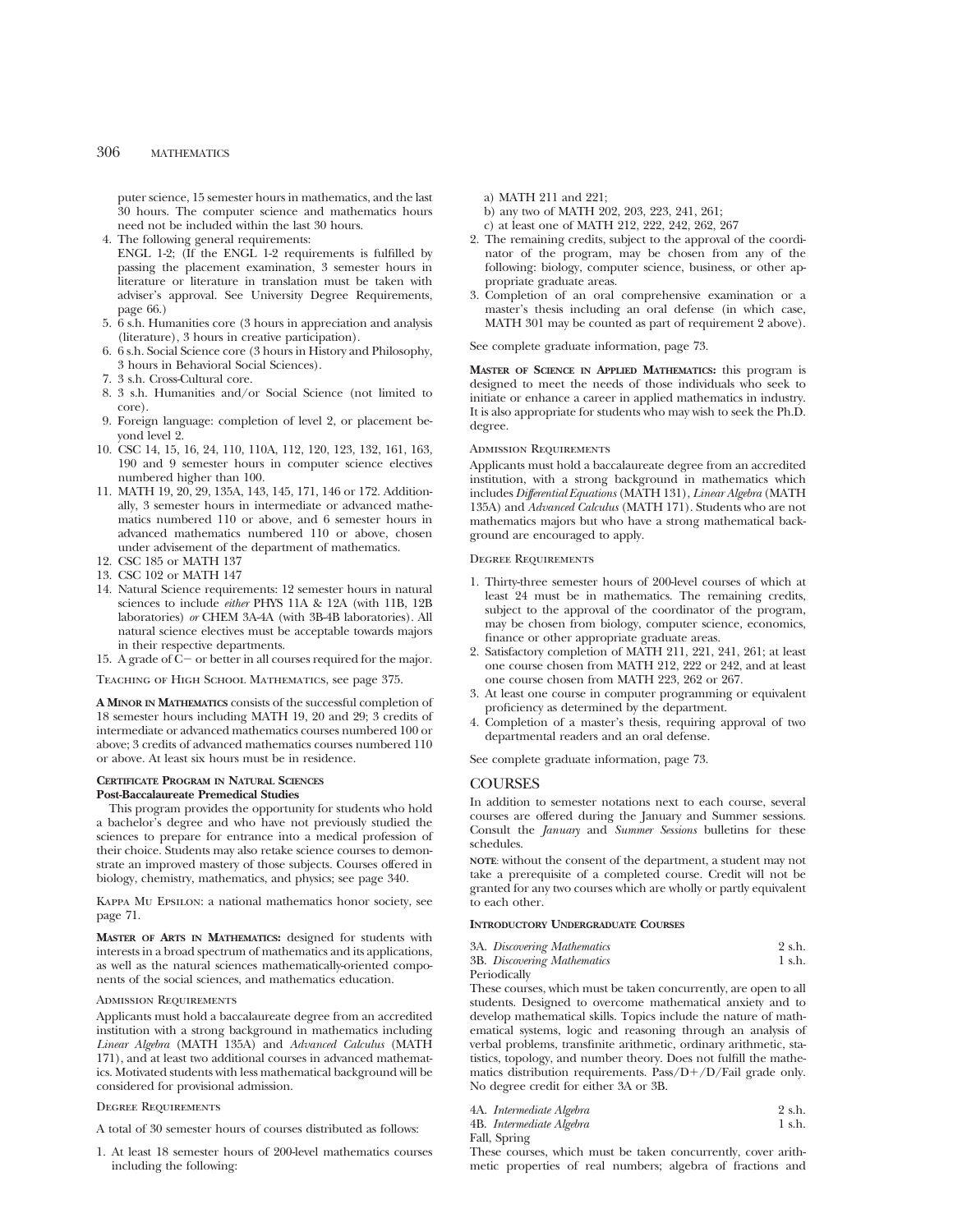puter science, 15 semester hours in mathematics, and the last 30 hours. The computer science and mathematics hours need not be included within the last 30 hours.

4. The following general requirements:
   ENGL 1-2; (If the ENGL 1-2 requirements is fulfilled by passing the placement examination, 3 semester hours in literature or literature in translation must be taken with adviser's approval. See University Degree Requirements, page 66.)
5. 6 s.h. Humanities core (3 hours in appreciation and analysis (literature), 3 hours in creative participation).
6. 6 s.h. Social Science core (3 hours in History and Philosophy, 3 hours in Behavioral Social Sciences).
7. 3 s.h. Cross-Cultural core.
8. 3 s.h. Humanities and/or Social Science (not limited to core).
9. Foreign language: completion of level 2, or placement beyond level 2.
10. CSC 14, 15, 16, 24, 110, 110A, 112, 120, 123, 132, 161, 163, 190 and 9 semester hours in computer science electives numbered higher than 100.
11. MATH 19, 20, 29, 135A, 143, 145, 171, 146 or 172. Additionally, 3 semester hours in intermediate or advanced mathematics numbered 110 or above, and 6 semester hours in advanced mathematics numbered 110 or above, chosen under advisement of the department of mathematics.
12. CSC 185 or MATH 137
13. CSC 102 or MATH 147
14. Natural Science requirements: 12 semester hours in natural sciences to include *either* PHYS 11A & 12A (with 11B, 12B laboratories) *or* CHEM 3A-4A (with 3B-4B laboratories). All natural science electives must be acceptable towards majors in their respective departments.
15. A grade of C− or better in all courses required for the major.

Teaching of High School Mathematics, see page 375.

**A Minor in Mathematics** consists of the successful completion of 18 semester hours including MATH 19, 20 and 29; 3 credits of intermediate or advanced mathematics courses numbered 100 or above; 3 credits of advanced mathematics courses numbered 110 or above. At least six hours must be in residence.

**Certificate Program in Natural Sciences**
**Post-Baccalaureate Premedical Studies**

This program provides the opportunity for students who hold a bachelor's degree and who have not previously studied the sciences to prepare for entrance into a medical profession of their choice. Students may also retake science courses to demonstrate an improved mastery of those subjects. Courses offered in biology, chemistry, mathematics, and physics; see page 340.

Kappa Mu Epsilon: a national mathematics honor society, see page 71.

**Master of Arts in Mathematics:** designed for students with interests in a broad spectrum of mathematics and its applications, as well as the natural sciences mathematically-oriented components of the social sciences, and mathematics education.

Admission Requirements

Applicants must hold a baccalaureate degree from an accredited institution with a strong background in mathematics including *Linear Algebra* (MATH 135A) and *Advanced Calculus* (MATH 171), and at least two additional courses in advanced mathematics. Motivated students with less mathematical background will be considered for provisional admission.

Degree Requirements

A total of 30 semester hours of courses distributed as follows:

1. At least 18 semester hours of 200-level mathematics courses including the following:
   a) MATH 211 and 221;
   b) any two of MATH 202, 203, 223, 241, 261;
   c) at least one of MATH 212, 222, 242, 262, 267
2. The remaining credits, subject to the approval of the coordinator of the program, may be chosen from any of the following: biology, computer science, business, or other appropriate graduate areas.
3. Completion of an oral comprehensive examination or a master's thesis including an oral defense (in which case, MATH 301 may be counted as part of requirement 2 above).

See complete graduate information, page 73.

**Master of Science in Applied Mathematics:** this program is designed to meet the needs of those individuals who seek to initiate or enhance a career in applied mathematics in industry. It is also appropriate for students who may wish to seek the Ph.D. degree.

Admission Requirements

Applicants must hold a baccalaureate degree from an accredited institution, with a strong background in mathematics which includes *Differential Equations* (MATH 131), *Linear Algebra* (MATH 135A) and *Advanced Calculus* (MATH 171). Students who are not mathematics majors but who have a strong mathematical background are encouraged to apply.

Degree Requirements

1. Thirty-three semester hours of 200-level courses of which at least 24 must be in mathematics. The remaining credits, subject to the approval of the coordinator of the program, may be chosen from biology, computer science, economics, finance or other appropriate graduate areas.
2. Satisfactory completion of MATH 211, 221, 241, 261; at least one course chosen from MATH 212, 222 or 242, and at least one course chosen from MATH 223, 262 or 267.
3. At least one course in computer programming or equivalent proficiency as determined by the department.
4. Completion of a master's thesis, requiring approval of two departmental readers and an oral defense.

See complete graduate information, page 73.

## COURSES

In addition to semester notations next to each course, several courses are offered during the January and Summer sessions. Consult the *January* and *Summer Sessions* bulletins for these schedules.

**note**: without the consent of the department, a student may not take a prerequisite of a completed course. Credit will not be granted for any two courses which are wholly or partly equivalent to each other.

**Introductory Undergraduate Courses**

3A. *Discovering Mathematics* 2 s.h.
3B. *Discovering Mathematics* 1 s.h.
Periodically

These courses, which must be taken concurrently, are open to all students. Designed to overcome mathematical anxiety and to develop mathematical skills. Topics include the nature of mathematical systems, logic and reasoning through an analysis of verbal problems, transfinite arithmetic, ordinary arithmetic, statistics, topology, and number theory. Does not fulfill the mathematics distribution requirements. Pass/D+/D/Fail grade only. No degree credit for either 3A or 3B.

4A. *Intermediate Algebra* 2 s.h.
4B. *Intermediate Algebra* 1 s.h.
Fall, Spring

These courses, which must be taken concurrently, cover arithmetic properties of real numbers; algebra of fractions and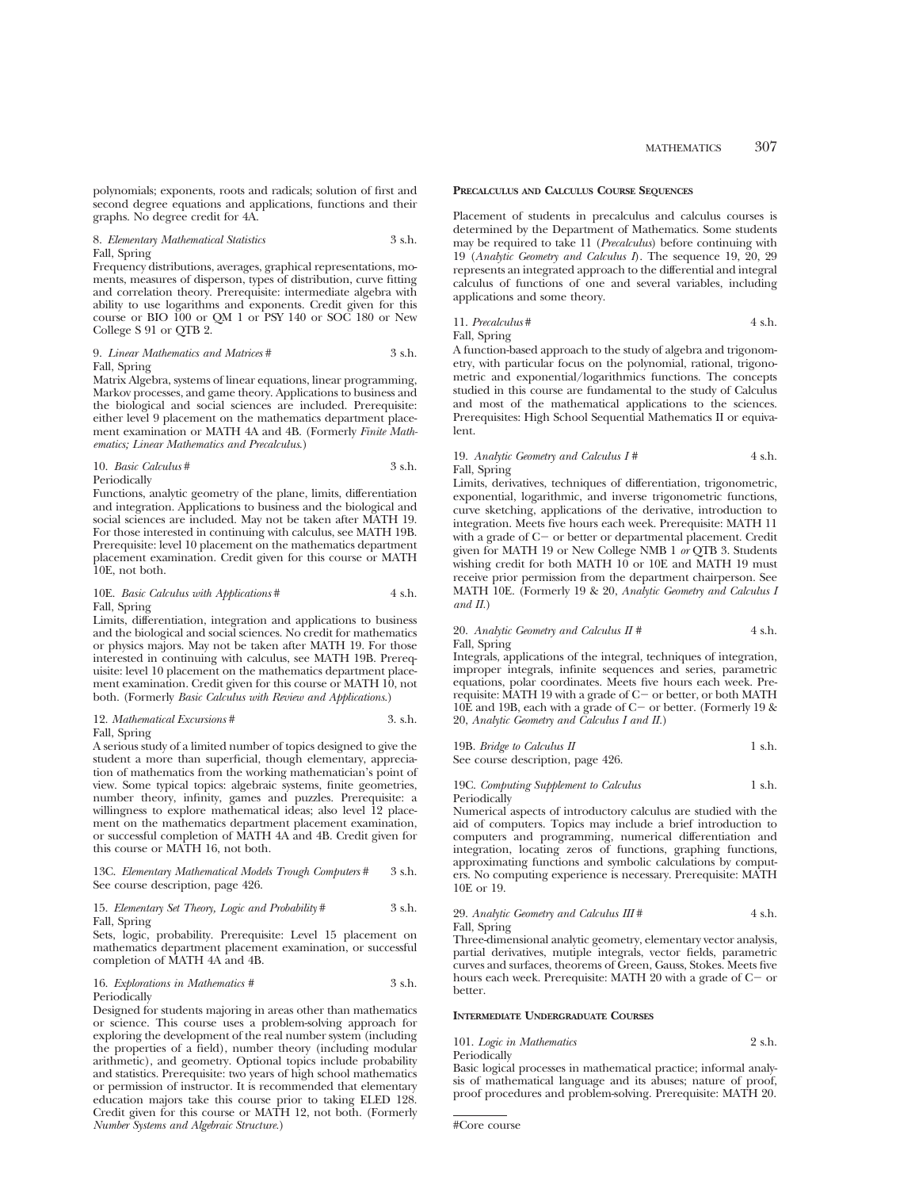polynomials; exponents, roots and radicals; solution of first and second degree equations and applications, functions and their graphs. No degree credit for 4A.

8. *Elementary Mathematical Statistics* 3 s.h.
Fall, Spring
Frequency distributions, averages, graphical representations, moments, measures of disperson, types of distribution, curve fitting and correlation theory. Prerequisite: intermediate algebra with ability to use logarithms and exponents. Credit given for this course or BIO 100 or QM 1 or PSY 140 or SOC 180 or New College S 91 or QTB 2.

9. *Linear Mathematics and Matrices* # 3 s.h.
Fall, Spring
Matrix Algebra, systems of linear equations, linear programming, Markov processes, and game theory. Applications to business and the biological and social sciences are included. Prerequisite: either level 9 placement on the mathematics department placement examination or MATH 4A and 4B. (Formerly *Finite Mathematics; Linear Mathematics and Precalculus.*)

10. *Basic Calculus* # 3 s.h.
Periodically
Functions, analytic geometry of the plane, limits, differentiation and integration. Applications to business and the biological and social sciences are included. May not be taken after MATH 19. For those interested in continuing with calculus, see MATH 19B. Prerequisite: level 10 placement on the mathematics department placement examination. Credit given for this course or MATH 10E, not both.

10E. *Basic Calculus with Applications* # 4 s.h.
Fall, Spring
Limits, differentiation, integration and applications to business and the biological and social sciences. No credit for mathematics or physics majors. May not be taken after MATH 19. For those interested in continuing with calculus, see MATH 19B. Prerequisite: level 10 placement on the mathematics department placement examination. Credit given for this course or MATH 10, not both. (Formerly *Basic Calculus with Review and Applications.*)

12. *Mathematical Excursions* # 3. s.h.
Fall, Spring
A serious study of a limited number of topics designed to give the student a more than superficial, though elementary, appreciation of mathematics from the working mathematician's point of view. Some typical topics: algebraic systems, finite geometries, number theory, infinity, games and puzzles. Prerequisite: a willingness to explore mathematical ideas; also level 12 placement on the mathematics department placement examination, or successful completion of MATH 4A and 4B. Credit given for this course or MATH 16, not both.

13C. *Elementary Mathematical Models Trough Computers* # 3 s.h.
See course description, page 426.

15. *Elementary Set Theory, Logic and Probability* # 3 s.h.
Fall, Spring
Sets, logic, probability. Prerequisite: Level 15 placement on mathematics department placement examination, or successful completion of MATH 4A and 4B.

16. *Explorations in Mathematics* # 3 s.h.
Periodically
Designed for students majoring in areas other than mathematics or science. This course uses a problem-solving approach for exploring the development of the real number system (including the properties of a field), number theory (including modular arithmetic), and geometry. Optional topics include probability and statistics. Prerequisite: two years of high school mathematics or permission of instructor. It is recommended that elementary education majors take this course prior to taking ELED 128. Credit given for this course or MATH 12, not both. (Formerly *Number Systems and Algebraic Structure.*)

**Precalculus and Calculus Course Sequences**

Placement of students in precalculus and calculus courses is determined by the Department of Mathematics. Some students may be required to take 11 (*Precalculus*) before continuing with 19 (*Analytic Geometry and Calculus I*). The sequence 19, 20, 29 represents an integrated approach to the differential and integral calculus of functions of one and several variables, including applications and some theory.

11. *Precalculus* # 4 s.h.
Fall, Spring
A function-based approach to the study of algebra and trigonometry, with particular focus on the polynomial, rational, trigonometric and exponential/logarithmics functions. The concepts studied in this course are fundamental to the study of Calculus and most of the mathematical applications to the sciences. Prerequisites: High School Sequential Mathematics II or equivalent.

19. *Analytic Geometry and Calculus I* # 4 s.h.
Fall, Spring
Limits, derivatives, techniques of differentiation, trigonometric, exponential, logarithmic, and inverse trigonometric functions, curve sketching, applications of the derivative, introduction to integration. Meets five hours each week. Prerequisite: MATH 11 with a grade of C− or better or departmental placement. Credit given for MATH 19 or New College NMB 1 *or* QTB 3. Students wishing credit for both MATH 10 or 10E and MATH 19 must receive prior permission from the department chairperson. See MATH 10E. (Formerly 19 & 20, *Analytic Geometry and Calculus I and II.*)

20. *Analytic Geometry and Calculus II* # 4 s.h.
Fall, Spring
Integrals, applications of the integral, techniques of integration, improper integrals, infinite sequences and series, parametric equations, polar coordinates. Meets five hours each week. Prerequisite: MATH 19 with a grade of C− or better, or both MATH 10E and 19B, each with a grade of C− or better. (Formerly 19 & 20, *Analytic Geometry and Calculus I and II.*)

19B. *Bridge to Calculus II* 1 s.h.
See course description, page 426.

19C. *Computing Supplement to Calculus* 1 s.h.
Periodically
Numerical aspects of introductory calculus are studied with the aid of computers. Topics may include a brief introduction to computers and programming, numerical differentiation and integration, locating zeros of functions, graphing functions, approximating functions and symbolic calculations by computers. No computing experience is necessary. Prerequisite: MATH 10E or 19.

29. *Analytic Geometry and Calculus III* # 4 s.h.
Fall, Spring
Three-dimensional analytic geometry, elementary vector analysis, partial derivatives, mutiple integrals, vector fields, parametric curves and surfaces, theorems of Green, Gauss, Stokes. Meets five hours each week. Prerequisite: MATH 20 with a grade of C− or better.

**Intermediate Undergraduate Courses**

101. *Logic in Mathematics* 2 s.h.
Periodically
Basic logical processes in mathematical practice; informal analysis of mathematical language and its abuses; nature of proof, proof procedures and problem-solving. Prerequisite: MATH 20.

#Core course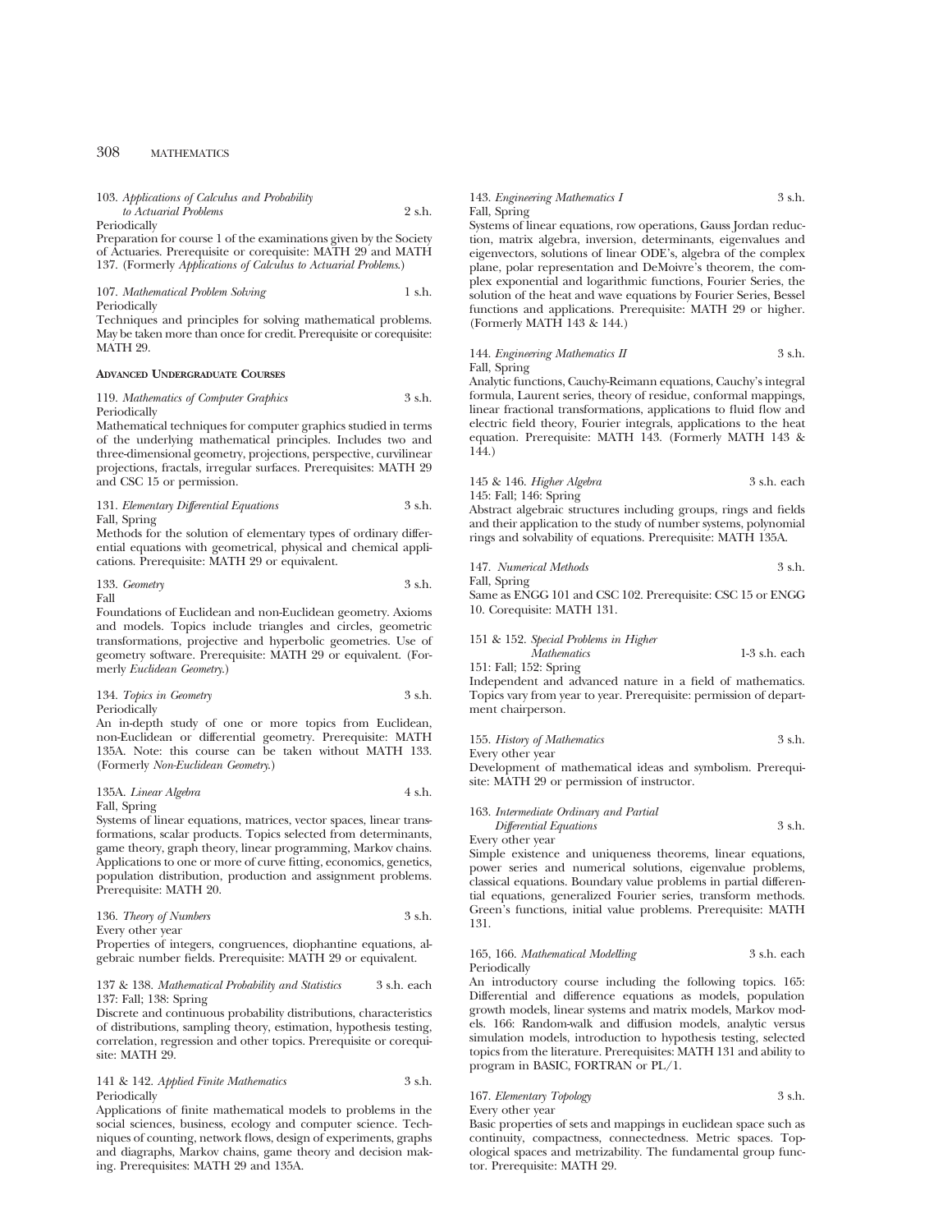103. *Applications of Calculus and Probability to Actuarial Problems* 2 s.h.
Periodically
Preparation for course 1 of the examinations given by the Society of Actuaries. Prerequisite or corequisite: MATH 29 and MATH 137. (Formerly *Applications of Calculus to Actuarial Problems*.)

107. *Mathematical Problem Solving* 1 s.h.
Periodically
Techniques and principles for solving mathematical problems. May be taken more than once for credit. Prerequisite or corequisite: MATH 29.

**ADVANCED UNDERGRADUATE COURSES**

119. *Mathematics of Computer Graphics* 3 s.h.
Periodically
Mathematical techniques for computer graphics studied in terms of the underlying mathematical principles. Includes two and three-dimensional geometry, projections, perspective, curvilinear projections, fractals, irregular surfaces. Prerequisites: MATH 29 and CSC 15 or permission.

131. *Elementary Differential Equations* 3 s.h.
Fall, Spring
Methods for the solution of elementary types of ordinary differential equations with geometrical, physical and chemical applications. Prerequisite: MATH 29 or equivalent.

133. *Geometry* 3 s.h.
Fall
Foundations of Euclidean and non-Euclidean geometry. Axioms and models. Topics include triangles and circles, geometric transformations, projective and hyperbolic geometries. Use of geometry software. Prerequisite: MATH 29 or equivalent. (Formerly *Euclidean Geometry*.)

134. *Topics in Geometry* 3 s.h.
Periodically
An in-depth study of one or more topics from Euclidean, non-Euclidean or differential geometry. Prerequisite: MATH 135A. Note: this course can be taken without MATH 133. (Formerly *Non-Euclidean Geometry*.)

135A. *Linear Algebra* 4 s.h.
Fall, Spring
Systems of linear equations, matrices, vector spaces, linear transformations, scalar products. Topics selected from determinants, game theory, graph theory, linear programming, Markov chains. Applications to one or more of curve fitting, economics, genetics, population distribution, production and assignment problems. Prerequisite: MATH 20.

136. *Theory of Numbers* 3 s.h.
Every other year
Properties of integers, congruences, diophantine equations, algebraic number fields. Prerequisite: MATH 29 or equivalent.

137 & 138. *Mathematical Probability and Statistics* 3 s.h. each
137: Fall; 138: Spring
Discrete and continuous probability distributions, characteristics of distributions, sampling theory, estimation, hypothesis testing, correlation, regression and other topics. Prerequisite or corequisite: MATH 29.

141 & 142. *Applied Finite Mathematics* 3 s.h.
Periodically
Applications of finite mathematical models to problems in the social sciences, business, ecology and computer science. Techniques of counting, network flows, design of experiments, graphs and diagraphs, Markov chains, game theory and decision making. Prerequisites: MATH 29 and 135A.

143. *Engineering Mathematics I* 3 s.h.
Fall, Spring
Systems of linear equations, row operations, Gauss Jordan reduction, matrix algebra, inversion, determinants, eigenvalues and eigenvectors, solutions of linear ODE's, algebra of the complex plane, polar representation and DeMoivre's theorem, the complex exponential and logarithmic functions, Fourier Series, the solution of the heat and wave equations by Fourier Series, Bessel functions and applications. Prerequisite: MATH 29 or higher. (Formerly MATH 143 & 144.)

144. *Engineering Mathematics II* 3 s.h.
Fall, Spring
Analytic functions, Cauchy-Reimann equations, Cauchy's integral formula, Laurent series, theory of residue, conformal mappings, linear fractional transformations, applications to fluid flow and electric field theory, Fourier integrals, applications to the heat equation. Prerequisite: MATH 143. (Formerly MATH 143 & 144.)

145 & 146. *Higher Algebra* 3 s.h. each
145: Fall; 146: Spring
Abstract algebraic structures including groups, rings and fields and their application to the study of number systems, polynomial rings and solvability of equations. Prerequisite: MATH 135A.

147. *Numerical Methods* 3 s.h.
Fall, Spring
Same as ENGG 101 and CSC 102. Prerequisite: CSC 15 or ENGG 10. Corequisite: MATH 131.

151 & 152. *Special Problems in Higher Mathematics* 1-3 s.h. each
151: Fall; 152: Spring
Independent and advanced nature in a field of mathematics. Topics vary from year to year. Prerequisite: permission of department chairperson.

155. *History of Mathematics* 3 s.h.
Every other year
Development of mathematical ideas and symbolism. Prerequisite: MATH 29 or permission of instructor.

163. *Intermediate Ordinary and Partial Differential Equations* 3 s.h.
Every other year
Simple existence and uniqueness theorems, linear equations, power series and numerical solutions, eigenvalue problems, classical equations. Boundary value problems in partial differential equations, generalized Fourier series, transform methods. Green's functions, initial value problems. Prerequisite: MATH 131.

165, 166. *Mathematical Modelling* 3 s.h. each
Periodically
An introductory course including the following topics. 165: Differential and difference equations as models, population growth models, linear systems and matrix models, Markov models. 166: Random-walk and diffusion models, analytic versus simulation models, introduction to hypothesis testing, selected topics from the literature. Prerequisites: MATH 131 and ability to program in BASIC, FORTRAN or PL/1.

167. *Elementary Topology* 3 s.h.
Every other year
Basic properties of sets and mappings in euclidean space such as continuity, compactness, connectedness. Metric spaces. Topological spaces and metrizability. The fundamental group functor. Prerequisite: MATH 29.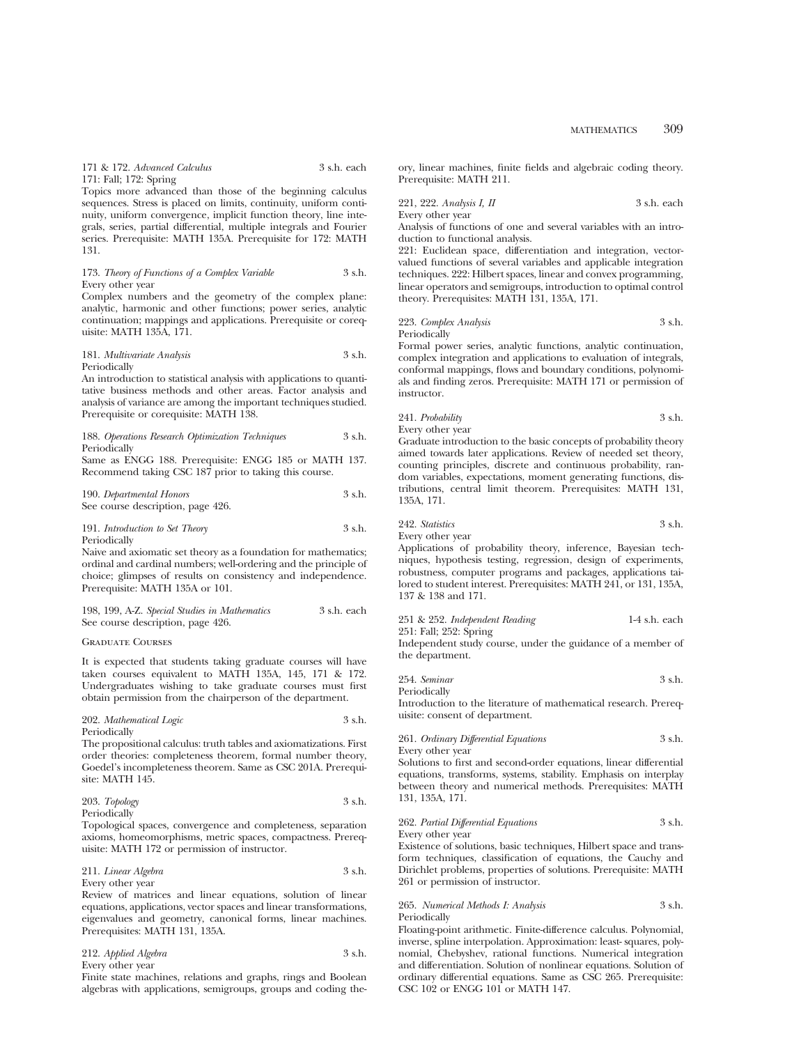171 & 172. *Advanced Calculus* 3 s.h. each
171: Fall; 172: Spring

Topics more advanced than those of the beginning calculus sequences. Stress is placed on limits, continuity, uniform continuity, uniform convergence, implicit function theory, line integrals, series, partial differential, multiple integrals and Fourier series. Prerequisite: MATH 135A. Prerequisite for 172: MATH 131.

173. *Theory of Functions of a Complex Variable* 3 s.h.
Every other year

Complex numbers and the geometry of the complex plane: analytic, harmonic and other functions; power series, analytic continuation; mappings and applications. Prerequisite or corequisite: MATH 135A, 171.

181. *Multivariate Analysis* 3 s.h.
Periodically

An introduction to statistical analysis with applications to quantitative business methods and other areas. Factor analysis and analysis of variance are among the important techniques studied. Prerequisite or corequisite: MATH 138.

188. *Operations Research Optimization Techniques* 3 s.h.
Periodically

Same as ENGG 188. Prerequisite: ENGG 185 or MATH 137. Recommend taking CSC 187 prior to taking this course.

190. *Departmental Honors* 3 s.h.
See course description, page 426.

191. *Introduction to Set Theory* 3 s.h.
Periodically

Naive and axiomatic set theory as a foundation for mathematics; ordinal and cardinal numbers; well-ordering and the principle of choice; glimpses of results on consistency and independence. Prerequisite: MATH 135A or 101.

198, 199, A-Z. *Special Studies in Mathematics* 3 s.h. each
See course description, page 426.

## Graduate Courses

It is expected that students taking graduate courses will have taken courses equivalent to MATH 135A, 145, 171 & 172. Undergraduates wishing to take graduate courses must first obtain permission from the chairperson of the department.

202. *Mathematical Logic* 3 s.h.
Periodically

The propositional calculus: truth tables and axiomatizations. First order theories: completeness theorem, formal number theory, Goedel's incompleteness theorem. Same as CSC 201A. Prerequisite: MATH 145.

203. *Topology* 3 s.h.
Periodically

Topological spaces, convergence and completeness, separation axioms, homeomorphisms, metric spaces, compactness. Prerequisite: MATH 172 or permission of instructor.

211. *Linear Algebra* 3 s.h.
Every other year

Review of matrices and linear equations, solution of linear equations, applications, vector spaces and linear transformations, eigenvalues and geometry, canonical forms, linear machines. Prerequisites: MATH 131, 135A.

212. *Applied Algebra* 3 s.h.
Every other year

Finite state machines, relations and graphs, rings and Boolean algebras with applications, semigroups, groups and coding theory, linear machines, finite fields and algebraic coding theory. Prerequisite: MATH 211.

221, 222. *Analysis I, II* 3 s.h. each
Every other year

Analysis of functions of one and several variables with an introduction to functional analysis.

221: Euclidean space, differentiation and integration, vector-valued functions of several variables and applicable integration techniques. 222: Hilbert spaces, linear and convex programming, linear operators and semigroups, introduction to optimal control theory. Prerequisites: MATH 131, 135A, 171.

223. *Complex Analysis* 3 s.h.
Periodically

Formal power series, analytic functions, analytic continuation, complex integration and applications to evaluation of integrals, conformal mappings, flows and boundary conditions, polynomials and finding zeros. Prerequisite: MATH 171 or permission of instructor.

241. *Probability* 3 s.h.
Every other year

Graduate introduction to the basic concepts of probability theory aimed towards later applications. Review of needed set theory, counting principles, discrete and continuous probability, random variables, expectations, moment generating functions, distributions, central limit theorem. Prerequisites: MATH 131, 135A, 171.

242. *Statistics* 3 s.h.
Every other year

Applications of probability theory, inference, Bayesian techniques, hypothesis testing, regression, design of experiments, robustness, computer programs and packages, applications tailored to student interest. Prerequisites: MATH 241, or 131, 135A, 137 & 138 and 171.

251 & 252. *Independent Reading* 1-4 s.h. each
251: Fall; 252: Spring

Independent study course, under the guidance of a member of the department.

254. *Seminar* 3 s.h.
Periodically

Introduction to the literature of mathematical research. Prerequisite: consent of department.

261. *Ordinary Differential Equations* 3 s.h.
Every other year

Solutions to first and second-order equations, linear differential equations, transforms, systems, stability. Emphasis on interplay between theory and numerical methods. Prerequisites: MATH 131, 135A, 171.

262. *Partial Differential Equations* 3 s.h.
Every other year

Existence of solutions, basic techniques, Hilbert space and transform techniques, classification of equations, the Cauchy and Dirichlet problems, properties of solutions. Prerequisite: MATH 261 or permission of instructor.

265. *Numerical Methods I: Analysis* 3 s.h.
Periodically

Floating-point arithmetic. Finite-difference calculus. Polynomial, inverse, spline interpolation. Approximation: least- squares, polynomial, Chebyshev, rational functions. Numerical integration and differentiation. Solution of nonlinear equations. Solution of ordinary differential equations. Same as CSC 265. Prerequisite: CSC 102 or ENGG 101 or MATH 147.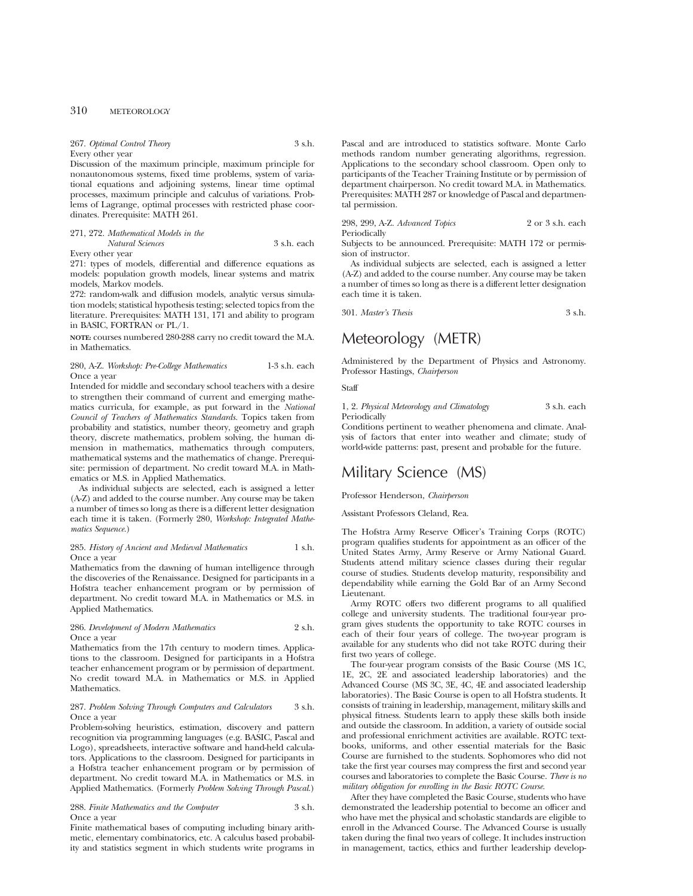267. *Optimal Control Theory* 3 s.h.
Every other year
Discussion of the maximum principle, maximum principle for nonautonomous systems, fixed time problems, system of variational equations and adjoining systems, linear time optimal processes, maximum principle and calculus of variations. Problems of Lagrange, optimal processes with restricted phase coordinates. Prerequisite: MATH 261.

271, 272. *Mathematical Models in the Natural Sciences* 3 s.h. each
Every other year
271: types of models, differential and difference equations as models: population growth models, linear systems and matrix models, Markov models.
272: random-walk and diffusion models, analytic versus simulation models; statistical hypothesis testing; selected topics from the literature. Prerequisites: MATH 131, 171 and ability to program in BASIC, FORTRAN or PL/1.

**NOTE:** courses numbered 280-288 carry no credit toward the M.A. in Mathematics.

280, A-Z. *Workshop: Pre-College Mathematics* 1-3 s.h. each
Once a year
Intended for middle and secondary school teachers with a desire to strengthen their command of current and emerging mathematics curricula, for example, as put forward in the *National Council of Teachers of Mathematics Standards.* Topics taken from probability and statistics, number theory, geometry and graph theory, discrete mathematics, problem solving, the human dimension in mathematics, mathematics through computers, mathematical systems and the mathematics of change. Prerequisite: permission of department. No credit toward M.A. in Mathematics or M.S. in Applied Mathematics.

As individual subjects are selected, each is assigned a letter (A-Z) and added to the course number. Any course may be taken a number of times so long as there is a different letter designation each time it is taken. (Formerly 280, *Workshop: Integrated Mathematics Sequence.*)

285. *History of Ancient and Medieval Mathematics* 1 s.h.
Once a year
Mathematics from the dawning of human intelligence through the discoveries of the Renaissance. Designed for participants in a Hofstra teacher enhancement program or by permission of department. No credit toward M.A. in Mathematics or M.S. in Applied Mathematics.

286. *Development of Modern Mathematics* 2 s.h.
Once a year
Mathematics from the 17th century to modern times. Applications to the classroom. Designed for participants in a Hofstra teacher enhancement program or by permission of department. No credit toward M.A. in Mathematics or M.S. in Applied Mathematics.

287. *Problem Solving Through Computers and Calculators* 3 s.h.
Once a year
Problem-solving heuristics, estimation, discovery and pattern recognition via programming languages (e.g. BASIC, Pascal and Logo), spreadsheets, interactive software and hand-held calculators. Applications to the classroom. Designed for participants in a Hofstra teacher enhancement program or by permission of department. No credit toward M.A. in Mathematics or M.S. in Applied Mathematics. (Formerly *Problem Solving Through Pascal.*)

288. *Finite Mathematics and the Computer* 3 s.h.
Once a year
Finite mathematical bases of computing including binary arithmetic, elementary combinatorics, etc. A calculus based probability and statistics segment in which students write programs in Pascal and are introduced to statistics software. Monte Carlo methods random number generating algorithms, regression. Applications to the secondary school classroom. Open only to participants of the Teacher Training Institute or by permission of department chairperson. No credit toward M.A. in Mathematics. Prerequisites: MATH 287 or knowledge of Pascal and departmental permission.

298, 299, A-Z. *Advanced Topics* 2 or 3 s.h. each
Periodically
Subjects to be announced. Prerequisite: MATH 172 or permission of instructor.

As individual subjects are selected, each is assigned a letter (A-Z) and added to the course number. Any course may be taken a number of times so long as there is a different letter designation each time it is taken.

301. *Master's Thesis* 3 s.h.

# Meteorology (METR)

Administered by the Department of Physics and Astronomy. Professor Hastings, *Chairperson*

Staff

1, 2. *Physical Meteorology and Climatology* 3 s.h. each
Periodically
Conditions pertinent to weather phenomena and climate. Analysis of factors that enter into weather and climate; study of world-wide patterns: past, present and probable for the future.

# Military Science (MS)

Professor Henderson, *Chairperson*

Assistant Professors Cleland, Rea.

The Hofstra Army Reserve Officer's Training Corps (ROTC) program qualifies students for appointment as an officer of the United States Army, Army Reserve or Army National Guard. Students attend military science classes during their regular course of studies. Students develop maturity, responsibility and dependability while earning the Gold Bar of an Army Second Lieutenant.

Army ROTC offers two different programs to all qualified college and university students. The traditional four-year program gives students the opportunity to take ROTC courses in each of their four years of college. The two-year program is available for any students who did not take ROTC during their first two years of college.

The four-year program consists of the Basic Course (MS 1C, 1E, 2C, 2E and associated leadership laboratories) and the Advanced Course (MS 3C, 3E, 4C, 4E and associated leadership laboratories). The Basic Course is open to all Hofstra students. It consists of training in leadership, management, military skills and physical fitness. Students learn to apply these skills both inside and outside the classroom. In addition, a variety of outside social and professional enrichment activities are available. ROTC textbooks, uniforms, and other essential materials for the Basic Course are furnished to the students. Sophomores who did not take the first year courses may compress the first and second year courses and laboratories to complete the Basic Course. *There is no military obligation for enrolling in the Basic ROTC Course.*

After they have completed the Basic Course, students who have demonstrated the leadership potential to become an officer and who have met the physical and scholastic standards are eligible to enroll in the Advanced Course. The Advanced Course is usually taken during the final two years of college. It includes instruction in management, tactics, ethics and further leadership develop-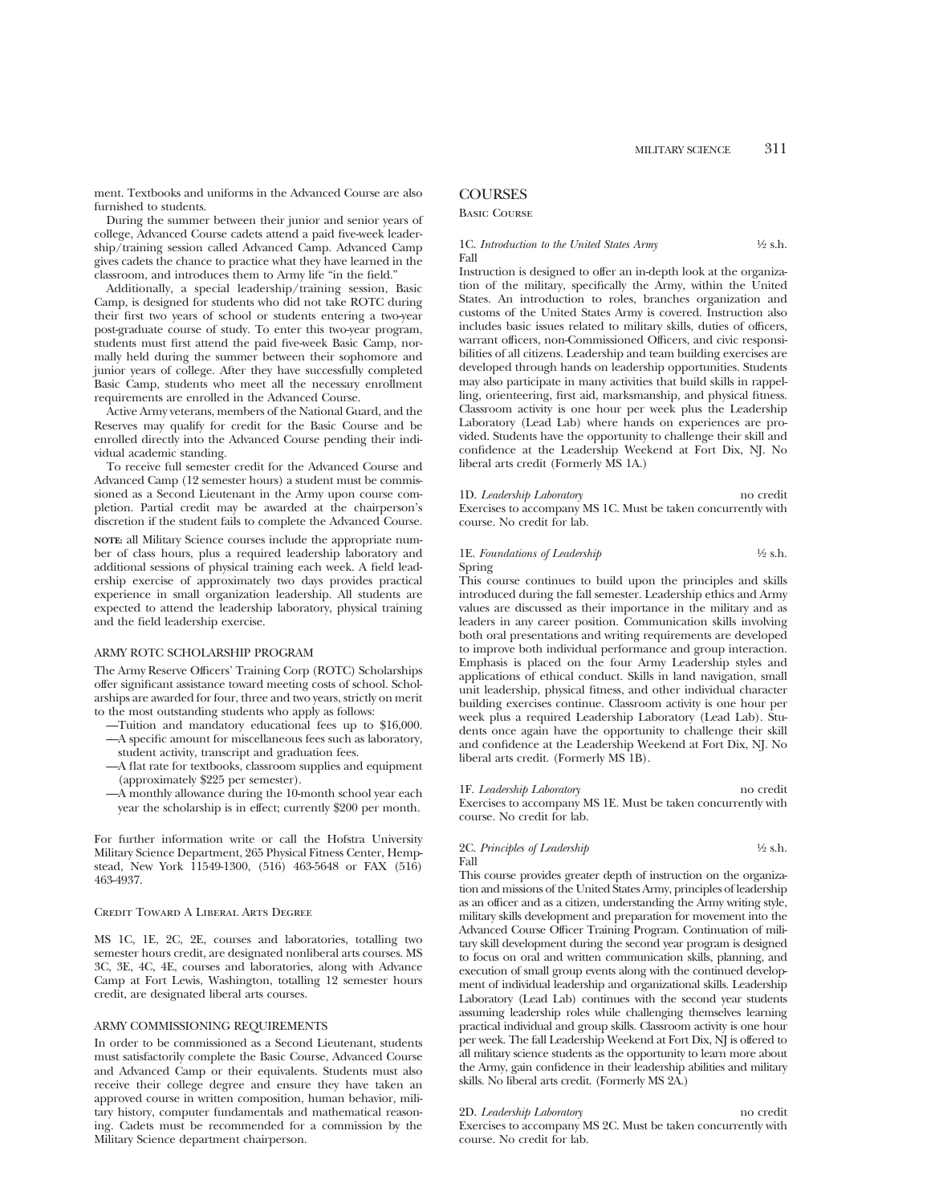ment. Textbooks and uniforms in the Advanced Course are also furnished to students.

During the summer between their junior and senior years of college, Advanced Course cadets attend a paid five-week leadership/training session called Advanced Camp. Advanced Camp gives cadets the chance to practice what they have learned in the classroom, and introduces them to Army life "in the field."

Additionally, a special leadership/training session, Basic Camp, is designed for students who did not take ROTC during their first two years of school or students entering a two-year post-graduate course of study. To enter this two-year program, students must first attend the paid five-week Basic Camp, normally held during the summer between their sophomore and junior years of college. After they have successfully completed Basic Camp, students who meet all the necessary enrollment requirements are enrolled in the Advanced Course.

Active Army veterans, members of the National Guard, and the Reserves may qualify for credit for the Basic Course and be enrolled directly into the Advanced Course pending their individual academic standing.

To receive full semester credit for the Advanced Course and Advanced Camp (12 semester hours) a student must be commissioned as a Second Lieutenant in the Army upon course completion. Partial credit may be awarded at the chairperson's discretion if the student fails to complete the Advanced Course.

**NOTE:** all Military Science courses include the appropriate number of class hours, plus a required leadership laboratory and additional sessions of physical training each week. A field leadership exercise of approximately two days provides practical experience in small organization leadership. All students are expected to attend the leadership laboratory, physical training and the field leadership exercise.

### ARMY ROTC SCHOLARSHIP PROGRAM

The Army Reserve Officers' Training Corp (ROTC) Scholarships offer significant assistance toward meeting costs of school. Scholarships are awarded for four, three and two years, strictly on merit to the most outstanding students who apply as follows:

—Tuition and mandatory educational fees up to $16,000.
—A specific amount for miscellaneous fees such as laboratory, student activity, transcript and graduation fees.
—A flat rate for textbooks, classroom supplies and equipment (approximately $225 per semester).
—A monthly allowance during the 10-month school year each year the scholarship is in effect; currently $200 per month.

For further information write or call the Hofstra University Military Science Department, 265 Physical Fitness Center, Hempstead, New York 11549-1300, (516) 463-5648 or FAX (516) 463-4937.

### Credit Toward A Liberal Arts Degree

MS 1C, 1E, 2C, 2E, courses and laboratories, totalling two semester hours credit, are designated nonliberal arts courses. MS 3C, 3E, 4C, 4E, courses and laboratories, along with Advance Camp at Fort Lewis, Washington, totalling 12 semester hours credit, are designated liberal arts courses.

### ARMY COMMISSIONING REQUIREMENTS

In order to be commissioned as a Second Lieutenant, students must satisfactorily complete the Basic Course, Advanced Course and Advanced Camp or their equivalents. Students must also receive their college degree and ensure they have taken an approved course in written composition, human behavior, military history, computer fundamentals and mathematical reasoning. Cadets must be recommended for a commission by the Military Science department chairperson.

## COURSES

### Basic Course

**1C.** *Introduction to the United States Army* ½ s.h.
Fall

Instruction is designed to offer an in-depth look at the organization of the military, specifically the Army, within the United States. An introduction to roles, branches organization and customs of the United States Army is covered. Instruction also includes basic issues related to military skills, duties of officers, warrant officers, non-Commissioned Officers, and civic responsibilities of all citizens. Leadership and team building exercises are developed through hands on leadership opportunities. Students may also participate in many activities that build skills in rappelling, orienteering, first aid, marksmanship, and physical fitness. Classroom activity is one hour per week plus the Leadership Laboratory (Lead Lab) where hands on experiences are provided. Students have the opportunity to challenge their skill and confidence at the Leadership Weekend at Fort Dix, NJ. No liberal arts credit (Formerly MS 1A.)

**1D.** *Leadership Laboratory* no credit

Exercises to accompany MS 1C. Must be taken concurrently with course. No credit for lab.

**1E.** *Foundations of Leadership* ½ s.h.
Spring

This course continues to build upon the principles and skills introduced during the fall semester. Leadership ethics and Army values are discussed as their importance in the military and as leaders in any career position. Communication skills involving both oral presentations and writing requirements are developed to improve both individual performance and group interaction. Emphasis is placed on the four Army Leadership styles and applications of ethical conduct. Skills in land navigation, small unit leadership, physical fitness, and other individual character building exercises continue. Classroom activity is one hour per week plus a required Leadership Laboratory (Lead Lab). Students once again have the opportunity to challenge their skill and confidence at the Leadership Weekend at Fort Dix, NJ. No liberal arts credit. (Formerly MS 1B).

**1F.** *Leadership Laboratory* no credit

Exercises to accompany MS 1E. Must be taken concurrently with course. No credit for lab.

**2C.** *Principles of Leadership* ½ s.h.
Fall

This course provides greater depth of instruction on the organization and missions of the United States Army, principles of leadership as an officer and as a citizen, understanding the Army writing style, military skills development and preparation for movement into the Advanced Course Officer Training Program. Continuation of military skill development during the second year program is designed to focus on oral and written communication skills, planning, and execution of small group events along with the continued development of individual leadership and organizational skills. Leadership Laboratory (Lead Lab) continues with the second year students assuming leadership roles while challenging themselves learning practical individual and group skills. Classroom activity is one hour per week. The fall Leadership Weekend at Fort Dix, NJ is offered to all military science students as the opportunity to learn more about the Army, gain confidence in their leadership abilities and military skills. No liberal arts credit. (Formerly MS 2A.)

**2D.** *Leadership Laboratory* no credit

Exercises to accompany MS 2C. Must be taken concurrently with course. No credit for lab.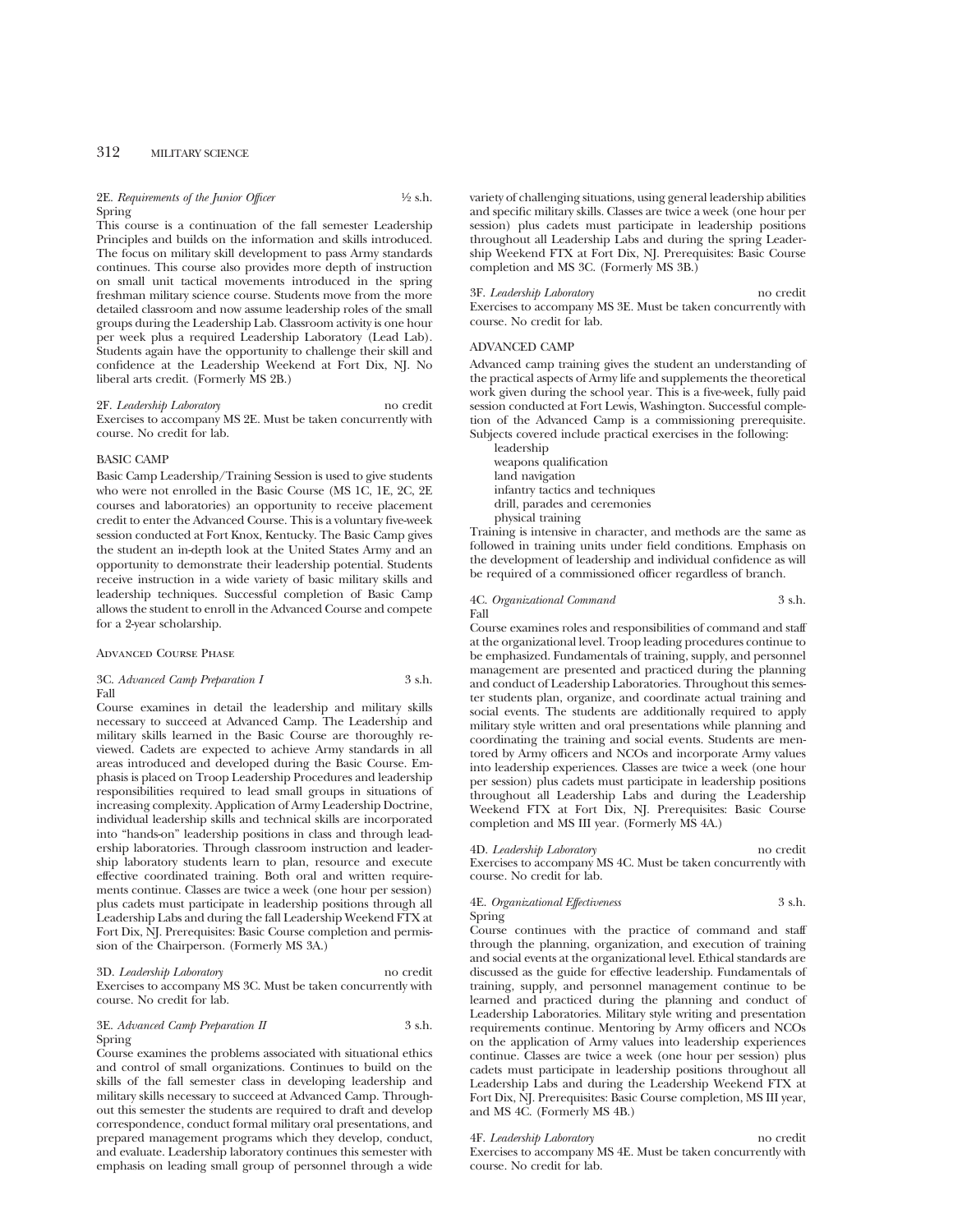**2E. *Requirements of the Junior Officer*** ½ s.h.
Spring

This course is a continuation of the fall semester Leadership Principles and builds on the information and skills introduced. The focus on military skill development to pass Army standards continues. This course also provides more depth of instruction on small unit tactical movements introduced in the spring freshman military science course. Students move from the more detailed classroom and now assume leadership roles of the small groups during the Leadership Lab. Classroom activity is one hour per week plus a required Leadership Laboratory (Lead Lab). Students again have the opportunity to challenge their skill and confidence at the Leadership Weekend at Fort Dix, NJ. No liberal arts credit. (Formerly MS 2B.)

**2F. *Leadership Laboratory*** no credit

Exercises to accompany MS 2E. Must be taken concurrently with course. No credit for lab.

## BASIC CAMP

Basic Camp Leadership/Training Session is used to give students who were not enrolled in the Basic Course (MS 1C, 1E, 2C, 2E courses and laboratories) an opportunity to receive placement credit to enter the Advanced Course. This is a voluntary five-week session conducted at Fort Knox, Kentucky. The Basic Camp gives the student an in-depth look at the United States Army and an opportunity to demonstrate their leadership potential. Students receive instruction in a wide variety of basic military skills and leadership techniques. Successful completion of Basic Camp allows the student to enroll in the Advanced Course and compete for a 2-year scholarship.

## Advanced Course Phase

**3C. *Advanced Camp Preparation I*** 3 s.h.
Fall

Course examines in detail the leadership and military skills necessary to succeed at Advanced Camp. The Leadership and military skills learned in the Basic Course are thoroughly reviewed. Cadets are expected to achieve Army standards in all areas introduced and developed during the Basic Course. Emphasis is placed on Troop Leadership Procedures and leadership responsibilities required to lead small groups in situations of increasing complexity. Application of Army Leadership Doctrine, individual leadership skills and technical skills are incorporated into "hands-on" leadership positions in class and through leadership laboratories. Through classroom instruction and leadership laboratory students learn to plan, resource and execute effective coordinated training. Both oral and written requirements continue. Classes are twice a week (one hour per session) plus cadets must participate in leadership positions through all Leadership Labs and during the fall Leadership Weekend FTX at Fort Dix, NJ. Prerequisites: Basic Course completion and permission of the Chairperson. (Formerly MS 3A.)

**3D. *Leadership Laboratory*** no credit

Exercises to accompany MS 3C. Must be taken concurrently with course. No credit for lab.

**3E. *Advanced Camp Preparation II*** 3 s.h.
Spring

Course examines the problems associated with situational ethics and control of small organizations. Continues to build on the skills of the fall semester class in developing leadership and military skills necessary to succeed at Advanced Camp. Throughout this semester the students are required to draft and develop correspondence, conduct formal military oral presentations, and prepared management programs which they develop, conduct, and evaluate. Leadership laboratory continues this semester with emphasis on leading small group of personnel through a wide variety of challenging situations, using general leadership abilities and specific military skills. Classes are twice a week (one hour per session) plus cadets must participate in leadership positions throughout all Leadership Labs and during the spring Leadership Weekend FTX at Fort Dix, NJ. Prerequisites: Basic Course completion and MS 3C. (Formerly MS 3B.)

**3F. *Leadership Laboratory*** no credit

Exercises to accompany MS 3E. Must be taken concurrently with course. No credit for lab.

## ADVANCED CAMP

Advanced camp training gives the student an understanding of the practical aspects of Army life and supplements the theoretical work given during the school year. This is a five-week, fully paid session conducted at Fort Lewis, Washington. Successful completion of the Advanced Camp is a commissioning prerequisite. Subjects covered include practical exercises in the following:

- leadership
- weapons qualification
- land navigation
- infantry tactics and techniques
- drill, parades and ceremonies
- physical training

Training is intensive in character, and methods are the same as followed in training units under field conditions. Emphasis on the development of leadership and individual confidence as will be required of a commissioned officer regardless of branch.

**4C. *Organizational Command*** 3 s.h.
Fall

Course examines roles and responsibilities of command and staff at the organizational level. Troop leading procedures continue to be emphasized. Fundamentals of training, supply, and personnel management are presented and practiced during the planning and conduct of Leadership Laboratories. Throughout this semester students plan, organize, and coordinate actual training and social events. The students are additionally required to apply military style written and oral presentations while planning and coordinating the training and social events. Students are mentored by Army officers and NCOs and incorporate Army values into leadership experiences. Classes are twice a week (one hour per session) plus cadets must participate in leadership positions throughout all Leadership Labs and during the Leadership Weekend FTX at Fort Dix, NJ. Prerequisites: Basic Course completion and MS III year. (Formerly MS 4A.)

**4D. *Leadership Laboratory*** no credit

Exercises to accompany MS 4C. Must be taken concurrently with course. No credit for lab.

**4E. *Organizational Effectiveness*** 3 s.h.
Spring

Course continues with the practice of command and staff through the planning, organization, and execution of training and social events at the organizational level. Ethical standards are discussed as the guide for effective leadership. Fundamentals of training, supply, and personnel management continue to be learned and practiced during the planning and conduct of Leadership Laboratories. Military style writing and presentation requirements continue. Mentoring by Army officers and NCOs on the application of Army values into leadership experiences continue. Classes are twice a week (one hour per session) plus cadets must participate in leadership positions throughout all Leadership Labs and during the Leadership Weekend FTX at Fort Dix, NJ. Prerequisites: Basic Course completion, MS III year, and MS 4C. (Formerly MS 4B.)

**4F. *Leadership Laboratory*** no credit

Exercises to accompany MS 4E. Must be taken concurrently with course. No credit for lab.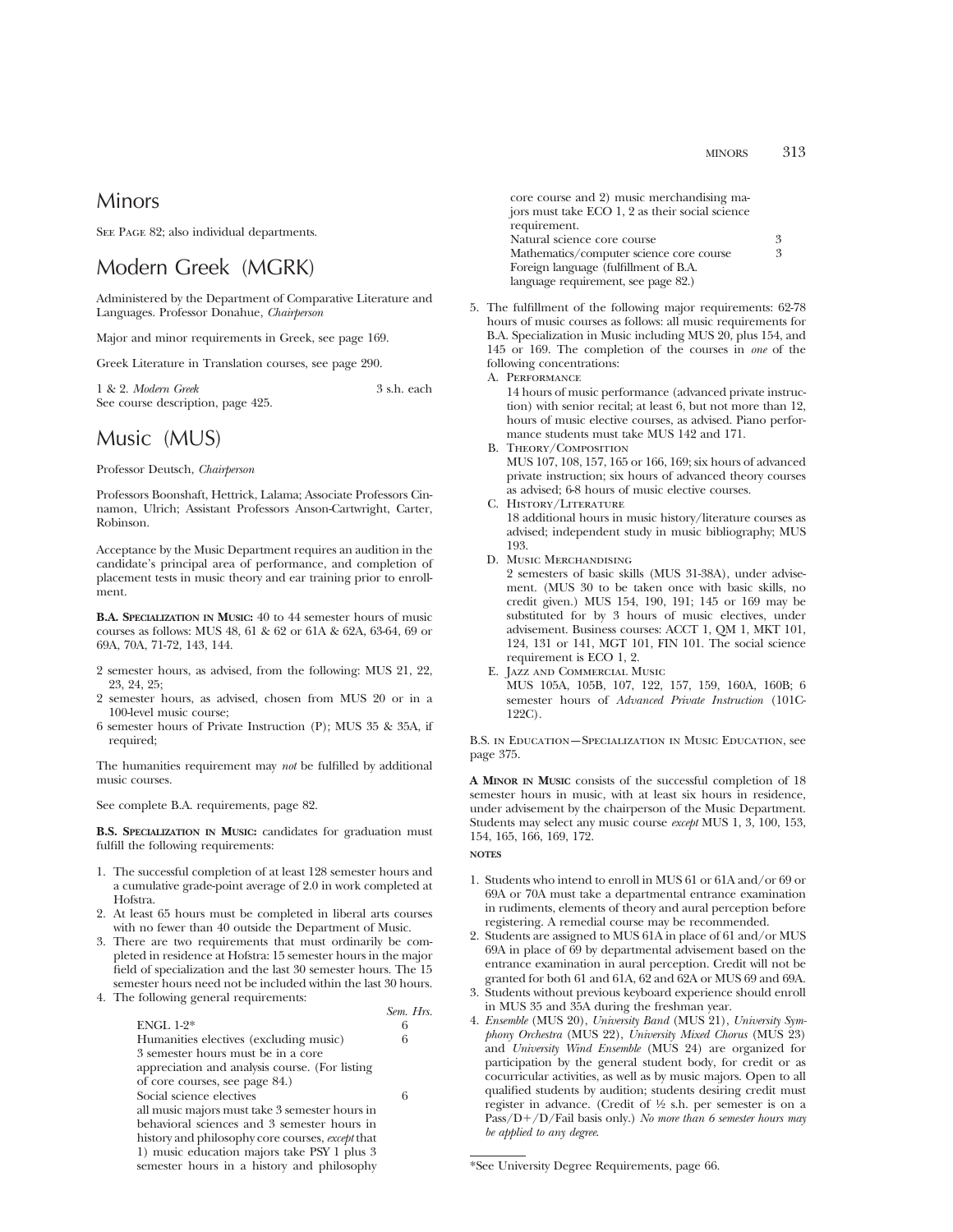# Minors

See Page 82; also individual departments.

# Modern Greek (MGRK)

Administered by the Department of Comparative Literature and Languages. Professor Donahue, *Chairperson*

Major and minor requirements in Greek, see page 169.

Greek Literature in Translation courses, see page 290.

1 & 2. *Modern Greek* 3 s.h. each
See course description, page 425.

# Music (MUS)

Professor Deutsch, *Chairperson*

Professors Boonshaft, Hettrick, Lalama; Associate Professors Cinnamon, Ulrich; Assistant Professors Anson-Cartwright, Carter, Robinson.

Acceptance by the Music Department requires an audition in the candidate's principal area of performance, and completion of placement tests in music theory and ear training prior to enrollment.

**B.A. Specialization in Music:** 40 to 44 semester hours of music courses as follows: MUS 48, 61 & 62 or 61A & 62A, 63-64, 69 or 69A, 70A, 71-72, 143, 144.

- 2 semester hours, as advised, from the following: MUS 21, 22, 23, 24, 25;
- 2 semester hours, as advised, chosen from MUS 20 or in a 100-level music course;
- 6 semester hours of Private Instruction (P); MUS 35 & 35A, if required;

The humanities requirement may *not* be fulfilled by additional music courses.

See complete B.A. requirements, page 82.

**B.S. Specialization in Music:** candidates for graduation must fulfill the following requirements:

1. The successful completion of at least 128 semester hours and a cumulative grade-point average of 2.0 in work completed at Hofstra.
2. At least 65 hours must be completed in liberal arts courses with no fewer than 40 outside the Department of Music.
3. There are two requirements that must ordinarily be completed in residence at Hofstra: 15 semester hours in the major field of specialization and the last 30 semester hours. The 15 semester hours need not be included within the last 30 hours.
4. The following general requirements:

| | *Sem. Hrs.* |
|---|---|
| ENGL 1-2* | 6 |
| Humanities electives (excluding music) 3 semester hours must be in a core appreciation and analysis course. (For listing of core courses, see page 84.) | 6 |
| Social science electives all music majors must take 3 semester hours in behavioral sciences and 3 semester hours in history and philosophy core courses, *except* that 1) music education majors take PSY 1 plus 3 semester hours in a history and philosophy core course and 2) music merchandising majors must take ECO 1, 2 as their social science requirement. | 6 |
| Natural science core course | 3 |
| Mathematics/computer science core course | 3 |
| Foreign language (fulfillment of B.A. language requirement, see page 82.) | |

5. The fulfillment of the following major requirements: 62-78 hours of music courses as follows: all music requirements for B.A. Specialization in Music including MUS 20, plus 154, and 145 or 169. The completion of the courses in *one* of the following concentrations:
   A. Performance
   14 hours of music performance (advanced private instruction) with senior recital; at least 6, but not more than 12, hours of music elective courses, as advised. Piano performance students must take MUS 142 and 171.
   B. Theory/Composition
   MUS 107, 108, 157, 165 or 166, 169; six hours of advanced private instruction; six hours of advanced theory courses as advised; 6-8 hours of music elective courses.
   C. History/Literature
   18 additional hours in music history/literature courses as advised; independent study in music bibliography; MUS 193.
   D. Music Merchandising
   2 semesters of basic skills (MUS 31-38A), under advisement. (MUS 30 to be taken once with basic skills, no credit given.) MUS 154, 190, 191; 145 or 169 may be substituted for by 3 hours of music electives, under advisement. Business courses: ACCT 1, QM 1, MKT 101, 124, 131 or 141, MGT 101, FIN 101. The social science requirement is ECO 1, 2.
   E. Jazz and Commercial Music
   MUS 105A, 105B, 107, 122, 157, 159, 160A, 160B; 6 semester hours of *Advanced Private Instruction* (101C-122C).

B.S. in Education—Specialization in Music Education, see page 375.

**A Minor in Music** consists of the successful completion of 18 semester hours in music, with at least six hours in residence, under advisement by the chairperson of the Music Department. Students may select any music course *except* MUS 1, 3, 100, 153, 154, 165, 166, 169, 172.

**NOTES**

1. Students who intend to enroll in MUS 61 or 61A and/or 69 or 69A or 70A must take a departmental entrance examination in rudiments, elements of theory and aural perception before registering. A remedial course may be recommended.
2. Students are assigned to MUS 61A in place of 61 and/or MUS 69A in place of 69 by departmental advisement based on the entrance examination in aural perception. Credit will not be granted for both 61 and 61A, 62 and 62A or MUS 69 and 69A.
3. Students without previous keyboard experience should enroll in MUS 35 and 35A during the freshman year.
4. *Ensemble* (MUS 20), *University Band* (MUS 21), *University Symphony Orchestra* (MUS 22), *University Mixed Chorus* (MUS 23) and *University Wind Ensemble* (MUS 24) are organized for participation by the general student body, for credit or as cocurricular activities, as well as by music majors. Open to all qualified students by audition; students desiring credit must register in advance. (Credit of ½ s.h. per semester is on a Pass/D+/D/Fail basis only.) *No more than 6 semester hours may be applied to any degree.*

*See University Degree Requirements, page 66.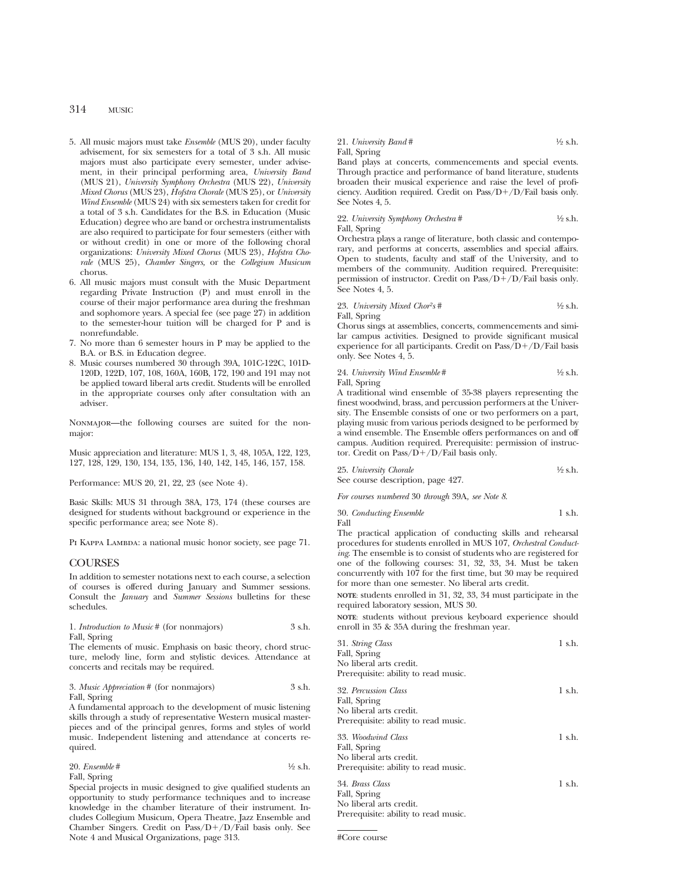5. All music majors must take *Ensemble* (MUS 20), under faculty advisement, for six semesters for a total of 3 s.h. All music majors must also participate every semester, under advisement, in their principal performing area, *University Band* (MUS 21), *University Symphony Orchestra* (MUS 22), *University Mixed Chorus* (MUS 23), *Hofstra Chorale* (MUS 25), or *University Wind Ensemble* (MUS 24) with six semesters taken for credit for a total of 3 s.h. Candidates for the B.S. in Education (Music Education) degree who are band or orchestra instrumentalists are also required to participate for four semesters (either with or without credit) in one or more of the following choral organizations: *University Mixed Chorus* (MUS 23), *Hofstra Chorale* (MUS 25), *Chamber Singers,* or the *Collegium Musicum* chorus.
6. All music majors must consult with the Music Department regarding Private Instruction (P) and must enroll in the course of their major performance area during the freshman and sophomore years. A special fee (see page 27) in addition to the semester-hour tuition will be charged for P and is nonrefundable.
7. No more than 6 semester hours in P may be applied to the B.A. or B.S. in Education degree.
8. Music courses numbered 30 through 39A, 101C-122C, 101D-120D, 122D, 107, 108, 160A, 160B, 172, 190 and 191 may not be applied toward liberal arts credit. Students will be enrolled in the appropriate courses only after consultation with an adviser.

NONMAJOR—the following courses are suited for the nonmajor:

Music appreciation and literature: MUS 1, 3, 48, 105A, 122, 123, 127, 128, 129, 130, 134, 135, 136, 140, 142, 145, 146, 157, 158.

Performance: MUS 20, 21, 22, 23 (see Note 4).

Basic Skills: MUS 31 through 38A, 173, 174 (these courses are designed for students without background or experience in the specific performance area; see Note 8).

PI KAPPA LAMBDA: a national music honor society, see page 71.

## COURSES

In addition to semester notations next to each course, a selection of courses is offered during January and Summer sessions. Consult the *January* and *Summer Sessions* bulletins for these schedules.

1. *Introduction to Music* # (for nonmajors) 3 s.h.
Fall, Spring
The elements of music. Emphasis on basic theory, chord structure, melody line, form and stylistic devices. Attendance at concerts and recitals may be required.

3. *Music Appreciation* # (for nonmajors) 3 s.h.
Fall, Spring
A fundamental approach to the development of music listening skills through a study of representative Western musical masterpieces and of the principal genres, forms and styles of world music. Independent listening and attendance at concerts required.

20. *Ensemble* # ½ s.h.
Fall, Spring
Special projects in music designed to give qualified students an opportunity to study performance techniques and to increase knowledge in the chamber literature of their instrument. Includes Collegium Musicum, Opera Theatre, Jazz Ensemble and Chamber Singers. Credit on Pass/D+/D/Fail basis only. See Note 4 and Musical Organizations, page 313.

21. *University Band* # ½ s.h.
Fall, Spring
Band plays at concerts, commencements and special events. Through practice and performance of band literature, students broaden their musical experience and raise the level of proficiency. Audition required. Credit on Pass/D+/D/Fail basis only. See Notes 4, 5.

22. *University Symphony Orchestra* # ½ s.h.
Fall, Spring
Orchestra plays a range of literature, both classic and contemporary, and performs at concerts, assemblies and special affairs. Open to students, faculty and staff of the University, and to members of the community. Audition required. Prerequisite: permission of instructor. Credit on Pass/D+/D/Fail basis only. See Notes 4, 5.

23. *University Mixed Chorus* # ½ s.h.
Fall, Spring
Chorus sings at assemblies, concerts, commencements and similar campus activities. Designed to provide significant musical experience for all participants. Credit on Pass/D+/D/Fail basis only. See Notes 4, 5.

24. *University Wind Ensemble* # ½ s.h.
Fall, Spring
A traditional wind ensemble of 35-38 players representing the finest woodwind, brass, and percussion performers at the University. The Ensemble consists of one or two performers on a part, playing music from various periods designed to be performed by a wind ensemble. The Ensemble offers performances on and off campus. Audition required. Prerequisite: permission of instructor. Credit on Pass/D+/D/Fail basis only.

25. *University Chorale* ½ s.h.
See course description, page 427.

*For courses numbered* 30 *through* 39A*, see Note 8.*

30. *Conducting Ensemble* 1 s.h.
Fall
The practical application of conducting skills and rehearsal procedures for students enrolled in MUS 107, *Orchestral Conducting*. The ensemble is to consist of students who are registered for one of the following courses: 31, 32, 33, 34. Must be taken concurrently with 107 for the first time, but 30 may be required for more than one semester. No liberal arts credit.

NOTE: students enrolled in 31, 32, 33, 34 must participate in the required laboratory session, MUS 30.

NOTE: students without previous keyboard experience should enroll in 35 & 35A during the freshman year.

31. *String Class* 1 s.h.
Fall, Spring
No liberal arts credit.
Prerequisite: ability to read music.

32. *Percussion Class* 1 s.h.
Fall, Spring
No liberal arts credit.
Prerequisite: ability to read music.

33. *Woodwind Class* 1 s.h.
Fall, Spring
No liberal arts credit.
Prerequisite: ability to read music.

34. *Brass Class* 1 s.h.
Fall, Spring
No liberal arts credit.
Prerequisite: ability to read music.

#Core course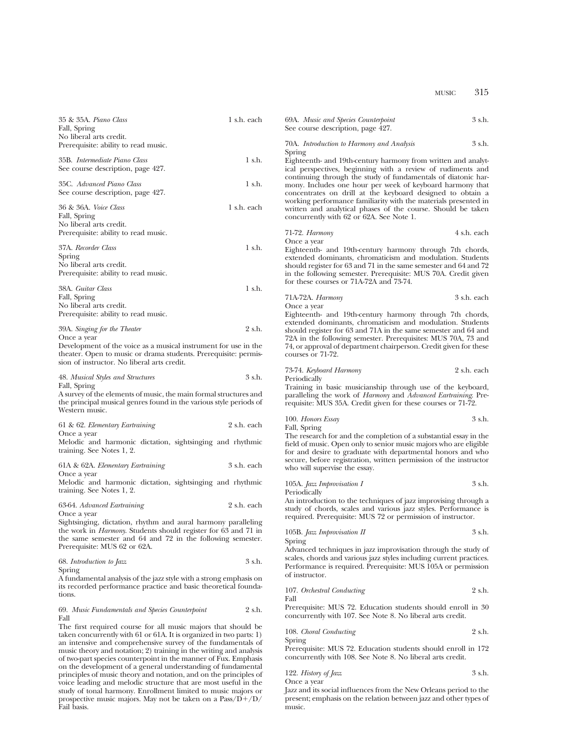35 & 35A. *Piano Class* 1 s.h. each
Fall, Spring
No liberal arts credit.
Prerequisite: ability to read music.

35B. *Intermediate Piano Class* 1 s.h.
See course description, page 427.

35C. *Advanced Piano Class* 1 s.h.
See course description, page 427.

36 & 36A. *Voice Class* 1 s.h. each
Fall, Spring
No liberal arts credit.
Prerequisite: ability to read music.

37A. *Recorder Class* 1 s.h.
Spring
No liberal arts credit.
Prerequisite: ability to read music.

38A. *Guitar Class* 1 s.h.
Fall, Spring
No liberal arts credit.
Prerequisite: ability to read music.

39A. *Singing for the Theater* 2 s.h.
Once a year
Development of the voice as a musical instrument for use in the theater. Open to music or drama students. Prerequisite: permission of instructor. No liberal arts credit.

48. *Musical Styles and Structures* 3 s.h.
Fall, Spring
A survey of the elements of music, the main formal structures and the principal musical genres found in the various style periods of Western music.

61 & 62. *Elementary Eartraining* 2 s.h. each
Once a year
Melodic and harmonic dictation, sightsinging and rhythmic training. See Notes 1, 2.

61A & 62A. *Elementary Eartraining* 3 s.h. each
Once a year
Melodic and harmonic dictation, sightsinging and rhythmic training. See Notes 1, 2.

63-64. *Advanced Eartraining* 2 s.h. each
Once a year
Sightsinging, dictation, rhythm and aural harmony paralleling the work in *Harmony*. Students should register for 63 and 71 in the same semester and 64 and 72 in the following semester. Prerequisite: MUS 62 or 62A.

68. *Introduction to Jazz* 3 s.h.
Spring
A fundamental analysis of the jazz style with a strong emphasis on its recorded performance practice and basic theoretical foundations.

69. *Music Fundamentals and Species Counterpoint* 2 s.h.
Fall
The first required course for all music majors that should be taken concurrently with 61 or 61A. It is organized in two parts: 1) an intensive and comprehensive survey of the fundamentals of music theory and notation; 2) training in the writing and analysis of two-part species counterpoint in the manner of Fux. Emphasis on the development of a general understanding of fundamental principles of music theory and notation, and on the principles of voice leading and melodic structure that are most useful in the study of tonal harmony. Enrollment limited to music majors or prospective music majors. May not be taken on a Pass/D+/D/Fail basis.

69A. *Music and Species Counterpoint* 3 s.h.
See course description, page 427.

70A. *Introduction to Harmony and Analysis* 3 s.h.
Spring
Eighteenth- and 19th-century harmony from written and analytical perspectives, beginning with a review of rudiments and continuing through the study of fundamentals of diatonic harmony. Includes one hour per week of keyboard harmony that concentrates on drill at the keyboard designed to obtain a working performance familiarity with the materials presented in written and analytical phases of the course. Should be taken concurrently with 62 or 62A. See Note 1.

71-72. *Harmony* 4 s.h. each
Once a year
Eighteenth- and 19th-century harmony through 7th chords, extended dominants, chromaticism and modulation. Students should register for 63 and 71 in the same semester and 64 and 72 in the following semester. Prerequisite: MUS 70A. Credit given for these courses or 71A-72A and 73-74.

71A-72A. *Harmony* 3 s.h. each
Once a year
Eighteenth- and 19th-century harmony through 7th chords, extended dominants, chromaticism and modulation. Students should register for 63 and 71A in the same semester and 64 and 72A in the following semester. Prerequisites: MUS 70A, 73 and 74, or approval of department chairperson. Credit given for these courses or 71-72.

73-74. *Keyboard Harmony* 2 s.h. each
Periodically
Training in basic musicianship through use of the keyboard, paralleling the work of *Harmony* and *Advanced Eartraining*. Prerequisite: MUS 35A. Credit given for these courses or 71-72.

100. *Honors Essay* 3 s.h.
Fall, Spring
The research for and the completion of a substantial essay in the field of music. Open only to senior music majors who are eligible for and desire to graduate with departmental honors and who secure, before registration, written permission of the instructor who will supervise the essay.

105A. *Jazz Improvisation I* 3 s.h.
Periodically
An introduction to the techniques of jazz improvising through a study of chords, scales and various jazz styles. Performance is required. Prerequisite: MUS 72 or permission of instructor.

105B. *Jazz Improvisation II* 3 s.h.
Spring
Advanced techniques in jazz improvisation through the study of scales, chords and various jazz styles including current practices. Performance is required. Prerequisite: MUS 105A or permission of instructor.

107. *Orchestral Conducting* 2 s.h.
Fall
Prerequisite: MUS 72. Education students should enroll in 30 concurrently with 107. See Note 8. No liberal arts credit.

108. *Choral Conducting* 2 s.h.
Spring
Prerequisite: MUS 72. Education students should enroll in 172 concurrently with 108. See Note 8. No liberal arts credit.

122. *History of Jazz* 3 s.h.
Once a year
Jazz and its social influences from the New Orleans period to the present; emphasis on the relation between jazz and other types of music.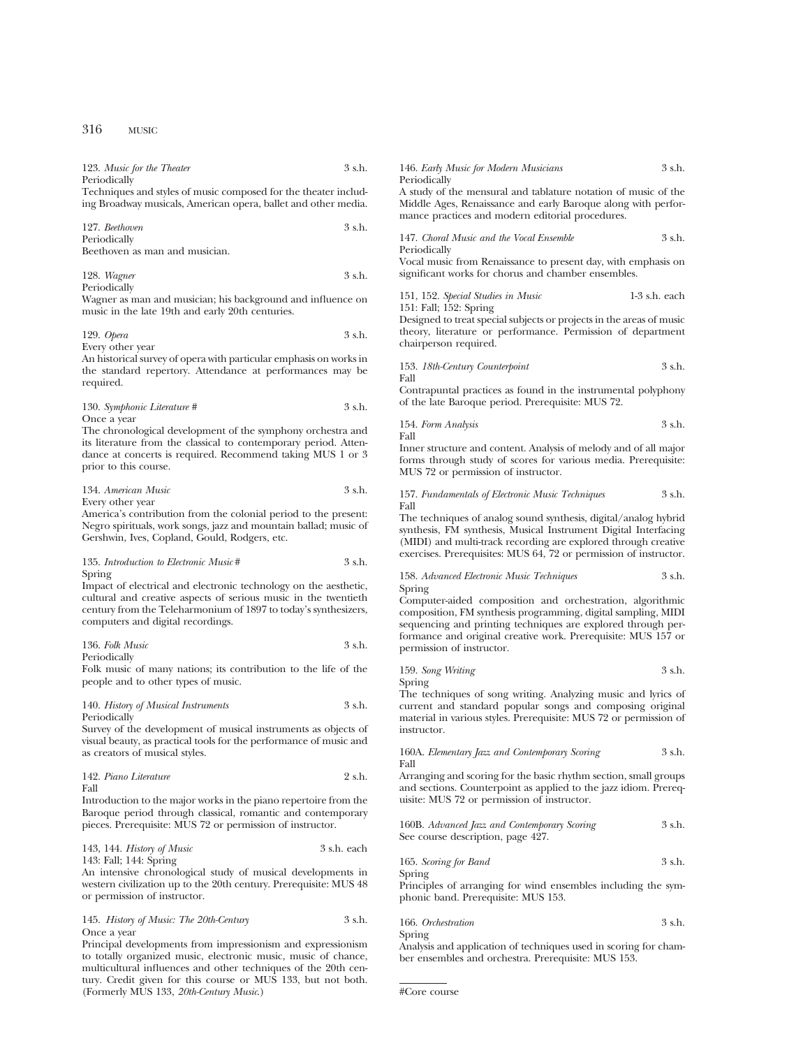123. *Music for the Theater* 3 s.h.
Periodically
Techniques and styles of music composed for the theater including Broadway musicals, American opera, ballet and other media.

127. *Beethoven* 3 s.h.
Periodically
Beethoven as man and musician.

128. *Wagner* 3 s.h.
Periodically
Wagner as man and musician; his background and influence on music in the late 19th and early 20th centuries.

129. *Opera* 3 s.h.
Every other year
An historical survey of opera with particular emphasis on works in the standard repertory. Attendance at performances may be required.

130. *Symphonic Literature* # 3 s.h.
Once a year
The chronological development of the symphony orchestra and its literature from the classical to contemporary period. Attendance at concerts is required. Recommend taking MUS 1 or 3 prior to this course.

134. *American Music* 3 s.h.
Every other year
America's contribution from the colonial period to the present: Negro spirituals, work songs, jazz and mountain ballad; music of Gershwin, Ives, Copland, Gould, Rodgers, etc.

135. *Introduction to Electronic Music* # 3 s.h.
Spring
Impact of electrical and electronic technology on the aesthetic, cultural and creative aspects of serious music in the twentieth century from the Teleharmonium of 1897 to today's synthesizers, computers and digital recordings.

136. *Folk Music* 3 s.h.
Periodically
Folk music of many nations; its contribution to the life of the people and to other types of music.

140. *History of Musical Instruments* 3 s.h.
Periodically
Survey of the development of musical instruments as objects of visual beauty, as practical tools for the performance of music and as creators of musical styles.

142. *Piano Literature* 2 s.h.
Fall
Introduction to the major works in the piano repertoire from the Baroque period through classical, romantic and contemporary pieces. Prerequisite: MUS 72 or permission of instructor.

143, 144. *History of Music* 3 s.h. each
143: Fall; 144: Spring
An intensive chronological study of musical developments in western civilization up to the 20th century. Prerequisite: MUS 48 or permission of instructor.

145. *History of Music: The 20th-Century* 3 s.h.
Once a year
Principal developments from impressionism and expressionism to totally organized music, electronic music, music of chance, multicultural influences and other techniques of the 20th century. Credit given for this course or MUS 133, but not both. (Formerly MUS 133, *20th-Century Music*.)

146. *Early Music for Modern Musicians* 3 s.h.
Periodically
A study of the mensural and tablature notation of music of the Middle Ages, Renaissance and early Baroque along with performance practices and modern editorial procedures.

147. *Choral Music and the Vocal Ensemble* 3 s.h.
Periodically
Vocal music from Renaissance to present day, with emphasis on significant works for chorus and chamber ensembles.

151, 152. *Special Studies in Music* 1-3 s.h. each
151: Fall; 152: Spring
Designed to treat special subjects or projects in the areas of music theory, literature or performance. Permission of department chairperson required.

153. *18th-Century Counterpoint* 3 s.h.
Fall
Contrapuntal practices as found in the instrumental polyphony of the late Baroque period. Prerequisite: MUS 72.

154. *Form Analysis* 3 s.h.
Fall
Inner structure and content. Analysis of melody and of all major forms through study of scores for various media. Prerequisite: MUS 72 or permission of instructor.

157. *Fundamentals of Electronic Music Techniques* 3 s.h.
Fall
The techniques of analog sound synthesis, digital/analog hybrid synthesis, FM synthesis, Musical Instrument Digital Interfacing (MIDI) and multi-track recording are explored through creative exercises. Prerequisites: MUS 64, 72 or permission of instructor.

158. *Advanced Electronic Music Techniques* 3 s.h.
Spring
Computer-aided composition and orchestration, algorithmic composition, FM synthesis programming, digital sampling, MIDI sequencing and printing techniques are explored through performance and original creative work. Prerequisite: MUS 157 or permission of instructor.

159. *Song Writing* 3 s.h.
Spring
The techniques of song writing. Analyzing music and lyrics of current and standard popular songs and composing original material in various styles. Prerequisite: MUS 72 or permission of instructor.

160A. *Elementary Jazz and Contemporary Scoring* 3 s.h.
Fall
Arranging and scoring for the basic rhythm section, small groups and sections. Counterpoint as applied to the jazz idiom. Prerequisite: MUS 72 or permission of instructor.

160B. *Advanced Jazz and Contemporary Scoring* 3 s.h.
See course description, page 427.

165. *Scoring for Band* 3 s.h.
Spring
Principles of arranging for wind ensembles including the symphonic band. Prerequisite: MUS 153.

166. *Orchestration* 3 s.h.
Spring
Analysis and application of techniques used in scoring for chamber ensembles and orchestra. Prerequisite: MUS 153.

#Core course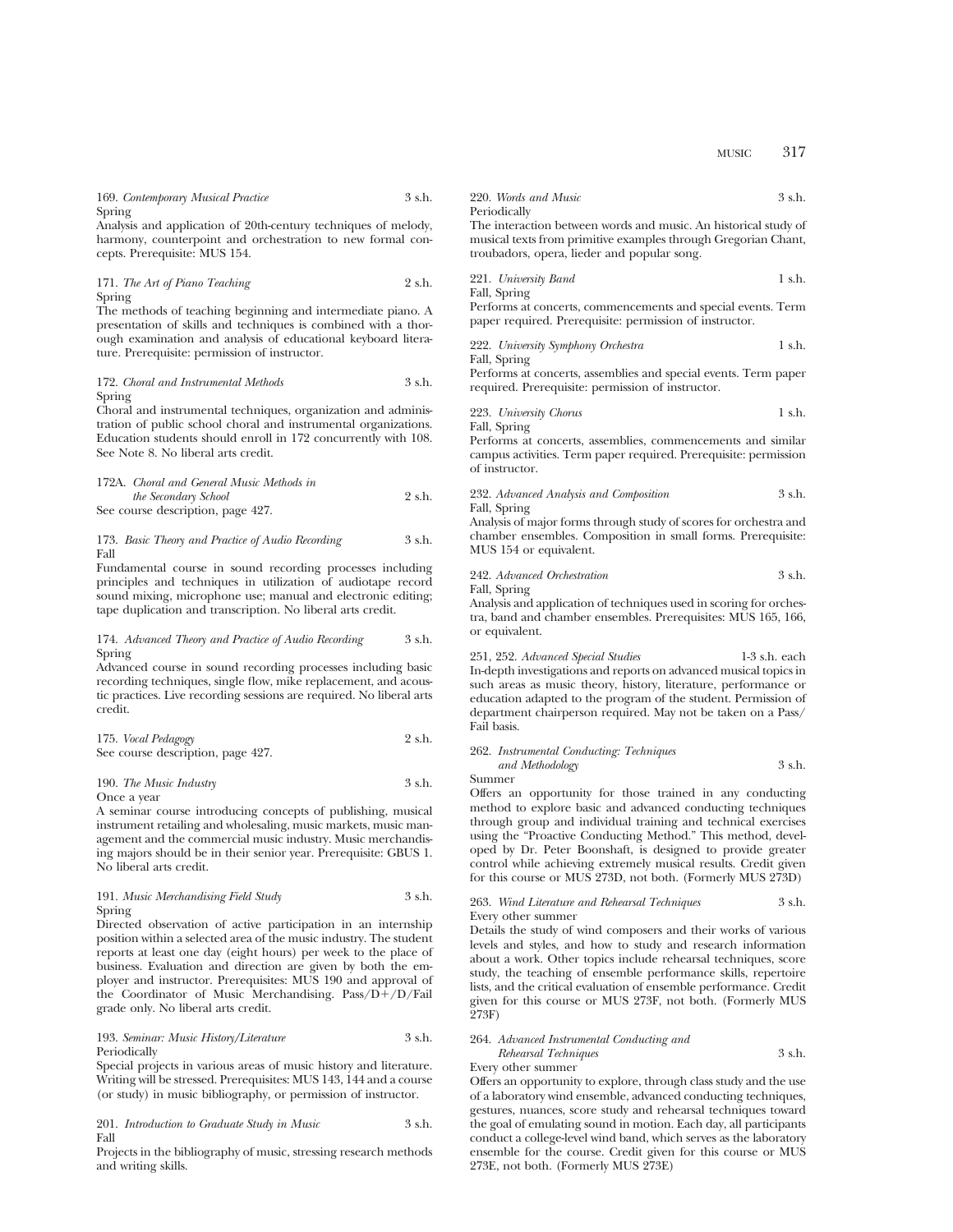169. *Contemporary Musical Practice* 3 s.h.
Spring
Analysis and application of 20th-century techniques of melody, harmony, counterpoint and orchestration to new formal concepts. Prerequisite: MUS 154.

171. *The Art of Piano Teaching* 2 s.h.
Spring
The methods of teaching beginning and intermediate piano. A presentation of skills and techniques is combined with a thorough examination and analysis of educational keyboard literature. Prerequisite: permission of instructor.

172. *Choral and Instrumental Methods* 3 s.h.
Spring
Choral and instrumental techniques, organization and administration of public school choral and instrumental organizations. Education students should enroll in 172 concurrently with 108. See Note 8. No liberal arts credit.

172A. *Choral and General Music Methods in the Secondary School* 2 s.h.
See course description, page 427.

173. *Basic Theory and Practice of Audio Recording* 3 s.h.
Fall
Fundamental course in sound recording processes including principles and techniques in utilization of audiotape record sound mixing, microphone use; manual and electronic editing; tape duplication and transcription. No liberal arts credit.

174. *Advanced Theory and Practice of Audio Recording* 3 s.h.
Spring
Advanced course in sound recording processes including basic recording techniques, single flow, mike replacement, and acoustic practices. Live recording sessions are required. No liberal arts credit.

175. *Vocal Pedagogy* 2 s.h.
See course description, page 427.

190. *The Music Industry* 3 s.h.
Once a year
A seminar course introducing concepts of publishing, musical instrument retailing and wholesaling, music markets, music management and the commercial music industry. Music merchandising majors should be in their senior year. Prerequisite: GBUS 1. No liberal arts credit.

191. *Music Merchandising Field Study* 3 s.h.
Spring
Directed observation of active participation in an internship position within a selected area of the music industry. The student reports at least one day (eight hours) per week to the place of business. Evaluation and direction are given by both the employer and instructor. Prerequisites: MUS 190 and approval of the Coordinator of Music Merchandising. Pass/D+/D/Fail grade only. No liberal arts credit.

193. *Seminar: Music History/Literature* 3 s.h.
Periodically
Special projects in various areas of music history and literature. Writing will be stressed. Prerequisites: MUS 143, 144 and a course (or study) in music bibliography, or permission of instructor.

201. *Introduction to Graduate Study in Music* 3 s.h.
Fall
Projects in the bibliography of music, stressing research methods and writing skills.

220. *Words and Music* 3 s.h.
Periodically
The interaction between words and music. An historical study of musical texts from primitive examples through Gregorian Chant, troubadors, opera, lieder and popular song.

221. *University Band* 1 s.h.
Fall, Spring
Performs at concerts, commencements and special events. Term paper required. Prerequisite: permission of instructor.

222. *University Symphony Orchestra* 1 s.h.
Fall, Spring
Performs at concerts, assemblies and special events. Term paper required. Prerequisite: permission of instructor.

223. *University Chorus* 1 s.h.
Fall, Spring
Performs at concerts, assemblies, commencements and similar campus activities. Term paper required. Prerequisite: permission of instructor.

232. *Advanced Analysis and Composition* 3 s.h.
Fall, Spring
Analysis of major forms through study of scores for orchestra and chamber ensembles. Composition in small forms. Prerequisite: MUS 154 or equivalent.

242. *Advanced Orchestration* 3 s.h.
Fall, Spring
Analysis and application of techniques used in scoring for orchestra, band and chamber ensembles. Prerequisites: MUS 165, 166, or equivalent.

251, 252. *Advanced Special Studies* 1-3 s.h. each
In-depth investigations and reports on advanced musical topics in such areas as music theory, history, literature, performance or education adapted to the program of the student. Permission of department chairperson required. May not be taken on a Pass/Fail basis.

262. *Instrumental Conducting: Techniques and Methodology* 3 s.h.
Summer
Offers an opportunity for those trained in any conducting method to explore basic and advanced conducting techniques through group and individual training and technical exercises using the "Proactive Conducting Method." This method, developed by Dr. Peter Boonshaft, is designed to provide greater control while achieving extremely musical results. Credit given for this course or MUS 273D, not both. (Formerly MUS 273D)

263. *Wind Literature and Rehearsal Techniques* 3 s.h.
Every other summer
Details the study of wind composers and their works of various levels and styles, and how to study and research information about a work. Other topics include rehearsal techniques, score study, the teaching of ensemble performance skills, repertoire lists, and the critical evaluation of ensemble performance. Credit given for this course or MUS 273F, not both. (Formerly MUS 273F)

264. *Advanced Instrumental Conducting and Rehearsal Techniques* 3 s.h.
Every other summer
Offers an opportunity to explore, through class study and the use of a laboratory wind ensemble, advanced conducting techniques, gestures, nuances, score study and rehearsal techniques toward the goal of emulating sound in motion. Each day, all participants conduct a college-level wind band, which serves as the laboratory ensemble for the course. Credit given for this course or MUS 273E, not both. (Formerly MUS 273E)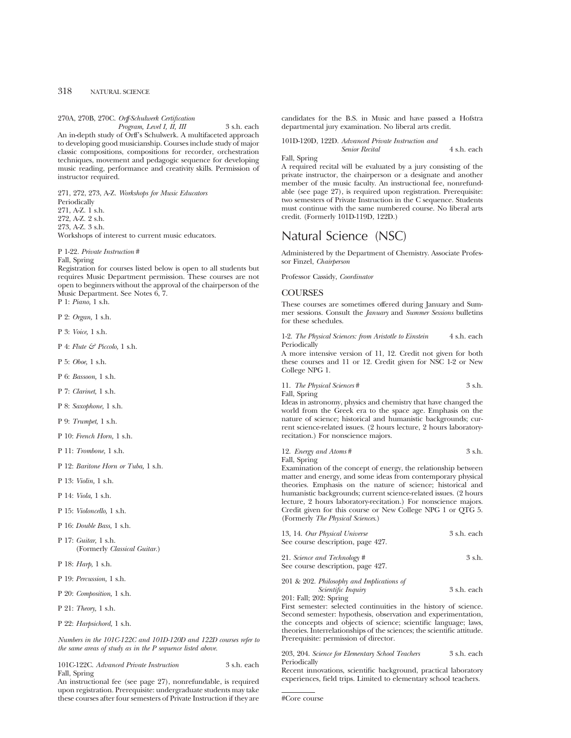270A, 270B, 270C. *Orff-Schulwerk Certification Program, Level I, II, III* 3 s.h. each
An in-depth study of Orff's Schulwerk. A multifaceted approach to developing good musicianship. Courses include study of major classic compositions, compositions for recorder, orchestration techniques, movement and pedagogic sequence for developing music reading, performance and creativity skills. Permission of instructor required.

271, 272, 273, A-Z. *Workshops for Music Educators*
Periodically
271, A-Z. 1 s.h.
272, A-Z. 2 s.h.
273, A-Z. 3 s.h.
Workshops of interest to current music educators.

P 1-22. *Private Instruction* #
Fall, Spring
Registration for courses listed below is open to all students but requires Music Department permission. These courses are not open to beginners without the approval of the chairperson of the Music Department. See Notes 6, 7.
P 1: *Piano,* 1 s.h.

P 2: *Organ,* 1 s.h.

P 3: *Voice,* 1 s.h.

P 4: *Flute & Piccolo,* 1 s.h.

P 5: *Oboe,* 1 s.h.

P 6: *Bassoon,* 1 s.h.

P 7: *Clarinet,* 1 s.h.

P 8: *Saxophone,* 1 s.h.

P 9: *Trumpet,* 1 s.h.

P 10: *French Horn,* 1 s.h.

P 11: *Trombone,* 1 s.h.

P 12: *Baritone Horn or Tuba,* 1 s.h.

P 13: *Violin,* 1 s.h.

P 14: *Viola,* 1 s.h.

P 15: *Violoncello,* 1 s.h.

P 16: *Double Bass,* 1 s.h.

P 17: *Guitar,* 1 s.h.
(Formerly *Classical Guitar.*)

P 18: *Harp,* 1 s.h.

P 19: *Percussion,* 1 s.h.

P 20: *Composition,* 1 s.h.

P 21: *Theory,* 1 s.h.

P 22: *Harpsichord,* 1 s.h.

*Numbers in the 101C-122C and 101D-120D and 122D courses refer to the same areas of study as in the P sequence listed above.*

101C-122C. *Advanced Private Instruction* 3 s.h. each
Fall, Spring
An instructional fee (see page 27), nonrefundable, is required upon registration. Prerequisite: undergraduate students may take these courses after four semesters of Private Instruction if they are candidates for the B.S. in Music and have passed a Hofstra departmental jury examination. No liberal arts credit.

101D-120D, 122D. *Advanced Private Instruction and Senior Recital* 4 s.h. each
Fall, Spring
A required recital will be evaluated by a jury consisting of the private instructor, the chairperson or a designate and another member of the music faculty. An instructional fee, nonrefundable (see page 27), is required upon registration. Prerequisite: two semesters of Private Instruction in the C sequence. Students must continue with the same numbered course. No liberal arts credit. (Formerly 101D-119D, 122D.)

# Natural Science (NSC)

Administered by the Department of Chemistry. Associate Professor Finzel, *Chairperson*

Professor Cassidy, *Coordinator*

## COURSES

These courses are sometimes offered during January and Summer sessions. Consult the *January* and *Summer Sessions* bulletins for these schedules.

1-2. *The Physical Sciences: from Aristotle to Einstein* 4 s.h. each
Periodically
A more intensive version of 11, 12. Credit not given for both these courses and 11 or 12. Credit given for NSC 1-2 or New College NPG 1.

11. *The Physical Sciences* # 3 s.h.
Fall, Spring
Ideas in astronomy, physics and chemistry that have changed the world from the Greek era to the space age. Emphasis on the nature of science; historical and humanistic backgrounds; current science-related issues. (2 hours lecture, 2 hours laboratory-recitation.) For nonscience majors.

12. *Energy and Atoms* # 3 s.h.
Fall, Spring
Examination of the concept of energy, the relationship between matter and energy, and some ideas from contemporary physical theories. Emphasis on the nature of science; historical and humanistic backgrounds; current science-related issues. (2 hours lecture, 2 hours laboratory-recitation.) For nonscience majors. Credit given for this course or New College NPG 1 or QTG 5. (Formerly *The Physical Sciences.*)

13, 14. *Our Physical Universe* 3 s.h. each
See course description, page 427.

21. *Science and Technology* # 3 s.h.
See course description, page 427.

201 & 202. *Philosophy and Implications of Scientific Inquiry* 3 s.h. each
201: Fall; 202: Spring
First semester: selected continuities in the history of science. Second semester: hypothesis, observation and experimentation, the concepts and objects of science; scientific language; laws, theories. Interrelationships of the sciences; the scientific attitude. Prerequisite: permission of director.

203, 204. *Science for Elementary School Teachers* 3 s.h. each
Periodically
Recent innovations, scientific background, practical laboratory experiences, field trips. Limited to elementary school teachers.

#Core course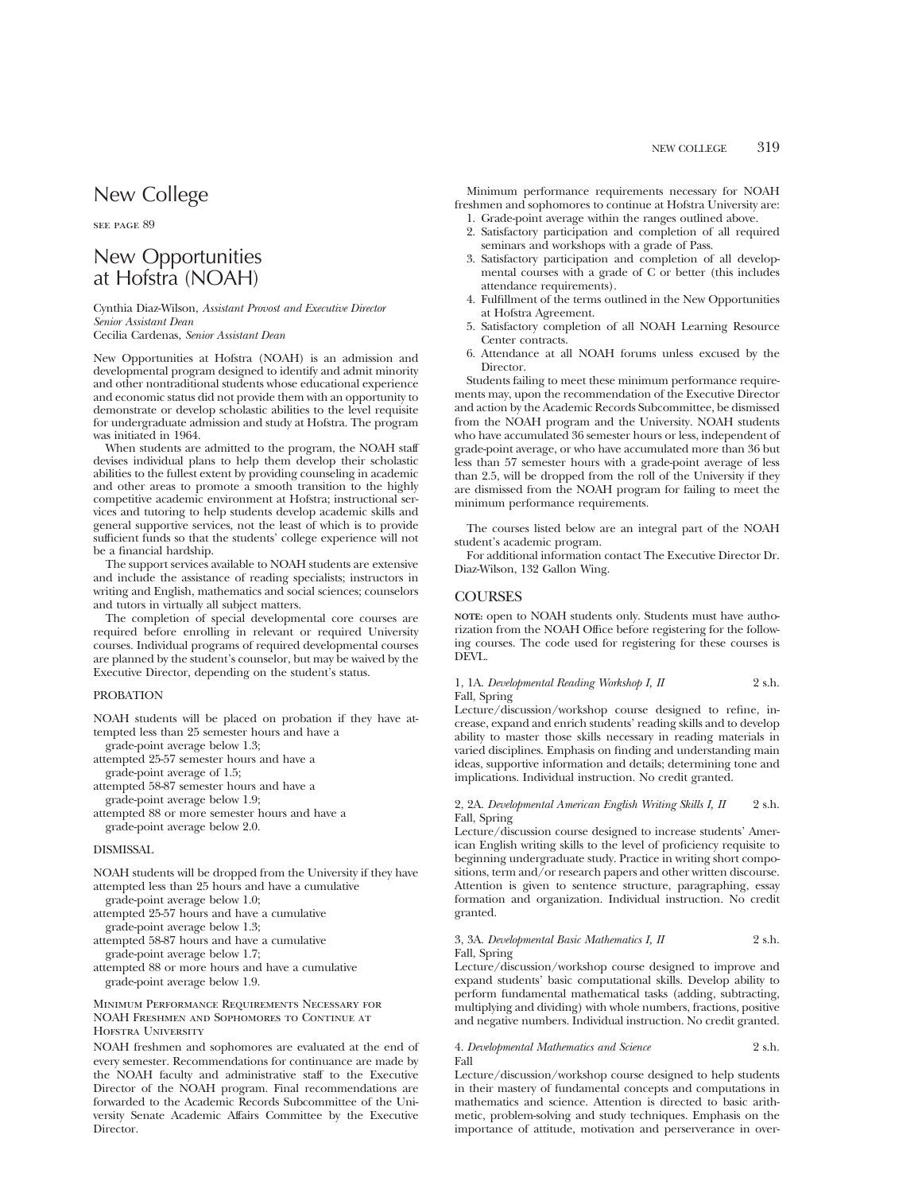# New College

SEE PAGE 89

# New Opportunities at Hofstra (NOAH)

Cynthia Diaz-Wilson, *Assistant Provost and Executive Director*
*Senior Assistant Dean*
Cecilia Cardenas, *Senior Assistant Dean*

New Opportunities at Hofstra (NOAH) is an admission and developmental program designed to identify and admit minority and other nontraditional students whose educational experience and economic status did not provide them with an opportunity to demonstrate or develop scholastic abilities to the level requisite for undergraduate admission and study at Hofstra. The program was initiated in 1964.

When students are admitted to the program, the NOAH staff devises individual plans to help them develop their scholastic abilities to the fullest extent by providing counseling in academic and other areas to promote a smooth transition to the highly competitive academic environment at Hofstra; instructional services and tutoring to help students develop academic skills and general supportive services, not the least of which is to provide sufficient funds so that the students' college experience will not be a financial hardship.

The support services available to NOAH students are extensive and include the assistance of reading specialists; instructors in writing and English, mathematics and social sciences; counselors and tutors in virtually all subject matters.

The completion of special developmental core courses are required before enrolling in relevant or required University courses. Individual programs of required developmental courses are planned by the student's counselor, but may be waived by the Executive Director, depending on the student's status.

## PROBATION

NOAH students will be placed on probation if they have attempted less than 25 semester hours and have a grade-point average below 1.3;
attempted 25-57 semester hours and have a grade-point average of 1.5;
attempted 58-87 semester hours and have a grade-point average below 1.9;
attempted 88 or more semester hours and have a grade-point average below 2.0.

## DISMISSAL

NOAH students will be dropped from the University if they have attempted less than 25 hours and have a cumulative grade-point average below 1.0;
attempted 25-57 hours and have a cumulative grade-point average below 1.3;
attempted 58-87 hours and have a cumulative grade-point average below 1.7;
attempted 88 or more hours and have a cumulative grade-point average below 1.9.

### Minimum Performance Requirements Necessary for NOAH Freshmen and Sophomores to Continue at Hofstra University

NOAH freshmen and sophomores are evaluated at the end of every semester. Recommendations for continuance are made by the NOAH faculty and administrative staff to the Executive Director of the NOAH program. Final recommendations are forwarded to the Academic Records Subcommittee of the University Senate Academic Affairs Committee by the Executive Director.

Minimum performance requirements necessary for NOAH freshmen and sophomores to continue at Hofstra University are:

1. Grade-point average within the ranges outlined above.
2. Satisfactory participation and completion of all required seminars and workshops with a grade of Pass.
3. Satisfactory participation and completion of all developmental courses with a grade of C or better (this includes attendance requirements).
4. Fulfillment of the terms outlined in the New Opportunities at Hofstra Agreement.
5. Satisfactory completion of all NOAH Learning Resource Center contracts.
6. Attendance at all NOAH forums unless excused by the Director.

Students failing to meet these minimum performance requirements may, upon the recommendation of the Executive Director and action by the Academic Records Subcommittee, be dismissed from the NOAH program and the University. NOAH students who have accumulated 36 semester hours or less, independent of grade-point average, or who have accumulated more than 36 but less than 57 semester hours with a grade-point average of less than 2.5, will be dropped from the roll of the University if they are dismissed from the NOAH program for failing to meet the minimum performance requirements.

The courses listed below are an integral part of the NOAH student's academic program.

For additional information contact The Executive Director Dr. Diaz-Wilson, 132 Gallon Wing.

## COURSES

**NOTE:** open to NOAH students only. Students must have authorization from the NOAH Office before registering for the following courses. The code used for registering for these courses is DEVL.

1, 1A. *Developmental Reading Workshop I, II* — 2 s.h.
Fall, Spring
Lecture/discussion/workshop course designed to refine, increase, expand and enrich students' reading skills and to develop ability to master those skills necessary in reading materials in varied disciplines. Emphasis on finding and understanding main ideas, supportive information and details; determining tone and implications. Individual instruction. No credit granted.

2, 2A. *Developmental American English Writing Skills I, II* — 2 s.h.
Fall, Spring
Lecture/discussion course designed to increase students' American English writing skills to the level of proficiency requisite to beginning undergraduate study. Practice in writing short compositions, term and/or research papers and other written discourse. Attention is given to sentence structure, paragraphing, essay formation and organization. Individual instruction. No credit granted.

3, 3A. *Developmental Basic Mathematics I, II* — 2 s.h.
Fall, Spring
Lecture/discussion/workshop course designed to improve and expand students' basic computational skills. Develop ability to perform fundamental mathematical tasks (adding, subtracting, multiplying and dividing) with whole numbers, fractions, positive and negative numbers. Individual instruction. No credit granted.

4. *Developmental Mathematics and Science* — 2 s.h.
Fall
Lecture/discussion/workshop course designed to help students in their mastery of fundamental concepts and computations in mathematics and science. Attention is directed to basic arithmetic, problem-solving and study techniques. Emphasis on the importance of attitude, motivation and perserverance in over-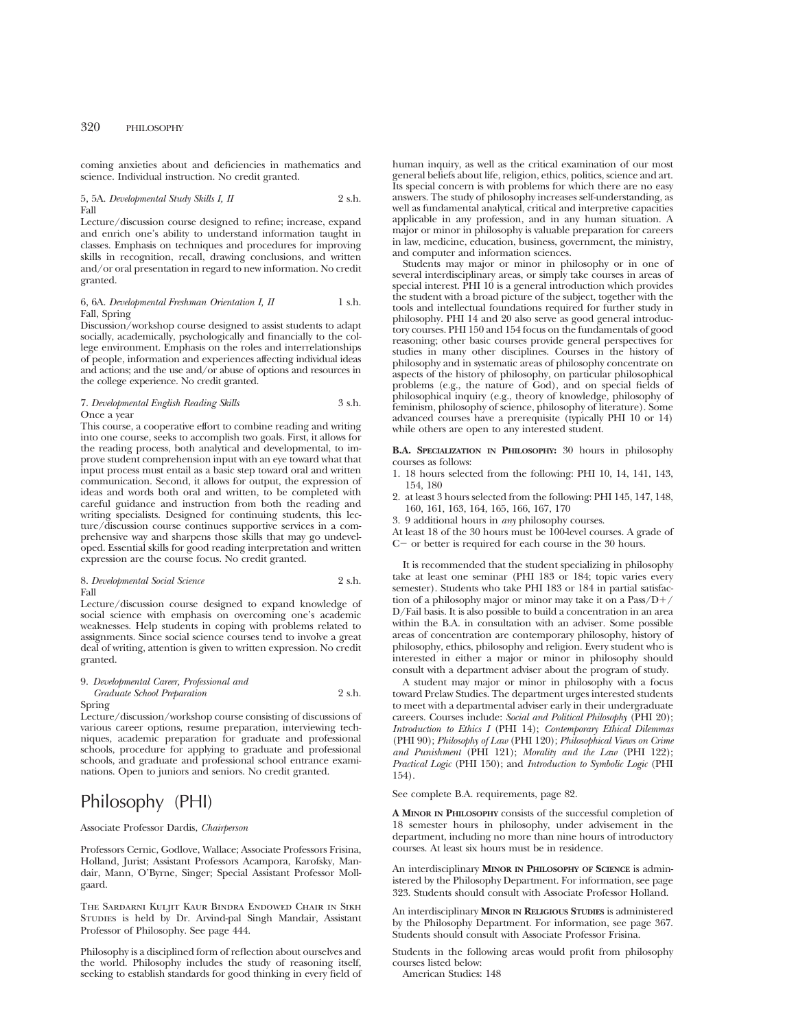coming anxieties about and deficiencies in mathematics and science. Individual instruction. No credit granted.

5, 5A. *Developmental Study Skills I, II* 2 s.h.
Fall

Lecture/discussion course designed to refine; increase, expand and enrich one's ability to understand information taught in classes. Emphasis on techniques and procedures for improving skills in recognition, recall, drawing conclusions, and written and/or oral presentation in regard to new information. No credit granted.

6, 6A. *Developmental Freshman Orientation I, II* 1 s.h.
Fall, Spring

Discussion/workshop course designed to assist students to adapt socially, academically, psychologically and financially to the college environment. Emphasis on the roles and interrelationships of people, information and experiences affecting individual ideas and actions; and the use and/or abuse of options and resources in the college experience. No credit granted.

7. *Developmental English Reading Skills* 3 s.h.
Once a year

This course, a cooperative effort to combine reading and writing into one course, seeks to accomplish two goals. First, it allows for the reading process, both analytical and developmental, to improve student comprehension input with an eye toward what that input process must entail as a basic step toward oral and written communication. Second, it allows for output, the expression of ideas and words both oral and written, to be completed with careful guidance and instruction from both the reading and writing specialists. Designed for continuing students, this lecture/discussion course continues supportive services in a comprehensive way and sharpens those skills that may go undeveloped. Essential skills for good reading interpretation and written expression are the course focus. No credit granted.

8. *Developmental Social Science* 2 s.h.
Fall

Lecture/discussion course designed to expand knowledge of social science with emphasis on overcoming one's academic weaknesses. Help students in coping with problems related to assignments. Since social science courses tend to involve a great deal of writing, attention is given to written expression. No credit granted.

9. *Developmental Career, Professional and Graduate School Preparation* 2 s.h.
Spring

Lecture/discussion/workshop course consisting of discussions of various career options, resume preparation, interviewing techniques, academic preparation for graduate and professional schools, procedure for applying to graduate and professional schools, and graduate and professional school entrance examinations. Open to juniors and seniors. No credit granted.

# Philosophy (PHI)

Associate Professor Dardis, *Chairperson*

Professors Cernic, Godlove, Wallace; Associate Professors Frisina, Holland, Jurist; Assistant Professors Acampora, Karofsky, Mandair, Mann, O'Byrne, Singer; Special Assistant Professor Mollgaard.

The Sardarni Kuljit Kaur Bindra Endowed Chair in Sikh Studies is held by Dr. Arvind-pal Singh Mandair, Assistant Professor of Philosophy. See page 444.

Philosophy is a disciplined form of reflection about ourselves and the world. Philosophy includes the study of reasoning itself, seeking to establish standards for good thinking in every field of human inquiry, as well as the critical examination of our most general beliefs about life, religion, ethics, politics, science and art. Its special concern is with problems for which there are no easy answers. The study of philosophy increases self-understanding, as well as fundamental analytical, critical and interpretive capacities applicable in any profession, and in any human situation. A major or minor in philosophy is valuable preparation for careers in law, medicine, education, business, government, the ministry, and computer and information sciences.

Students may major or minor in philosophy or in one of several interdisciplinary areas, or simply take courses in areas of special interest. PHI 10 is a general introduction which provides the student with a broad picture of the subject, together with the tools and intellectual foundations required for further study in philosophy. PHI 14 and 20 also serve as good general introductory courses. PHI 150 and 154 focus on the fundamentals of good reasoning; other basic courses provide general perspectives for studies in many other disciplines. Courses in the history of philosophy and in systematic areas of philosophy concentrate on aspects of the history of philosophy, on particular philosophical problems (e.g., the nature of God), and on special fields of philosophical inquiry (e.g., theory of knowledge, philosophy of feminism, philosophy of science, philosophy of literature). Some advanced courses have a prerequisite (typically PHI 10 or 14) while others are open to any interested student.

**B.A. Specialization in Philosophy:** 30 hours in philosophy courses as follows:

1. 18 hours selected from the following: PHI 10, 14, 141, 143, 154, 180
2. at least 3 hours selected from the following: PHI 145, 147, 148, 160, 161, 163, 164, 165, 166, 167, 170
3. 9 additional hours in *any* philosophy courses.

At least 18 of the 30 hours must be 100-level courses. A grade of C− or better is required for each course in the 30 hours.

It is recommended that the student specializing in philosophy take at least one seminar (PHI 183 or 184; topic varies every semester). Students who take PHI 183 or 184 in partial satisfaction of a philosophy major or minor may take it on a Pass/D+/D/Fail basis. It is also possible to build a concentration in an area within the B.A. in consultation with an adviser. Some possible areas of concentration are contemporary philosophy, history of philosophy, ethics, philosophy and religion. Every student who is interested in either a major or minor in philosophy should consult with a department adviser about the program of study.

A student may major or minor in philosophy with a focus toward Prelaw Studies. The department urges interested students to meet with a departmental adviser early in their undergraduate careers. Courses include: *Social and Political Philosophy* (PHI 20); *Introduction to Ethics I* (PHI 14); *Contemporary Ethical Dilemmas* (PHI 90); *Philosophy of Law* (PHI 120); *Philosophical Views on Crime and Punishment* (PHI 121); *Morality and the Law* (PHI 122); *Practical Logic* (PHI 150); and *Introduction to Symbolic Logic* (PHI 154).

See complete B.A. requirements, page 82.

**A Minor in Philosophy** consists of the successful completion of 18 semester hours in philosophy, under advisement in the department, including no more than nine hours of introductory courses. At least six hours must be in residence.

An interdisciplinary **Minor in Philosophy of Science** is administered by the Philosophy Department. For information, see page 323. Students should consult with Associate Professor Holland.

An interdisciplinary **Minor in Religious Studies** is administered by the Philosophy Department. For information, see page 367. Students should consult with Associate Professor Frisina.

Students in the following areas would profit from philosophy courses listed below:

American Studies: 148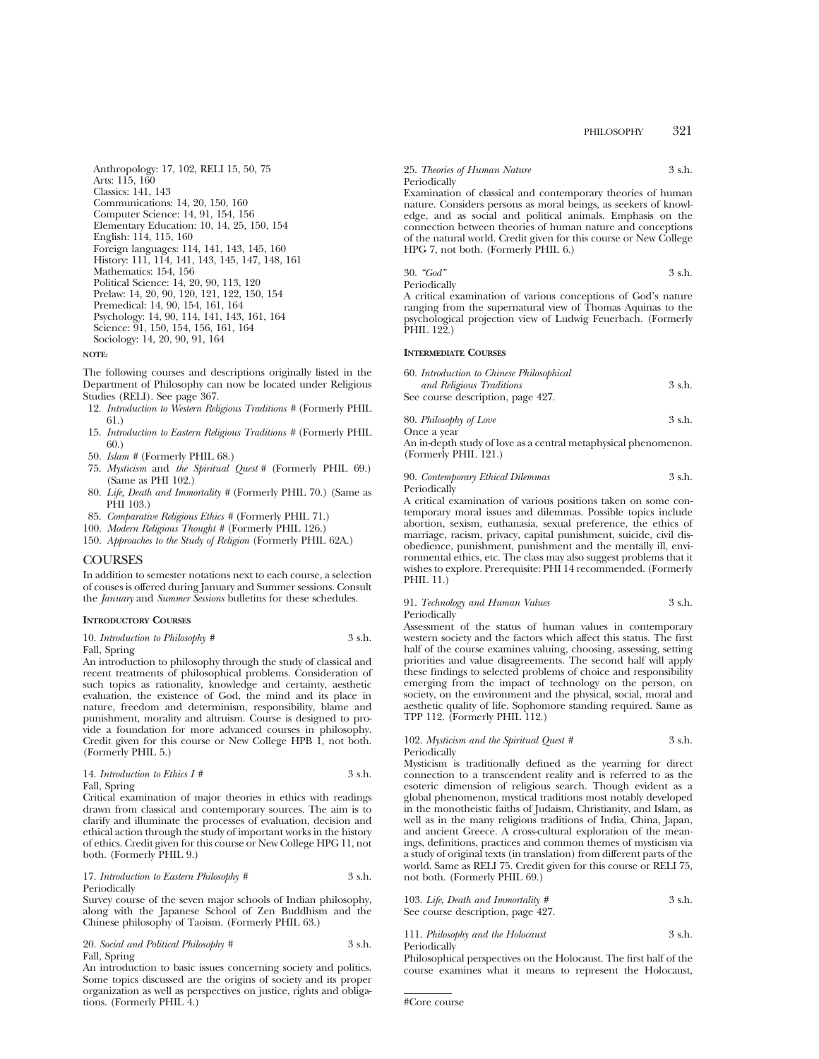Anthropology: 17, 102, RELI 15, 50, 75
Arts: 115, 160
Classics: 141, 143
Communications: 14, 20, 150, 160
Computer Science: 14, 91, 154, 156
Elementary Education: 10, 14, 25, 150, 154
English: 114, 115, 160
Foreign languages: 114, 141, 143, 145, 160
History: 111, 114, 141, 143, 145, 147, 148, 161
Mathematics: 154, 156
Political Science: 14, 20, 90, 113, 120
Prelaw: 14, 20, 90, 120, 121, 122, 150, 154
Premedical: 14, 90, 154, 161, 164
Psychology: 14, 90, 114, 141, 143, 161, 164
Science: 91, 150, 154, 156, 161, 164
Sociology: 14, 20, 90, 91, 164

**NOTE:**

The following courses and descriptions originally listed in the Department of Philosophy can now be located under Religious Studies (RELI). See page 367.

12. *Introduction to Western Religious Traditions* # (Formerly PHIL 61.)
15. *Introduction to Eastern Religious Traditions* # (Formerly PHIL 60.)
50. *Islam* # (Formerly PHIL 68.)
75. *Mysticism* and *the Spiritual Quest* # (Formerly PHIL 69.) (Same as PHI 102.)
80. *Life, Death and Immortality* # (Formerly PHIL 70.) (Same as PHI 103.)
85. *Comparative Religious Ethics* # (Formerly PHIL 71.)
100. *Modern Religious Thought* # (Formerly PHIL 126.)
150. *Approaches to the Study of Religion* (Formerly PHIL 62A.)

## COURSES

In addition to semester notations next to each course, a selection of couses is offered during January and Summer sessions. Consult the *January* and *Summer Sessions* bulletins for these schedules.

### INTRODUCTORY COURSES

10. *Introduction to Philosophy #* 3 s.h.
Fall, Spring
An introduction to philosophy through the study of classical and recent treatments of philosophical problems. Consideration of such topics as rationality, knowledge and certainty, aesthetic evaluation, the existence of God, the mind and its place in nature, freedom and determinism, responsibility, blame and punishment, morality and altruism. Course is designed to provide a foundation for more advanced courses in philosophy. Credit given for this course or New College HPB 1, not both. (Formerly PHIL 5.)

14. *Introduction to Ethics I #* 3 s.h.
Fall, Spring
Critical examination of major theories in ethics with readings drawn from classical and contemporary sources. The aim is to clarify and illuminate the processes of evaluation, decision and ethical action through the study of important works in the history of ethics. Credit given for this course or New College HPG 11, not both. (Formerly PHIL 9.)

17. *Introduction to Eastern Philosophy #* 3 s.h.
Periodically
Survey course of the seven major schools of Indian philosophy, along with the Japanese School of Zen Buddhism and the Chinese philosophy of Taoism. (Formerly PHIL 63.)

20. *Social and Political Philosophy #* 3 s.h.
Fall, Spring
An introduction to basic issues concerning society and politics. Some topics discussed are the origins of society and its proper organization as well as perspectives on justice, rights and obligations. (Formerly PHIL 4.)

25. *Theories of Human Nature* 3 s.h.
Periodically
Examination of classical and contemporary theories of human nature. Considers persons as moral beings, as seekers of knowledge, and as social and political animals. Emphasis on the connection between theories of human nature and conceptions of the natural world. Credit given for this course or New College HPG 7, not both. (Formerly PHIL 6.)

30. *"God"* 3 s.h.
Periodically
A critical examination of various conceptions of God's nature ranging from the supernatural view of Thomas Aquinas to the psychological projection view of Ludwig Feuerbach. (Formerly PHIL 122.)

### INTERMEDIATE COURSES

60. *Introduction to Chinese Philosophical and Religious Traditions* 3 s.h.
See course description, page 427.

80. *Philosophy of Love* 3 s.h.
Once a year
An in-depth study of love as a central metaphysical phenomenon. (Formerly PHIL 121.)

90. *Contemporary Ethical Dilemmas* 3 s.h.
Periodically
A critical examination of various positions taken on some contemporary moral issues and dilemmas. Possible topics include abortion, sexism, euthanasia, sexual preference, the ethics of marriage, racism, privacy, capital punishment, suicide, civil disobedience, punishment, punishment and the mentally ill, environmental ethics, etc. The class may also suggest problems that it wishes to explore. Prerequisite: PHI 14 recommended. (Formerly PHIL 11.)

91. *Technology and Human Values* 3 s.h.
Periodically
Assessment of the status of human values in contemporary western society and the factors which affect this status. The first half of the course examines valuing, choosing, assessing, setting priorities and value disagreements. The second half will apply these findings to selected problems of choice and responsibility emerging from the impact of technology on the person, on society, on the environment and the physical, social, moral and aesthetic quality of life. Sophomore standing required. Same as TPP 112. (Formerly PHIL 112.)

102. *Mysticism and the Spiritual Quest #* 3 s.h.
Periodically
Mysticism is traditionally defined as the yearning for direct connection to a transcendent reality and is referred to as the esoteric dimension of religious search. Though evident as a global phenomenon, mystical traditions most notably developed in the monotheistic faiths of Judaism, Christianity, and Islam, as well as in the many religious traditions of India, China, Japan, and ancient Greece. A cross-cultural exploration of the meanings, definitions, practices and common themes of mysticism via a study of original texts (in translation) from different parts of the world. Same as RELI 75. Credit given for this course or RELI 75, not both. (Formerly PHIL 69.)

103. *Life, Death and Immortality #* 3 s.h.
See course description, page 427.

111. *Philosophy and the Holocaust* 3 s.h.
Periodically
Philosophical perspectives on the Holocaust. The first half of the course examines what it means to represent the Holocaust,

#Core course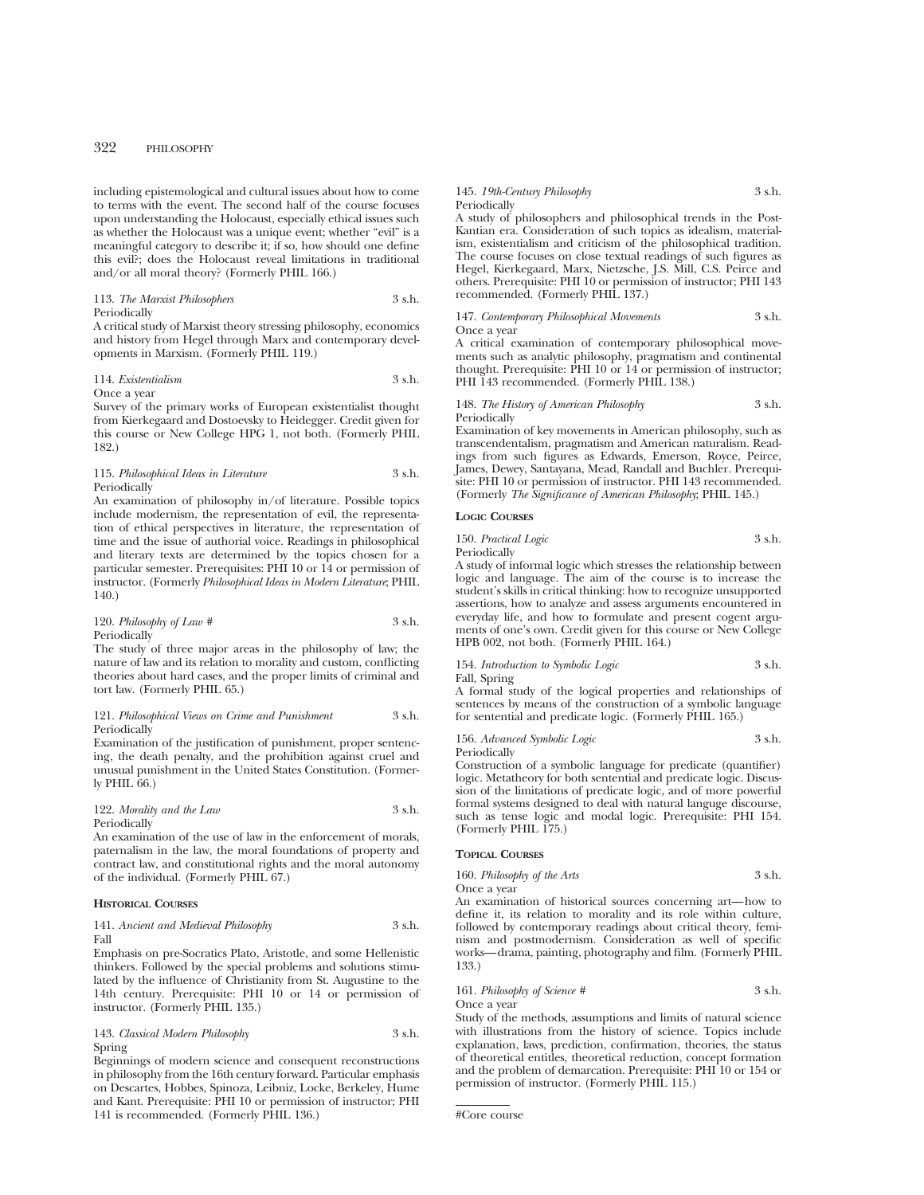including epistemological and cultural issues about how to come to terms with the event. The second half of the course focuses upon understanding the Holocaust, especially ethical issues such as whether the Holocaust was a unique event; whether "evil" is a meaningful category to describe it; if so, how should one define this evil?; does the Holocaust reveal limitations in traditional and/or all moral theory? (Formerly PHIL 166.)

113. *The Marxist Philosophers* 3 s.h.
Periodically
A critical study of Marxist theory stressing philosophy, economics and history from Hegel through Marx and contemporary developments in Marxism. (Formerly PHIL 119.)

114. *Existentialism* 3 s.h.
Once a year
Survey of the primary works of European existentialist thought from Kierkegaard and Dostoevsky to Heidegger. Credit given for this course or New College HPG 1, not both. (Formerly PHIL 182.)

115. *Philosophical Ideas in Literature* 3 s.h.
Periodically
An examination of philosophy in/of literature. Possible topics include modernism, the representation of evil, the representation of ethical perspectives in literature, the representation of time and the issue of authorial voice. Readings in philosophical and literary texts are determined by the topics chosen for a particular semester. Prerequisites: PHI 10 or 14 or permission of instructor. (Formerly *Philosophical Ideas in Modern Literature*; PHIL 140.)

120. *Philosophy of Law #* 3 s.h.
Periodically
The study of three major areas in the philosophy of law; the nature of law and its relation to morality and custom, conflicting theories about hard cases, and the proper limits of criminal and tort law. (Formerly PHIL 65.)

121. *Philosophical Views on Crime and Punishment* 3 s.h.
Periodically
Examination of the justification of punishment, proper sentencing, the death penalty, and the prohibition against cruel and unusual punishment in the United States Constitution. (Formerly PHIL 66.)

122. *Morality and the Law* 3 s.h.
Periodically
An examination of the use of law in the enforcement of morals, paternalism in the law, the moral foundations of property and contract law, and constitutional rights and the moral autonomy of the individual. (Formerly PHIL 67.)

**HISTORICAL COURSES**

141. *Ancient and Medieval Philosophy* 3 s.h.
Fall
Emphasis on pre-Socratics Plato, Aristotle, and some Hellenistic thinkers. Followed by the special problems and solutions stimulated by the influence of Christianity from St. Augustine to the 14th century. Prerequisite: PHI 10 or 14 or permission of instructor. (Formerly PHIL 135.)

143. *Classical Modern Philosophy* 3 s.h.
Spring
Beginnings of modern science and consequent reconstructions in philosophy from the 16th century forward. Particular emphasis on Descartes, Hobbes, Spinoza, Leibniz, Locke, Berkeley, Hume and Kant. Prerequisite: PHI 10 or permission of instructor; PHI 141 is recommended. (Formerly PHIL 136.)

145. *19th-Century Philosophy* 3 s.h.
Periodically
A study of philosophers and philosophical trends in the Post-Kantian era. Consideration of such topics as idealism, materialism, existentialism and criticism of the philosophical tradition. The course focuses on close textual readings of such figures as Hegel, Kierkegaard, Marx, Nietzsche, J.S. Mill, C.S. Peirce and others. Prerequisite: PHI 10 or permission of instructor; PHI 143 recommended. (Formerly PHIL 137.)

147. *Contemporary Philosophical Movements* 3 s.h.
Once a year
A critical examination of contemporary philosophical movements such as analytic philosophy, pragmatism and continental thought. Prerequisite: PHI 10 or 14 or permission of instructor; PHI 143 recommended. (Formerly PHIL 138.)

148. *The History of American Philosophy* 3 s.h.
Periodically
Examination of key movements in American philosophy, such as transcendentalism, pragmatism and American naturalism. Readings from such figures as Edwards, Emerson, Royce, Peirce, James, Dewey, Santayana, Mead, Randall and Buchler. Prerequisite: PHI 10 or permission of instructor. PHI 143 recommended. (Formerly *The Significance of American Philosophy*; PHIL 145.)

**LOGIC COURSES**

150. *Practical Logic* 3 s.h.
Periodically
A study of informal logic which stresses the relationship between logic and language. The aim of the course is to increase the student's skills in critical thinking: how to recognize unsupported assertions, how to analyze and assess arguments encountered in everyday life, and how to formulate and present cogent arguments of one's own. Credit given for this course or New College HPB 002, not both. (Formerly PHIL 164.)

154. *Introduction to Symbolic Logic* 3 s.h.
Fall, Spring
A formal study of the logical properties and relationships of sentences by means of the construction of a symbolic language for sentential and predicate logic. (Formerly PHIL 165.)

156. *Advanced Symbolic Logic* 3 s.h.
Periodically
Construction of a symbolic language for predicate (quantifier) logic. Metatheory for both sentential and predicate logic. Discussion of the limitations of predicate logic, and of more powerful formal systems designed to deal with natural languge discourse, such as tense logic and modal logic. Prerequisite: PHI 154. (Formerly PHIL 175.)

**TOPICAL COURSES**

160. *Philosophy of the Arts* 3 s.h.
Once a year
An examination of historical sources concerning art—how to define it, its relation to morality and its role within culture, followed by contemporary readings about critical theory, feminism and postmodernism. Consideration as well of specific works—drama, painting, photography and film. (Formerly PHIL 133.)

161. *Philosophy of Science #* 3 s.h.
Once a year
Study of the methods, assumptions and limits of natural science with illustrations from the history of science. Topics include explanation, laws, prediction, confirmation, theories, the status of theoretical entitles, theoretical reduction, concept formation and the problem of demarcation. Prerequisite: PHI 10 or 154 or permission of instructor. (Formerly PHIL 115.)

#Core course